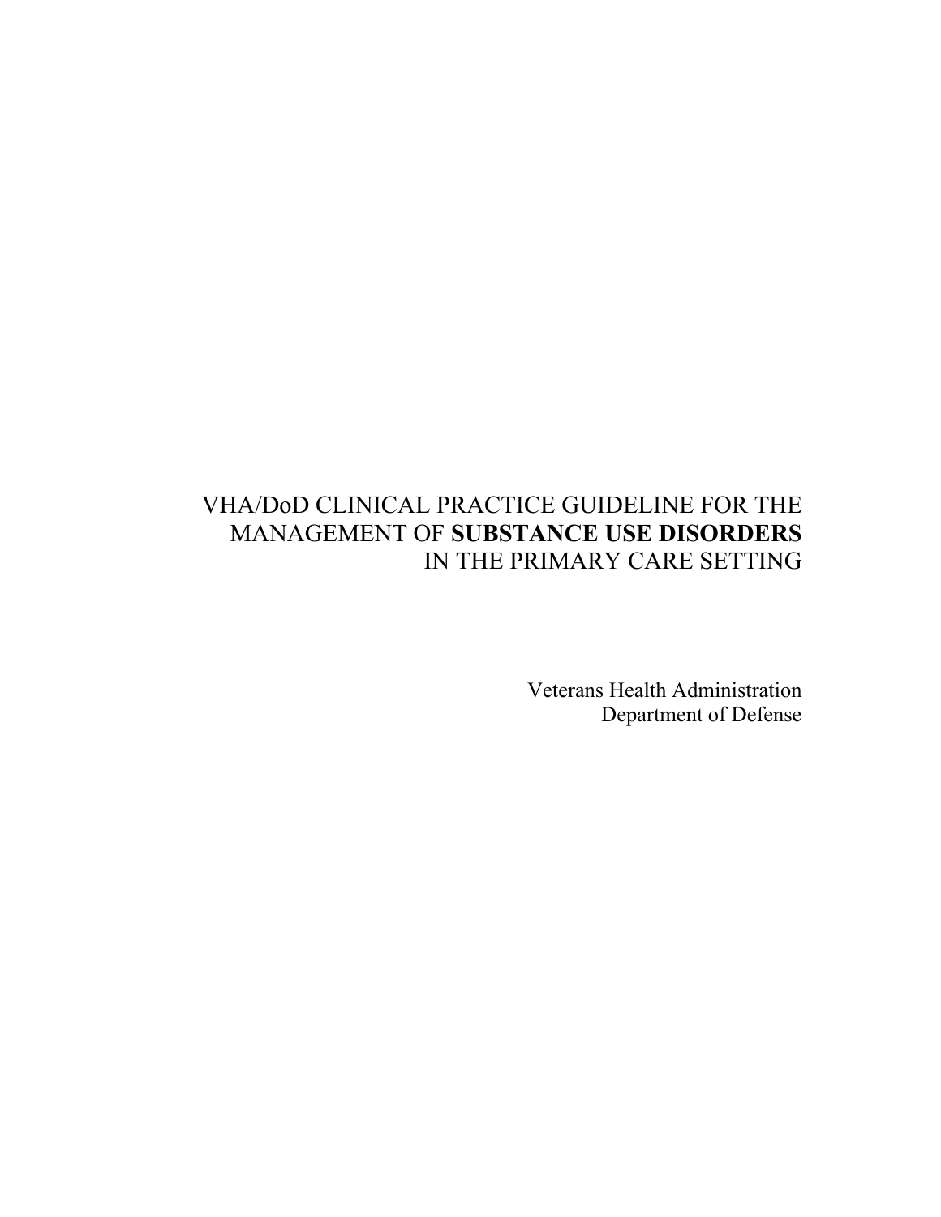# VHA/DoD CLINICAL PRACTICE GUIDELINE FOR THE MANAGEMENT OF **SUBSTANCE USE DISORDERS** IN THE PRIMARY CARE SETTING

Veterans Health Administration
Department of Defense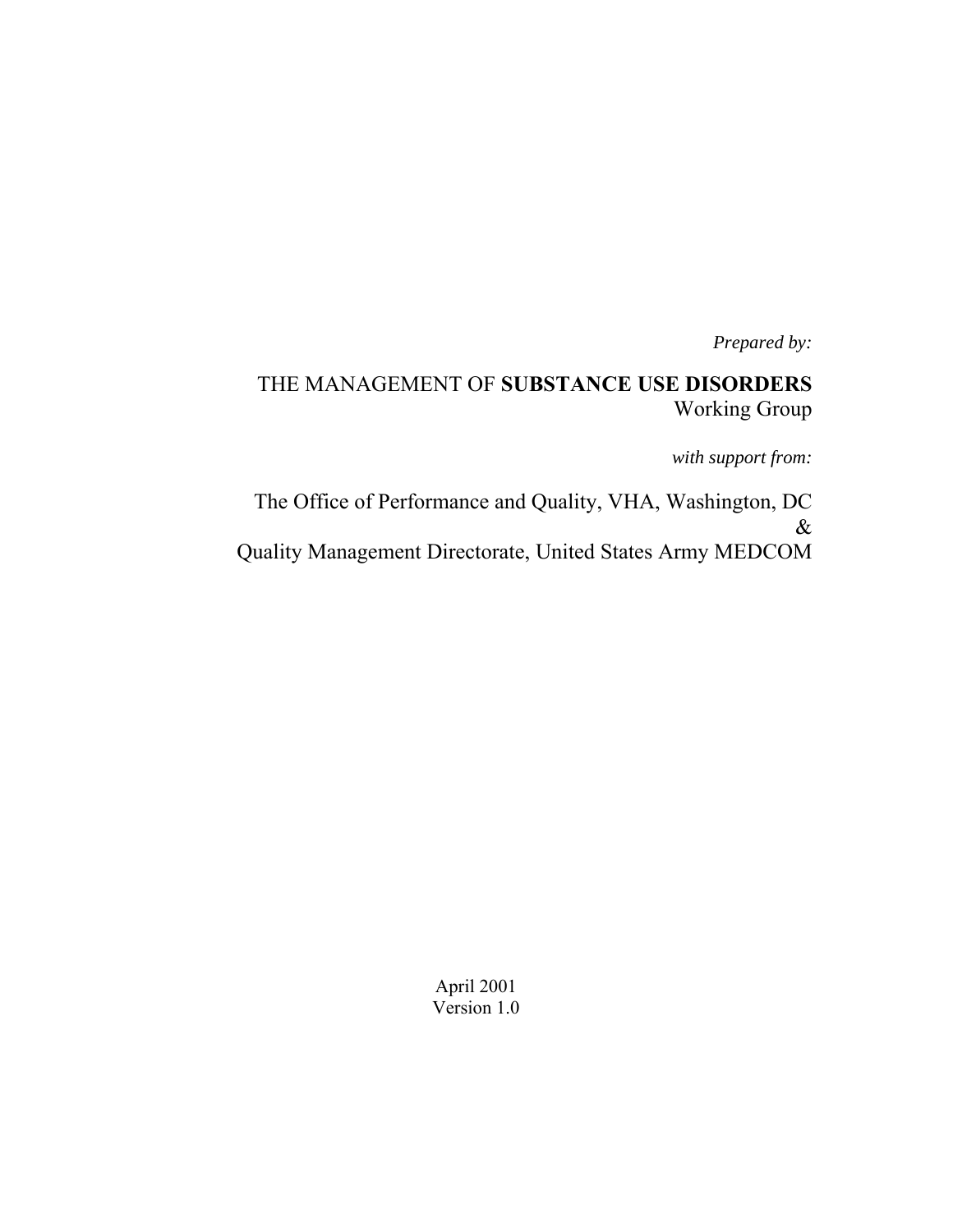*Prepared by:*

THE MANAGEMENT OF **SUBSTANCE USE DISORDERS** Working Group

*with support from:*

The Office of Performance and Quality, VHA, Washington, DC
&
Quality Management Directorate, United States Army MEDCOM

April 2001
Version 1.0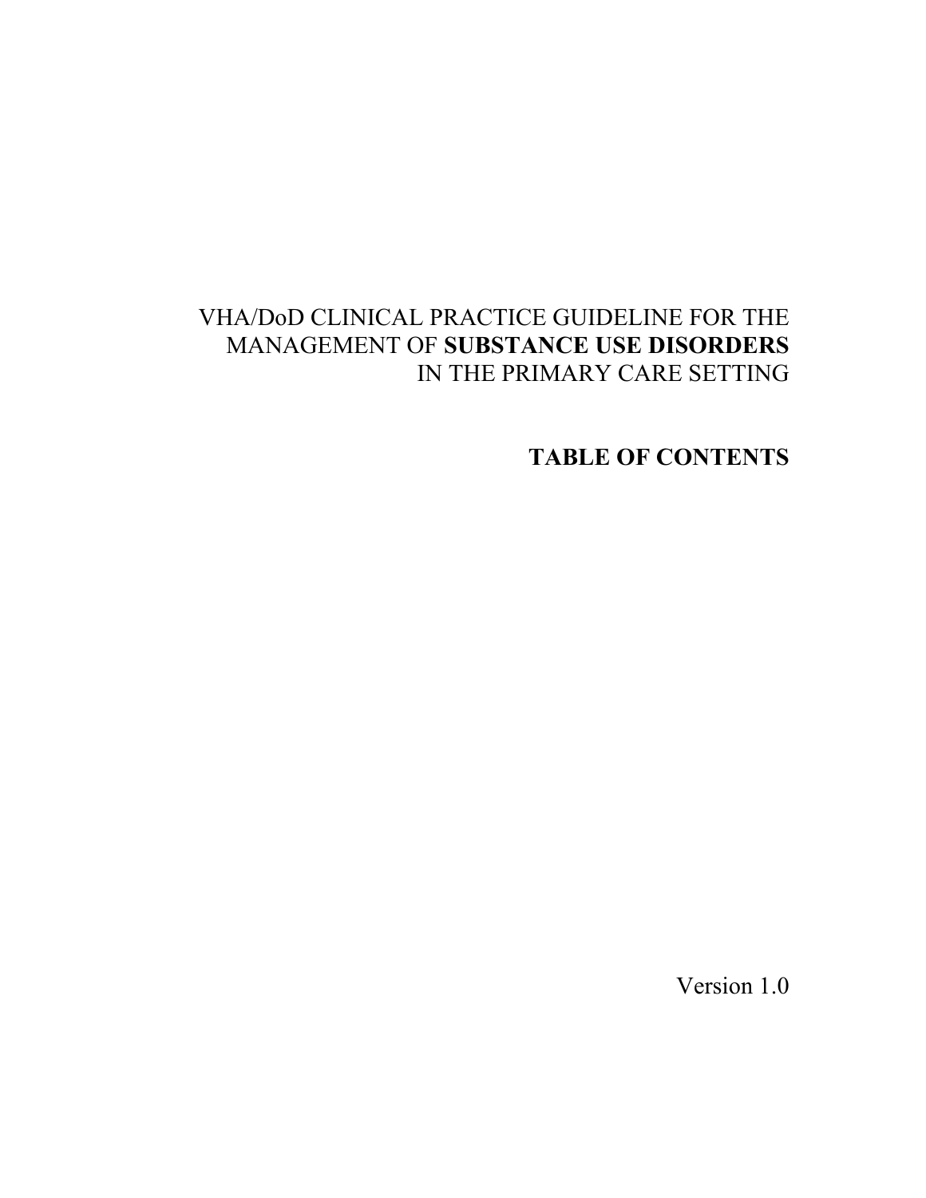# VHA/DoD CLINICAL PRACTICE GUIDELINE FOR THE MANAGEMENT OF **SUBSTANCE USE DISORDERS** IN THE PRIMARY CARE SETTING

## TABLE OF CONTENTS

Version 1.0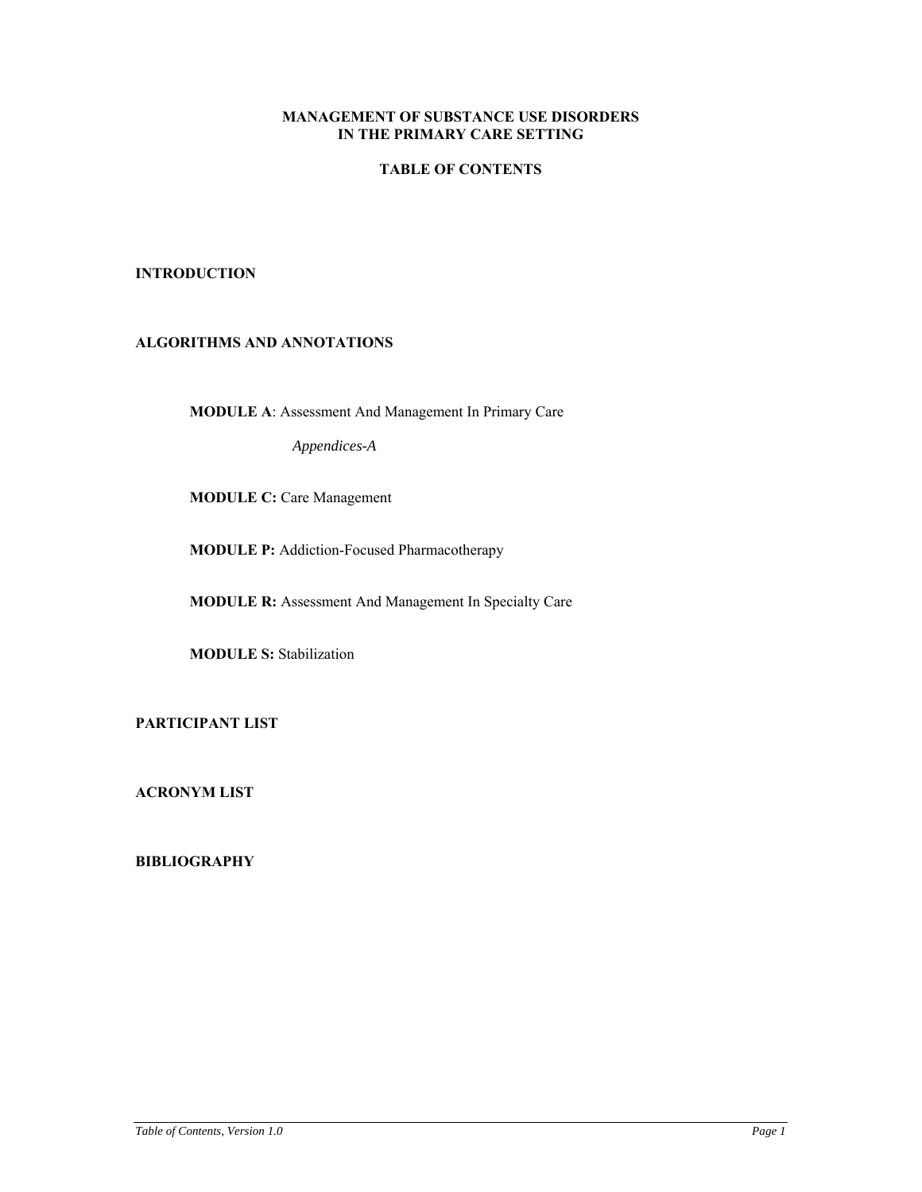**MANAGEMENT OF SUBSTANCE USE DISORDERS**
**IN THE PRIMARY CARE SETTING**

# TABLE OF CONTENTS

**INTRODUCTION**

**ALGORITHMS AND ANNOTATIONS**

- **MODULE A**: Assessment And Management In Primary Care
  - *Appendices-A*
- **MODULE C:** Care Management
- **MODULE P:** Addiction-Focused Pharmacotherapy
- **MODULE R:** Assessment And Management In Specialty Care
- **MODULE S:** Stabilization

**PARTICIPANT LIST**

**ACRONYM LIST**

**BIBLIOGRAPHY**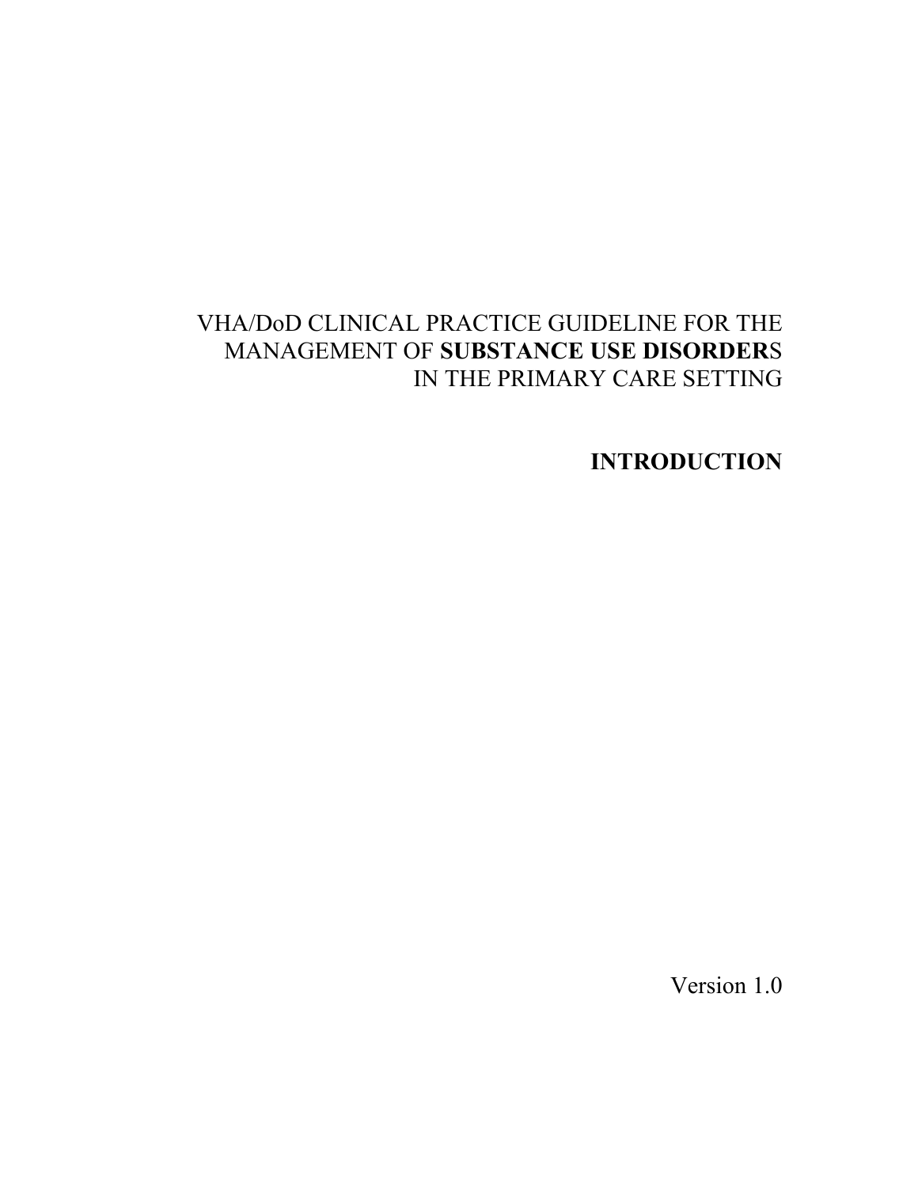VHA/DoD CLINICAL PRACTICE GUIDELINE FOR THE MANAGEMENT OF **SUBSTANCE USE DISORDER**S IN THE PRIMARY CARE SETTING

# INTRODUCTION

Version 1.0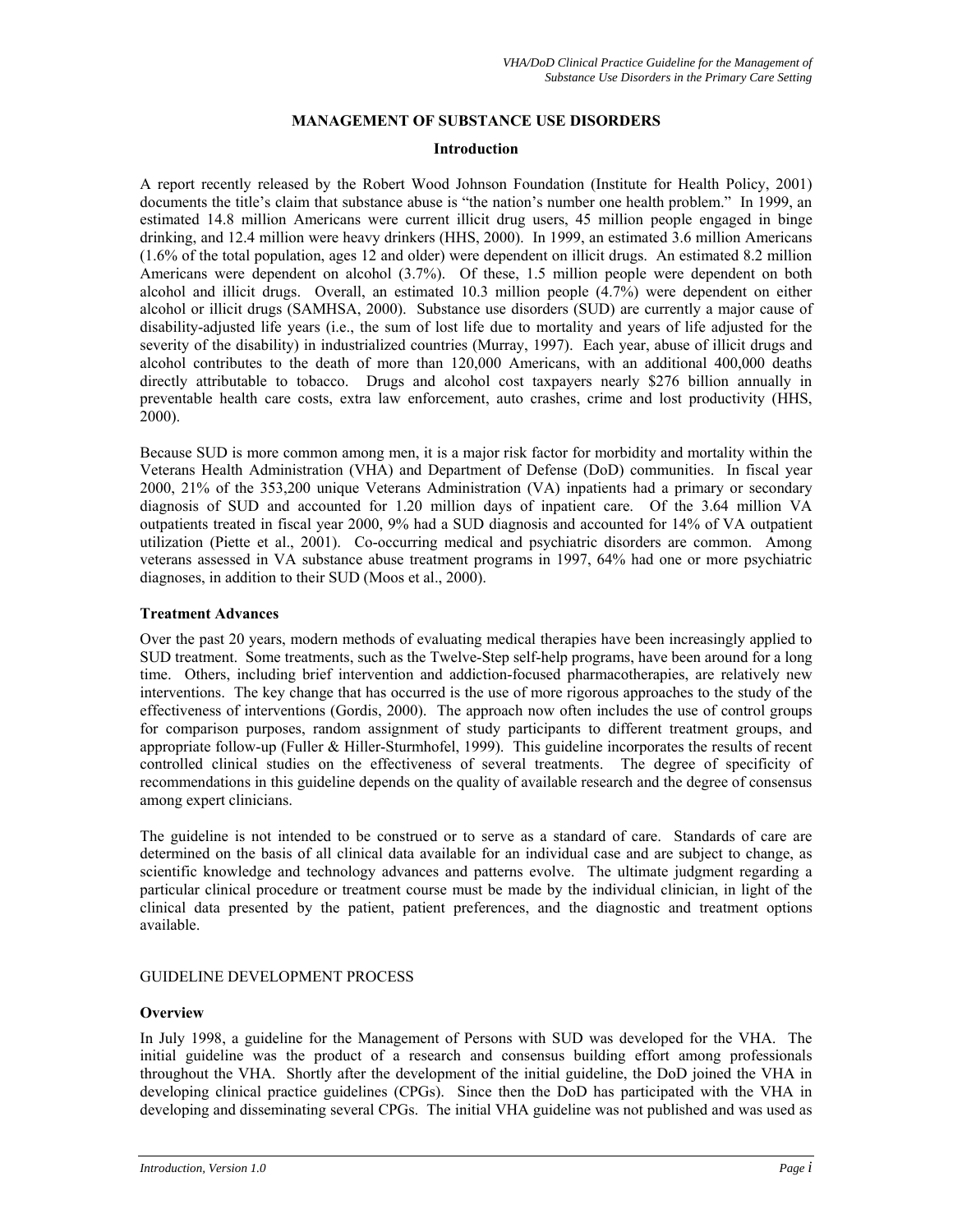# MANAGEMENT OF SUBSTANCE USE DISORDERS

## Introduction

A report recently released by the Robert Wood Johnson Foundation (Institute for Health Policy, 2001) documents the title's claim that substance abuse is "the nation's number one health problem." In 1999, an estimated 14.8 million Americans were current illicit drug users, 45 million people engaged in binge drinking, and 12.4 million were heavy drinkers (HHS, 2000). In 1999, an estimated 3.6 million Americans (1.6% of the total population, ages 12 and older) were dependent on illicit drugs. An estimated 8.2 million Americans were dependent on alcohol (3.7%). Of these, 1.5 million people were dependent on both alcohol and illicit drugs. Overall, an estimated 10.3 million people (4.7%) were dependent on either alcohol or illicit drugs (SAMHSA, 2000). Substance use disorders (SUD) are currently a major cause of disability-adjusted life years (i.e., the sum of lost life due to mortality and years of life adjusted for the severity of the disability) in industrialized countries (Murray, 1997). Each year, abuse of illicit drugs and alcohol contributes to the death of more than 120,000 Americans, with an additional 400,000 deaths directly attributable to tobacco. Drugs and alcohol cost taxpayers nearly $276 billion annually in preventable health care costs, extra law enforcement, auto crashes, crime and lost productivity (HHS, 2000).

Because SUD is more common among men, it is a major risk factor for morbidity and mortality within the Veterans Health Administration (VHA) and Department of Defense (DoD) communities. In fiscal year 2000, 21% of the 353,200 unique Veterans Administration (VA) inpatients had a primary or secondary diagnosis of SUD and accounted for 1.20 million days of inpatient care. Of the 3.64 million VA outpatients treated in fiscal year 2000, 9% had a SUD diagnosis and accounted for 14% of VA outpatient utilization (Piette et al., 2001). Co-occurring medical and psychiatric disorders are common. Among veterans assessed in VA substance abuse treatment programs in 1997, 64% had one or more psychiatric diagnoses, in addition to their SUD (Moos et al., 2000).

### Treatment Advances

Over the past 20 years, modern methods of evaluating medical therapies have been increasingly applied to SUD treatment. Some treatments, such as the Twelve-Step self-help programs, have been around for a long time. Others, including brief intervention and addiction-focused pharmacotherapies, are relatively new interventions. The key change that has occurred is the use of more rigorous approaches to the study of the effectiveness of interventions (Gordis, 2000). The approach now often includes the use of control groups for comparison purposes, random assignment of study participants to different treatment groups, and appropriate follow-up (Fuller & Hiller-Sturmhofel, 1999). This guideline incorporates the results of recent controlled clinical studies on the effectiveness of several treatments. The degree of specificity of recommendations in this guideline depends on the quality of available research and the degree of consensus among expert clinicians.

The guideline is not intended to be construed or to serve as a standard of care. Standards of care are determined on the basis of all clinical data available for an individual case and are subject to change, as scientific knowledge and technology advances and patterns evolve. The ultimate judgment regarding a particular clinical procedure or treatment course must be made by the individual clinician, in light of the clinical data presented by the patient, patient preferences, and the diagnostic and treatment options available.

## GUIDELINE DEVELOPMENT PROCESS

### Overview

In July 1998, a guideline for the Management of Persons with SUD was developed for the VHA. The initial guideline was the product of a research and consensus building effort among professionals throughout the VHA. Shortly after the development of the initial guideline, the DoD joined the VHA in developing clinical practice guidelines (CPGs). Since then the DoD has participated with the VHA in developing and disseminating several CPGs. The initial VHA guideline was not published and was used as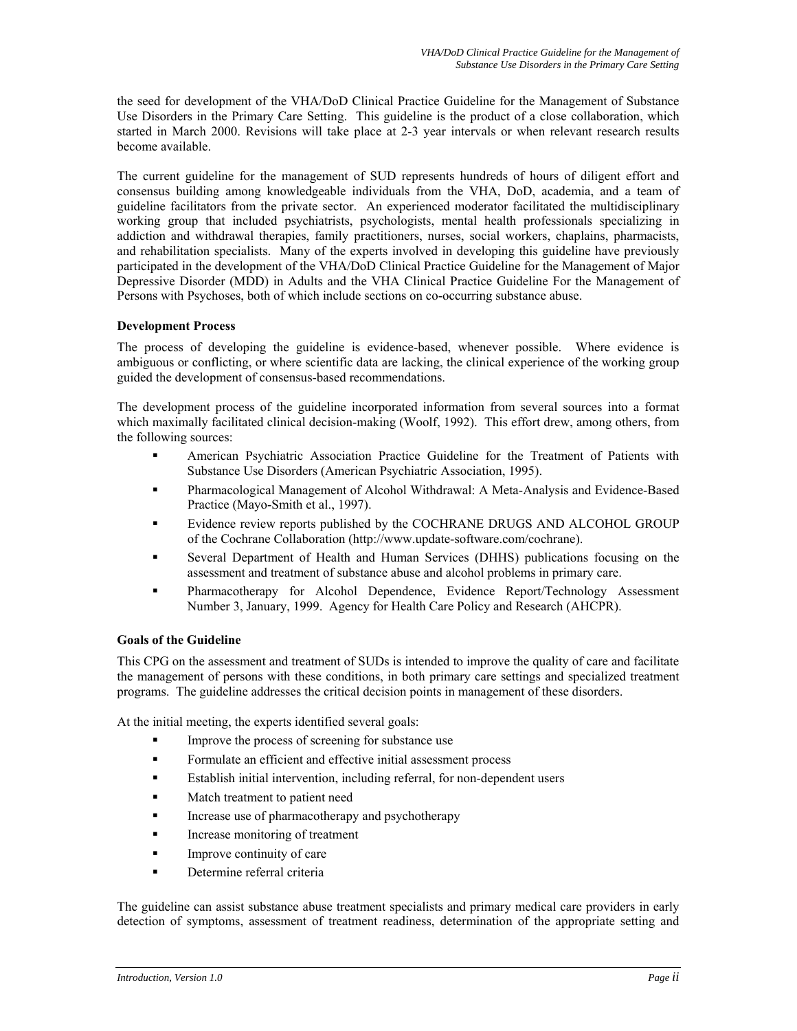the seed for development of the VHA/DoD Clinical Practice Guideline for the Management of Substance Use Disorders in the Primary Care Setting. This guideline is the product of a close collaboration, which started in March 2000. Revisions will take place at 2-3 year intervals or when relevant research results become available.

The current guideline for the management of SUD represents hundreds of hours of diligent effort and consensus building among knowledgeable individuals from the VHA, DoD, academia, and a team of guideline facilitators from the private sector. An experienced moderator facilitated the multidisciplinary working group that included psychiatrists, psychologists, mental health professionals specializing in addiction and withdrawal therapies, family practitioners, nurses, social workers, chaplains, pharmacists, and rehabilitation specialists. Many of the experts involved in developing this guideline have previously participated in the development of the VHA/DoD Clinical Practice Guideline for the Management of Major Depressive Disorder (MDD) in Adults and the VHA Clinical Practice Guideline For the Management of Persons with Psychoses, both of which include sections on co-occurring substance abuse.

**Development Process**

The process of developing the guideline is evidence-based, whenever possible. Where evidence is ambiguous or conflicting, or where scientific data are lacking, the clinical experience of the working group guided the development of consensus-based recommendations.

The development process of the guideline incorporated information from several sources into a format which maximally facilitated clinical decision-making (Woolf, 1992). This effort drew, among others, from the following sources:

- American Psychiatric Association Practice Guideline for the Treatment of Patients with Substance Use Disorders (American Psychiatric Association, 1995).
- Pharmacological Management of Alcohol Withdrawal: A Meta-Analysis and Evidence-Based Practice (Mayo-Smith et al., 1997).
- Evidence review reports published by the COCHRANE DRUGS AND ALCOHOL GROUP of the Cochrane Collaboration (http://www.update-software.com/cochrane).
- Several Department of Health and Human Services (DHHS) publications focusing on the assessment and treatment of substance abuse and alcohol problems in primary care.
- Pharmacotherapy for Alcohol Dependence, Evidence Report/Technology Assessment Number 3, January, 1999. Agency for Health Care Policy and Research (AHCPR).

**Goals of the Guideline**

This CPG on the assessment and treatment of SUDs is intended to improve the quality of care and facilitate the management of persons with these conditions, in both primary care settings and specialized treatment programs. The guideline addresses the critical decision points in management of these disorders.

At the initial meeting, the experts identified several goals:

- Improve the process of screening for substance use
- Formulate an efficient and effective initial assessment process
- Establish initial intervention, including referral, for non-dependent users
- Match treatment to patient need
- Increase use of pharmacotherapy and psychotherapy
- Increase monitoring of treatment
- Improve continuity of care
- Determine referral criteria

The guideline can assist substance abuse treatment specialists and primary medical care providers in early detection of symptoms, assessment of treatment readiness, determination of the appropriate setting and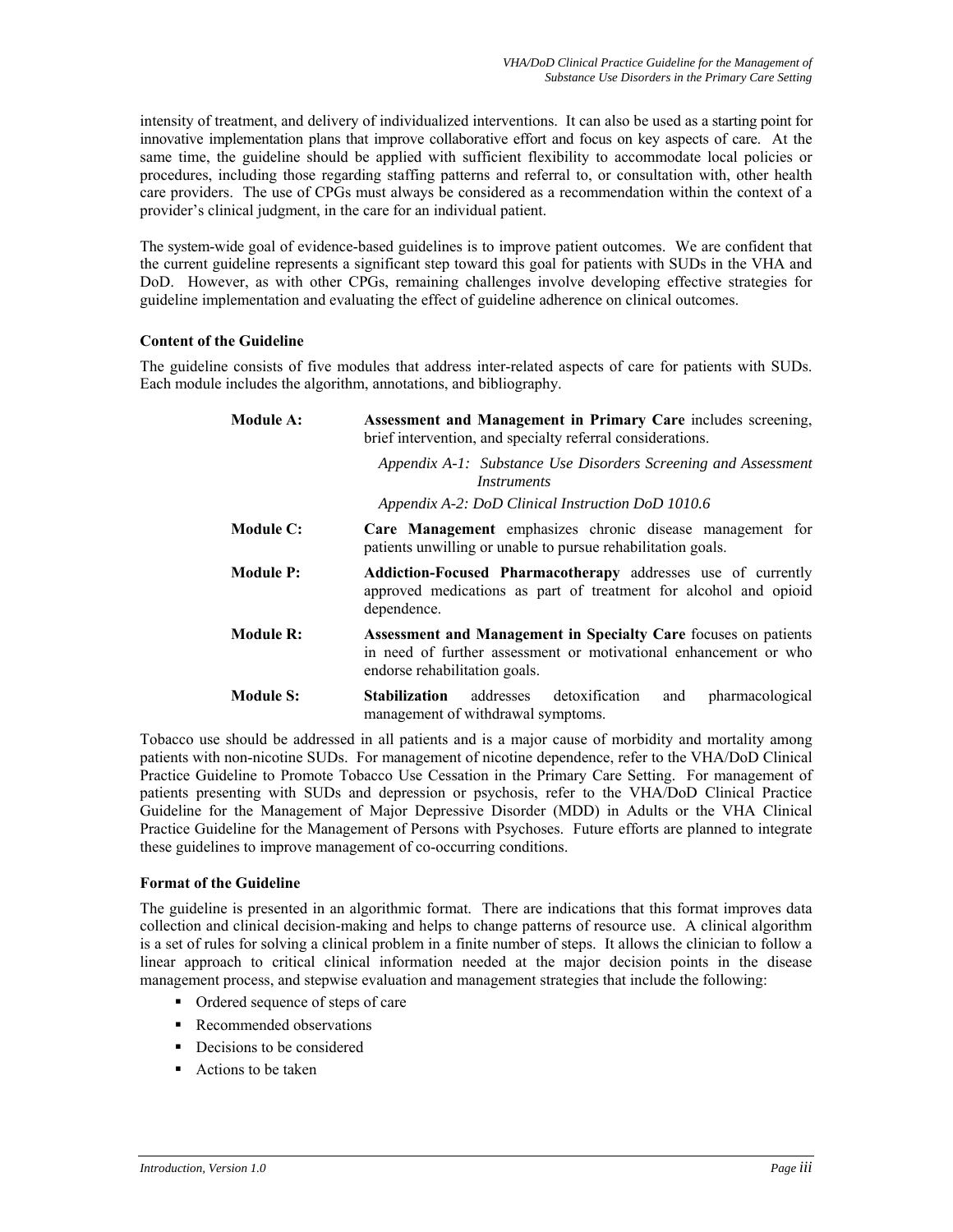intensity of treatment, and delivery of individualized interventions. It can also be used as a starting point for innovative implementation plans that improve collaborative effort and focus on key aspects of care. At the same time, the guideline should be applied with sufficient flexibility to accommodate local policies or procedures, including those regarding staffing patterns and referral to, or consultation with, other health care providers. The use of CPGs must always be considered as a recommendation within the context of a provider's clinical judgment, in the care for an individual patient.

The system-wide goal of evidence-based guidelines is to improve patient outcomes. We are confident that the current guideline represents a significant step toward this goal for patients with SUDs in the VHA and DoD. However, as with other CPGs, remaining challenges involve developing effective strategies for guideline implementation and evaluating the effect of guideline adherence on clinical outcomes.

**Content of the Guideline**

The guideline consists of five modules that address inter-related aspects of care for patients with SUDs. Each module includes the algorithm, annotations, and bibliography.

**Module A:** **Assessment and Management in Primary Care** includes screening, brief intervention, and specialty referral considerations.

- *Appendix A-1: Substance Use Disorders Screening and Assessment Instruments*
- *Appendix A-2: DoD Clinical Instruction DoD 1010.6*

**Module C:** **Care Management** emphasizes chronic disease management for patients unwilling or unable to pursue rehabilitation goals.

**Module P:** **Addiction-Focused Pharmacotherapy** addresses use of currently approved medications as part of treatment for alcohol and opioid dependence.

**Module R:** **Assessment and Management in Specialty Care** focuses on patients in need of further assessment or motivational enhancement or who endorse rehabilitation goals.

**Module S:** **Stabilization** addresses detoxification and pharmacological management of withdrawal symptoms.

Tobacco use should be addressed in all patients and is a major cause of morbidity and mortality among patients with non-nicotine SUDs. For management of nicotine dependence, refer to the VHA/DoD Clinical Practice Guideline to Promote Tobacco Use Cessation in the Primary Care Setting. For management of patients presenting with SUDs and depression or psychosis, refer to the VHA/DoD Clinical Practice Guideline for the Management of Major Depressive Disorder (MDD) in Adults or the VHA Clinical Practice Guideline for the Management of Persons with Psychoses. Future efforts are planned to integrate these guidelines to improve management of co-occurring conditions.

**Format of the Guideline**

The guideline is presented in an algorithmic format. There are indications that this format improves data collection and clinical decision-making and helps to change patterns of resource use. A clinical algorithm is a set of rules for solving a clinical problem in a finite number of steps. It allows the clinician to follow a linear approach to critical clinical information needed at the major decision points in the disease management process, and stepwise evaluation and management strategies that include the following:

- Ordered sequence of steps of care
- Recommended observations
- Decisions to be considered
- Actions to be taken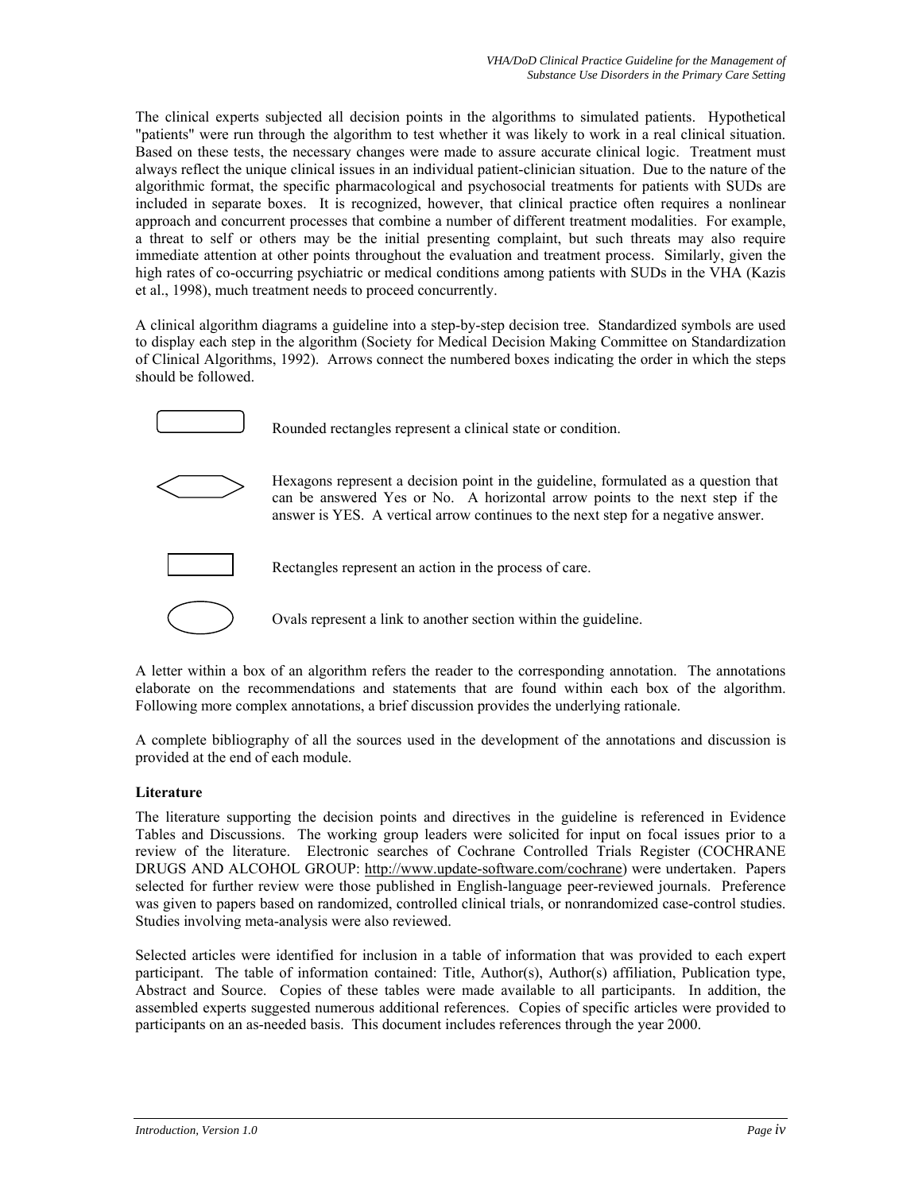The clinical experts subjected all decision points in the algorithms to simulated patients. Hypothetical "patients" were run through the algorithm to test whether it was likely to work in a real clinical situation. Based on these tests, the necessary changes were made to assure accurate clinical logic. Treatment must always reflect the unique clinical issues in an individual patient-clinician situation. Due to the nature of the algorithmic format, the specific pharmacological and psychosocial treatments for patients with SUDs are included in separate boxes. It is recognized, however, that clinical practice often requires a nonlinear approach and concurrent processes that combine a number of different treatment modalities. For example, a threat to self or others may be the initial presenting complaint, but such threats may also require immediate attention at other points throughout the evaluation and treatment process. Similarly, given the high rates of co-occurring psychiatric or medical conditions among patients with SUDs in the VHA (Kazis et al., 1998), much treatment needs to proceed concurrently.

A clinical algorithm diagrams a guideline into a step-by-step decision tree. Standardized symbols are used to display each step in the algorithm (Society for Medical Decision Making Committee on Standardization of Clinical Algorithms, 1992). Arrows connect the numbered boxes indicating the order in which the steps should be followed.

Rounded rectangles represent a clinical state or condition.

Hexagons represent a decision point in the guideline, formulated as a question that can be answered Yes or No. A horizontal arrow points to the next step if the answer is YES. A vertical arrow continues to the next step for a negative answer.

Rectangles represent an action in the process of care.

Ovals represent a link to another section within the guideline.

A letter within a box of an algorithm refers the reader to the corresponding annotation. The annotations elaborate on the recommendations and statements that are found within each box of the algorithm. Following more complex annotations, a brief discussion provides the underlying rationale.

A complete bibliography of all the sources used in the development of the annotations and discussion is provided at the end of each module.

**Literature**

The literature supporting the decision points and directives in the guideline is referenced in Evidence Tables and Discussions. The working group leaders were solicited for input on focal issues prior to a review of the literature. Electronic searches of Cochrane Controlled Trials Register (COCHRANE DRUGS AND ALCOHOL GROUP: http://www.update-software.com/cochrane) were undertaken. Papers selected for further review were those published in English-language peer-reviewed journals. Preference was given to papers based on randomized, controlled clinical trials, or nonrandomized case-control studies. Studies involving meta-analysis were also reviewed.

Selected articles were identified for inclusion in a table of information that was provided to each expert participant. The table of information contained: Title, Author(s), Author(s) affiliation, Publication type, Abstract and Source. Copies of these tables were made available to all participants. In addition, the assembled experts suggested numerous additional references. Copies of specific articles were provided to participants on an as-needed basis. This document includes references through the year 2000.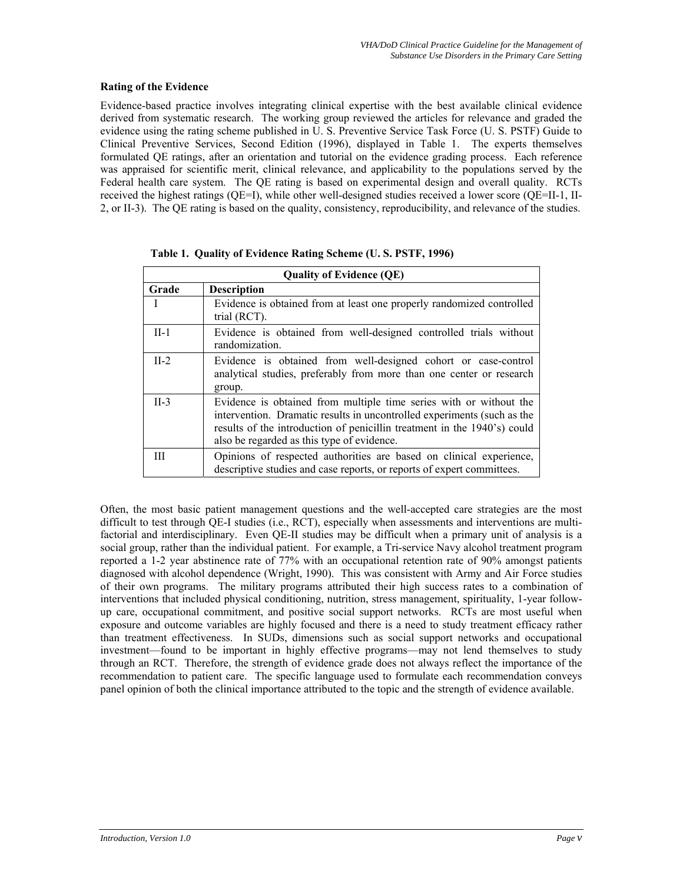### Rating of the Evidence

Evidence-based practice involves integrating clinical expertise with the best available clinical evidence derived from systematic research. The working group reviewed the articles for relevance and graded the evidence using the rating scheme published in U. S. Preventive Service Task Force (U. S. PSTF) Guide to Clinical Preventive Services, Second Edition (1996), displayed in Table 1. The experts themselves formulated QE ratings, after an orientation and tutorial on the evidence grading process. Each reference was appraised for scientific merit, clinical relevance, and applicability to the populations served by the Federal health care system. The QE rating is based on experimental design and overall quality. RCTs received the highest ratings (QE=I), while other well-designed studies received a lower score (QE=II-1, II-2, or II-3). The QE rating is based on the quality, consistency, reproducibility, and relevance of the studies.

**Table 1. Quality of Evidence Rating Scheme (U. S. PSTF, 1996)**

| Quality of Evidence (QE) | |
|---|---|
| **Grade** | **Description** |
| I | Evidence is obtained from at least one properly randomized controlled trial (RCT). |
| II-1 | Evidence is obtained from well-designed controlled trials without randomization. |
| II-2 | Evidence is obtained from well-designed cohort or case-control analytical studies, preferably from more than one center or research group. |
| II-3 | Evidence is obtained from multiple time series with or without the intervention. Dramatic results in uncontrolled experiments (such as the results of the introduction of penicillin treatment in the 1940's) could also be regarded as this type of evidence. |
| III | Opinions of respected authorities are based on clinical experience, descriptive studies and case reports, or reports of expert committees. |

Often, the most basic patient management questions and the well-accepted care strategies are the most difficult to test through QE-I studies (i.e., RCT), especially when assessments and interventions are multi-factorial and interdisciplinary. Even QE-II studies may be difficult when a primary unit of analysis is a social group, rather than the individual patient. For example, a Tri-service Navy alcohol treatment program reported a 1-2 year abstinence rate of 77% with an occupational retention rate of 90% amongst patients diagnosed with alcohol dependence (Wright, 1990). This was consistent with Army and Air Force studies of their own programs. The military programs attributed their high success rates to a combination of interventions that included physical conditioning, nutrition, stress management, spirituality, 1-year follow-up care, occupational commitment, and positive social support networks. RCTs are most useful when exposure and outcome variables are highly focused and there is a need to study treatment efficacy rather than treatment effectiveness. In SUDs, dimensions such as social support networks and occupational investment—found to be important in highly effective programs—may not lend themselves to study through an RCT. Therefore, the strength of evidence grade does not always reflect the importance of the recommendation to patient care. The specific language used to formulate each recommendation conveys panel opinion of both the clinical importance attributed to the topic and the strength of evidence available.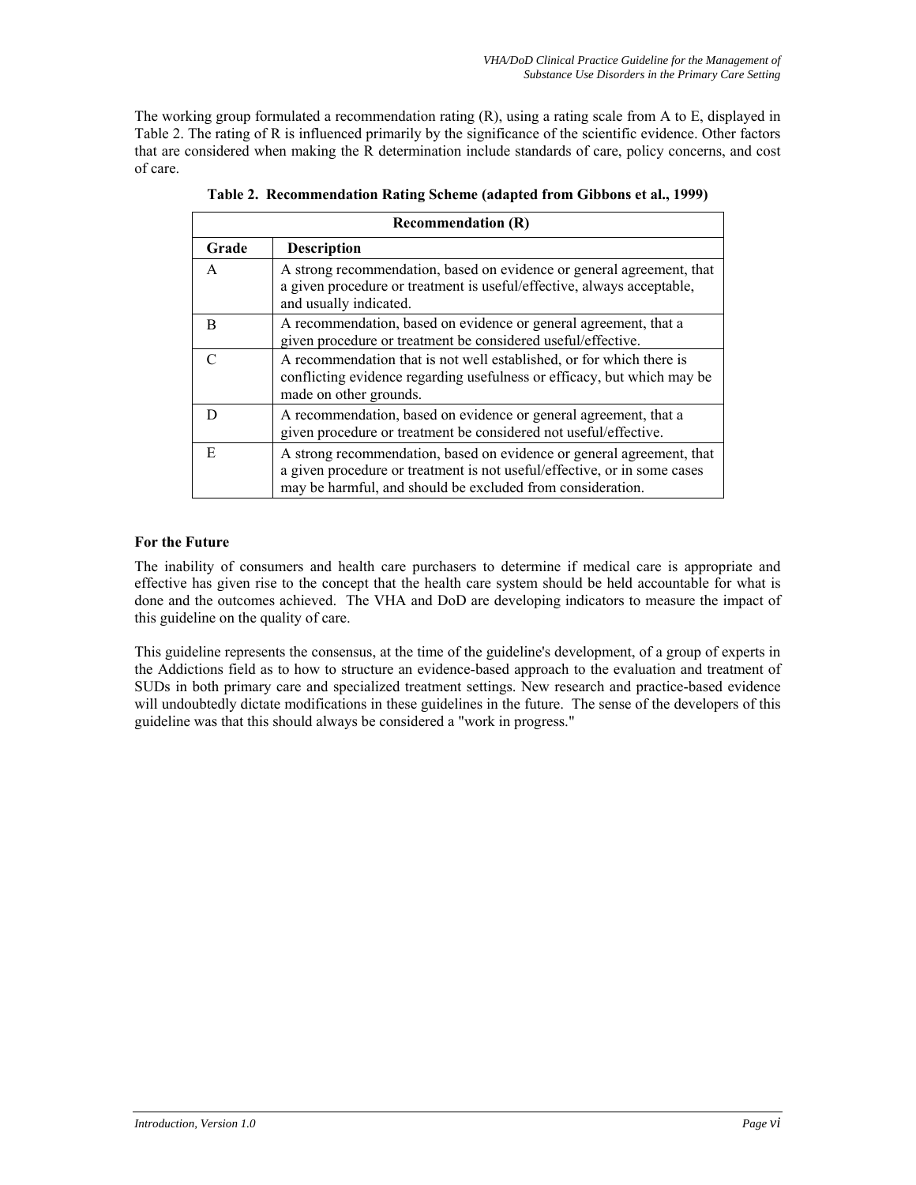The working group formulated a recommendation rating (R), using a rating scale from A to E, displayed in Table 2. The rating of R is influenced primarily by the significance of the scientific evidence. Other factors that are considered when making the R determination include standards of care, policy concerns, and cost of care.

**Table 2. Recommendation Rating Scheme (adapted from Gibbons et al., 1999)**

| Recommendation (R) | |
|---|---|
| **Grade** | **Description** |
| A | A strong recommendation, based on evidence or general agreement, that a given procedure or treatment is useful/effective, always acceptable, and usually indicated. |
| B | A recommendation, based on evidence or general agreement, that a given procedure or treatment be considered useful/effective. |
| C | A recommendation that is not well established, or for which there is conflicting evidence regarding usefulness or efficacy, but which may be made on other grounds. |
| D | A recommendation, based on evidence or general agreement, that a given procedure or treatment be considered not useful/effective. |
| E | A strong recommendation, based on evidence or general agreement, that a given procedure or treatment is not useful/effective, or in some cases may be harmful, and should be excluded from consideration. |

**For the Future**

The inability of consumers and health care purchasers to determine if medical care is appropriate and effective has given rise to the concept that the health care system should be held accountable for what is done and the outcomes achieved. The VHA and DoD are developing indicators to measure the impact of this guideline on the quality of care.

This guideline represents the consensus, at the time of the guideline's development, of a group of experts in the Addictions field as to how to structure an evidence-based approach to the evaluation and treatment of SUDs in both primary care and specialized treatment settings. New research and practice-based evidence will undoubtedly dictate modifications in these guidelines in the future. The sense of the developers of this guideline was that this should always be considered a "work in progress."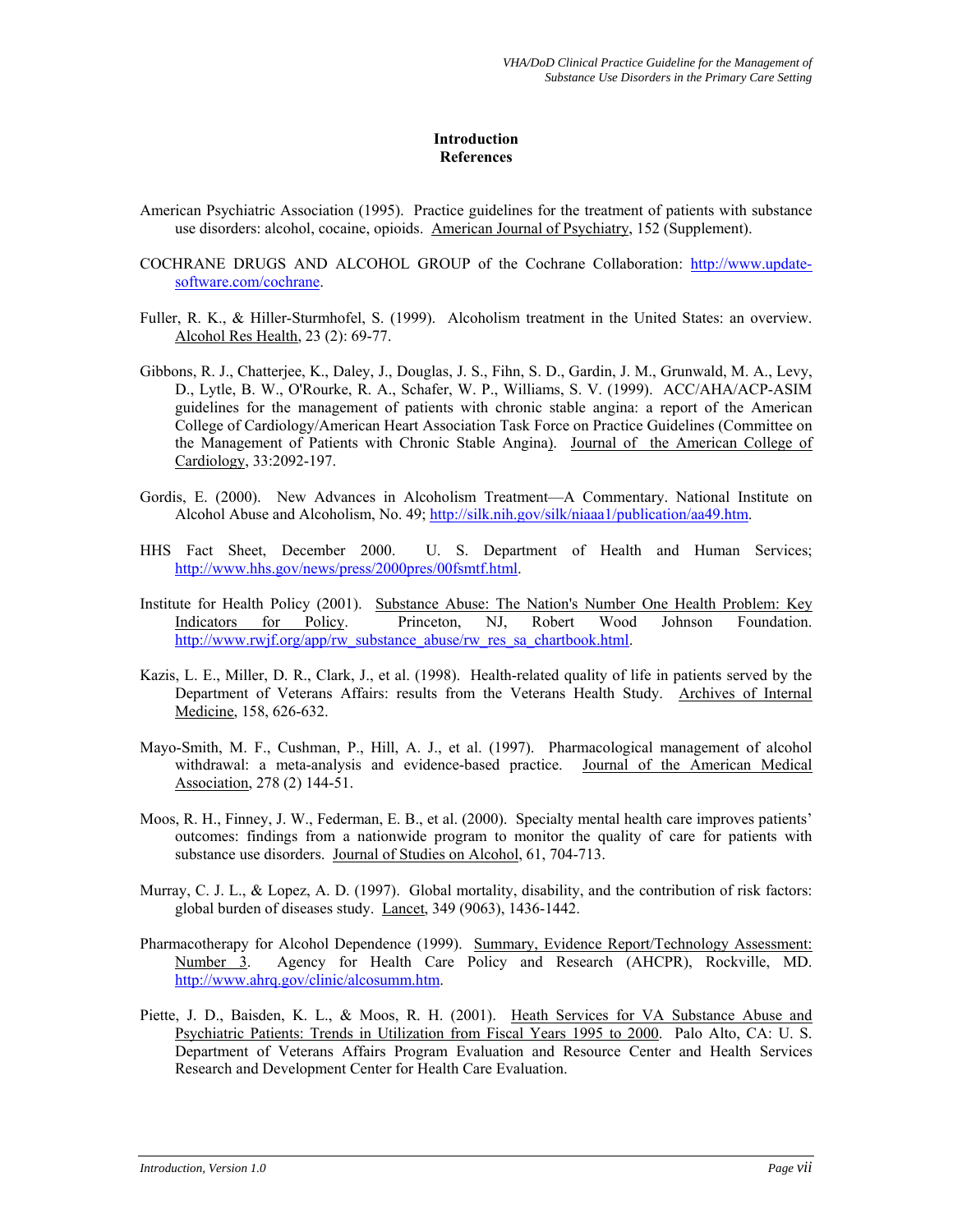## Introduction
## References

American Psychiatric Association (1995). Practice guidelines for the treatment of patients with substance use disorders: alcohol, cocaine, opioids. American Journal of Psychiatry, 152 (Supplement).

COCHRANE DRUGS AND ALCOHOL GROUP of the Cochrane Collaboration: http://www.update-software.com/cochrane.

Fuller, R. K., & Hiller-Sturmhofel, S. (1999). Alcoholism treatment in the United States: an overview. Alcohol Res Health, 23 (2): 69-77.

Gibbons, R. J., Chatterjee, K., Daley, J., Douglas, J. S., Fihn, S. D., Gardin, J. M., Grunwald, M. A., Levy, D., Lytle, B. W., O'Rourke, R. A., Schafer, W. P., Williams, S. V. (1999). ACC/AHA/ACP-ASIM guidelines for the management of patients with chronic stable angina: a report of the American College of Cardiology/American Heart Association Task Force on Practice Guidelines (Committee on the Management of Patients with Chronic Stable Angina). Journal of the American College of Cardiology, 33:2092-197.

Gordis, E. (2000). New Advances in Alcoholism Treatment—A Commentary. National Institute on Alcohol Abuse and Alcoholism, No. 49; http://silk.nih.gov/silk/niaaa1/publication/aa49.htm.

HHS Fact Sheet, December 2000. U. S. Department of Health and Human Services; http://www.hhs.gov/news/press/2000pres/00fsmtf.html.

Institute for Health Policy (2001). Substance Abuse: The Nation's Number One Health Problem: Key Indicators for Policy. Princeton, NJ, Robert Wood Johnson Foundation. http://www.rwjf.org/app/rw_substance_abuse/rw_res_sa_chartbook.html.

Kazis, L. E., Miller, D. R., Clark, J., et al. (1998). Health-related quality of life in patients served by the Department of Veterans Affairs: results from the Veterans Health Study. Archives of Internal Medicine, 158, 626-632.

Mayo-Smith, M. F., Cushman, P., Hill, A. J., et al. (1997). Pharmacological management of alcohol withdrawal: a meta-analysis and evidence-based practice. Journal of the American Medical Association, 278 (2) 144-51.

Moos, R. H., Finney, J. W., Federman, E. B., et al. (2000). Specialty mental health care improves patients' outcomes: findings from a nationwide program to monitor the quality of care for patients with substance use disorders. Journal of Studies on Alcohol, 61, 704-713.

Murray, C. J. L., & Lopez, A. D. (1997). Global mortality, disability, and the contribution of risk factors: global burden of diseases study. Lancet, 349 (9063), 1436-1442.

Pharmacotherapy for Alcohol Dependence (1999). Summary, Evidence Report/Technology Assessment: Number 3. Agency for Health Care Policy and Research (AHCPR), Rockville, MD. http://www.ahrq.gov/clinic/alcosumm.htm.

Piette, J. D., Baisden, K. L., & Moos, R. H. (2001). Heath Services for VA Substance Abuse and Psychiatric Patients: Trends in Utilization from Fiscal Years 1995 to 2000. Palo Alto, CA: U. S. Department of Veterans Affairs Program Evaluation and Resource Center and Health Services Research and Development Center for Health Care Evaluation.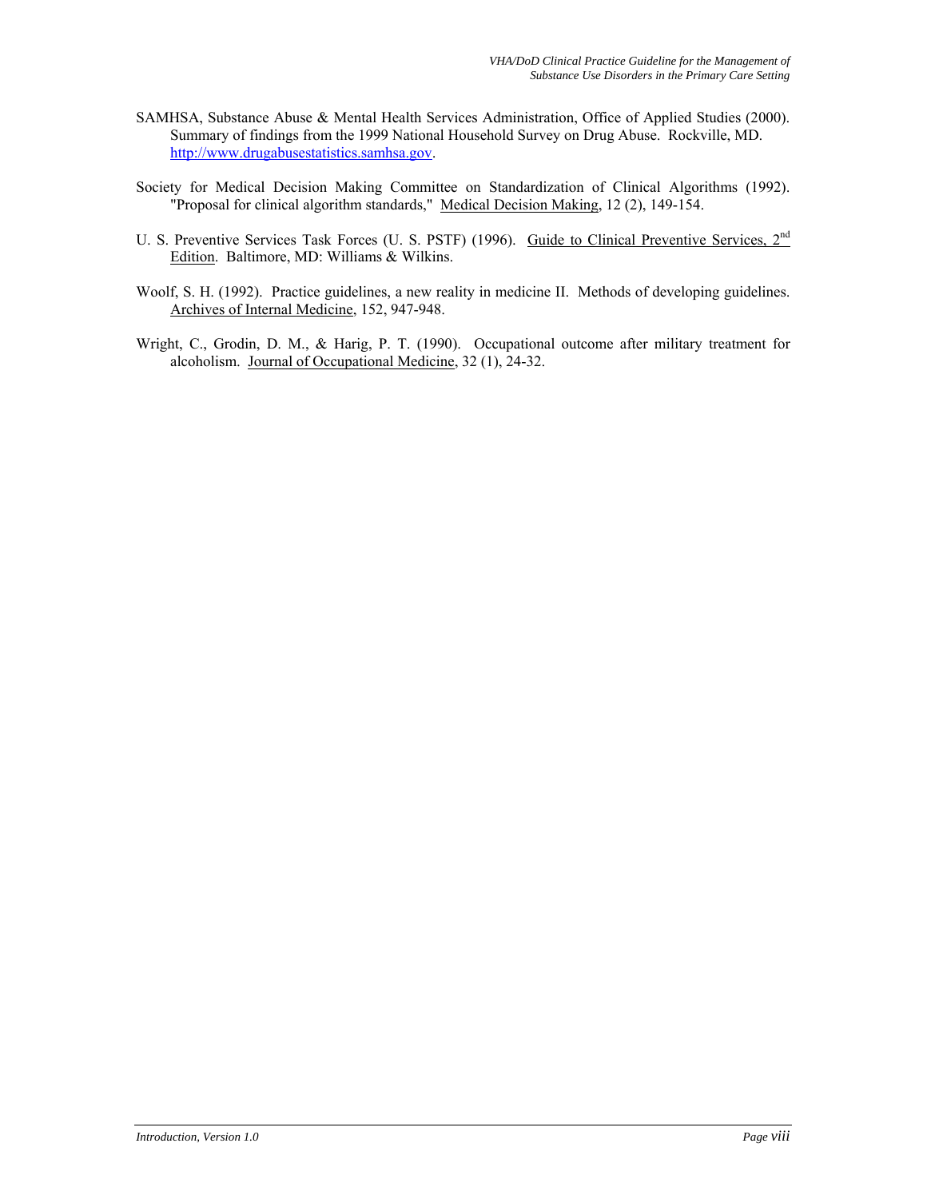SAMHSA, Substance Abuse & Mental Health Services Administration, Office of Applied Studies (2000). Summary of findings from the 1999 National Household Survey on Drug Abuse. Rockville, MD. http://www.drugabusestatistics.samhsa.gov.

Society for Medical Decision Making Committee on Standardization of Clinical Algorithms (1992). "Proposal for clinical algorithm standards," Medical Decision Making, 12 (2), 149-154.

U. S. Preventive Services Task Forces (U. S. PSTF) (1996). Guide to Clinical Preventive Services, 2nd Edition. Baltimore, MD: Williams & Wilkins.

Woolf, S. H. (1992). Practice guidelines, a new reality in medicine II. Methods of developing guidelines. Archives of Internal Medicine, 152, 947-948.

Wright, C., Grodin, D. M., & Harig, P. T. (1990). Occupational outcome after military treatment for alcoholism. Journal of Occupational Medicine, 32 (1), 24-32.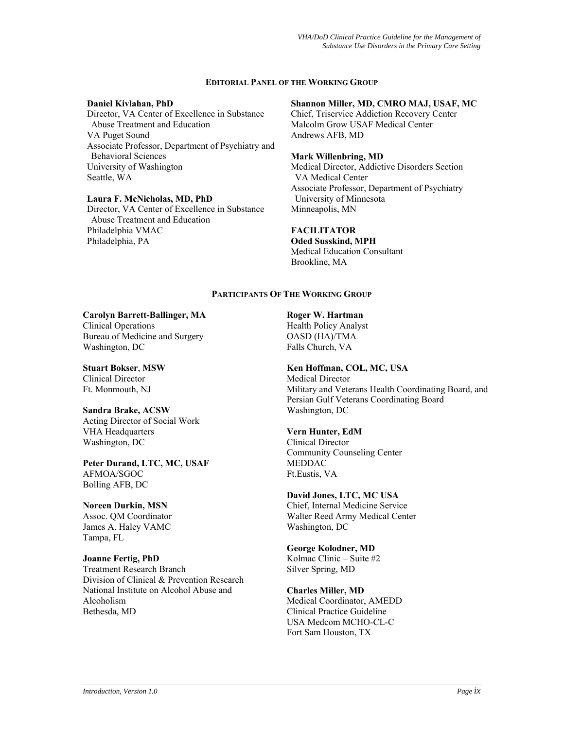## EDITORIAL PANEL OF THE WORKING GROUP

**Daniel Kivlahan, PhD**
Director, VA Center of Excellence in Substance Abuse Treatment and Education
VA Puget Sound
Associate Professor, Department of Psychiatry and Behavioral Sciences
University of Washington
Seattle, WA

**Laura F. McNicholas, MD, PhD**
Director, VA Center of Excellence in Substance Abuse Treatment and Education
Philadelphia VMAC
Philadelphia, PA

**Shannon Miller, MD, CMRO MAJ, USAF, MC**
Chief, Triservice Addiction Recovery Center
Malcolm Grow USAF Medical Center
Andrews AFB, MD

**Mark Willenbring, MD**
Medical Director, Addictive Disorders Section
VA Medical Center
Associate Professor, Department of Psychiatry
University of Minnesota
Minneapolis, MN

**FACILITATOR**
**Oded Susskind, MPH**
Medical Education Consultant
Brookline, MA

## PARTICIPANTS OF THE WORKING GROUP

**Carolyn Barrett-Ballinger, MA**
Clinical Operations
Bureau of Medicine and Surgery
Washington, DC

**Stuart Bokser**, **MSW**
Clinical Director
Ft. Monmouth, NJ

**Sandra Brake, ACSW**
Acting Director of Social Work
VHA Headquarters
Washington, DC

**Peter Durand, LTC, MC, USAF**
AFMOA/SGOC
Bolling AFB, DC

**Noreen Durkin, MSN**
Assoc. QM Coordinator
James A. Haley VAMC
Tampa, FL

**Joanne Fertig, PhD**
Treatment Research Branch
Division of Clinical & Prevention Research
National Institute on Alcohol Abuse and Alcoholism
Bethesda, MD

**Roger W. Hartman**
Health Policy Analyst
OASD (HA)/TMA
Falls Church, VA

**Ken Hoffman, COL, MC, USA**
Medical Director
Military and Veterans Health Coordinating Board, and Persian Gulf Veterans Coordinating Board
Washington, DC

**Vern Hunter, EdM**
Clinical Director
Community Counseling Center
MEDDAC
Ft.Eustis, VA

**David Jones, LTC, MC USA**
Chief, Internal Medicine Service
Walter Reed Army Medical Center
Washington, DC

**George Kolodner, MD**
Kolmac Clinic – Suite #2
Silver Spring, MD

**Charles Miller, MD**
Medical Coordinator, AMEDD
Clinical Practice Guideline
USA Medcom MCHO-CL-C
Fort Sam Houston, TX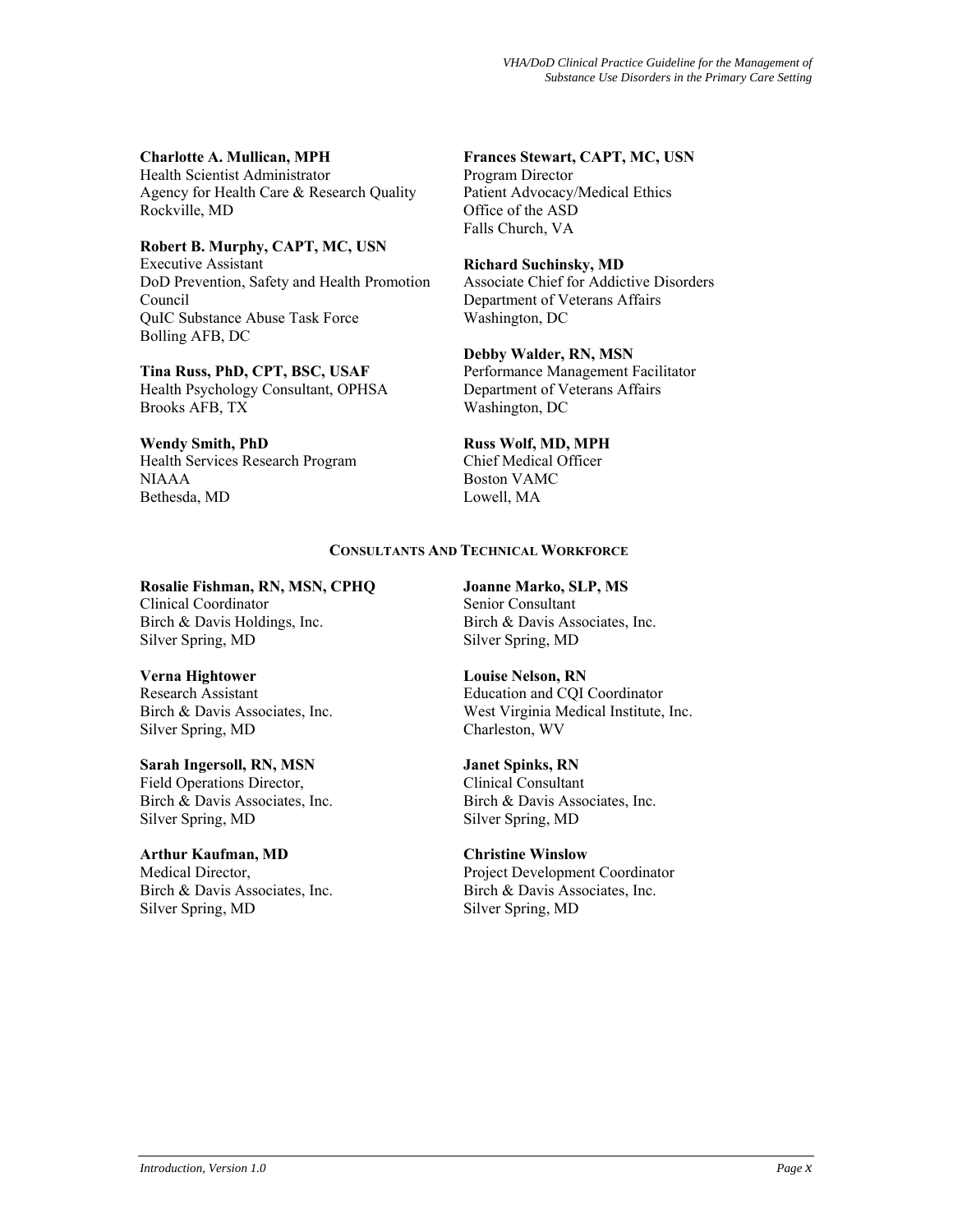**Charlotte A. Mullican, MPH**
Health Scientist Administrator
Agency for Health Care & Research Quality
Rockville, MD

**Robert B. Murphy, CAPT, MC, USN**
Executive Assistant
DoD Prevention, Safety and Health Promotion Council
QuIC Substance Abuse Task Force
Bolling AFB, DC

**Tina Russ, PhD, CPT, BSC, USAF**
Health Psychology Consultant, OPHSA
Brooks AFB, TX

**Wendy Smith, PhD**
Health Services Research Program
NIAAA
Bethesda, MD

**Frances Stewart, CAPT, MC, USN**
Program Director
Patient Advocacy/Medical Ethics
Office of the ASD
Falls Church, VA

**Richard Suchinsky, MD**
Associate Chief for Addictive Disorders
Department of Veterans Affairs
Washington, DC

**Debby Walder, RN, MSN**
Performance Management Facilitator
Department of Veterans Affairs
Washington, DC

**Russ Wolf, MD, MPH**
Chief Medical Officer
Boston VAMC
Lowell, MA

## CONSULTANTS AND TECHNICAL WORKFORCE

**Rosalie Fishman, RN, MSN, CPHQ**
Clinical Coordinator
Birch & Davis Holdings, Inc.
Silver Spring, MD

**Verna Hightower**
Research Assistant
Birch & Davis Associates, Inc.
Silver Spring, MD

**Sarah Ingersoll, RN, MSN**
Field Operations Director,
Birch & Davis Associates, Inc.
Silver Spring, MD

**Arthur Kaufman, MD**
Medical Director,
Birch & Davis Associates, Inc.
Silver Spring, MD

**Joanne Marko, SLP, MS**
Senior Consultant
Birch & Davis Associates, Inc.
Silver Spring, MD

**Louise Nelson, RN**
Education and CQI Coordinator
West Virginia Medical Institute, Inc.
Charleston, WV

**Janet Spinks, RN**
Clinical Consultant
Birch & Davis Associates, Inc.
Silver Spring, MD

**Christine Winslow**
Project Development Coordinator
Birch & Davis Associates, Inc.
Silver Spring, MD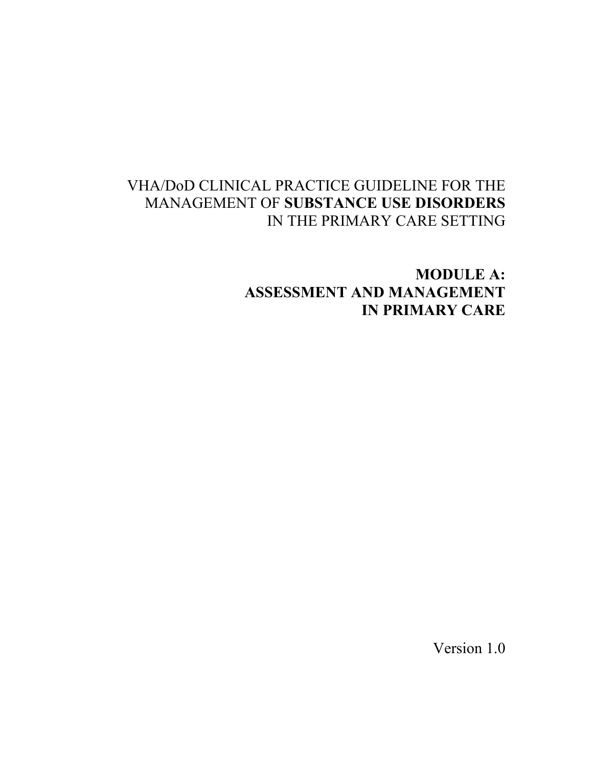VHA/DoD CLINICAL PRACTICE GUIDELINE FOR THE MANAGEMENT OF **SUBSTANCE USE DISORDERS** IN THE PRIMARY CARE SETTING

# MODULE A: ASSESSMENT AND MANAGEMENT IN PRIMARY CARE

Version 1.0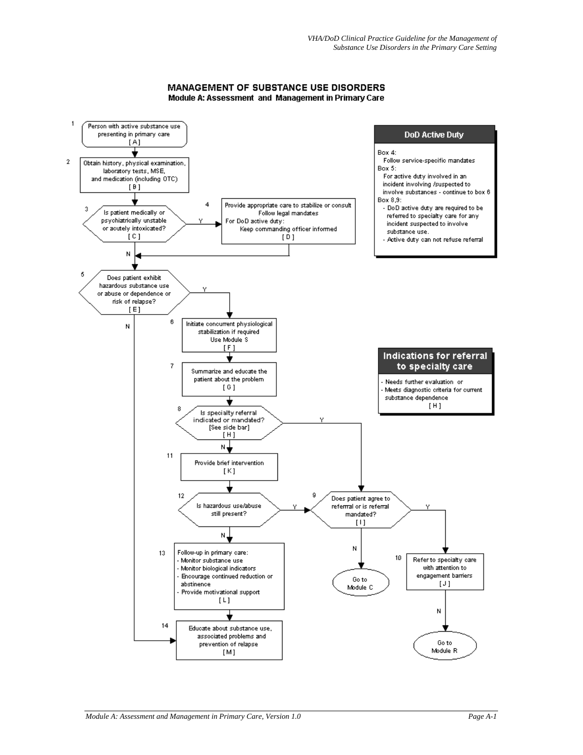# MANAGEMENT OF SUBSTANCE USE DISORDERS

## Module A: Assessment and Management in Primary Care

**1** Person with active substance use presenting in primary care [ A ]

**2** Obtain history, physical examination, laboratory tests, MSE, and medication (including OTC) [ B ]

**3** Is patient medically or psychiatrically unstable or acutely intoxicated? [ C ]
- Y → Box 4
- N → Box 5

**4** Provide appropriate care to stabilize or consult
Follow legal mandates
For DoD active duty:
Keep commanding officer informed [ D ]
→ Box 5

**5** Does patient exhibit hazardous substance use or abuse or dependence or risk of relapse? [ E ]
- Y → Box 6
- N → Box 14

**6** Initiate concurrent physiological stabilization if required
Use Module S [ F ]

**7** Summarize and educate the patient about the problem [ G ]

**8** Is specialty referral indicated or mandated? [See side bar] [ H ]
- Y → Box 9
- N → Box 11

**9** Does patient agree to referral or is referral mandated? [ I ]
- Y → Box 10
- N → Go to Module C

**10** Refer to specialty care with attention to engagement barriers [ J ]
- N → Go to Module R

**11** Provide brief intervention [ K ]

**12** Is hazardous use/abuse still present?
- Y → Box 9
- N → Box 13

**13** Follow-up in primary care:
- Monitor substance use
- Monitor biological indicators
- Encourage continued reduction or abstinence
- Provide motivational support

[ L ]

**14** Educate about substance use, associated problems and prevention of relapse [ M ]

---

### DoD Active Duty

Box 4:
Follow service-specific mandates

Box 5:
For active duty involved in an incident involving /suspected to involve substances - continue to box 6

Box 8,9:
- DoD active duty are required to be referred to specialty care for any incident suspected to involve substance use.
- Active duty can not refuse referral

### Indications for referral to specialty care

- Needs further evaluation or
- Meets diagnostic criteria for current substance dependence

[ H ]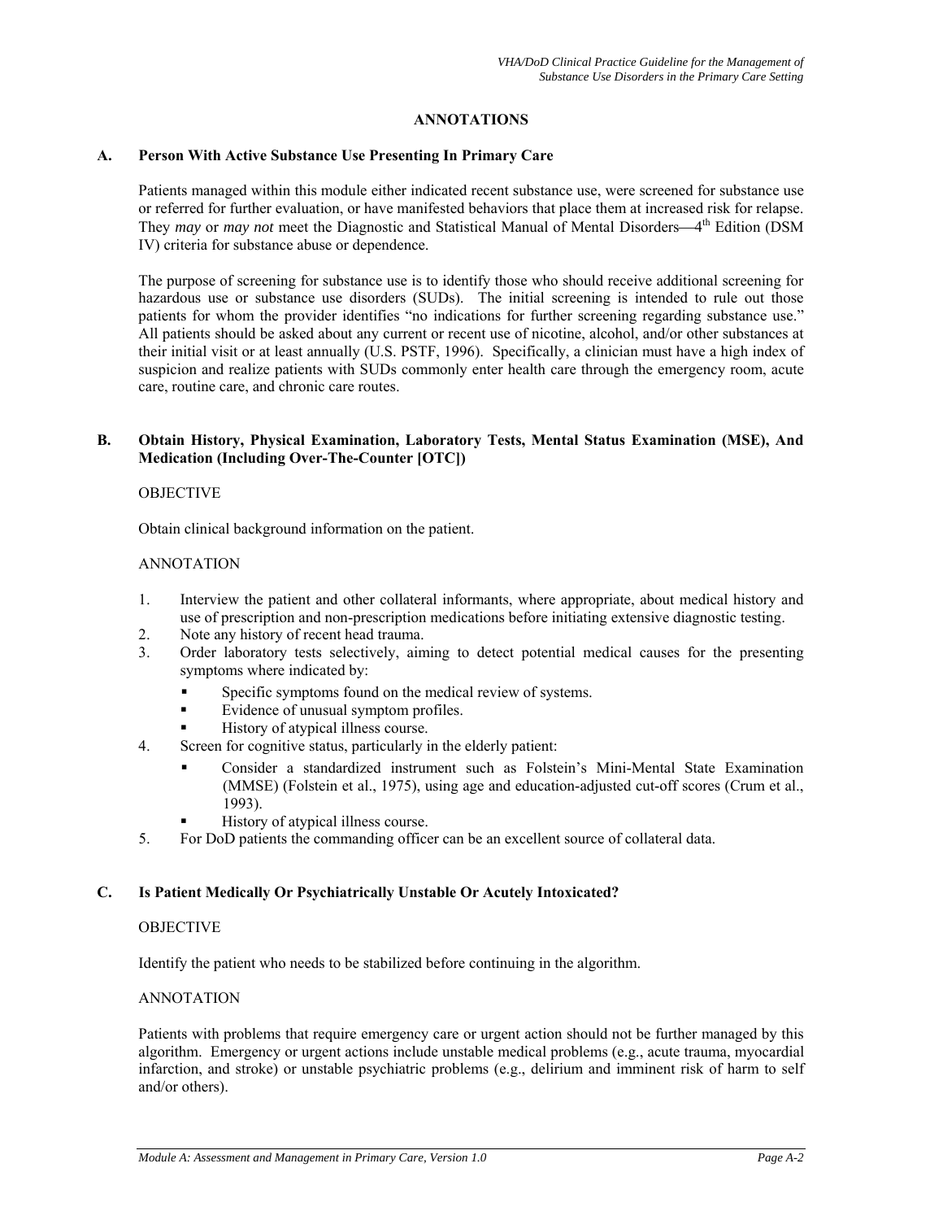## ANNOTATIONS

### A. Person With Active Substance Use Presenting In Primary Care

Patients managed within this module either indicated recent substance use, were screened for substance use or referred for further evaluation, or have manifested behaviors that place them at increased risk for relapse. They *may* or *may not* meet the Diagnostic and Statistical Manual of Mental Disorders—4th Edition (DSM IV) criteria for substance abuse or dependence.

The purpose of screening for substance use is to identify those who should receive additional screening for hazardous use or substance use disorders (SUDs). The initial screening is intended to rule out those patients for whom the provider identifies "no indications for further screening regarding substance use." All patients should be asked about any current or recent use of nicotine, alcohol, and/or other substances at their initial visit or at least annually (U.S. PSTF, 1996). Specifically, a clinician must have a high index of suspicion and realize patients with SUDs commonly enter health care through the emergency room, acute care, routine care, and chronic care routes.

### B. Obtain History, Physical Examination, Laboratory Tests, Mental Status Examination (MSE), And Medication (Including Over-The-Counter [OTC])

OBJECTIVE

Obtain clinical background information on the patient.

ANNOTATION

1. Interview the patient and other collateral informants, where appropriate, about medical history and use of prescription and non-prescription medications before initiating extensive diagnostic testing.
2. Note any history of recent head trauma.
3. Order laboratory tests selectively, aiming to detect potential medical causes for the presenting symptoms where indicated by:
   - Specific symptoms found on the medical review of systems.
   - Evidence of unusual symptom profiles.
   - History of atypical illness course.
4. Screen for cognitive status, particularly in the elderly patient:
   - Consider a standardized instrument such as Folstein's Mini-Mental State Examination (MMSE) (Folstein et al., 1975), using age and education-adjusted cut-off scores (Crum et al., 1993).
   - History of atypical illness course.
5. For DoD patients the commanding officer can be an excellent source of collateral data.

### C. Is Patient Medically Or Psychiatrically Unstable Or Acutely Intoxicated?

OBJECTIVE

Identify the patient who needs to be stabilized before continuing in the algorithm.

ANNOTATION

Patients with problems that require emergency care or urgent action should not be further managed by this algorithm. Emergency or urgent actions include unstable medical problems (e.g., acute trauma, myocardial infarction, and stroke) or unstable psychiatric problems (e.g., delirium and imminent risk of harm to self and/or others).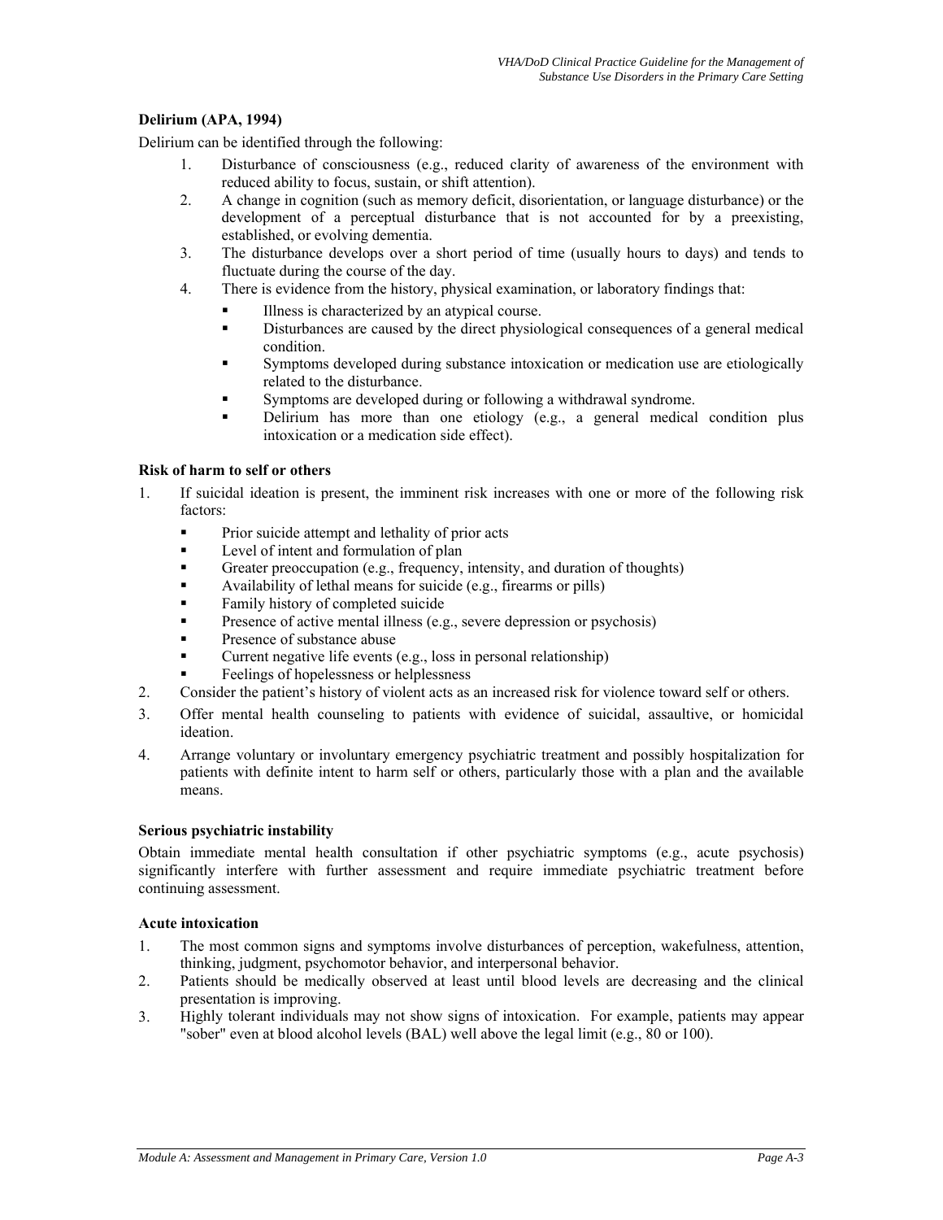**Delirium (APA, 1994)**

Delirium can be identified through the following:

1. Disturbance of consciousness (e.g., reduced clarity of awareness of the environment with reduced ability to focus, sustain, or shift attention).
2. A change in cognition (such as memory deficit, disorientation, or language disturbance) or the development of a perceptual disturbance that is not accounted for by a preexisting, established, or evolving dementia.
3. The disturbance develops over a short period of time (usually hours to days) and tends to fluctuate during the course of the day.
4. There is evidence from the history, physical examination, or laboratory findings that:
   - Illness is characterized by an atypical course.
   - Disturbances are caused by the direct physiological consequences of a general medical condition.
   - Symptoms developed during substance intoxication or medication use are etiologically related to the disturbance.
   - Symptoms are developed during or following a withdrawal syndrome.
   - Delirium has more than one etiology (e.g., a general medical condition plus intoxication or a medication side effect).

**Risk of harm to self or others**

1. If suicidal ideation is present, the imminent risk increases with one or more of the following risk factors:
   - Prior suicide attempt and lethality of prior acts
   - Level of intent and formulation of plan
   - Greater preoccupation (e.g., frequency, intensity, and duration of thoughts)
   - Availability of lethal means for suicide (e.g., firearms or pills)
   - Family history of completed suicide
   - Presence of active mental illness (e.g., severe depression or psychosis)
   - Presence of substance abuse
   - Current negative life events (e.g., loss in personal relationship)
   - Feelings of hopelessness or helplessness
2. Consider the patient's history of violent acts as an increased risk for violence toward self or others.
3. Offer mental health counseling to patients with evidence of suicidal, assaultive, or homicidal ideation.
4. Arrange voluntary or involuntary emergency psychiatric treatment and possibly hospitalization for patients with definite intent to harm self or others, particularly those with a plan and the available means.

**Serious psychiatric instability**

Obtain immediate mental health consultation if other psychiatric symptoms (e.g., acute psychosis) significantly interfere with further assessment and require immediate psychiatric treatment before continuing assessment.

**Acute intoxication**

1. The most common signs and symptoms involve disturbances of perception, wakefulness, attention, thinking, judgment, psychomotor behavior, and interpersonal behavior.
2. Patients should be medically observed at least until blood levels are decreasing and the clinical presentation is improving.
3. Highly tolerant individuals may not show signs of intoxication. For example, patients may appear "sober" even at blood alcohol levels (BAL) well above the legal limit (e.g., 80 or 100).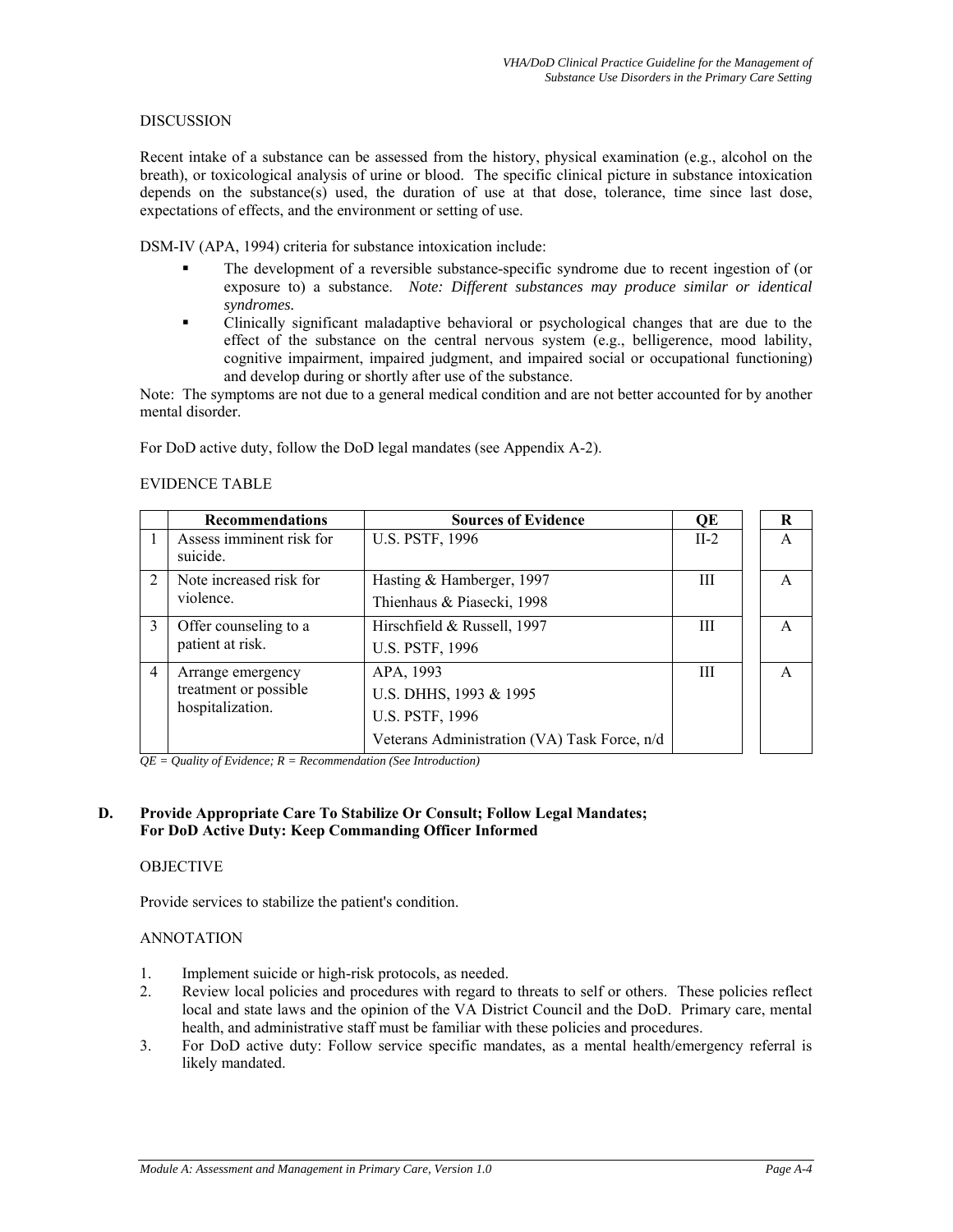DISCUSSION

Recent intake of a substance can be assessed from the history, physical examination (e.g., alcohol on the breath), or toxicological analysis of urine or blood. The specific clinical picture in substance intoxication depends on the substance(s) used, the duration of use at that dose, tolerance, time since last dose, expectations of effects, and the environment or setting of use.

DSM-IV (APA, 1994) criteria for substance intoxication include:

- The development of a reversible substance-specific syndrome due to recent ingestion of (or exposure to) a substance. *Note: Different substances may produce similar or identical syndromes.*
- Clinically significant maladaptive behavioral or psychological changes that are due to the effect of the substance on the central nervous system (e.g., belligerence, mood lability, cognitive impairment, impaired judgment, and impaired social or occupational functioning) and develop during or shortly after use of the substance.

Note: The symptoms are not due to a general medical condition and are not better accounted for by another mental disorder.

For DoD active duty, follow the DoD legal mandates (see Appendix A-2).

EVIDENCE TABLE

| | Recommendations | Sources of Evidence | QE | R |
|---|---|---|---|---|
| 1 | Assess imminent risk for suicide. | U.S. PSTF, 1996 | II-2 | A |
| 2 | Note increased risk for violence. | Hasting & Hamberger, 1997<br>Thienhaus & Piasecki, 1998 | III | A |
| 3 | Offer counseling to a patient at risk. | Hirschfield & Russell, 1997<br>U.S. PSTF, 1996 | III | A |
| 4 | Arrange emergency treatment or possible hospitalization. | APA, 1993<br>U.S. DHHS, 1993 & 1995<br>U.S. PSTF, 1996<br>Veterans Administration (VA) Task Force, n/d | III | A |

*QE = Quality of Evidence; R = Recommendation (See Introduction)*

## D. Provide Appropriate Care To Stabilize Or Consult; Follow Legal Mandates; For DoD Active Duty: Keep Commanding Officer Informed

OBJECTIVE

Provide services to stabilize the patient's condition.

ANNOTATION

1. Implement suicide or high-risk protocols, as needed.
2. Review local policies and procedures with regard to threats to self or others. These policies reflect local and state laws and the opinion of the VA District Council and the DoD. Primary care, mental health, and administrative staff must be familiar with these policies and procedures.
3. For DoD active duty: Follow service specific mandates, as a mental health/emergency referral is likely mandated.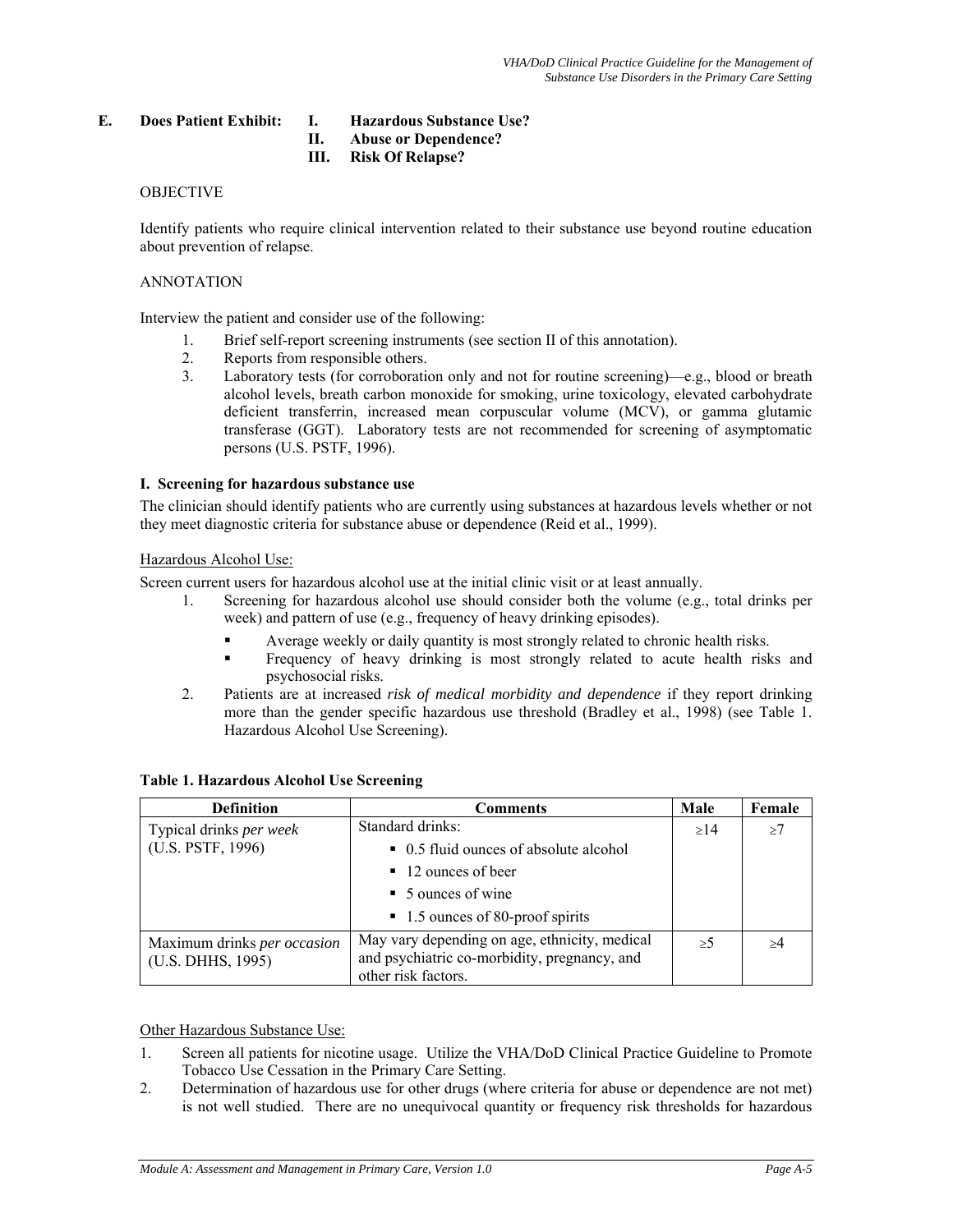## E. Does Patient Exhibit: I. Hazardous Substance Use? II. Abuse or Dependence? III. Risk Of Relapse?

OBJECTIVE

Identify patients who require clinical intervention related to their substance use beyond routine education about prevention of relapse.

ANNOTATION

Interview the patient and consider use of the following:

1. Brief self-report screening instruments (see section II of this annotation).
2. Reports from responsible others.
3. Laboratory tests (for corroboration only and not for routine screening)—e.g., blood or breath alcohol levels, breath carbon monoxide for smoking, urine toxicology, elevated carbohydrate deficient transferrin, increased mean corpuscular volume (MCV), or gamma glutamic transferase (GGT). Laboratory tests are not recommended for screening of asymptomatic persons (U.S. PSTF, 1996).

**I. Screening for hazardous substance use**

The clinician should identify patients who are currently using substances at hazardous levels whether or not they meet diagnostic criteria for substance abuse or dependence (Reid et al., 1999).

Hazardous Alcohol Use:

Screen current users for hazardous alcohol use at the initial clinic visit or at least annually.

1. Screening for hazardous alcohol use should consider both the volume (e.g., total drinks per week) and pattern of use (e.g., frequency of heavy drinking episodes).
   - Average weekly or daily quantity is most strongly related to chronic health risks.
   - Frequency of heavy drinking is most strongly related to acute health risks and psychosocial risks.
2. Patients are at increased *risk of medical morbidity and dependence* if they report drinking more than the gender specific hazardous use threshold (Bradley et al., 1998) (see Table 1. Hazardous Alcohol Use Screening).

**Table 1. Hazardous Alcohol Use Screening**

| Definition | Comments | Male | Female |
|---|---|---|---|
| Typical drinks *per week* (U.S. PSTF, 1996) | Standard drinks:<br>▪ 0.5 fluid ounces of absolute alcohol<br>▪ 12 ounces of beer<br>▪ 5 ounces of wine<br>▪ 1.5 ounces of 80-proof spirits | ≥14 | ≥7 |
| Maximum drinks *per occasion* (U.S. DHHS, 1995) | May vary depending on age, ethnicity, medical and psychiatric co-morbidity, pregnancy, and other risk factors. | ≥5 | ≥4 |

Other Hazardous Substance Use:

1. Screen all patients for nicotine usage. Utilize the VHA/DoD Clinical Practice Guideline to Promote Tobacco Use Cessation in the Primary Care Setting.
2. Determination of hazardous use for other drugs (where criteria for abuse or dependence are not met) is not well studied. There are no unequivocal quantity or frequency risk thresholds for hazardous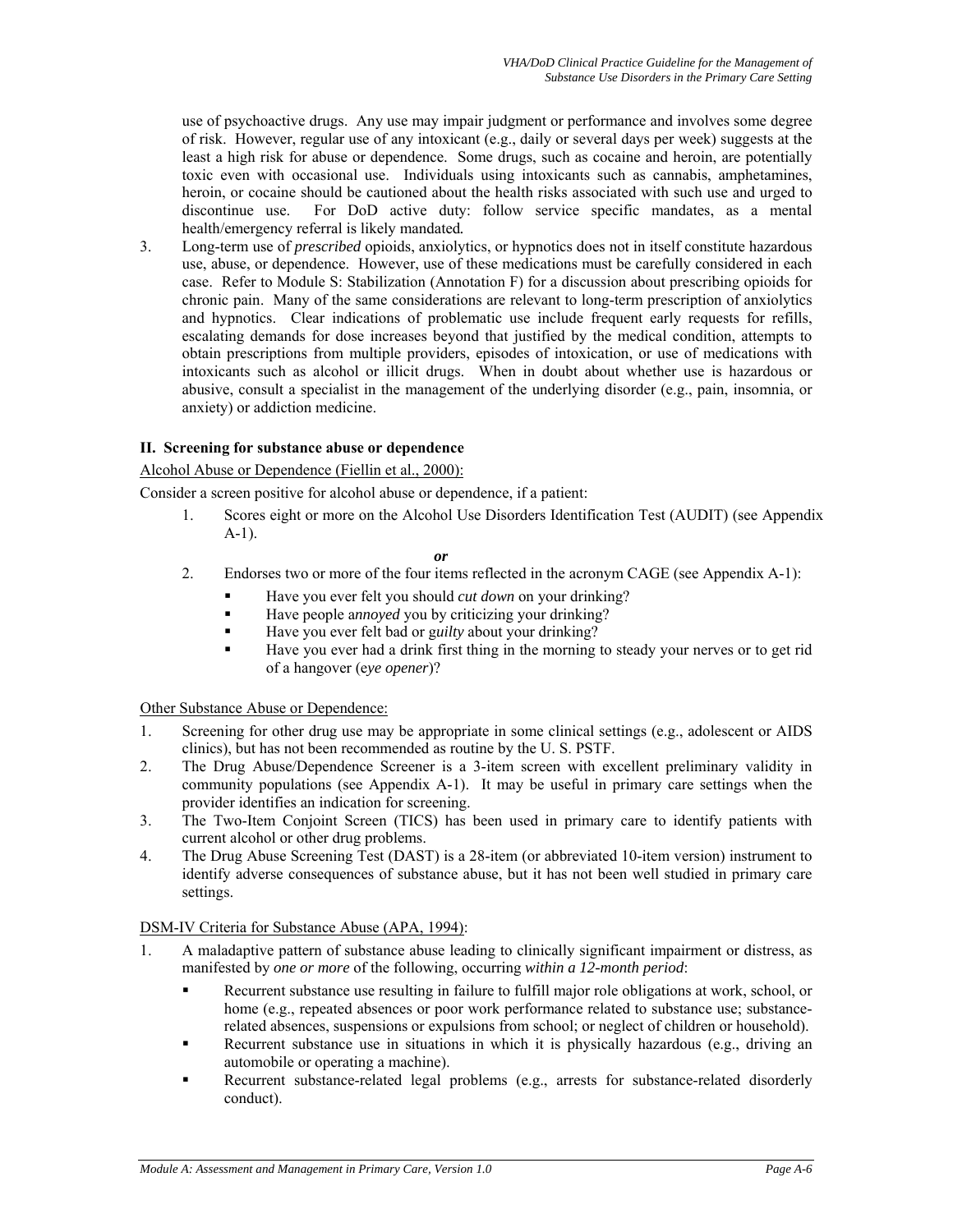use of psychoactive drugs. Any use may impair judgment or performance and involves some degree of risk. However, regular use of any intoxicant (e.g., daily or several days per week) suggests at the least a high risk for abuse or dependence. Some drugs, such as cocaine and heroin, are potentially toxic even with occasional use. Individuals using intoxicants such as cannabis, amphetamines, heroin, or cocaine should be cautioned about the health risks associated with such use and urged to discontinue use. For DoD active duty: follow service specific mandates, as a mental health/emergency referral is likely mandated**.**

3. Long-term use of *prescribed* opioids, anxiolytics, or hypnotics does not in itself constitute hazardous use, abuse, or dependence. However, use of these medications must be carefully considered in each case. Refer to Module S: Stabilization (Annotation F) for a discussion about prescribing opioids for chronic pain. Many of the same considerations are relevant to long-term prescription of anxiolytics and hypnotics. Clear indications of problematic use include frequent early requests for refills, escalating demands for dose increases beyond that justified by the medical condition, attempts to obtain prescriptions from multiple providers, episodes of intoxication, or use of medications with intoxicants such as alcohol or illicit drugs. When in doubt about whether use is hazardous or abusive, consult a specialist in the management of the underlying disorder (e.g., pain, insomnia, or anxiety) or addiction medicine.

**II. Screening for substance abuse or dependence**

Alcohol Abuse or Dependence (Fiellin et al., 2000):

Consider a screen positive for alcohol abuse or dependence, if a patient:

1. Scores eight or more on the Alcohol Use Disorders Identification Test (AUDIT) (see Appendix A-1).

   ***or***

2. Endorses two or more of the four items reflected in the acronym CAGE (see Appendix A-1):
   - Have you ever felt you should *cut down* on your drinking?
   - Have people a*nnoyed* you by criticizing your drinking?
   - Have you ever felt bad or g*uilty* about your drinking?
   - Have you ever had a drink first thing in the morning to steady your nerves or to get rid of a hangover (e*ye opener*)?

Other Substance Abuse or Dependence:

1. Screening for other drug use may be appropriate in some clinical settings (e.g., adolescent or AIDS clinics), but has not been recommended as routine by the U. S. PSTF.
2. The Drug Abuse/Dependence Screener is a 3-item screen with excellent preliminary validity in community populations (see Appendix A-1). It may be useful in primary care settings when the provider identifies an indication for screening.
3. The Two-Item Conjoint Screen (TICS) has been used in primary care to identify patients with current alcohol or other drug problems.
4. The Drug Abuse Screening Test (DAST) is a 28-item (or abbreviated 10-item version) instrument to identify adverse consequences of substance abuse, but it has not been well studied in primary care settings.

DSM-IV Criteria for Substance Abuse (APA, 1994):

1. A maladaptive pattern of substance abuse leading to clinically significant impairment or distress, as manifested by *one or more* of the following, occurring *within a 12-month period*:
   - Recurrent substance use resulting in failure to fulfill major role obligations at work, school, or home (e.g., repeated absences or poor work performance related to substance use; substance-related absences, suspensions or expulsions from school; or neglect of children or household).
   - Recurrent substance use in situations in which it is physically hazardous (e.g., driving an automobile or operating a machine).
   - Recurrent substance-related legal problems (e.g., arrests for substance-related disorderly conduct).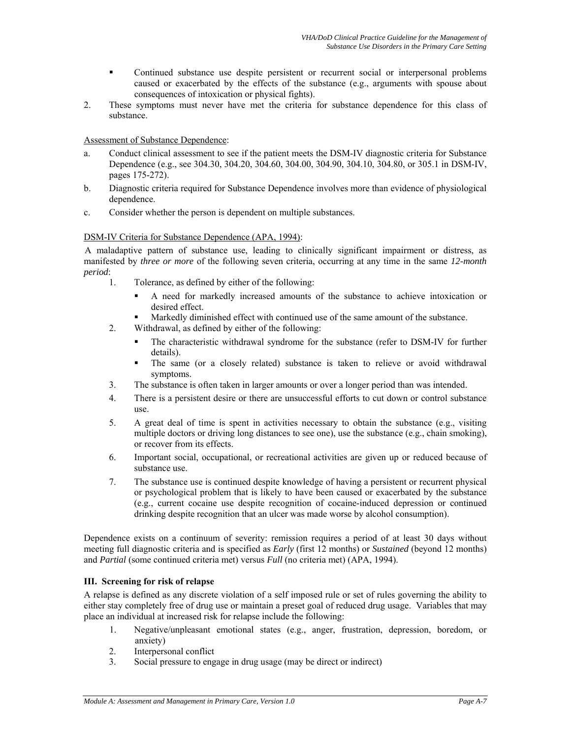- Continued substance use despite persistent or recurrent social or interpersonal problems caused or exacerbated by the effects of the substance (e.g., arguments with spouse about consequences of intoxication or physical fights).

2. These symptoms must never have met the criteria for substance dependence for this class of substance.

Assessment of Substance Dependence:

a. Conduct clinical assessment to see if the patient meets the DSM-IV diagnostic criteria for Substance Dependence (e.g., see 304.30, 304.20, 304.60, 304.00, 304.90, 304.10, 304.80, or 305.1 in DSM-IV, pages 175-272).
b. Diagnostic criteria required for Substance Dependence involves more than evidence of physiological dependence.
c. Consider whether the person is dependent on multiple substances.

DSM-IV Criteria for Substance Dependence (APA, 1994):

A maladaptive pattern of substance use, leading to clinically significant impairment or distress, as manifested by *three or more* of the following seven criteria, occurring at any time in the same *12-month period*:

1. Tolerance, as defined by either of the following:
   - A need for markedly increased amounts of the substance to achieve intoxication or desired effect.
   - Markedly diminished effect with continued use of the same amount of the substance.
2. Withdrawal, as defined by either of the following:
   - The characteristic withdrawal syndrome for the substance (refer to DSM-IV for further details).
   - The same (or a closely related) substance is taken to relieve or avoid withdrawal symptoms.
3. The substance is often taken in larger amounts or over a longer period than was intended.
4. There is a persistent desire or there are unsuccessful efforts to cut down or control substance use.
5. A great deal of time is spent in activities necessary to obtain the substance (e.g., visiting multiple doctors or driving long distances to see one), use the substance (e.g., chain smoking), or recover from its effects.
6. Important social, occupational, or recreational activities are given up or reduced because of substance use.
7. The substance use is continued despite knowledge of having a persistent or recurrent physical or psychological problem that is likely to have been caused or exacerbated by the substance (e.g., current cocaine use despite recognition of cocaine-induced depression or continued drinking despite recognition that an ulcer was made worse by alcohol consumption).

Dependence exists on a continuum of severity: remission requires a period of at least 30 days without meeting full diagnostic criteria and is specified as ***Early*** (first 12 months) or ***Sustained*** (beyond 12 months) and *Partial* (some continued criteria met) versus *Full* (no criteria met) (APA, 1994).

### III. Screening for risk of relapse

A relapse is defined as any discrete violation of a self imposed rule or set of rules governing the ability to either stay completely free of drug use or maintain a preset goal of reduced drug usage. Variables that may place an individual at increased risk for relapse include the following:

1. Negative/unpleasant emotional states (e.g., anger, frustration, depression, boredom, or anxiety)
2. Interpersonal conflict
3. Social pressure to engage in drug usage (may be direct or indirect)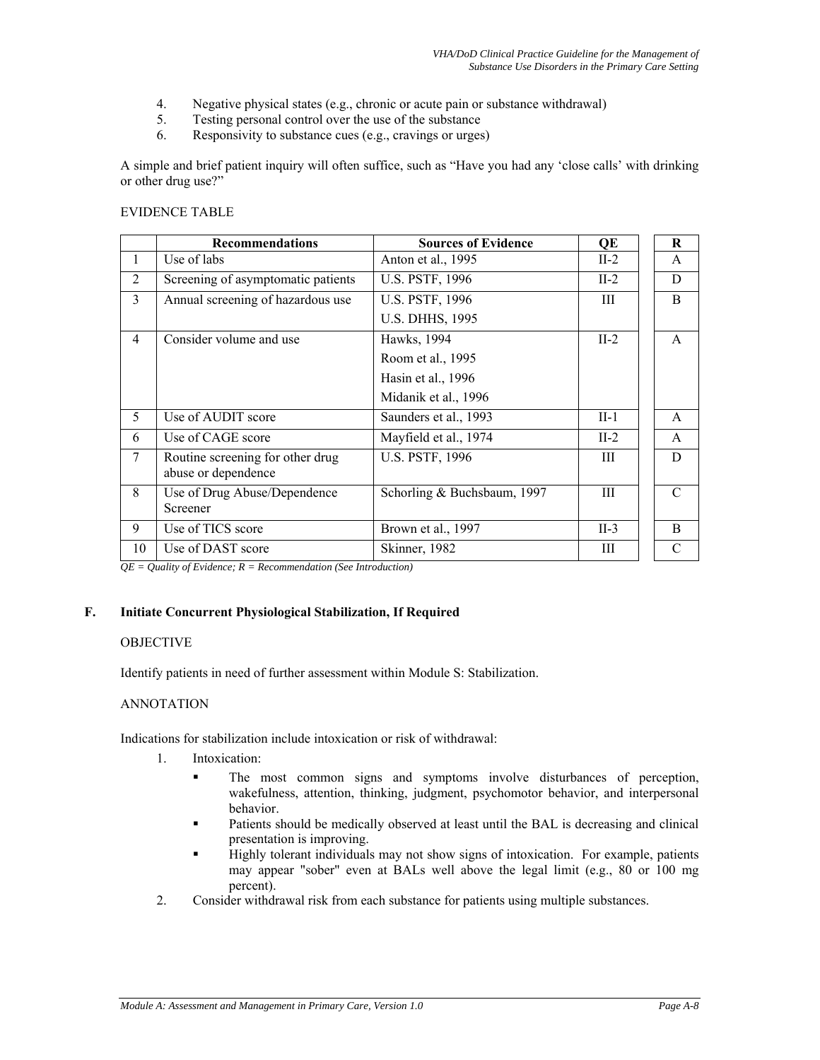4. Negative physical states (e.g., chronic or acute pain or substance withdrawal)
5. Testing personal control over the use of the substance
6. Responsivity to substance cues (e.g., cravings or urges)

A simple and brief patient inquiry will often suffice, such as "Have you had any 'close calls' with drinking or other drug use?"

EVIDENCE TABLE

| | Recommendations | Sources of Evidence | QE | R |
|---|---|---|---|---|
| 1 | Use of labs | Anton et al., 1995 | II-2 | A |
| 2 | Screening of asymptomatic patients | U.S. PSTF, 1996 | II-2 | D |
| 3 | Annual screening of hazardous use | U.S. PSTF, 1996<br>U.S. DHHS, 1995 | III | B |
| 4 | Consider volume and use | Hawks, 1994<br>Room et al., 1995<br>Hasin et al., 1996<br>Midanik et al., 1996 | II-2 | A |
| 5 | Use of AUDIT score | Saunders et al., 1993 | II-1 | A |
| 6 | Use of CAGE score | Mayfield et al., 1974 | II-2 | A |
| 7 | Routine screening for other drug abuse or dependence | U.S. PSTF, 1996 | III | D |
| 8 | Use of Drug Abuse/Dependence Screener | Schorling & Buchsbaum, 1997 | III | C |
| 9 | Use of TICS score | Brown et al., 1997 | II-3 | B |
| 10 | Use of DAST score | Skinner, 1982 | III | C |

*QE = Quality of Evidence; R = Recommendation (See Introduction)*

## F. Initiate Concurrent Physiological Stabilization, If Required

OBJECTIVE

Identify patients in need of further assessment within Module S: Stabilization.

ANNOTATION

Indications for stabilization include intoxication or risk of withdrawal:

1. Intoxication:
   - The most common signs and symptoms involve disturbances of perception, wakefulness, attention, thinking, judgment, psychomotor behavior, and interpersonal behavior.
   - Patients should be medically observed at least until the BAL is decreasing and clinical presentation is improving.
   - Highly tolerant individuals may not show signs of intoxication. For example, patients may appear "sober" even at BALs well above the legal limit (e.g., 80 or 100 mg percent).
2. Consider withdrawal risk from each substance for patients using multiple substances.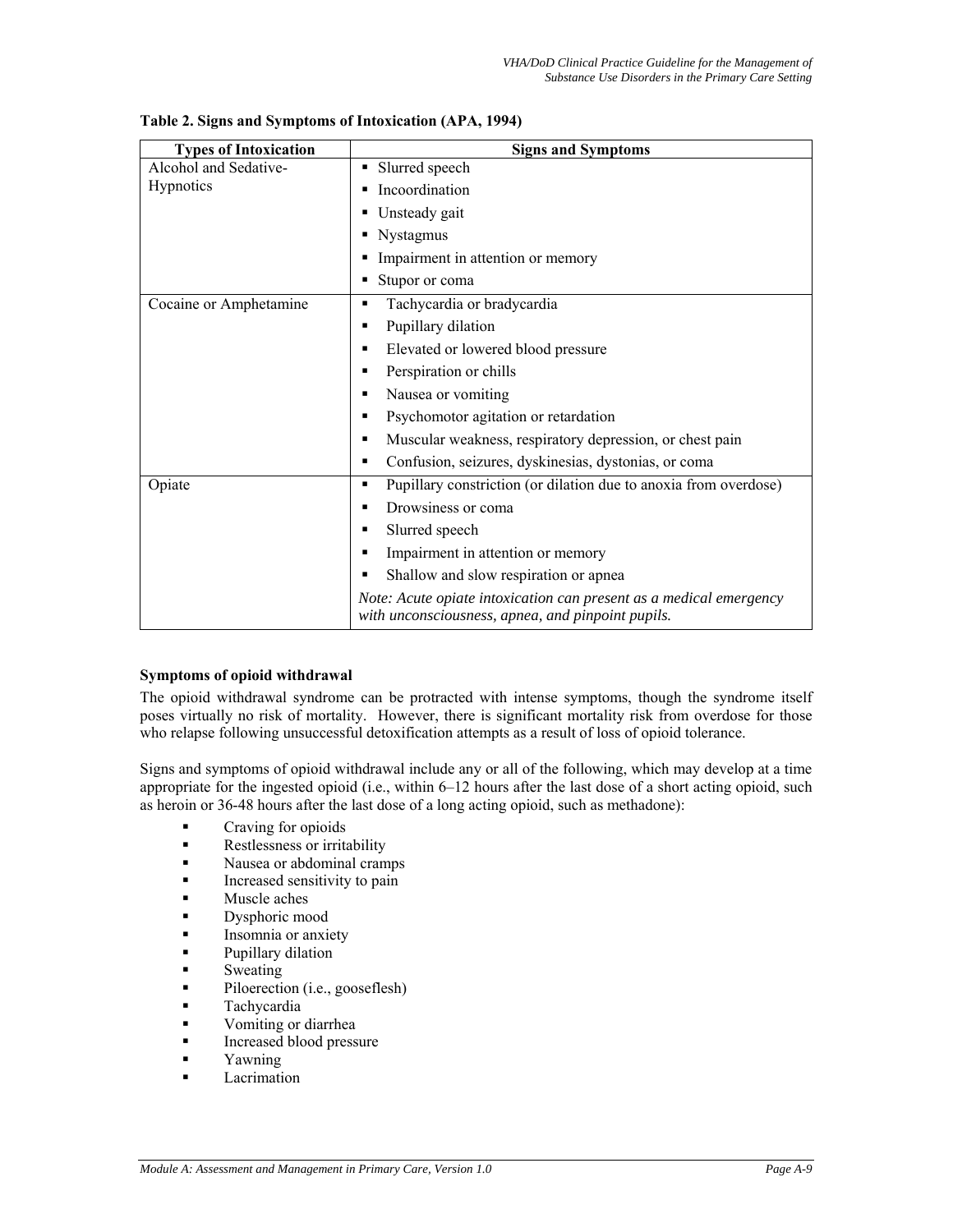**Table 2. Signs and Symptoms of Intoxication (APA, 1994)**

| Types of Intoxication | Signs and Symptoms |
|---|---|
| Alcohol and Sedative-Hypnotics | ▪ Slurred speech<br>▪ Incoordination<br>▪ Unsteady gait<br>▪ Nystagmus<br>▪ Impairment in attention or memory<br>▪ Stupor or coma |
| Cocaine or Amphetamine | ▪ Tachycardia or bradycardia<br>▪ Pupillary dilation<br>▪ Elevated or lowered blood pressure<br>▪ Perspiration or chills<br>▪ Nausea or vomiting<br>▪ Psychomotor agitation or retardation<br>▪ Muscular weakness, respiratory depression, or chest pain<br>▪ Confusion, seizures, dyskinesias, dystonias, or coma |
| Opiate | ▪ Pupillary constriction (or dilation due to anoxia from overdose)<br>▪ Drowsiness or coma<br>▪ Slurred speech<br>▪ Impairment in attention or memory<br>▪ Shallow and slow respiration or apnea<br>*Note: Acute opiate intoxication can present as a medical emergency with unconsciousness, apnea, and pinpoint pupils.* |

**Symptoms of opioid withdrawal**

The opioid withdrawal syndrome can be protracted with intense symptoms, though the syndrome itself poses virtually no risk of mortality. However, there is significant mortality risk from overdose for those who relapse following unsuccessful detoxification attempts as a result of loss of opioid tolerance.

Signs and symptoms of opioid withdrawal include any or all of the following, which may develop at a time appropriate for the ingested opioid (i.e., within 6–12 hours after the last dose of a short acting opioid, such as heroin or 36-48 hours after the last dose of a long acting opioid, such as methadone):

- Craving for opioids
- Restlessness or irritability
- Nausea or abdominal cramps
- Increased sensitivity to pain
- Muscle aches
- Dysphoric mood
- Insomnia or anxiety
- Pupillary dilation
- Sweating
- Piloerection (i.e., gooseflesh)
- Tachycardia
- Vomiting or diarrhea
- Increased blood pressure
- Yawning
- Lacrimation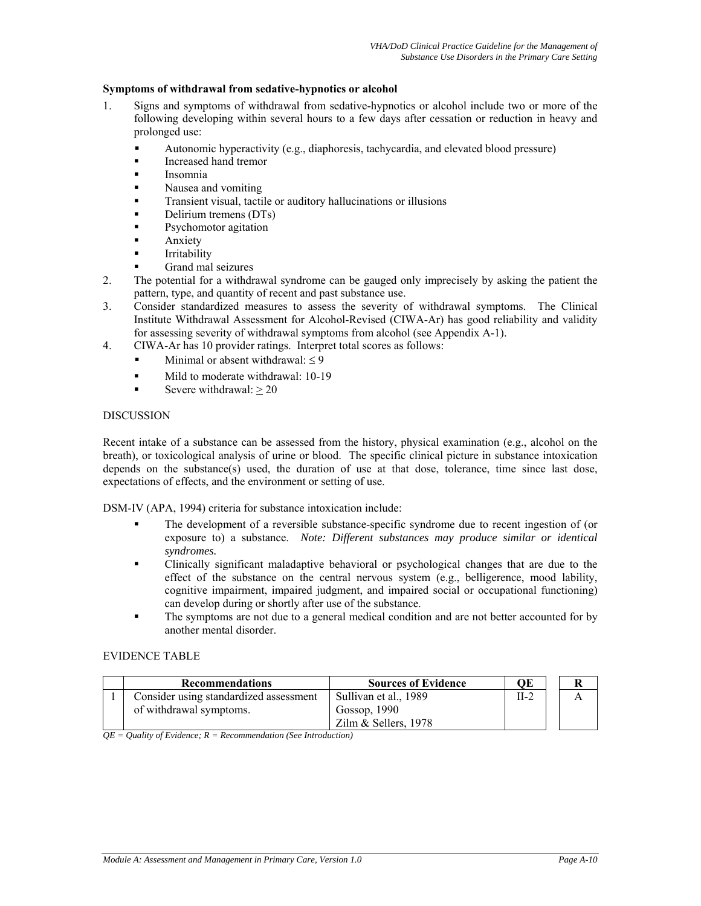**Symptoms of withdrawal from sedative-hypnotics or alcohol**

1. Signs and symptoms of withdrawal from sedative-hypnotics or alcohol include two or more of the following developing within several hours to a few days after cessation or reduction in heavy and prolonged use:
   - Autonomic hyperactivity (e.g., diaphoresis, tachycardia, and elevated blood pressure)
   - Increased hand tremor
   - Insomnia
   - Nausea and vomiting
   - Transient visual, tactile or auditory hallucinations or illusions
   - Delirium tremens (DTs)
   - Psychomotor agitation
   - Anxiety
   - Irritability
   - Grand mal seizures
2. The potential for a withdrawal syndrome can be gauged only imprecisely by asking the patient the pattern, type, and quantity of recent and past substance use.
3. Consider standardized measures to assess the severity of withdrawal symptoms. The Clinical Institute Withdrawal Assessment for Alcohol-Revised (CIWA-Ar) has good reliability and validity for assessing severity of withdrawal symptoms from alcohol (see Appendix A-1).
4. CIWA-Ar has 10 provider ratings. Interpret total scores as follows:
   - Minimal or absent withdrawal: ≤ 9
   - Mild to moderate withdrawal: 10-19
   - Severe withdrawal: ≥ 20

DISCUSSION

Recent intake of a substance can be assessed from the history, physical examination (e.g., alcohol on the breath), or toxicological analysis of urine or blood. The specific clinical picture in substance intoxication depends on the substance(s) used, the duration of use at that dose, tolerance, time since last dose, expectations of effects, and the environment or setting of use.

DSM-IV (APA, 1994) criteria for substance intoxication include:

- The development of a reversible substance-specific syndrome due to recent ingestion of (or exposure to) a substance. *Note: Different substances may produce similar or identical syndromes.*
- Clinically significant maladaptive behavioral or psychological changes that are due to the effect of the substance on the central nervous system (e.g., belligerence, mood lability, cognitive impairment, impaired judgment, and impaired social or occupational functioning) can develop during or shortly after use of the substance.
- The symptoms are not due to a general medical condition and are not better accounted for by another mental disorder.

EVIDENCE TABLE

| | Recommendations | Sources of Evidence | QE | R |
|---|---|---|---|---|
| 1 | Consider using standardized assessment of withdrawal symptoms. | Sullivan et al., 1989<br>Gossop, 1990<br>Zilm & Sellers, 1978 | II-2 | A |

*QE = Quality of Evidence; R = Recommendation (See Introduction)*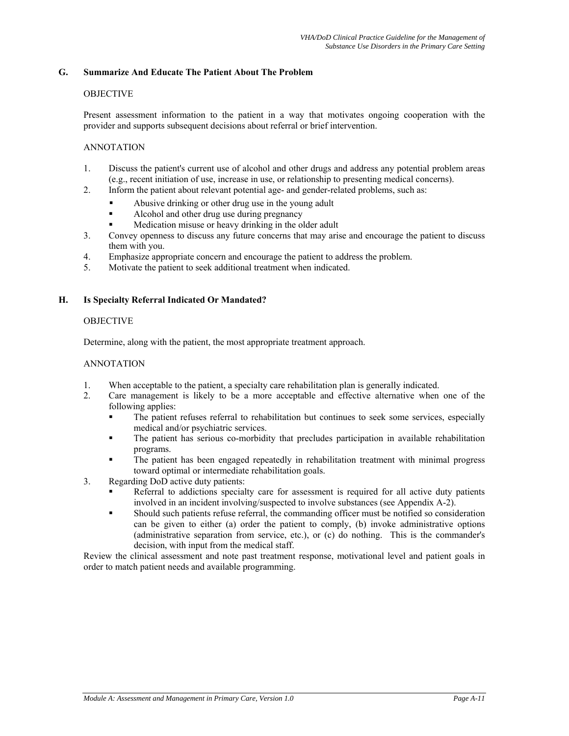## G. Summarize And Educate The Patient About The Problem

OBJECTIVE

Present assessment information to the patient in a way that motivates ongoing cooperation with the provider and supports subsequent decisions about referral or brief intervention.

ANNOTATION

1. Discuss the patient's current use of alcohol and other drugs and address any potential problem areas (e.g., recent initiation of use, increase in use, or relationship to presenting medical concerns).
2. Inform the patient about relevant potential age- and gender-related problems, such as:
   - Abusive drinking or other drug use in the young adult
   - Alcohol and other drug use during pregnancy
   - Medication misuse or heavy drinking in the older adult
3. Convey openness to discuss any future concerns that may arise and encourage the patient to discuss them with you.
4. Emphasize appropriate concern and encourage the patient to address the problem.
5. Motivate the patient to seek additional treatment when indicated.

## H. Is Specialty Referral Indicated Or Mandated?

OBJECTIVE

Determine, along with the patient, the most appropriate treatment approach.

ANNOTATION

1. When acceptable to the patient, a specialty care rehabilitation plan is generally indicated.
2. Care management is likely to be a more acceptable and effective alternative when one of the following applies:
   - The patient refuses referral to rehabilitation but continues to seek some services, especially medical and/or psychiatric services.
   - The patient has serious co-morbidity that precludes participation in available rehabilitation programs.
   - The patient has been engaged repeatedly in rehabilitation treatment with minimal progress toward optimal or intermediate rehabilitation goals.
3. Regarding DoD active duty patients:
   - Referral to addictions specialty care for assessment is required for all active duty patients involved in an incident involving/suspected to involve substances (see Appendix A-2).
   - Should such patients refuse referral, the commanding officer must be notified so consideration can be given to either (a) order the patient to comply, (b) invoke administrative options (administrative separation from service, etc.), or (c) do nothing. This is the commander's decision, with input from the medical staff.

Review the clinical assessment and note past treatment response, motivational level and patient goals in order to match patient needs and available programming.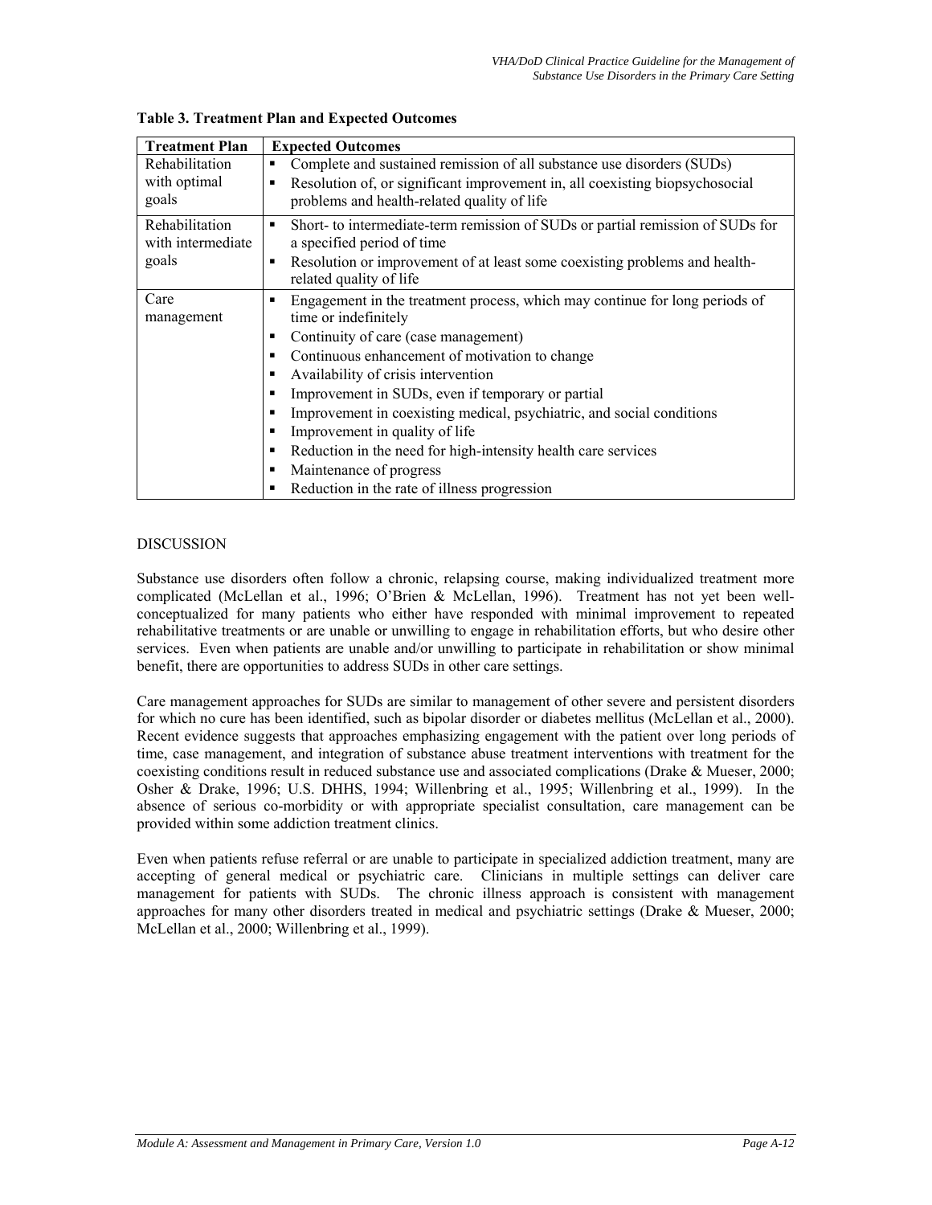**Table 3. Treatment Plan and Expected Outcomes**

| Treatment Plan | Expected Outcomes |
|---|---|
| Rehabilitation with optimal goals | ▪ Complete and sustained remission of all substance use disorders (SUDs)<br>▪ Resolution of, or significant improvement in, all coexisting biopsychosocial problems and health-related quality of life |
| Rehabilitation with intermediate goals | ▪ Short- to intermediate-term remission of SUDs or partial remission of SUDs for a specified period of time<br>▪ Resolution or improvement of at least some coexisting problems and health-related quality of life |
| Care management | ▪ Engagement in the treatment process, which may continue for long periods of time or indefinitely<br>▪ Continuity of care (case management)<br>▪ Continuous enhancement of motivation to change<br>▪ Availability of crisis intervention<br>▪ Improvement in SUDs, even if temporary or partial<br>▪ Improvement in coexisting medical, psychiatric, and social conditions<br>▪ Improvement in quality of life<br>▪ Reduction in the need for high-intensity health care services<br>▪ Maintenance of progress<br>▪ Reduction in the rate of illness progression |

DISCUSSION

Substance use disorders often follow a chronic, relapsing course, making individualized treatment more complicated (McLellan et al., 1996; O'Brien & McLellan, 1996). Treatment has not yet been well-conceptualized for many patients who either have responded with minimal improvement to repeated rehabilitative treatments or are unable or unwilling to engage in rehabilitation efforts, but who desire other services. Even when patients are unable and/or unwilling to participate in rehabilitation or show minimal benefit, there are opportunities to address SUDs in other care settings.

Care management approaches for SUDs are similar to management of other severe and persistent disorders for which no cure has been identified, such as bipolar disorder or diabetes mellitus (McLellan et al., 2000). Recent evidence suggests that approaches emphasizing engagement with the patient over long periods of time, case management, and integration of substance abuse treatment interventions with treatment for the coexisting conditions result in reduced substance use and associated complications (Drake & Mueser, 2000; Osher & Drake, 1996; U.S. DHHS, 1994; Willenbring et al., 1995; Willenbring et al., 1999). In the absence of serious co-morbidity or with appropriate specialist consultation, care management can be provided within some addiction treatment clinics.

Even when patients refuse referral or are unable to participate in specialized addiction treatment, many are accepting of general medical or psychiatric care. Clinicians in multiple settings can deliver care management for patients with SUDs. The chronic illness approach is consistent with management approaches for many other disorders treated in medical and psychiatric settings (Drake & Mueser, 2000; McLellan et al., 2000; Willenbring et al., 1999).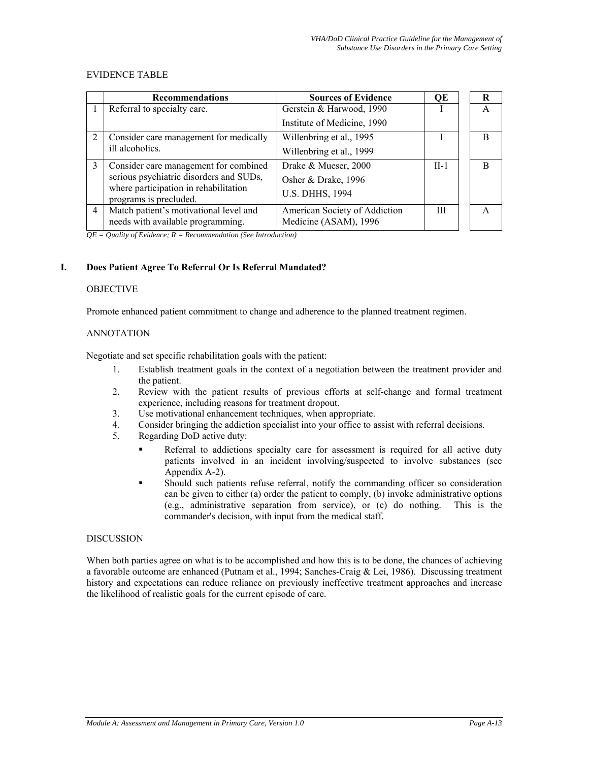EVIDENCE TABLE

| | Recommendations | Sources of Evidence | QE | R |
|---|---|---|---|---|
| 1 | Referral to specialty care. | Gerstein & Harwood, 1990<br>Institute of Medicine, 1990 | I | A |
| 2 | Consider care management for medically ill alcoholics. | Willenbring et al., 1995<br>Willenbring et al., 1999 | I | B |
| 3 | Consider care management for combined serious psychiatric disorders and SUDs, where participation in rehabilitation programs is precluded. | Drake & Mueser, 2000<br>Osher & Drake, 1996<br>U.S. DHHS, 1994 | II-1 | B |
| 4 | Match patient's motivational level and needs with available programming. | American Society of Addiction Medicine (ASAM), 1996 | III | A |

*QE = Quality of Evidence; R = Recommendation (See Introduction)*

## I. Does Patient Agree To Referral Or Is Referral Mandated?

OBJECTIVE

Promote enhanced patient commitment to change and adherence to the planned treatment regimen.

ANNOTATION

Negotiate and set specific rehabilitation goals with the patient:

1. Establish treatment goals in the context of a negotiation between the treatment provider and the patient.
2. Review with the patient results of previous efforts at self-change and formal treatment experience, including reasons for treatment dropout.
3. Use motivational enhancement techniques, when appropriate.
4. Consider bringing the addiction specialist into your office to assist with referral decisions.
5. Regarding DoD active duty:
   - Referral to addictions specialty care for assessment is required for all active duty patients involved in an incident involving/suspected to involve substances (see Appendix A-2).
   - Should such patients refuse referral, notify the commanding officer so consideration can be given to either (a) order the patient to comply, (b) invoke administrative options (e.g., administrative separation from service), or (c) do nothing. This is the commander's decision, with input from the medical staff.

DISCUSSION

When both parties agree on what is to be accomplished and how this is to be done, the chances of achieving a favorable outcome are enhanced (Putnam et al., 1994; Sanches-Craig & Lei, 1986). Discussing treatment history and expectations can reduce reliance on previously ineffective treatment approaches and increase the likelihood of realistic goals for the current episode of care.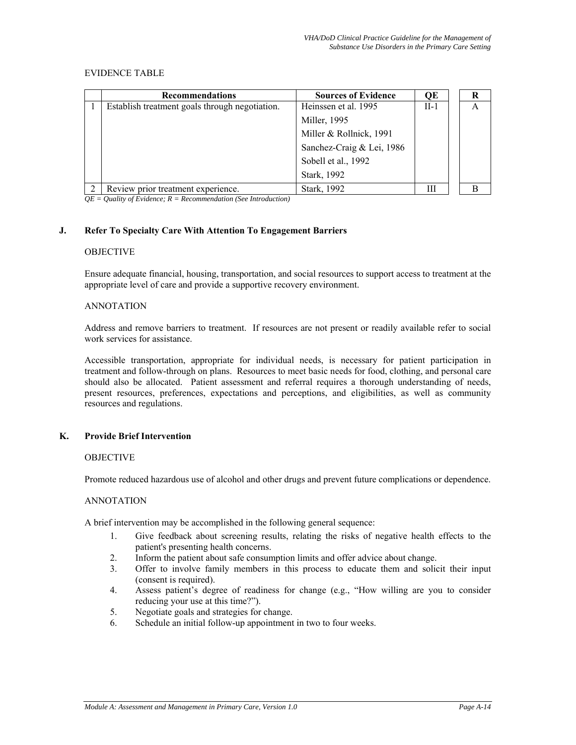EVIDENCE TABLE

| | Recommendations | Sources of Evidence | QE | R |
|---|---|---|---|---|
| 1 | Establish treatment goals through negotiation. | Heinssen et al. 1995<br>Miller, 1995<br>Miller & Rollnick, 1991<br>Sanchez-Craig & Lei, 1986<br>Sobell et al., 1992<br>Stark, 1992 | II-1 | A |
| 2 | Review prior treatment experience. | Stark, 1992 | III | B |

*QE = Quality of Evidence; R = Recommendation (See Introduction)*

## J. Refer To Specialty Care With Attention To Engagement Barriers

OBJECTIVE

Ensure adequate financial, housing, transportation, and social resources to support access to treatment at the appropriate level of care and provide a supportive recovery environment.

ANNOTATION

Address and remove barriers to treatment. If resources are not present or readily available refer to social work services for assistance.

Accessible transportation, appropriate for individual needs, is necessary for patient participation in treatment and follow-through on plans. Resources to meet basic needs for food, clothing, and personal care should also be allocated. Patient assessment and referral requires a thorough understanding of needs, present resources, preferences, expectations and perceptions, and eligibilities, as well as community resources and regulations.

## K. Provide Brief Intervention

OBJECTIVE

Promote reduced hazardous use of alcohol and other drugs and prevent future complications or dependence.

ANNOTATION

A brief intervention may be accomplished in the following general sequence:

1. Give feedback about screening results, relating the risks of negative health effects to the patient's presenting health concerns.
2. Inform the patient about safe consumption limits and offer advice about change.
3. Offer to involve family members in this process to educate them and solicit their input (consent is required).
4. Assess patient's degree of readiness for change (e.g., "How willing are you to consider reducing your use at this time?").
5. Negotiate goals and strategies for change.
6. Schedule an initial follow-up appointment in two to four weeks.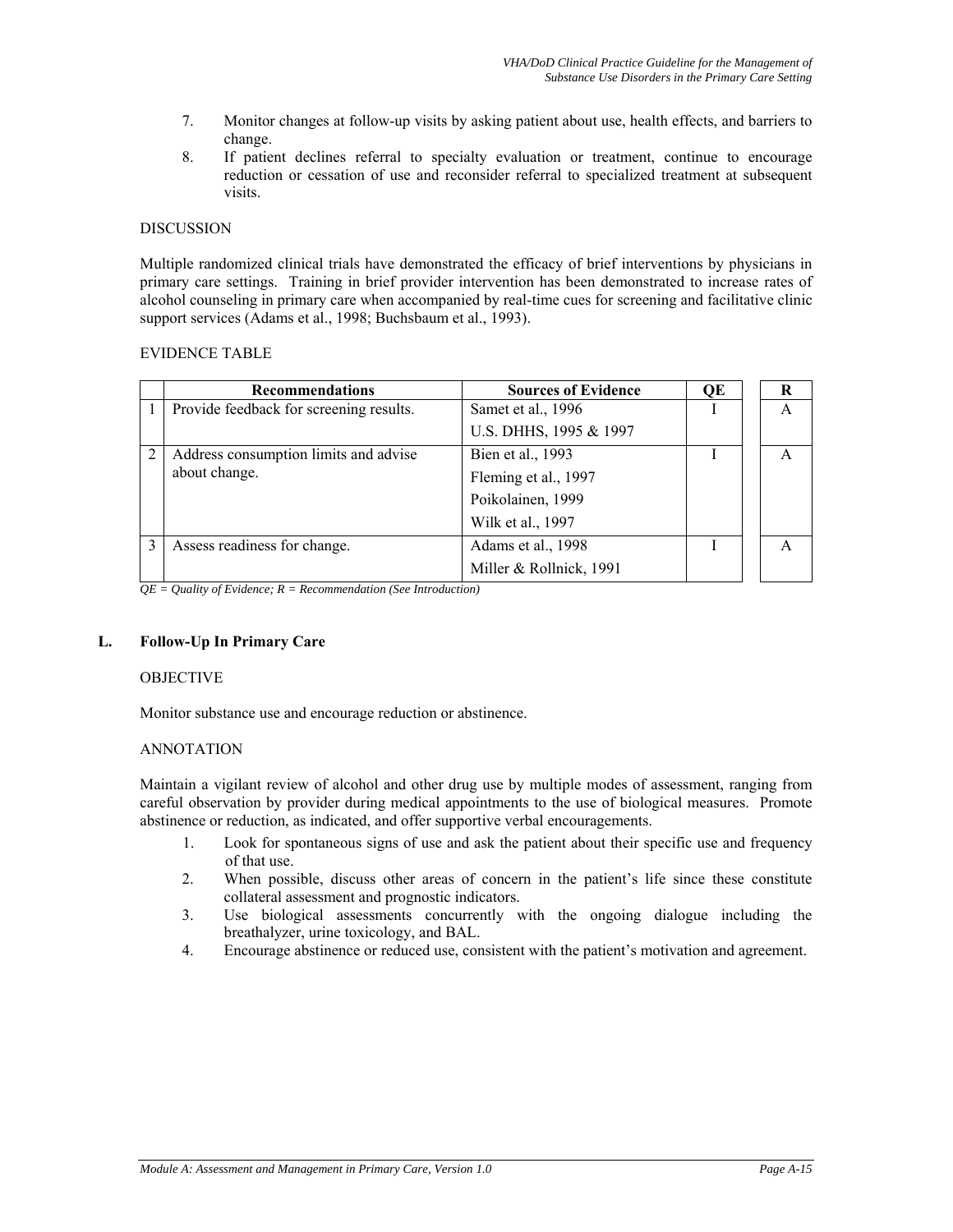7. Monitor changes at follow-up visits by asking patient about use, health effects, and barriers to change.
8. If patient declines referral to specialty evaluation or treatment, continue to encourage reduction or cessation of use and reconsider referral to specialized treatment at subsequent visits.

DISCUSSION

Multiple randomized clinical trials have demonstrated the efficacy of brief interventions by physicians in primary care settings. Training in brief provider intervention has been demonstrated to increase rates of alcohol counseling in primary care when accompanied by real-time cues for screening and facilitative clinic support services (Adams et al., 1998; Buchsbaum et al., 1993).

EVIDENCE TABLE

| | Recommendations | Sources of Evidence | QE | R |
|---|---|---|---|---|
| 1 | Provide feedback for screening results. | Samet et al., 1996<br>U.S. DHHS, 1995 & 1997 | I | A |
| 2 | Address consumption limits and advise about change. | Bien et al., 1993<br>Fleming et al., 1997<br>Poikolainen, 1999<br>Wilk et al., 1997 | I | A |
| 3 | Assess readiness for change. | Adams et al., 1998<br>Miller & Rollnick, 1991 | I | A |

*QE = Quality of Evidence; R = Recommendation (See Introduction)*

## L. Follow-Up In Primary Care

OBJECTIVE

Monitor substance use and encourage reduction or abstinence.

ANNOTATION

Maintain a vigilant review of alcohol and other drug use by multiple modes of assessment, ranging from careful observation by provider during medical appointments to the use of biological measures. Promote abstinence or reduction, as indicated, and offer supportive verbal encouragements.

1. Look for spontaneous signs of use and ask the patient about their specific use and frequency of that use.
2. When possible, discuss other areas of concern in the patient's life since these constitute collateral assessment and prognostic indicators.
3. Use biological assessments concurrently with the ongoing dialogue including the breathalyzer, urine toxicology, and BAL.
4. Encourage abstinence or reduced use, consistent with the patient's motivation and agreement.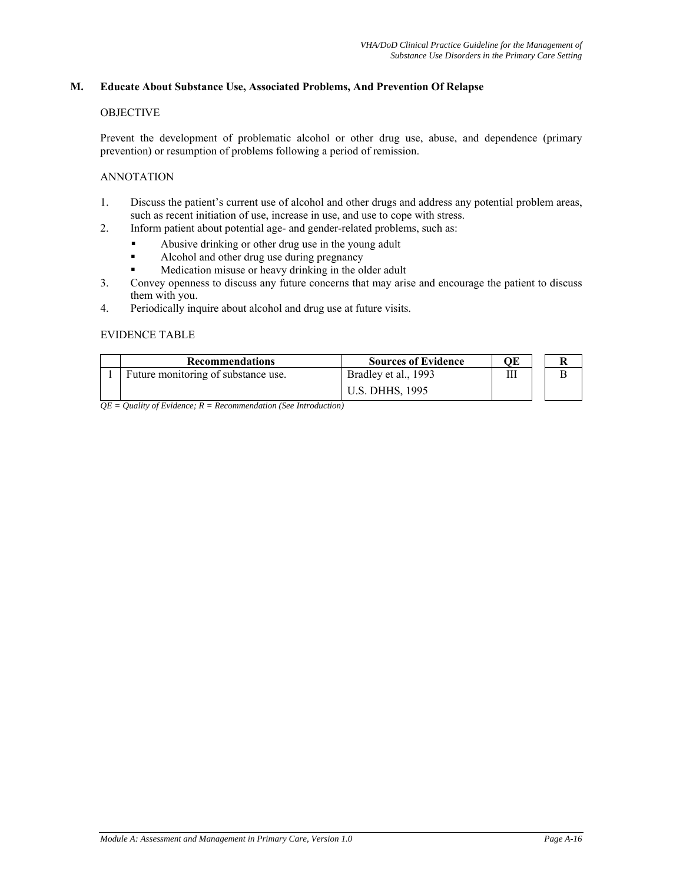## M. Educate About Substance Use, Associated Problems, And Prevention Of Relapse

OBJECTIVE

Prevent the development of problematic alcohol or other drug use, abuse, and dependence (primary prevention) or resumption of problems following a period of remission.

ANNOTATION

1. Discuss the patient's current use of alcohol and other drugs and address any potential problem areas, such as recent initiation of use, increase in use, and use to cope with stress.
2. Inform patient about potential age- and gender-related problems, such as:
   - Abusive drinking or other drug use in the young adult
   - Alcohol and other drug use during pregnancy
   - Medication misuse or heavy drinking in the older adult
3. Convey openness to discuss any future concerns that may arise and encourage the patient to discuss them with you.
4. Periodically inquire about alcohol and drug use at future visits.

EVIDENCE TABLE

| | Recommendations | Sources of Evidence | QE | R |
|---|---|---|---|---|
| 1 | Future monitoring of substance use. | Bradley et al., 1993<br>U.S. DHHS, 1995 | III | B |

*QE = Quality of Evidence; R = Recommendation (See Introduction)*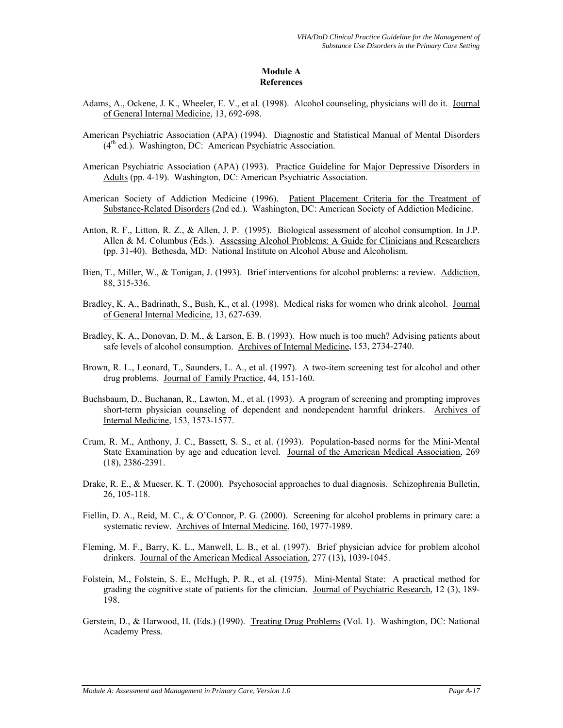## Module A
## References

Adams, A., Ockene, J. K., Wheeler, E. V., et al. (1998). Alcohol counseling, physicians will do it. Journal of General Internal Medicine, 13, 692-698.

American Psychiatric Association (APA) (1994). Diagnostic and Statistical Manual of Mental Disorders (4th ed.). Washington, DC: American Psychiatric Association.

American Psychiatric Association (APA) (1993). Practice Guideline for Major Depressive Disorders in Adults (pp. 4-19). Washington, DC: American Psychiatric Association.

American Society of Addiction Medicine (1996). Patient Placement Criteria for the Treatment of Substance-Related Disorders (2nd ed.). Washington, DC: American Society of Addiction Medicine.

Anton, R. F., Litton, R. Z., & Allen, J. P. (1995). Biological assessment of alcohol consumption. In J.P. Allen & M. Columbus (Eds.). Assessing Alcohol Problems: A Guide for Clinicians and Researchers (pp. 31-40). Bethesda, MD: National Institute on Alcohol Abuse and Alcoholism.

Bien, T., Miller, W., & Tonigan, J. (1993). Brief interventions for alcohol problems: a review. Addiction, 88, 315-336.

Bradley, K. A., Badrinath, S., Bush, K., et al. (1998). Medical risks for women who drink alcohol. Journal of General Internal Medicine, 13, 627-639.

Bradley, K. A., Donovan, D. M., & Larson, E. B. (1993). How much is too much? Advising patients about safe levels of alcohol consumption. Archives of Internal Medicine, 153, 2734-2740.

Brown, R. L., Leonard, T., Saunders, L. A., et al. (1997). A two-item screening test for alcohol and other drug problems. Journal of Family Practice, 44, 151-160.

Buchsbaum, D., Buchanan, R., Lawton, M., et al. (1993). A program of screening and prompting improves short-term physician counseling of dependent and nondependent harmful drinkers. Archives of Internal Medicine, 153, 1573-1577.

Crum, R. M., Anthony, J. C., Bassett, S. S., et al. (1993). Population-based norms for the Mini-Mental State Examination by age and education level. Journal of the American Medical Association, 269 (18), 2386-2391.

Drake, R. E., & Mueser, K. T. (2000). Psychosocial approaches to dual diagnosis. Schizophrenia Bulletin, 26, 105-118.

Fiellin, D. A., Reid, M. C., & O'Connor, P. G. (2000). Screening for alcohol problems in primary care: a systematic review. Archives of Internal Medicine, 160, 1977-1989.

Fleming, M. F., Barry, K. L., Manwell, L. B., et al. (1997). Brief physician advice for problem alcohol drinkers. Journal of the American Medical Association, 277 (13), 1039-1045.

Folstein, M., Folstein, S. E., McHugh, P. R., et al. (1975). Mini-Mental State: A practical method for grading the cognitive state of patients for the clinician. Journal of Psychiatric Research, 12 (3), 189-198.

Gerstein, D., & Harwood, H. (Eds.) (1990). Treating Drug Problems (Vol. 1). Washington, DC: National Academy Press.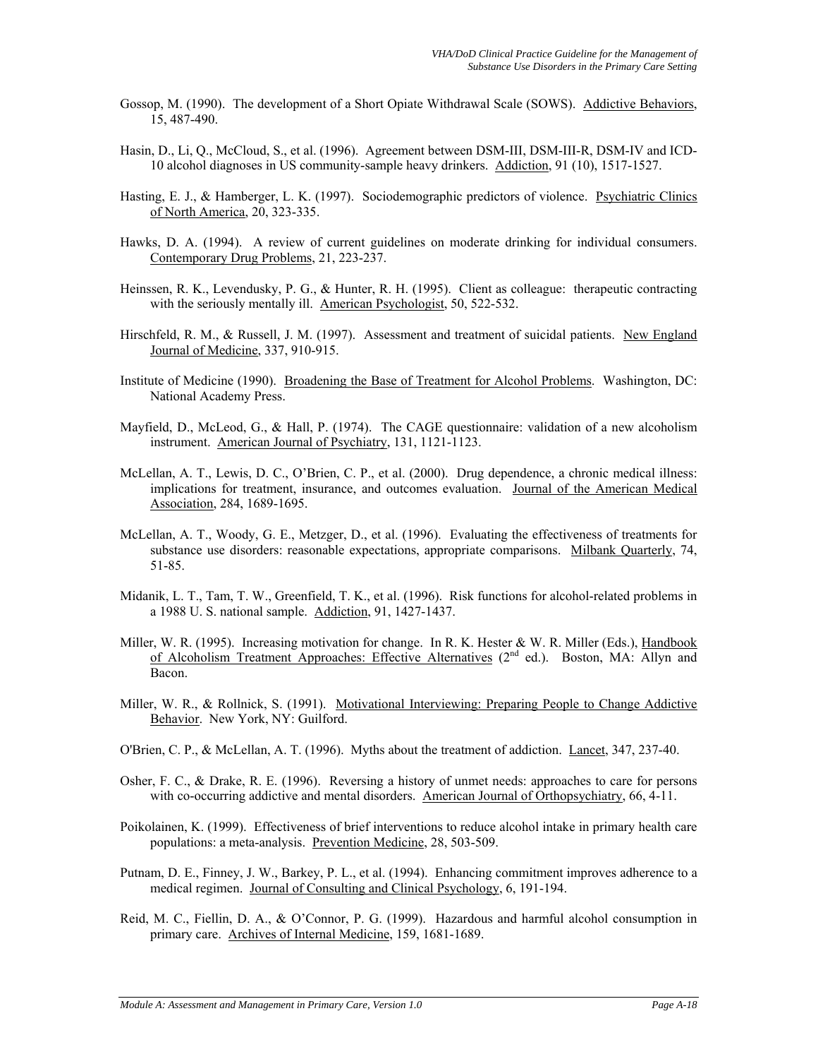Gossop, M. (1990). The development of a Short Opiate Withdrawal Scale (SOWS). Addictive Behaviors, 15, 487-490.

Hasin, D., Li, Q., McCloud, S., et al. (1996). Agreement between DSM-III, DSM-III-R, DSM-IV and ICD-10 alcohol diagnoses in US community-sample heavy drinkers. Addiction, 91 (10), 1517-1527.

Hasting, E. J., & Hamberger, L. K. (1997). Sociodemographic predictors of violence. Psychiatric Clinics of North America, 20, 323-335.

Hawks, D. A. (1994). A review of current guidelines on moderate drinking for individual consumers. Contemporary Drug Problems, 21, 223-237.

Heinssen, R. K., Levendusky, P. G., & Hunter, R. H. (1995). Client as colleague: therapeutic contracting with the seriously mentally ill. American Psychologist, 50, 522-532.

Hirschfeld, R. M., & Russell, J. M. (1997). Assessment and treatment of suicidal patients. New England Journal of Medicine, 337, 910-915.

Institute of Medicine (1990). Broadening the Base of Treatment for Alcohol Problems. Washington, DC: National Academy Press.

Mayfield, D., McLeod, G., & Hall, P. (1974). The CAGE questionnaire: validation of a new alcoholism instrument. American Journal of Psychiatry, 131, 1121-1123.

McLellan, A. T., Lewis, D. C., O'Brien, C. P., et al. (2000). Drug dependence, a chronic medical illness: implications for treatment, insurance, and outcomes evaluation. Journal of the American Medical Association, 284, 1689-1695.

McLellan, A. T., Woody, G. E., Metzger, D., et al. (1996). Evaluating the effectiveness of treatments for substance use disorders: reasonable expectations, appropriate comparisons. Milbank Quarterly, 74, 51-85.

Midanik, L. T., Tam, T. W., Greenfield, T. K., et al. (1996). Risk functions for alcohol-related problems in a 1988 U. S. national sample. Addiction, 91, 1427-1437.

Miller, W. R. (1995). Increasing motivation for change. In R. K. Hester & W. R. Miller (Eds.), Handbook of Alcoholism Treatment Approaches: Effective Alternatives (2nd ed.). Boston, MA: Allyn and Bacon.

Miller, W. R., & Rollnick, S. (1991). Motivational Interviewing: Preparing People to Change Addictive Behavior. New York, NY: Guilford.

O'Brien, C. P., & McLellan, A. T. (1996). Myths about the treatment of addiction. Lancet, 347, 237-40.

Osher, F. C., & Drake, R. E. (1996). Reversing a history of unmet needs: approaches to care for persons with co-occurring addictive and mental disorders. American Journal of Orthopsychiatry, 66, 4-11.

Poikolainen, K. (1999). Effectiveness of brief interventions to reduce alcohol intake in primary health care populations: a meta-analysis. Prevention Medicine, 28, 503-509.

Putnam, D. E., Finney, J. W., Barkey, P. L., et al. (1994). Enhancing commitment improves adherence to a medical regimen. Journal of Consulting and Clinical Psychology, 6, 191-194.

Reid, M. C., Fiellin, D. A., & O'Connor, P. G. (1999). Hazardous and harmful alcohol consumption in primary care. Archives of Internal Medicine, 159, 1681-1689.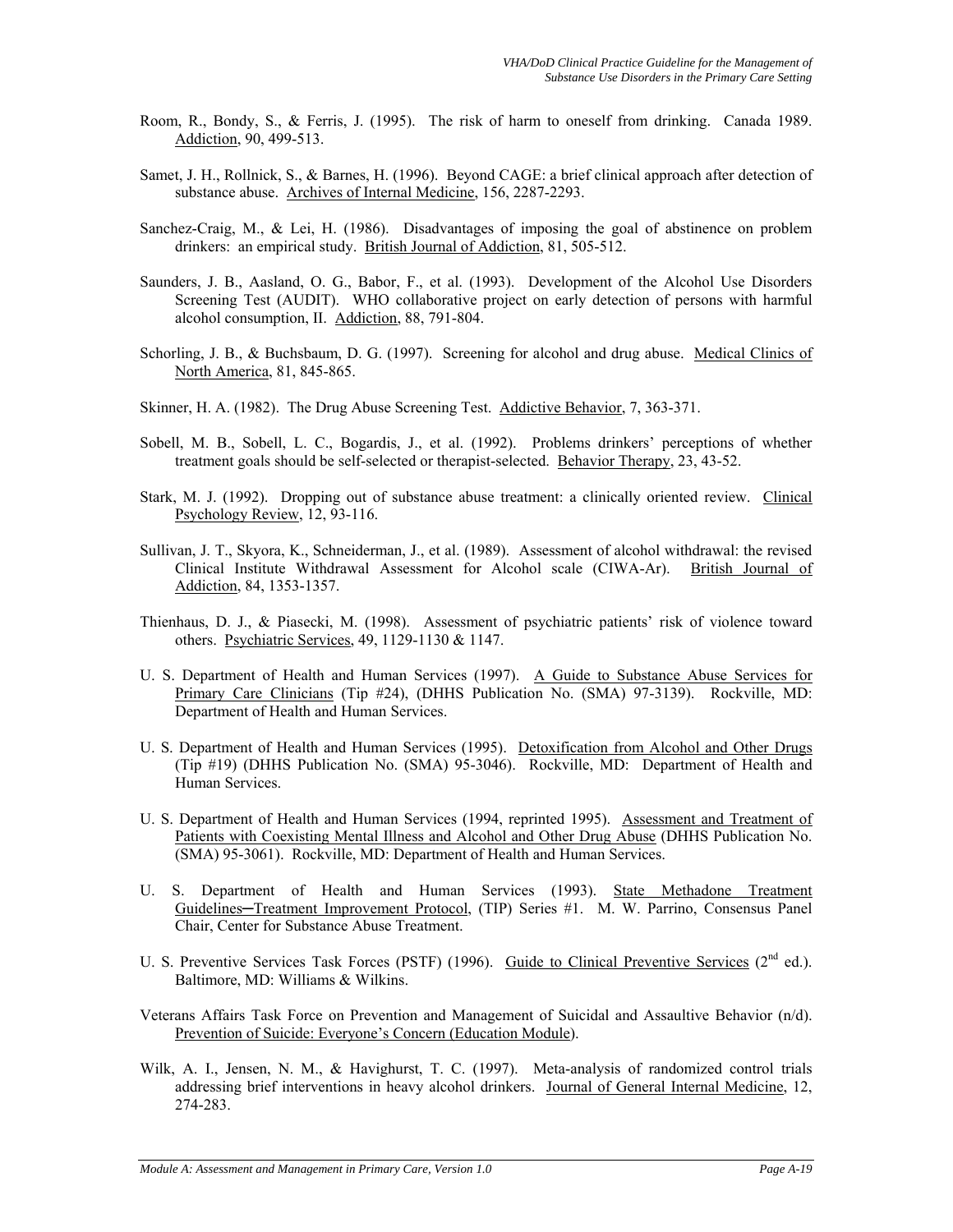Room, R., Bondy, S., & Ferris, J. (1995). The risk of harm to oneself from drinking. Canada 1989. Addiction, 90, 499-513.

Samet, J. H., Rollnick, S., & Barnes, H. (1996). Beyond CAGE: a brief clinical approach after detection of substance abuse. Archives of Internal Medicine, 156, 2287-2293.

Sanchez-Craig, M., & Lei, H. (1986). Disadvantages of imposing the goal of abstinence on problem drinkers: an empirical study. British Journal of Addiction, 81, 505-512.

Saunders, J. B., Aasland, O. G., Babor, F., et al. (1993). Development of the Alcohol Use Disorders Screening Test (AUDIT). WHO collaborative project on early detection of persons with harmful alcohol consumption, II. Addiction, 88, 791-804.

Schorling, J. B., & Buchsbaum, D. G. (1997). Screening for alcohol and drug abuse. Medical Clinics of North America, 81, 845-865.

Skinner, H. A. (1982). The Drug Abuse Screening Test. Addictive Behavior, 7, 363-371.

Sobell, M. B., Sobell, L. C., Bogardis, J., et al. (1992). Problems drinkers' perceptions of whether treatment goals should be self-selected or therapist-selected. Behavior Therapy, 23, 43-52.

Stark, M. J. (1992). Dropping out of substance abuse treatment: a clinically oriented review. Clinical Psychology Review, 12, 93-116.

Sullivan, J. T., Skyora, K., Schneiderman, J., et al. (1989). Assessment of alcohol withdrawal: the revised Clinical Institute Withdrawal Assessment for Alcohol scale (CIWA-Ar). British Journal of Addiction, 84, 1353-1357.

Thienhaus, D. J., & Piasecki, M. (1998). Assessment of psychiatric patients' risk of violence toward others. Psychiatric Services, 49, 1129-1130 & 1147.

U. S. Department of Health and Human Services (1997). A Guide to Substance Abuse Services for Primary Care Clinicians (Tip #24), (DHHS Publication No. (SMA) 97-3139). Rockville, MD: Department of Health and Human Services.

U. S. Department of Health and Human Services (1995). Detoxification from Alcohol and Other Drugs (Tip #19) (DHHS Publication No. (SMA) 95-3046). Rockville, MD: Department of Health and Human Services.

U. S. Department of Health and Human Services (1994, reprinted 1995). Assessment and Treatment of Patients with Coexisting Mental Illness and Alcohol and Other Drug Abuse (DHHS Publication No. (SMA) 95-3061). Rockville, MD: Department of Health and Human Services.

U. S. Department of Health and Human Services (1993). State Methadone Treatment Guidelines─Treatment Improvement Protocol, (TIP) Series #1. M. W. Parrino, Consensus Panel Chair, Center for Substance Abuse Treatment.

U. S. Preventive Services Task Forces (PSTF) (1996). Guide to Clinical Preventive Services (2nd ed.). Baltimore, MD: Williams & Wilkins.

Veterans Affairs Task Force on Prevention and Management of Suicidal and Assaultive Behavior (n/d). Prevention of Suicide: Everyone's Concern (Education Module).

Wilk, A. I., Jensen, N. M., & Havighurst, T. C. (1997). Meta-analysis of randomized control trials addressing brief interventions in heavy alcohol drinkers. Journal of General Internal Medicine, 12, 274-283.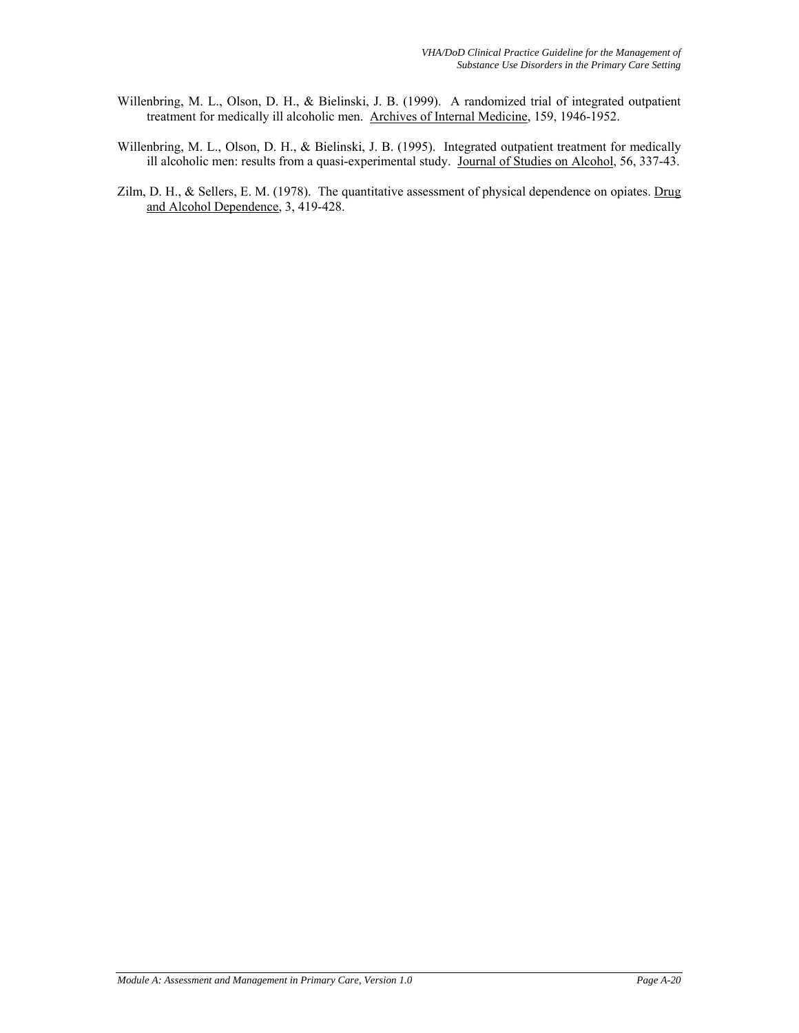Willenbring, M. L., Olson, D. H., & Bielinski, J. B. (1999). A randomized trial of integrated outpatient treatment for medically ill alcoholic men. Archives of Internal Medicine, 159, 1946-1952.

Willenbring, M. L., Olson, D. H., & Bielinski, J. B. (1995). Integrated outpatient treatment for medically ill alcoholic men: results from a quasi-experimental study. Journal of Studies on Alcohol, 56, 337-43.

Zilm, D. H., & Sellers, E. M. (1978). The quantitative assessment of physical dependence on opiates. Drug and Alcohol Dependence, 3, 419-428.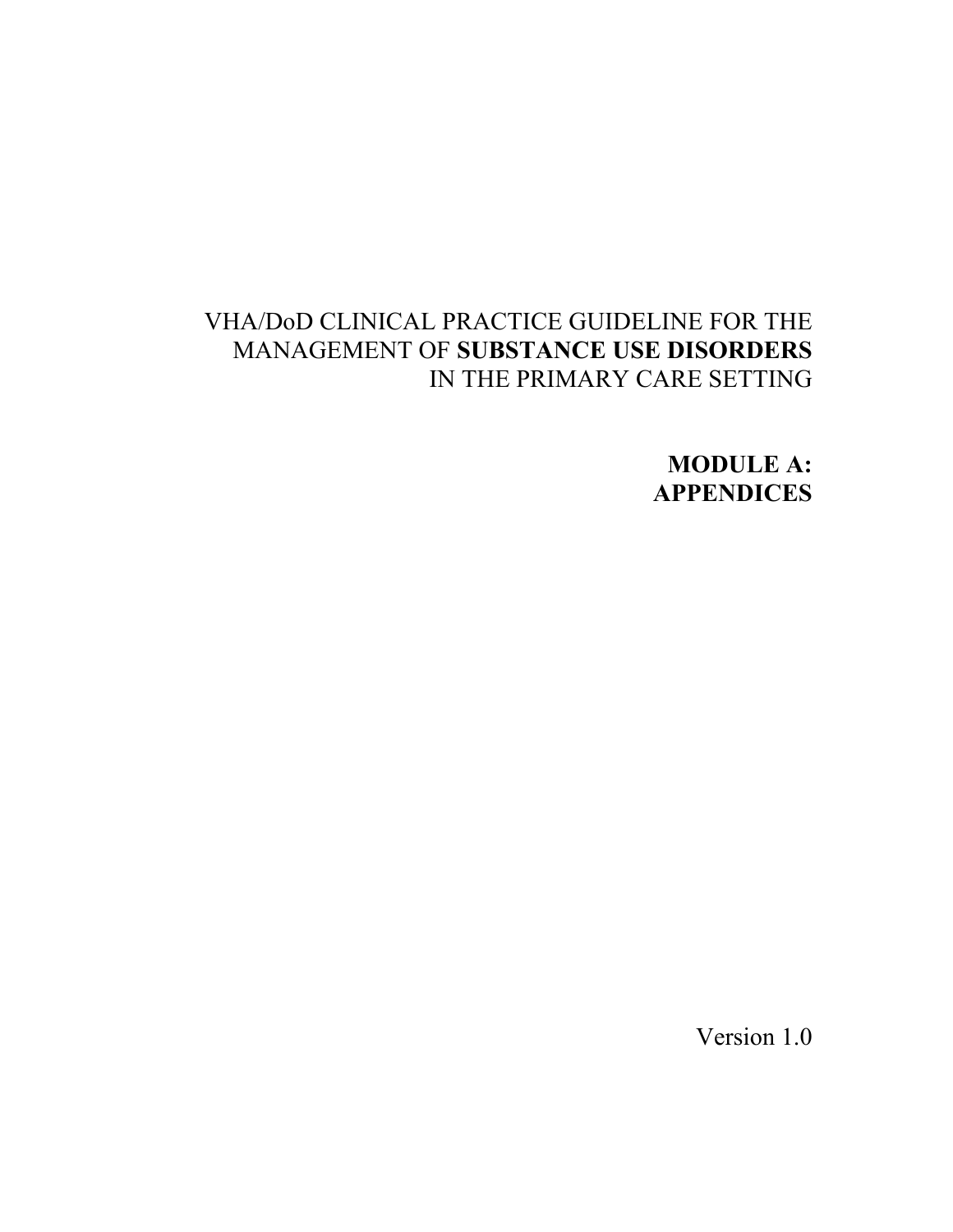VHA/DoD CLINICAL PRACTICE GUIDELINE FOR THE MANAGEMENT OF **SUBSTANCE USE DISORDERS** IN THE PRIMARY CARE SETTING

# MODULE A: APPENDICES

Version 1.0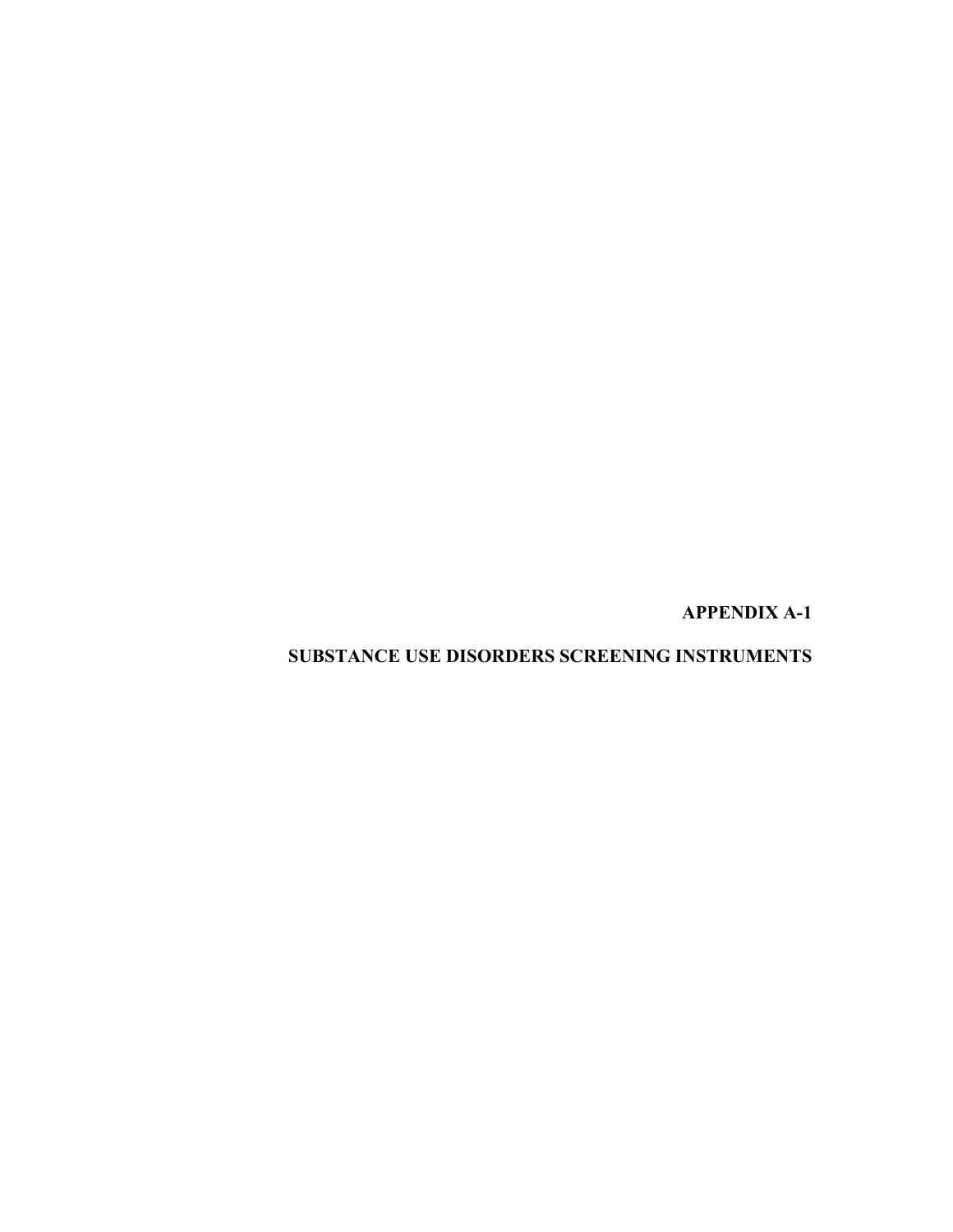# APPENDIX A-1

## SUBSTANCE USE DISORDERS SCREENING INSTRUMENTS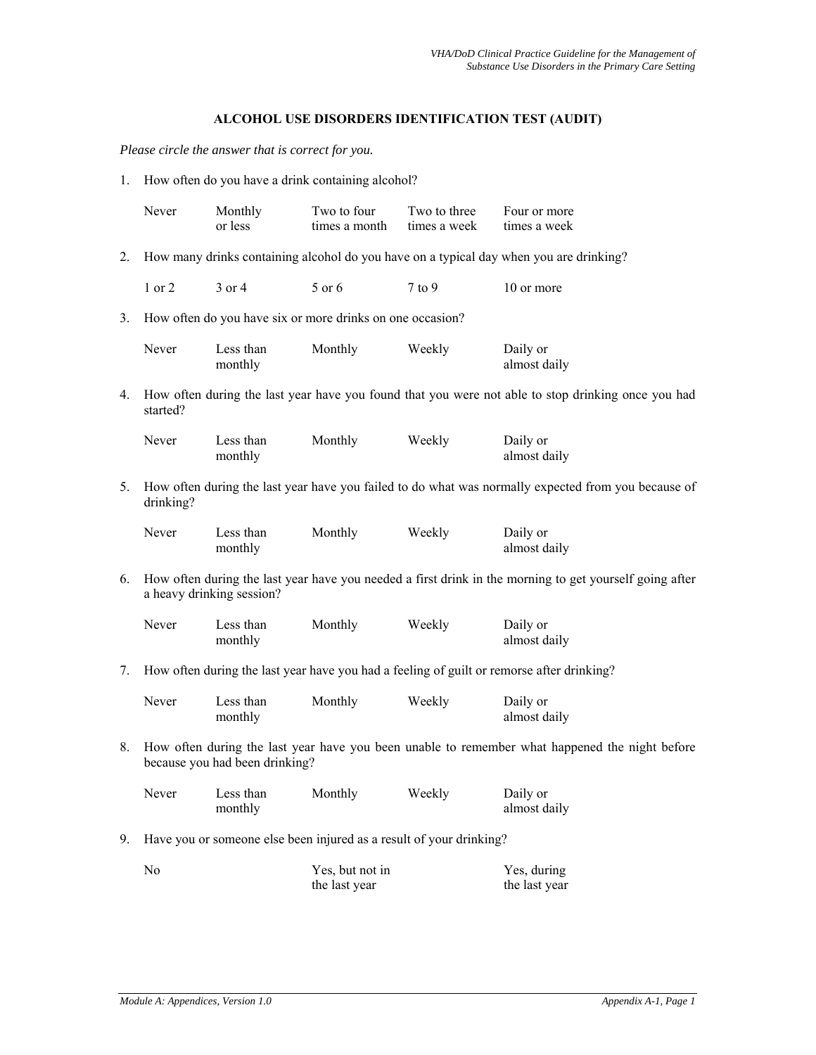## ALCOHOL USE DISORDERS IDENTIFICATION TEST (AUDIT)

*Please circle the answer that is correct for you.*

1. How often do you have a drink containing alcohol?

   Never | Monthly or less | Two to four times a month | Two to three times a week | Four or more times a week

2. How many drinks containing alcohol do you have on a typical day when you are drinking?

   1 or 2 | 3 or 4 | 5 or 6 | 7 to 9 | 10 or more

3. How often do you have six or more drinks on one occasion?

   Never | Less than monthly | Monthly | Weekly | Daily or almost daily

4. How often during the last year have you found that you were not able to stop drinking once you had started?

   Never | Less than monthly | Monthly | Weekly | Daily or almost daily

5. How often during the last year have you failed to do what was normally expected from you because of drinking?

   Never | Less than monthly | Monthly | Weekly | Daily or almost daily

6. How often during the last year have you needed a first drink in the morning to get yourself going after a heavy drinking session?

   Never | Less than monthly | Monthly | Weekly | Daily or almost daily

7. How often during the last year have you had a feeling of guilt or remorse after drinking?

   Never | Less than monthly | Monthly | Weekly | Daily or almost daily

8. How often during the last year have you been unable to remember what happened the night before because you had been drinking?

   Never | Less than monthly | Monthly | Weekly | Daily or almost daily

9. Have you or someone else been injured as a result of your drinking?

   No | Yes, but not in the last year | Yes, during the last year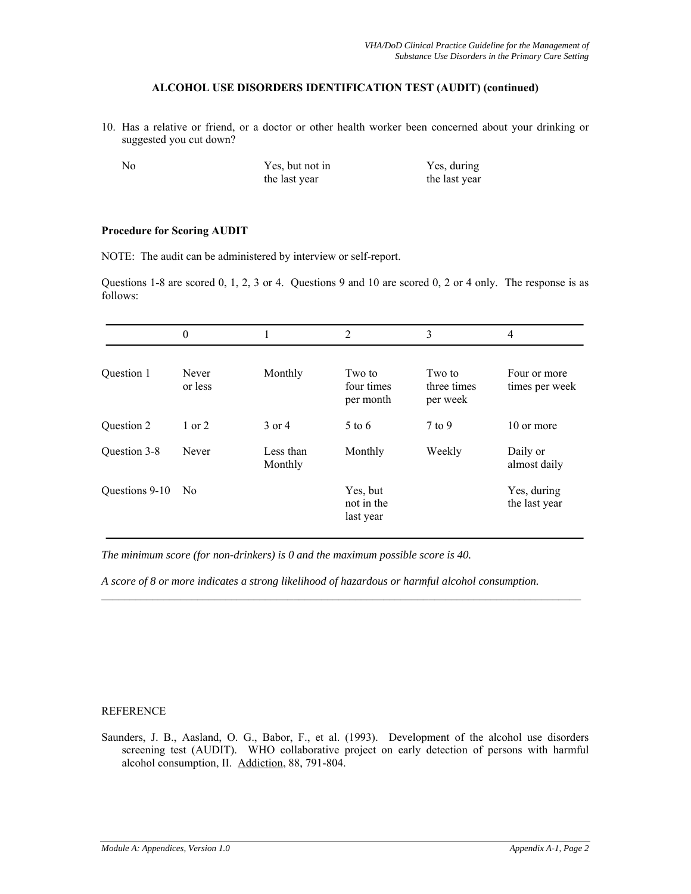## ALCOHOL USE DISORDERS IDENTIFICATION TEST (AUDIT) (continued)

10. Has a relative or friend, or a doctor or other health worker been concerned about your drinking or suggested you cut down?

    No    Yes, but not in the last year    Yes, during the last year

### Procedure for Scoring AUDIT

NOTE: The audit can be administered by interview or self-report.

Questions 1-8 are scored 0, 1, 2, 3 or 4. Questions 9 and 10 are scored 0, 2 or 4 only. The response is as follows:

| | 0 | 1 | 2 | 3 | 4 |
|---|---|---|---|---|---|
| Question 1 | Never or less | Monthly | Two to four times per month | Two to three times per week | Four or more times per week |
| Question 2 | 1 or 2 | 3 or 4 | 5 to 6 | 7 to 9 | 10 or more |
| Question 3-8 | Never | Less than Monthly | Monthly | Weekly | Daily or almost daily |
| Questions 9-10 | No | | Yes, but not in the last year | | Yes, during the last year |

*The minimum score (for non-drinkers) is 0 and the maximum possible score is 40.*

*A score of 8 or more indicates a strong likelihood of hazardous or harmful alcohol consumption.*

REFERENCE

Saunders, J. B., Aasland, O. G., Babor, F., et al. (1993). Development of the alcohol use disorders screening test (AUDIT). WHO collaborative project on early detection of persons with harmful alcohol consumption, II. Addiction, 88, 791-804.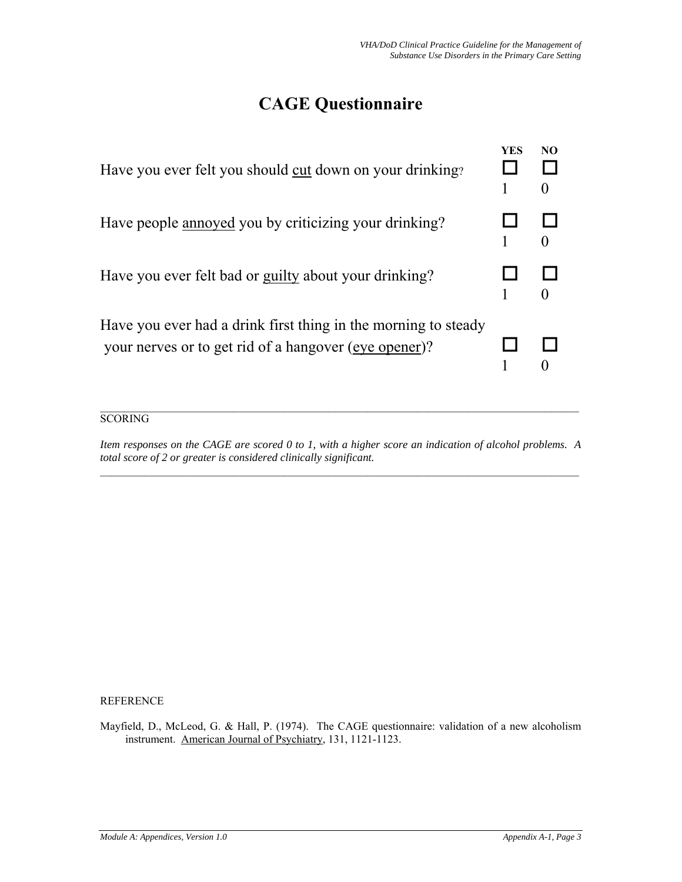# CAGE Questionnaire

| | YES | NO |
|---|---|---|
| Have you ever felt you should <u>cut</u> down on your drinking? | ☐ 1 | ☐ 0 |
| Have people <u>annoyed</u> you by criticizing your drinking? | ☐ 1 | ☐ 0 |
| Have you ever felt bad or <u>guilty</u> about your drinking? | ☐ 1 | ☐ 0 |
| Have you ever had a drink first thing in the morning to steady your nerves or to get rid of a hangover (<u>eye opener</u>)? | ☐ 1 | ☐ 0 |

---

SCORING

*Item responses on the CAGE are scored 0 to 1, with a higher score an indication of alcohol problems. A total score of 2 or greater is considered clinically significant.*

---

REFERENCE

Mayfield, D., McLeod, G. & Hall, P. (1974). The CAGE questionnaire: validation of a new alcoholism instrument. <u>American Journal of Psychiatry</u>, 131, 1121-1123.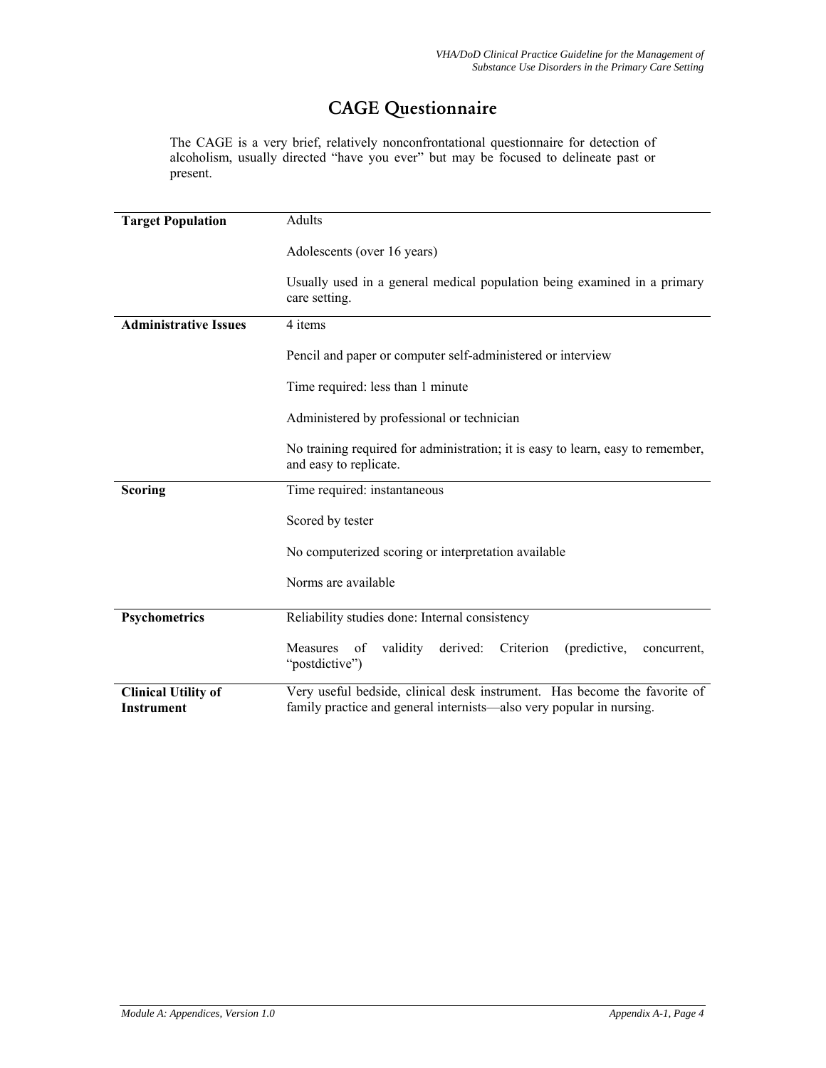# CAGE Questionnaire

The CAGE is a very brief, relatively nonconfrontational questionnaire for detection of alcoholism, usually directed "have you ever" but may be focused to delineate past or present.

| | |
|---|---|
| **Target Population** | Adults<br><br>Adolescents (over 16 years)<br><br>Usually used in a general medical population being examined in a primary care setting. |
| **Administrative Issues** | 4 items<br><br>Pencil and paper or computer self-administered or interview<br><br>Time required: less than 1 minute<br><br>Administered by professional or technician<br><br>No training required for administration; it is easy to learn, easy to remember, and easy to replicate. |
| **Scoring** | Time required: instantaneous<br><br>Scored by tester<br><br>No computerized scoring or interpretation available<br><br>Norms are available |
| **Psychometrics** | Reliability studies done: Internal consistency<br><br>Measures of validity derived: Criterion (predictive, concurrent, "postdictive") |
| **Clinical Utility of Instrument** | Very useful bedside, clinical desk instrument. Has become the favorite of family practice and general internists—also very popular in nursing. |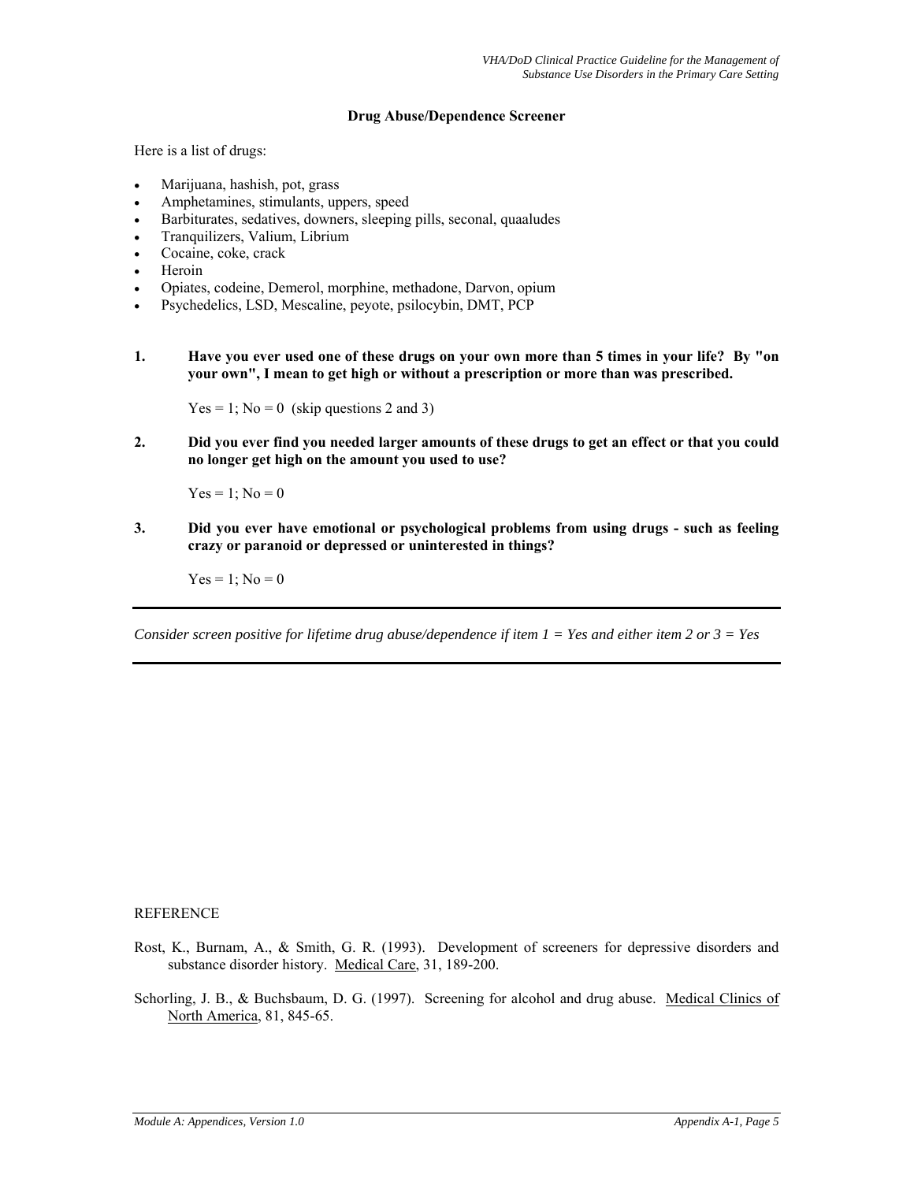## Drug Abuse/Dependence Screener

Here is a list of drugs:

- Marijuana, hashish, pot, grass
- Amphetamines, stimulants, uppers, speed
- Barbiturates, sedatives, downers, sleeping pills, seconal, quaaludes
- Tranquilizers, Valium, Librium
- Cocaine, coke, crack
- Heroin
- Opiates, codeine, Demerol, morphine, methadone, Darvon, opium
- Psychedelics, LSD, Mescaline, peyote, psilocybin, DMT, PCP

**1. Have you ever used one of these drugs on your own more than 5 times in your life? By "on your own", I mean to get high or without a prescription or more than was prescribed.**

Yes = 1; No = 0 (skip questions 2 and 3)

**2. Did you ever find you needed larger amounts of these drugs to get an effect or that you could no longer get high on the amount you used to use?**

Yes = 1; No = 0

**3. Did you ever have emotional or psychological problems from using drugs - such as feeling crazy or paranoid or depressed or uninterested in things?**

Yes = 1; No = 0

---

*Consider screen positive for lifetime drug abuse/dependence if item 1 = Yes and either item 2 or 3 = Yes*

---

REFERENCE

Rost, K., Burnam, A., & Smith, G. R. (1993). Development of screeners for depressive disorders and substance disorder history. Medical Care, 31, 189-200.

Schorling, J. B., & Buchsbaum, D. G. (1997). Screening for alcohol and drug abuse. Medical Clinics of North America, 81, 845-65.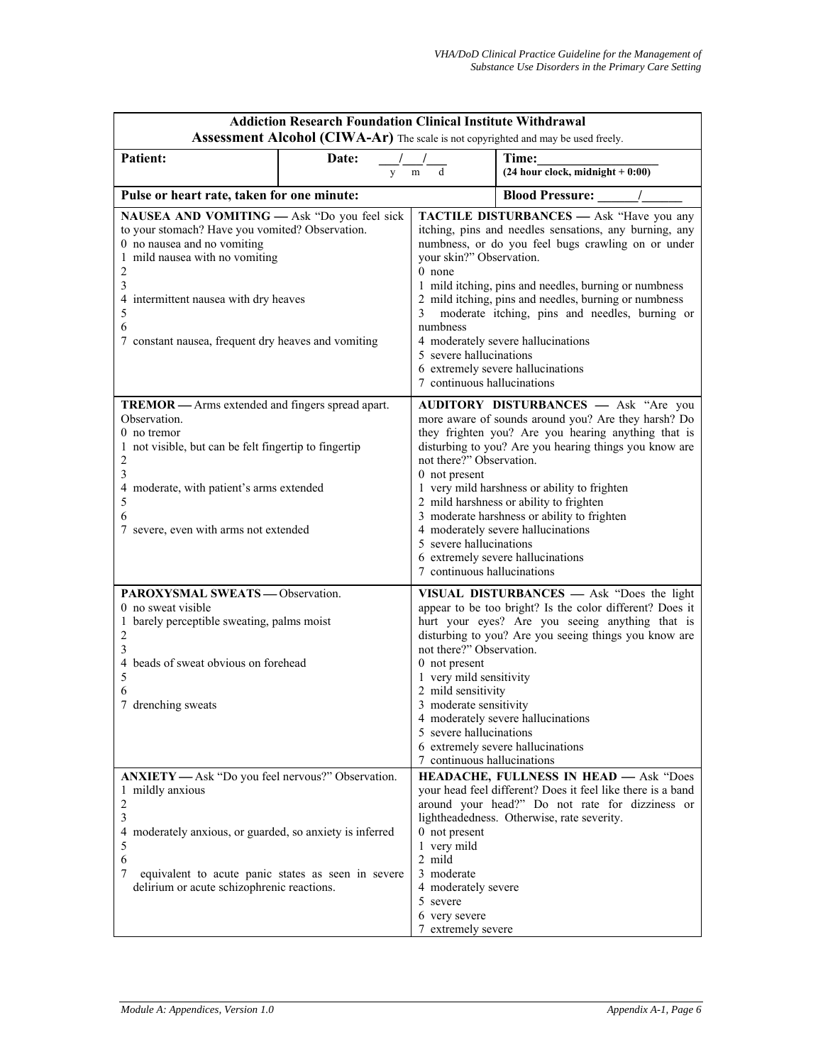**Addiction Research Foundation Clinical Institute Withdrawal Assessment Alcohol (CIWA-Ar)** The scale is not copyrighted and may be used freely.

| **Patient:** | **Date:** \_\_\_/\_\_\_/\_\_\_ (y m d) | **Time:** \_\_\_\_\_\_\_\_ (24 hour clock, midnight + 0:00) |
|---|---|---|
| **Pulse or heart rate, taken for one minute:** | | **Blood Pressure:** \_\_\_\_\_\_/\_\_\_\_\_\_ |

| | |
|---|---|
| **NAUSEA AND VOMITING —** Ask "Do you feel sick to your stomach? Have you vomited? Observation.<br>0 no nausea and no vomiting<br>1 mild nausea with no vomiting<br>2<br>3<br>4 intermittent nausea with dry heaves<br>5<br>6<br>7 constant nausea, frequent dry heaves and vomiting | **TACTILE DISTURBANCES —** Ask "Have you any itching, pins and needles sensations, any burning, any numbness, or do you feel bugs crawling on or under your skin?" Observation.<br>0 none<br>1 mild itching, pins and needles, burning or numbness<br>2 mild itching, pins and needles, burning or numbness<br>3 moderate itching, pins and needles, burning or numbness<br>4 moderately severe hallucinations<br>5 severe hallucinations<br>6 extremely severe hallucinations<br>7 continuous hallucinations |
| **TREMOR —** Arms extended and fingers spread apart. Observation.<br>0 no tremor<br>1 not visible, but can be felt fingertip to fingertip<br>2<br>3<br>4 moderate, with patient's arms extended<br>5<br>6<br>7 severe, even with arms not extended | **AUDITORY DISTURBANCES —** Ask "Are you more aware of sounds around you? Are they harsh? Do they frighten you? Are you hearing anything that is disturbing to you? Are you hearing things you know are not there?" Observation.<br>0 not present<br>1 very mild harshness or ability to frighten<br>2 mild harshness or ability to frighten<br>3 moderate harshness or ability to frighten<br>4 moderately severe hallucinations<br>5 severe hallucinations<br>6 extremely severe hallucinations<br>7 continuous hallucinations |
| **PAROXYSMAL SWEATS —** Observation.<br>0 no sweat visible<br>1 barely perceptible sweating, palms moist<br>2<br>3<br>4 beads of sweat obvious on forehead<br>5<br>6<br>7 drenching sweats | **VISUAL DISTURBANCES —** Ask "Does the light appear to be too bright? Is the color different? Does it hurt your eyes? Are you seeing anything that is disturbing to you? Are you seeing things you know are not there?" Observation.<br>0 not present<br>1 very mild sensitivity<br>2 mild sensitivity<br>3 moderate sensitivity<br>4 moderately severe hallucinations<br>5 severe hallucinations<br>6 extremely severe hallucinations<br>7 continuous hallucinations |
| **ANXIETY —** Ask "Do you feel nervous?" Observation.<br>1 mildly anxious<br>2<br>3<br>4 moderately anxious, or guarded, so anxiety is inferred<br>5<br>6<br>7 equivalent to acute panic states as seen in severe delirium or acute schizophrenic reactions. | **HEADACHE, FULLNESS IN HEAD —** Ask "Does your head feel different? Does it feel like there is a band around your head?" Do not rate for dizziness or lightheadedness. Otherwise, rate severity.<br>0 not present<br>1 very mild<br>2 mild<br>3 moderate<br>4 moderately severe<br>5 severe<br>6 very severe<br>7 extremely severe |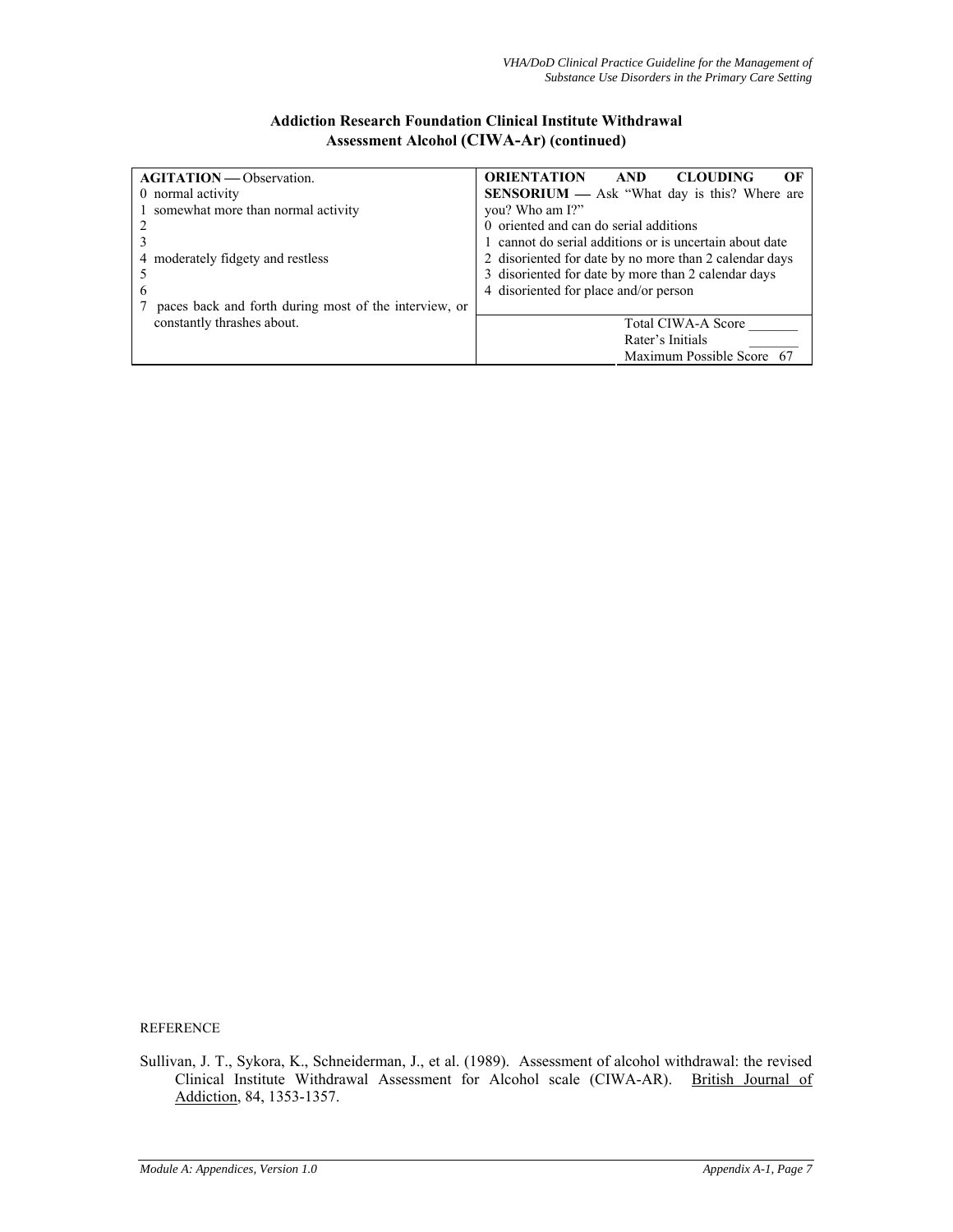**Addiction Research Foundation Clinical Institute Withdrawal Assessment Alcohol (CIWA-Ar) (continued)**

| | |
|---|---|
| **AGITATION —** Observation.<br>0 normal activity<br>1 somewhat more than normal activity<br>2<br>3<br>4 moderately fidgety and restless<br>5<br>6<br>7 paces back and forth during most of the interview, or constantly thrashes about. | **ORIENTATION AND CLOUDING OF SENSORIUM —** Ask "What day is this? Where are you? Who am I?"<br>0 oriented and can do serial additions<br>1 cannot do serial additions or is uncertain about date<br>2 disoriented for date by no more than 2 calendar days<br>3 disoriented for date by more than 2 calendar days<br>4 disoriented for place and/or person<br><br>Total CIWA-A Score _______<br>Rater's Initials _______<br>Maximum Possible Score 67 |

REFERENCE

Sullivan, J. T., Sykora, K., Schneiderman, J., et al. (1989). Assessment of alcohol withdrawal: the revised Clinical Institute Withdrawal Assessment for Alcohol scale (CIWA-AR). British Journal of Addiction, 84, 1353-1357.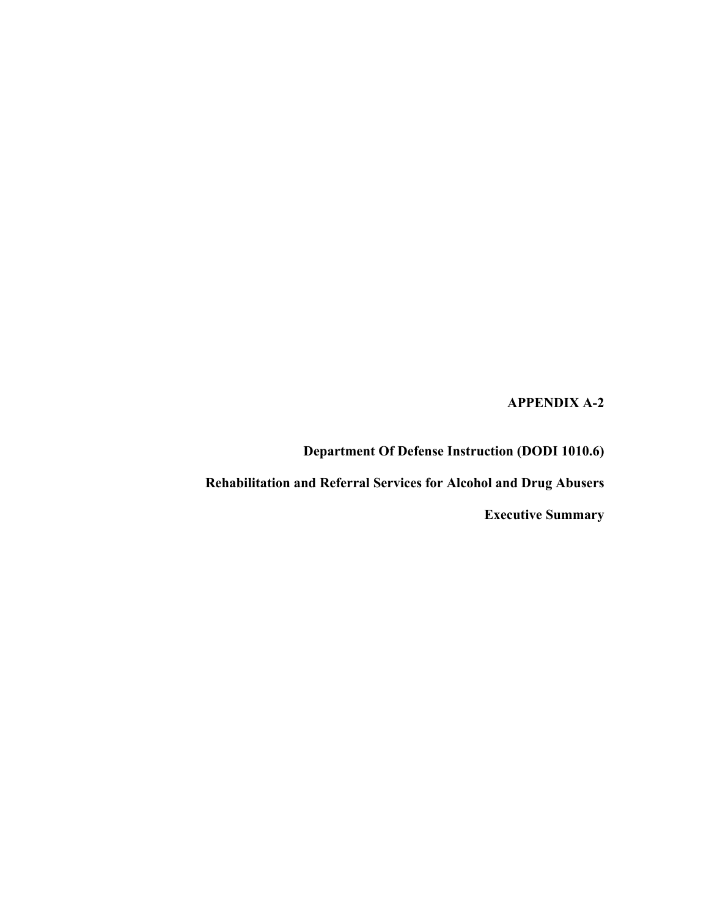**APPENDIX A-2**

**Department Of Defense Instruction (DODI 1010.6)**

**Rehabilitation and Referral Services for Alcohol and Drug Abusers**

**Executive Summary**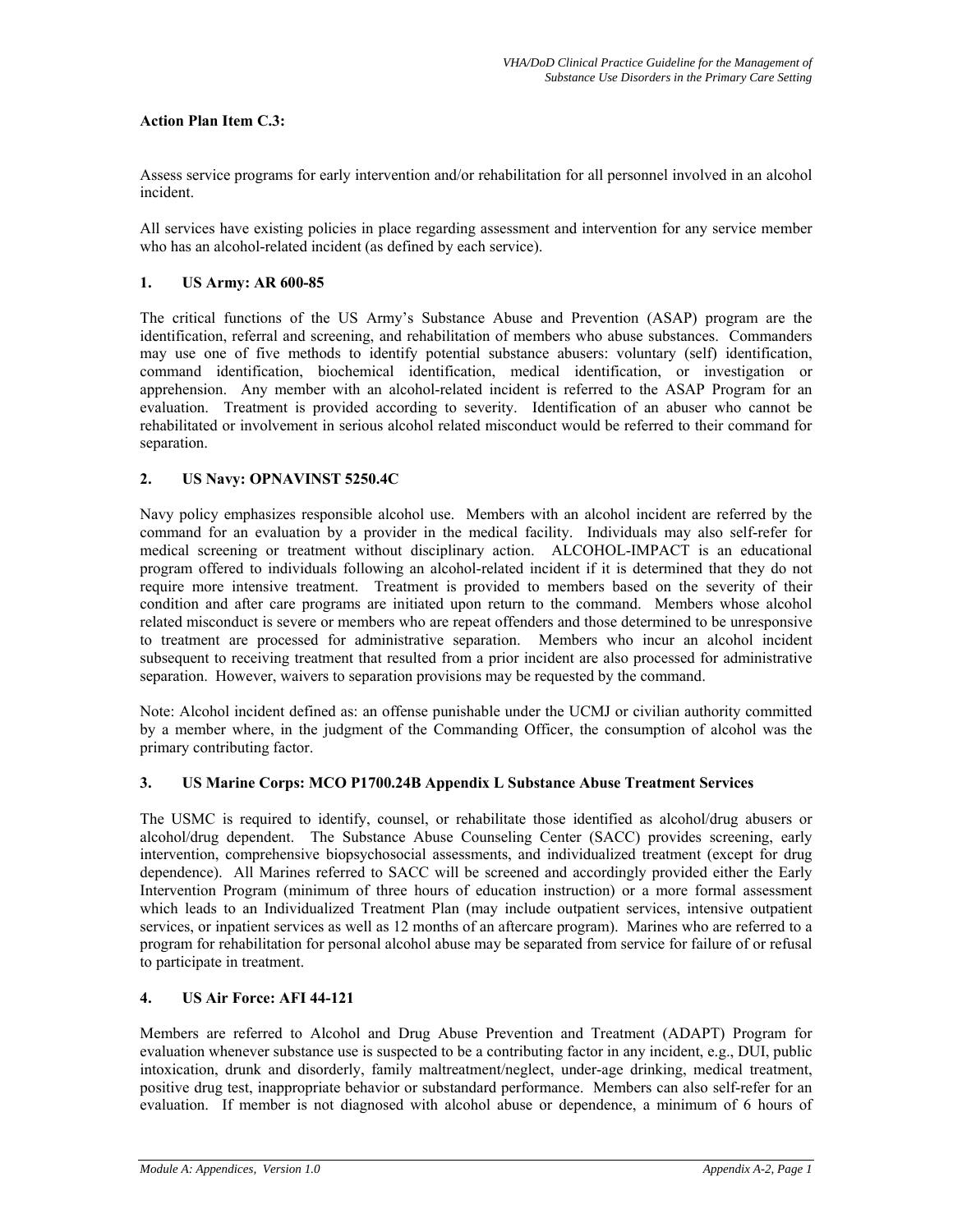**Action Plan Item C.3:**

Assess service programs for early intervention and/or rehabilitation for all personnel involved in an alcohol incident.

All services have existing policies in place regarding assessment and intervention for any service member who has an alcohol-related incident (as defined by each service).

**1. US Army: AR 600-85**

The critical functions of the US Army's Substance Abuse and Prevention (ASAP) program are the identification, referral and screening, and rehabilitation of members who abuse substances. Commanders may use one of five methods to identify potential substance abusers: voluntary (self) identification, command identification, biochemical identification, medical identification, or investigation or apprehension. Any member with an alcohol-related incident is referred to the ASAP Program for an evaluation. Treatment is provided according to severity. Identification of an abuser who cannot be rehabilitated or involvement in serious alcohol related misconduct would be referred to their command for separation.

**2. US Navy: OPNAVINST 5250.4C**

Navy policy emphasizes responsible alcohol use. Members with an alcohol incident are referred by the command for an evaluation by a provider in the medical facility. Individuals may also self-refer for medical screening or treatment without disciplinary action. ALCOHOL-IMPACT is an educational program offered to individuals following an alcohol-related incident if it is determined that they do not require more intensive treatment. Treatment is provided to members based on the severity of their condition and after care programs are initiated upon return to the command. Members whose alcohol related misconduct is severe or members who are repeat offenders and those determined to be unresponsive to treatment are processed for administrative separation. Members who incur an alcohol incident subsequent to receiving treatment that resulted from a prior incident are also processed for administrative separation. However, waivers to separation provisions may be requested by the command.

Note: Alcohol incident defined as: an offense punishable under the UCMJ or civilian authority committed by a member where, in the judgment of the Commanding Officer, the consumption of alcohol was the primary contributing factor.

**3. US Marine Corps: MCO P1700.24B Appendix L Substance Abuse Treatment Services**

The USMC is required to identify, counsel, or rehabilitate those identified as alcohol/drug abusers or alcohol/drug dependent. The Substance Abuse Counseling Center (SACC) provides screening, early intervention, comprehensive biopsychosocial assessments, and individualized treatment (except for drug dependence). All Marines referred to SACC will be screened and accordingly provided either the Early Intervention Program (minimum of three hours of education instruction) or a more formal assessment which leads to an Individualized Treatment Plan (may include outpatient services, intensive outpatient services, or inpatient services as well as 12 months of an aftercare program). Marines who are referred to a program for rehabilitation for personal alcohol abuse may be separated from service for failure of or refusal to participate in treatment.

**4. US Air Force: AFI 44-121**

Members are referred to Alcohol and Drug Abuse Prevention and Treatment (ADAPT) Program for evaluation whenever substance use is suspected to be a contributing factor in any incident, e.g., DUI, public intoxication, drunk and disorderly, family maltreatment/neglect, under-age drinking, medical treatment, positive drug test, inappropriate behavior or substandard performance. Members can also self-refer for an evaluation. If member is not diagnosed with alcohol abuse or dependence, a minimum of 6 hours of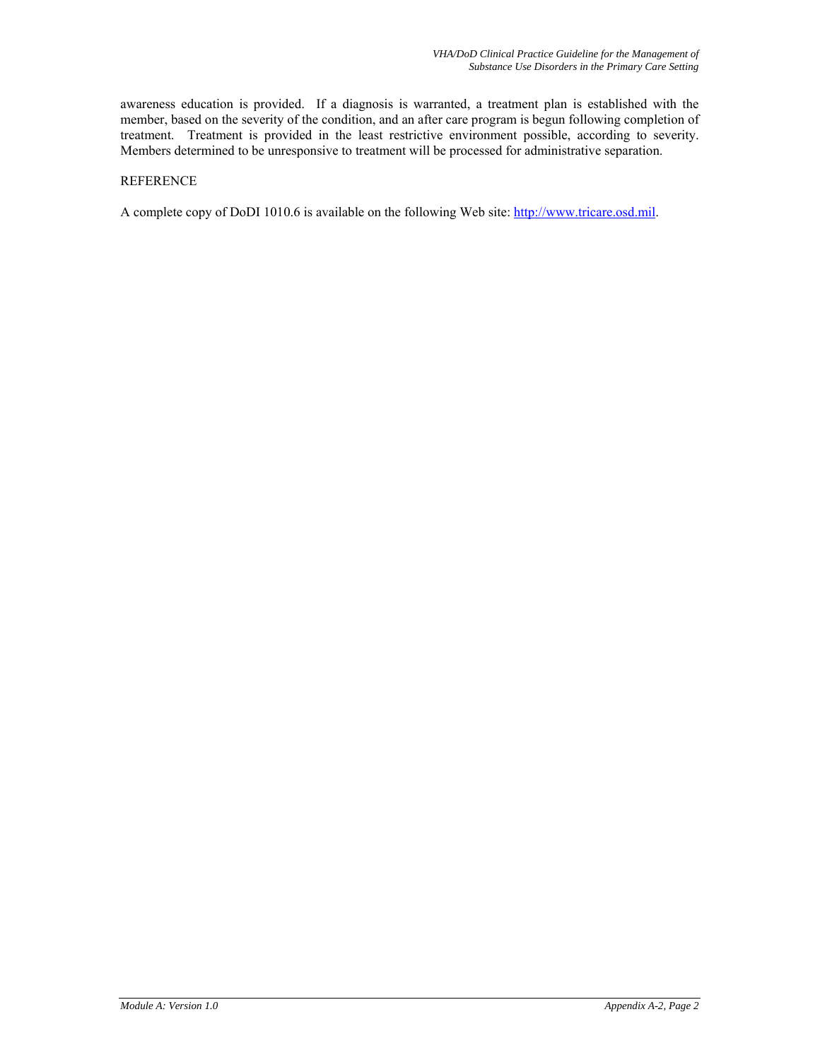awareness education is provided. If a diagnosis is warranted, a treatment plan is established with the member, based on the severity of the condition, and an after care program is begun following completion of treatment. Treatment is provided in the least restrictive environment possible, according to severity. Members determined to be unresponsive to treatment will be processed for administrative separation.

REFERENCE

A complete copy of DoDI 1010.6 is available on the following Web site: http://www.tricare.osd.mil.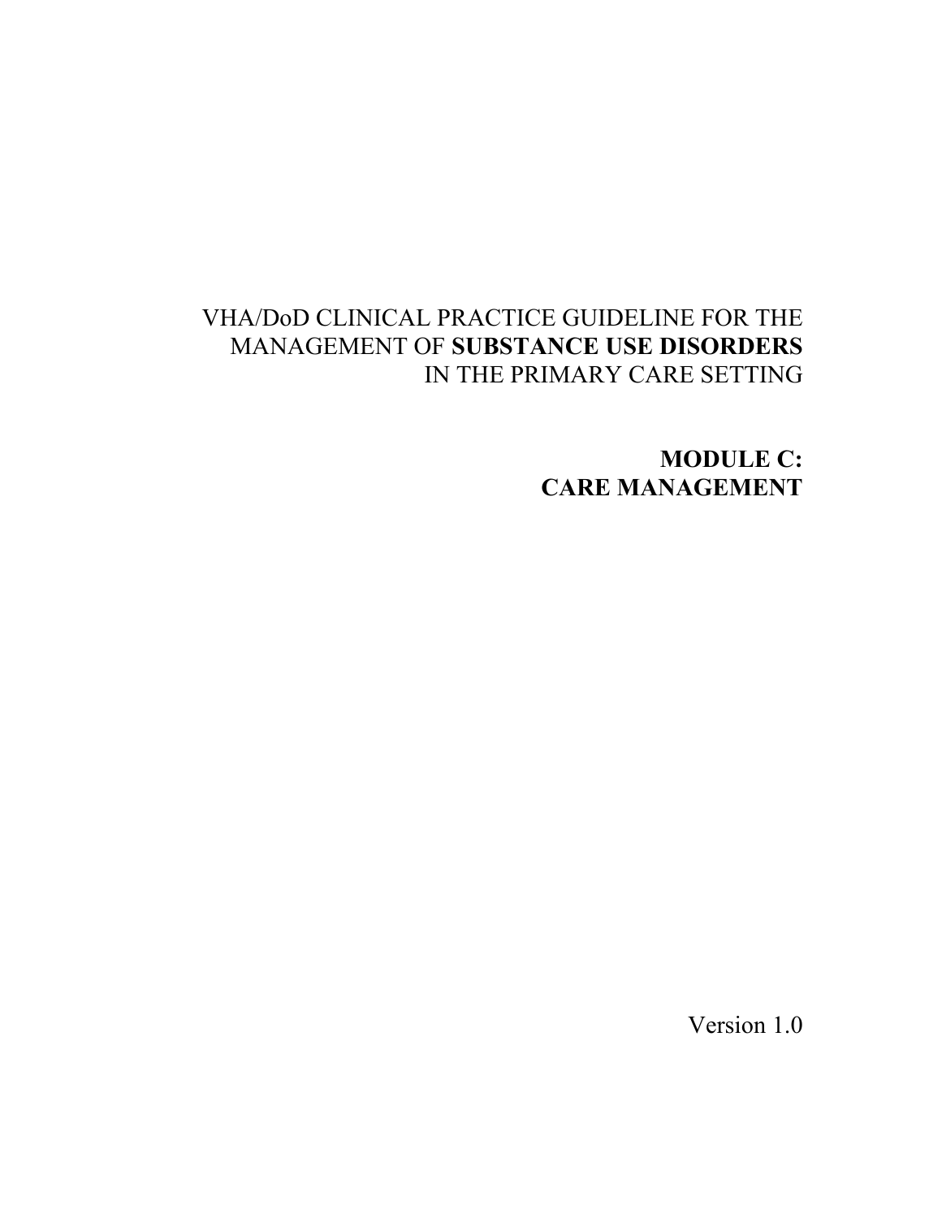VHA/DoD CLINICAL PRACTICE GUIDELINE FOR THE MANAGEMENT OF **SUBSTANCE USE DISORDERS** IN THE PRIMARY CARE SETTING

# MODULE C: CARE MANAGEMENT

Version 1.0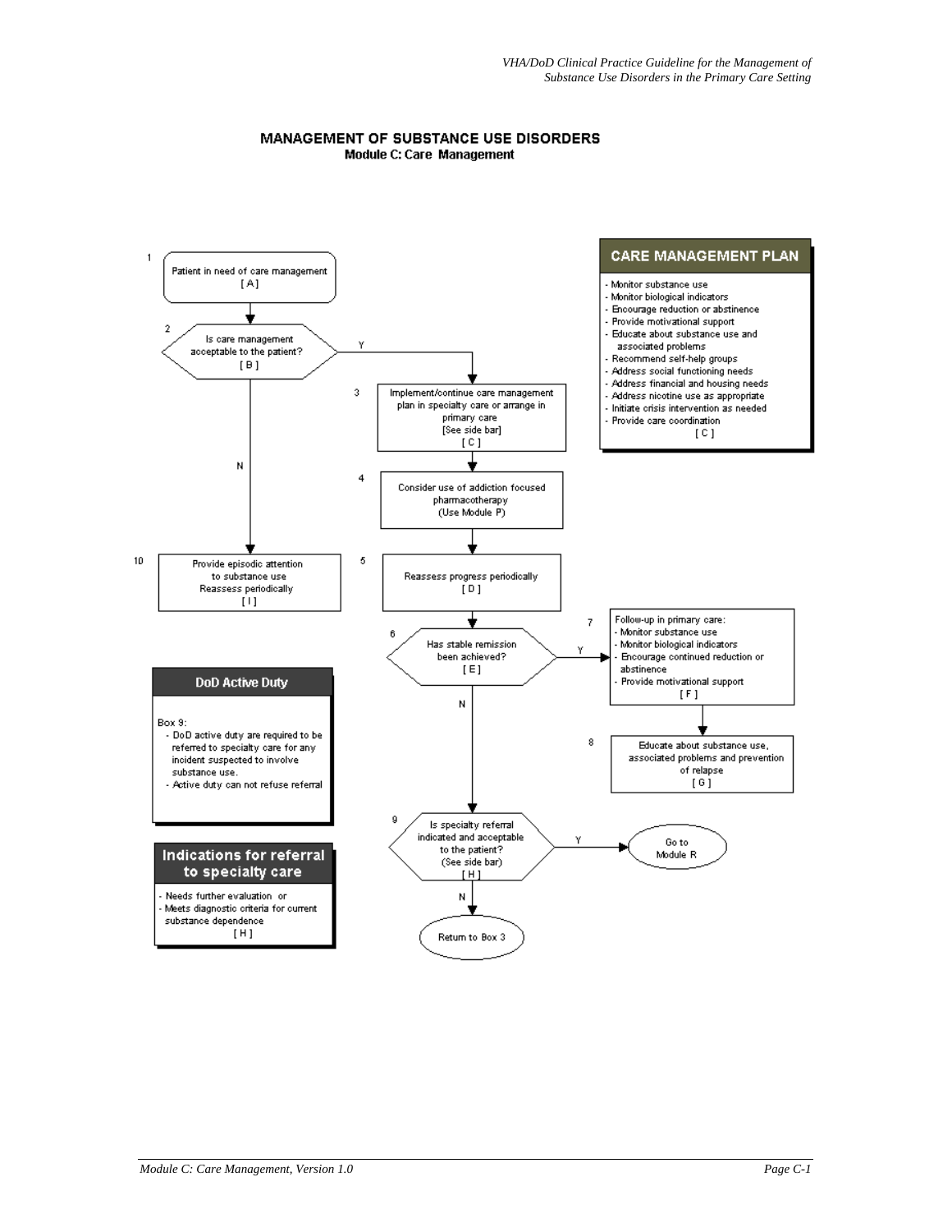# MANAGEMENT OF SUBSTANCE USE DISORDERS

## Module C: Care Management

1. Patient in need of care management [ A ]

2. Is care management acceptable to the patient? [ B ]
   - Y → Box 3
   - N → Box 10

3. Implement/continue care management plan in specialty care or arrange in primary care [See side bar] [ C ]

4. Consider use of addiction focused pharmacotherapy (Use Module P)

5. Reassess progress periodically [ D ]

6. Has stable remission been achieved? [ E ]
   - Y → Box 7
   - N → Box 9

7. Follow-up in primary care:
   - Monitor substance use
   - Monitor biological indicators
   - Encourage continued reduction or abstinence
   - Provide motivational support

   [ F ]

8. Educate about substance use, associated problems and prevention of relapse [ G ]

9. Is specialty referral indicated and acceptable to the patient? (See side bar) [ H ]
   - Y → Go to Module R
   - N → Return to Box 3

10. Provide episodic attention to substance use. Reassess periodically [ I ]

### CARE MANAGEMENT PLAN

- Monitor substance use
- Monitor biological indicators
- Encourage reduction or abstinence
- Provide motivational support
- Educate about substance use and associated problems
- Recommend self-help groups
- Address social functioning needs
- Address financial and housing needs
- Address nicotine use as appropriate
- Initiate crisis intervention as needed
- Provide care coordination

[ C ]

### DoD Active Duty

Box 9:
- DoD active duty are required to be referred to specialty care for any incident suspected to involve substance use.
- Active duty can not refuse referral

### Indications for referral to specialty care

- Needs further evaluation or
- Meets diagnostic criteria for current substance dependence

[ H ]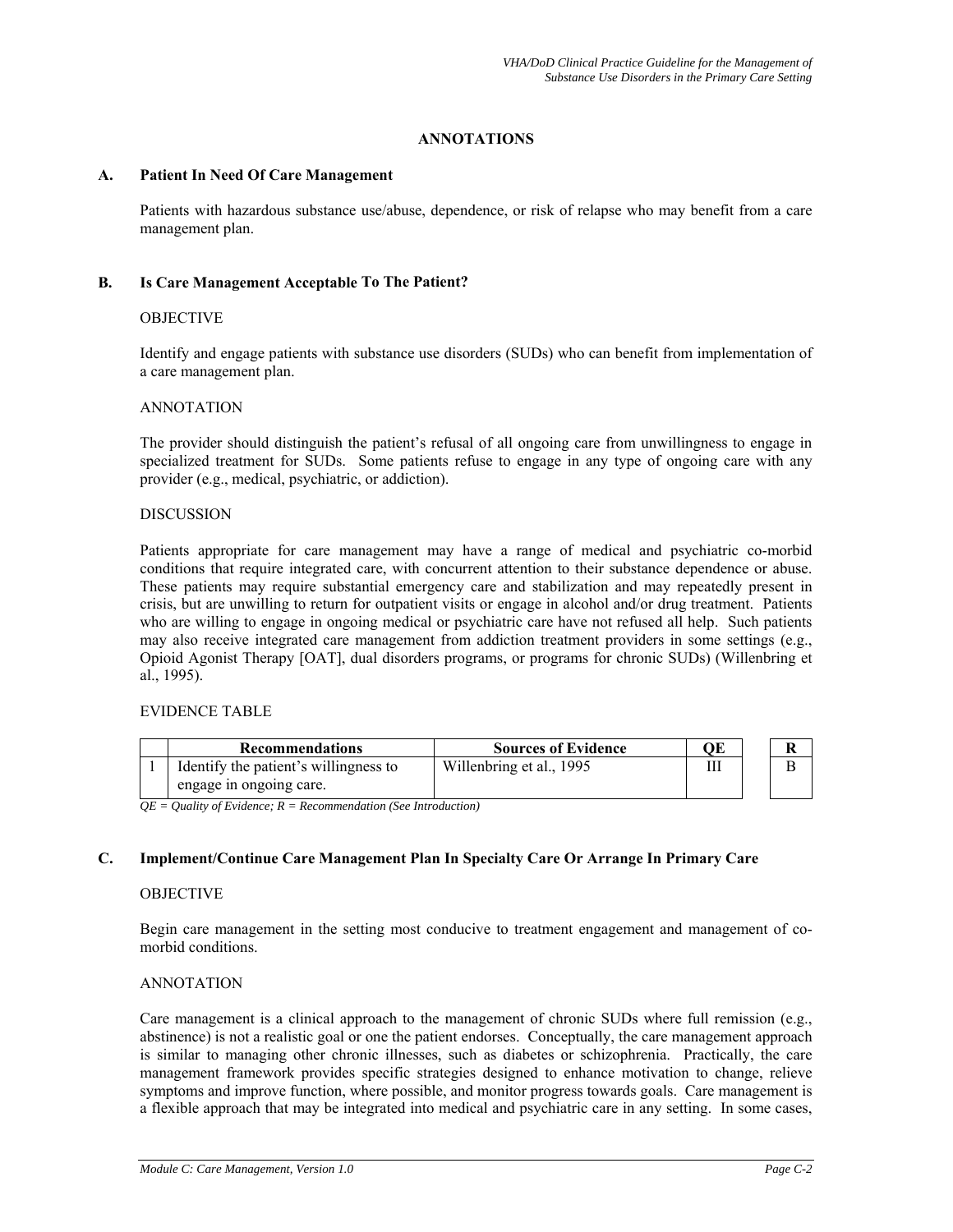# ANNOTATIONS

## A. Patient In Need Of Care Management

Patients with hazardous substance use/abuse, dependence, or risk of relapse who may benefit from a care management plan.

## B. Is Care Management Acceptable To The Patient?

OBJECTIVE

Identify and engage patients with substance use disorders (SUDs) who can benefit from implementation of a care management plan.

ANNOTATION

The provider should distinguish the patient's refusal of all ongoing care from unwillingness to engage in specialized treatment for SUDs. Some patients refuse to engage in any type of ongoing care with any provider (e.g., medical, psychiatric, or addiction).

DISCUSSION

Patients appropriate for care management may have a range of medical and psychiatric co-morbid conditions that require integrated care, with concurrent attention to their substance dependence or abuse. These patients may require substantial emergency care and stabilization and may repeatedly present in crisis, but are unwilling to return for outpatient visits or engage in alcohol and/or drug treatment. Patients who are willing to engage in ongoing medical or psychiatric care have not refused all help. Such patients may also receive integrated care management from addiction treatment providers in some settings (e.g., Opioid Agonist Therapy [OAT], dual disorders programs, or programs for chronic SUDs) (Willenbring et al., 1995).

EVIDENCE TABLE

| | Recommendations | Sources of Evidence | QE | R |
|---|---|---|---|---|
| 1 | Identify the patient's willingness to engage in ongoing care. | Willenbring et al., 1995 | III | B |

*QE = Quality of Evidence; R = Recommendation (See Introduction)*

## C. Implement/Continue Care Management Plan In Specialty Care Or Arrange In Primary Care

OBJECTIVE

Begin care management in the setting most conducive to treatment engagement and management of co-morbid conditions.

ANNOTATION

Care management is a clinical approach to the management of chronic SUDs where full remission (e.g., abstinence) is not a realistic goal or one the patient endorses. Conceptually, the care management approach is similar to managing other chronic illnesses, such as diabetes or schizophrenia. Practically, the care management framework provides specific strategies designed to enhance motivation to change, relieve symptoms and improve function, where possible, and monitor progress towards goals. Care management is a flexible approach that may be integrated into medical and psychiatric care in any setting. In some cases,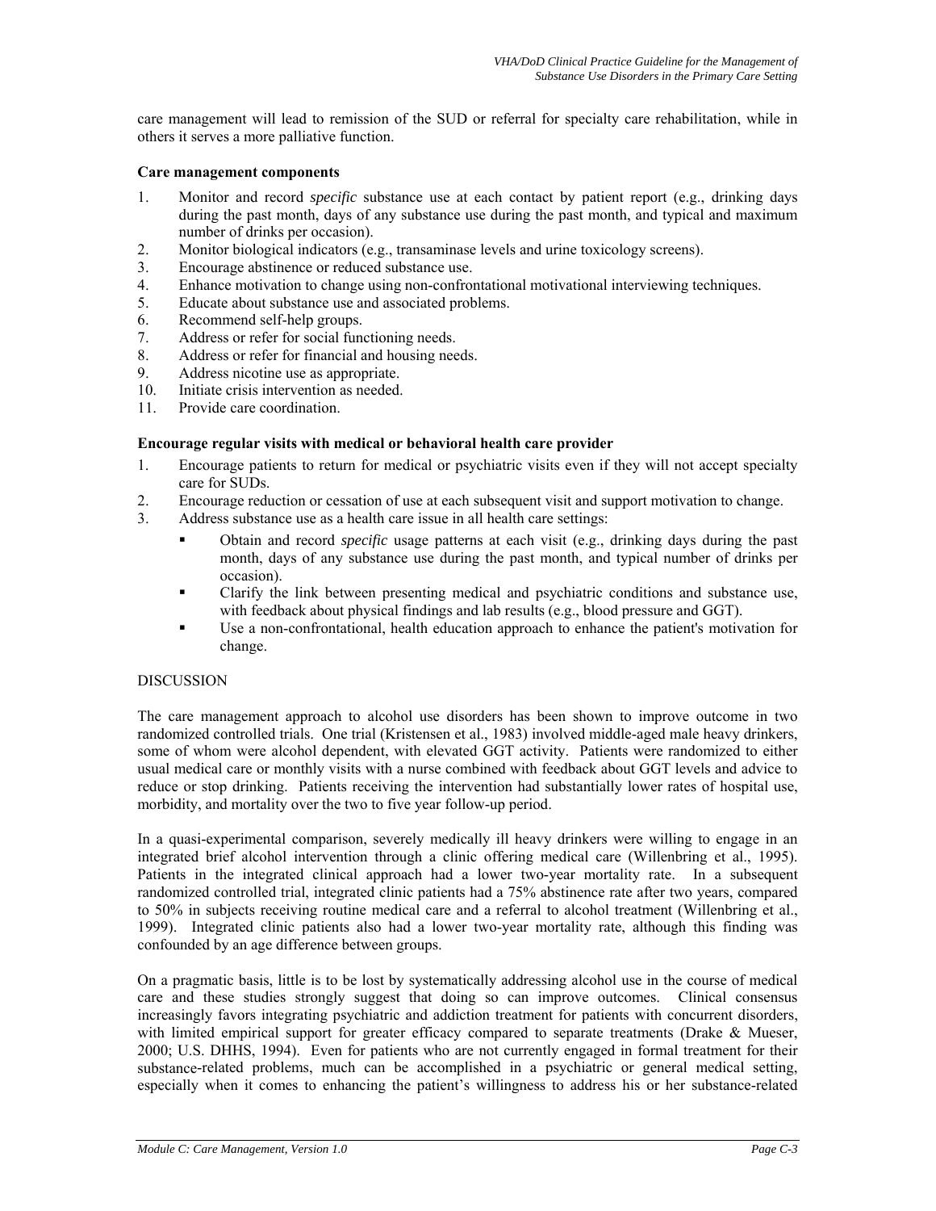care management will lead to remission of the SUD or referral for specialty care rehabilitation, while in others it serves a more palliative function.

**Care management components**

1. Monitor and record *specific* substance use at each contact by patient report (e.g., drinking days during the past month, days of any substance use during the past month, and typical and maximum number of drinks per occasion).
2. Monitor biological indicators (e.g., transaminase levels and urine toxicology screens).
3. Encourage abstinence or reduced substance use.
4. Enhance motivation to change using non-confrontational motivational interviewing techniques.
5. Educate about substance use and associated problems.
6. Recommend self-help groups.
7. Address or refer for social functioning needs.
8. Address or refer for financial and housing needs.
9. Address nicotine use as appropriate.
10. Initiate crisis intervention as needed.
11. Provide care coordination.

**Encourage regular visits with medical or behavioral health care provider**

1. Encourage patients to return for medical or psychiatric visits even if they will not accept specialty care for SUDs.
2. Encourage reduction or cessation of use at each subsequent visit and support motivation to change.
3. Address substance use as a health care issue in all health care settings:
   - Obtain and record *specific* usage patterns at each visit (e.g., drinking days during the past month, days of any substance use during the past month, and typical number of drinks per occasion).
   - Clarify the link between presenting medical and psychiatric conditions and substance use, with feedback about physical findings and lab results (e.g., blood pressure and GGT).
   - Use a non-confrontational, health education approach to enhance the patient's motivation for change.

DISCUSSION

The care management approach to alcohol use disorders has been shown to improve outcome in two randomized controlled trials. One trial (Kristensen et al., 1983) involved middle-aged male heavy drinkers, some of whom were alcohol dependent, with elevated GGT activity. Patients were randomized to either usual medical care or monthly visits with a nurse combined with feedback about GGT levels and advice to reduce or stop drinking. Patients receiving the intervention had substantially lower rates of hospital use, morbidity, and mortality over the two to five year follow-up period.

In a quasi-experimental comparison, severely medically ill heavy drinkers were willing to engage in an integrated brief alcohol intervention through a clinic offering medical care (Willenbring et al., 1995). Patients in the integrated clinical approach had a lower two-year mortality rate. In a subsequent randomized controlled trial, integrated clinic patients had a 75% abstinence rate after two years, compared to 50% in subjects receiving routine medical care and a referral to alcohol treatment (Willenbring et al., 1999). Integrated clinic patients also had a lower two-year mortality rate, although this finding was confounded by an age difference between groups.

On a pragmatic basis, little is to be lost by systematically addressing alcohol use in the course of medical care and these studies strongly suggest that doing so can improve outcomes. Clinical consensus increasingly favors integrating psychiatric and addiction treatment for patients with concurrent disorders, with limited empirical support for greater efficacy compared to separate treatments (Drake & Mueser, 2000; U.S. DHHS, 1994). Even for patients who are not currently engaged in formal treatment for their substance-related problems, much can be accomplished in a psychiatric or general medical setting, especially when it comes to enhancing the patient's willingness to address his or her substance-related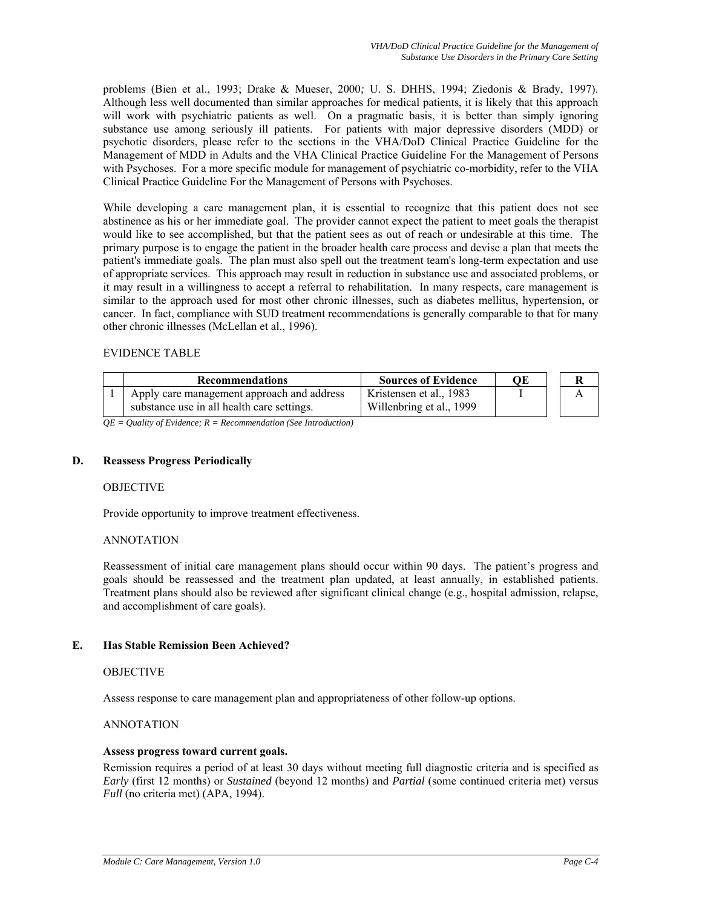problems (Bien et al., 1993; Drake & Mueser, 2000; U. S. DHHS, 1994; Ziedonis & Brady, 1997). Although less well documented than similar approaches for medical patients, it is likely that this approach will work with psychiatric patients as well. On a pragmatic basis, it is better than simply ignoring substance use among seriously ill patients. For patients with major depressive disorders (MDD) or psychotic disorders, please refer to the sections in the VHA/DoD Clinical Practice Guideline for the Management of MDD in Adults and the VHA Clinical Practice Guideline For the Management of Persons with Psychoses. For a more specific module for management of psychiatric co-morbidity, refer to the VHA Clinical Practice Guideline For the Management of Persons with Psychoses.

While developing a care management plan, it is essential to recognize that this patient does not see abstinence as his or her immediate goal. The provider cannot expect the patient to meet goals the therapist would like to see accomplished, but that the patient sees as out of reach or undesirable at this time. The primary purpose is to engage the patient in the broader health care process and devise a plan that meets the patient's immediate goals. The plan must also spell out the treatment team's long-term expectation and use of appropriate services. This approach may result in reduction in substance use and associated problems, or it may result in a willingness to accept a referral to rehabilitation. In many respects, care management is similar to the approach used for most other chronic illnesses, such as diabetes mellitus, hypertension, or cancer. In fact, compliance with SUD treatment recommendations is generally comparable to that for many other chronic illnesses (McLellan et al., 1996).

EVIDENCE TABLE

| | Recommendations | Sources of Evidence | QE | R |
|---|---|---|---|---|
| 1 | Apply care management approach and address substance use in all health care settings. | Kristensen et al., 1983<br>Willenbring et al., 1999 | I | A |

*QE = Quality of Evidence; R = Recommendation (See Introduction)*

## D. Reassess Progress Periodically

OBJECTIVE

Provide opportunity to improve treatment effectiveness.

ANNOTATION

Reassessment of initial care management plans should occur within 90 days. The patient's progress and goals should be reassessed and the treatment plan updated, at least annually, in established patients. Treatment plans should also be reviewed after significant clinical change (e.g., hospital admission, relapse, and accomplishment of care goals).

## E. Has Stable Remission Been Achieved?

OBJECTIVE

Assess response to care management plan and appropriateness of other follow-up options.

ANNOTATION

**Assess progress toward current goals.**

Remission requires a period of at least 30 days without meeting full diagnostic criteria and is specified as *Early* (first 12 months) or *Sustained* (beyond 12 months) and *Partial* (some continued criteria met) versus *Full* (no criteria met) (APA, 1994).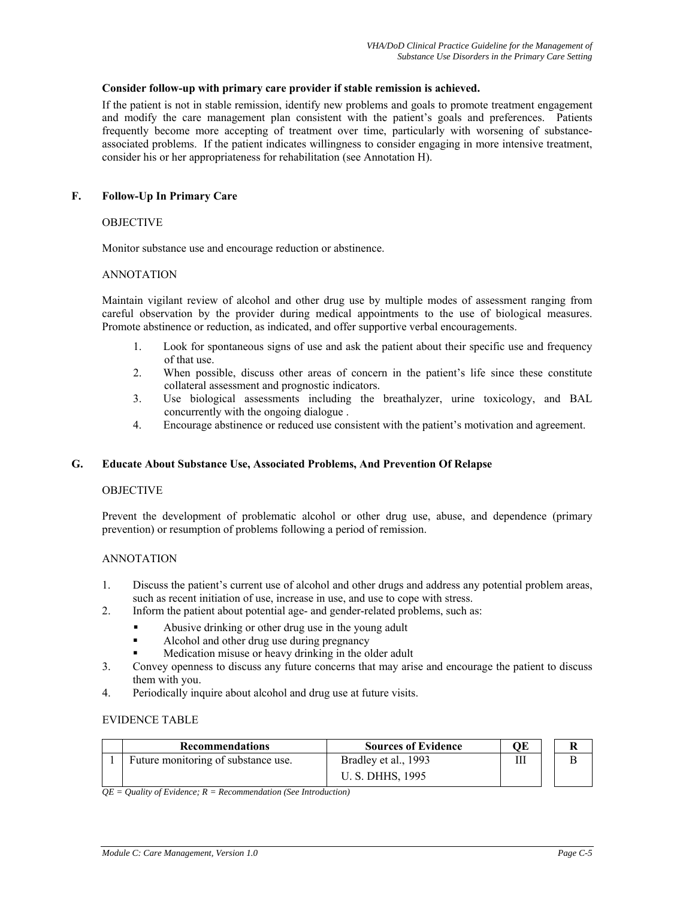**Consider follow-up with primary care provider if stable remission is achieved.**

If the patient is not in stable remission, identify new problems and goals to promote treatment engagement and modify the care management plan consistent with the patient's goals and preferences. Patients frequently become more accepting of treatment over time, particularly with worsening of substance-associated problems. If the patient indicates willingness to consider engaging in more intensive treatment, consider his or her appropriateness for rehabilitation (see Annotation H).

## F. Follow-Up In Primary Care

OBJECTIVE

Monitor substance use and encourage reduction or abstinence.

ANNOTATION

Maintain vigilant review of alcohol and other drug use by multiple modes of assessment ranging from careful observation by the provider during medical appointments to the use of biological measures. Promote abstinence or reduction, as indicated, and offer supportive verbal encouragements.

1. Look for spontaneous signs of use and ask the patient about their specific use and frequency of that use.
2. When possible, discuss other areas of concern in the patient's life since these constitute collateral assessment and prognostic indicators.
3. Use biological assessments including the breathalyzer, urine toxicology, and BAL concurrently with the ongoing dialogue .
4. Encourage abstinence or reduced use consistent with the patient's motivation and agreement.

## G. Educate About Substance Use, Associated Problems, And Prevention Of Relapse

OBJECTIVE

Prevent the development of problematic alcohol or other drug use, abuse, and dependence (primary prevention) or resumption of problems following a period of remission.

ANNOTATION

1. Discuss the patient's current use of alcohol and other drugs and address any potential problem areas, such as recent initiation of use, increase in use, and use to cope with stress.
2. Inform the patient about potential age- and gender-related problems, such as:
   - Abusive drinking or other drug use in the young adult
   - Alcohol and other drug use during pregnancy
   - Medication misuse or heavy drinking in the older adult
3. Convey openness to discuss any future concerns that may arise and encourage the patient to discuss them with you.
4. Periodically inquire about alcohol and drug use at future visits.

EVIDENCE TABLE

| | Recommendations | Sources of Evidence | QE | R |
|---|---|---|---|---|
| 1 | Future monitoring of substance use. | Bradley et al., 1993<br>U. S. DHHS, 1995 | III | B |

*QE = Quality of Evidence; R = Recommendation (See Introduction)*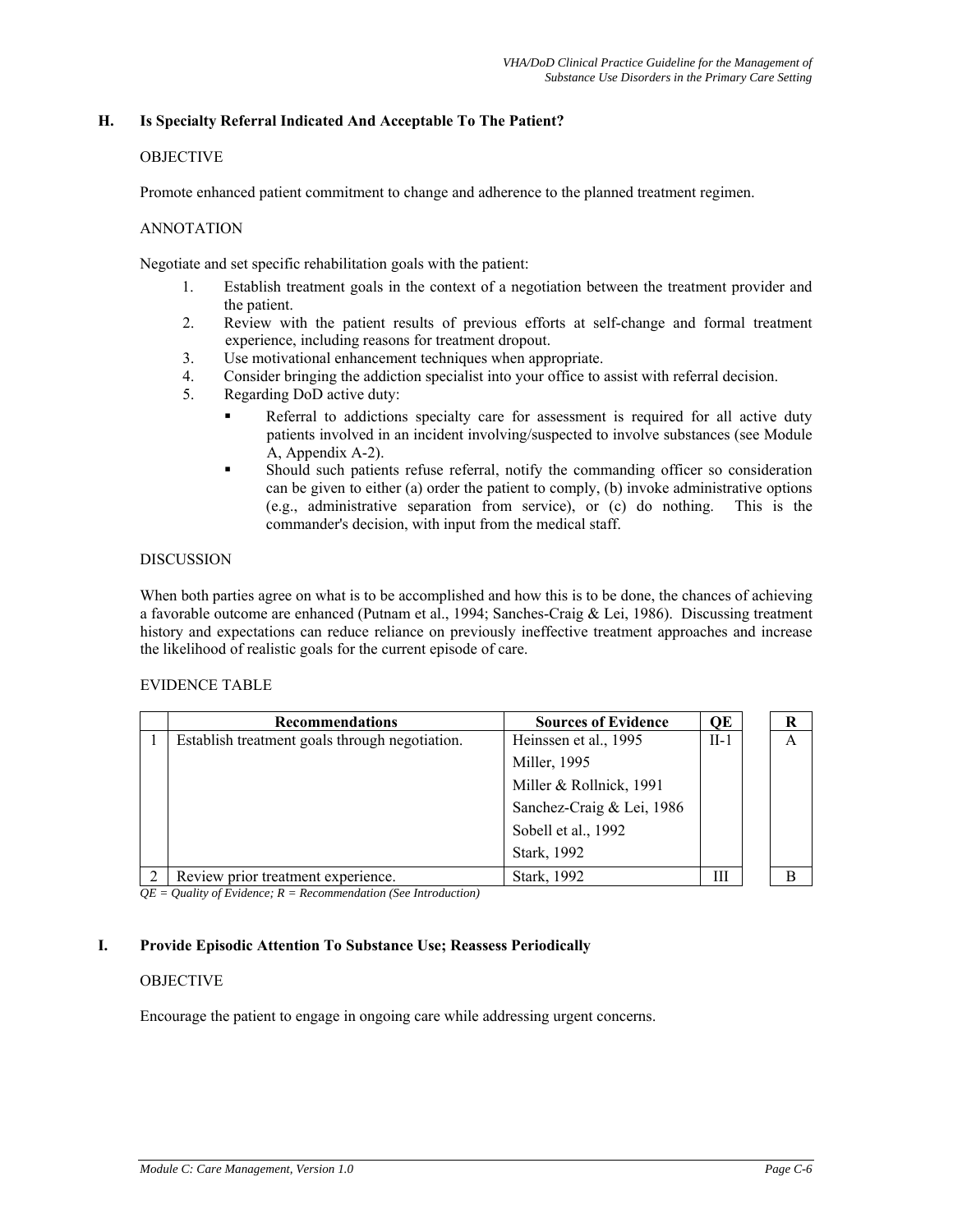## H. Is Specialty Referral Indicated And Acceptable To The Patient?

OBJECTIVE

Promote enhanced patient commitment to change and adherence to the planned treatment regimen.

ANNOTATION

Negotiate and set specific rehabilitation goals with the patient:

1. Establish treatment goals in the context of a negotiation between the treatment provider and the patient.
2. Review with the patient results of previous efforts at self-change and formal treatment experience, including reasons for treatment dropout.
3. Use motivational enhancement techniques when appropriate.
4. Consider bringing the addiction specialist into your office to assist with referral decision.
5. Regarding DoD active duty:
   - Referral to addictions specialty care for assessment is required for all active duty patients involved in an incident involving/suspected to involve substances (see Module A, Appendix A-2).
   - Should such patients refuse referral, notify the commanding officer so consideration can be given to either (a) order the patient to comply, (b) invoke administrative options (e.g., administrative separation from service), or (c) do nothing. This is the commander's decision, with input from the medical staff.

DISCUSSION

When both parties agree on what is to be accomplished and how this is to be done, the chances of achieving a favorable outcome are enhanced (Putnam et al., 1994; Sanches-Craig & Lei, 1986). Discussing treatment history and expectations can reduce reliance on previously ineffective treatment approaches and increase the likelihood of realistic goals for the current episode of care.

EVIDENCE TABLE

| | Recommendations | Sources of Evidence | QE | R |
|---|---|---|---|---|
| 1 | Establish treatment goals through negotiation. | Heinssen et al., 1995<br>Miller, 1995<br>Miller & Rollnick, 1991<br>Sanchez-Craig & Lei, 1986<br>Sobell et al., 1992<br>Stark, 1992 | II-1 | A |
| 2 | Review prior treatment experience. | Stark, 1992 | III | B |

*QE = Quality of Evidence; R = Recommendation (See Introduction)*

## I. Provide Episodic Attention To Substance Use; Reassess Periodically

OBJECTIVE

Encourage the patient to engage in ongoing care while addressing urgent concerns.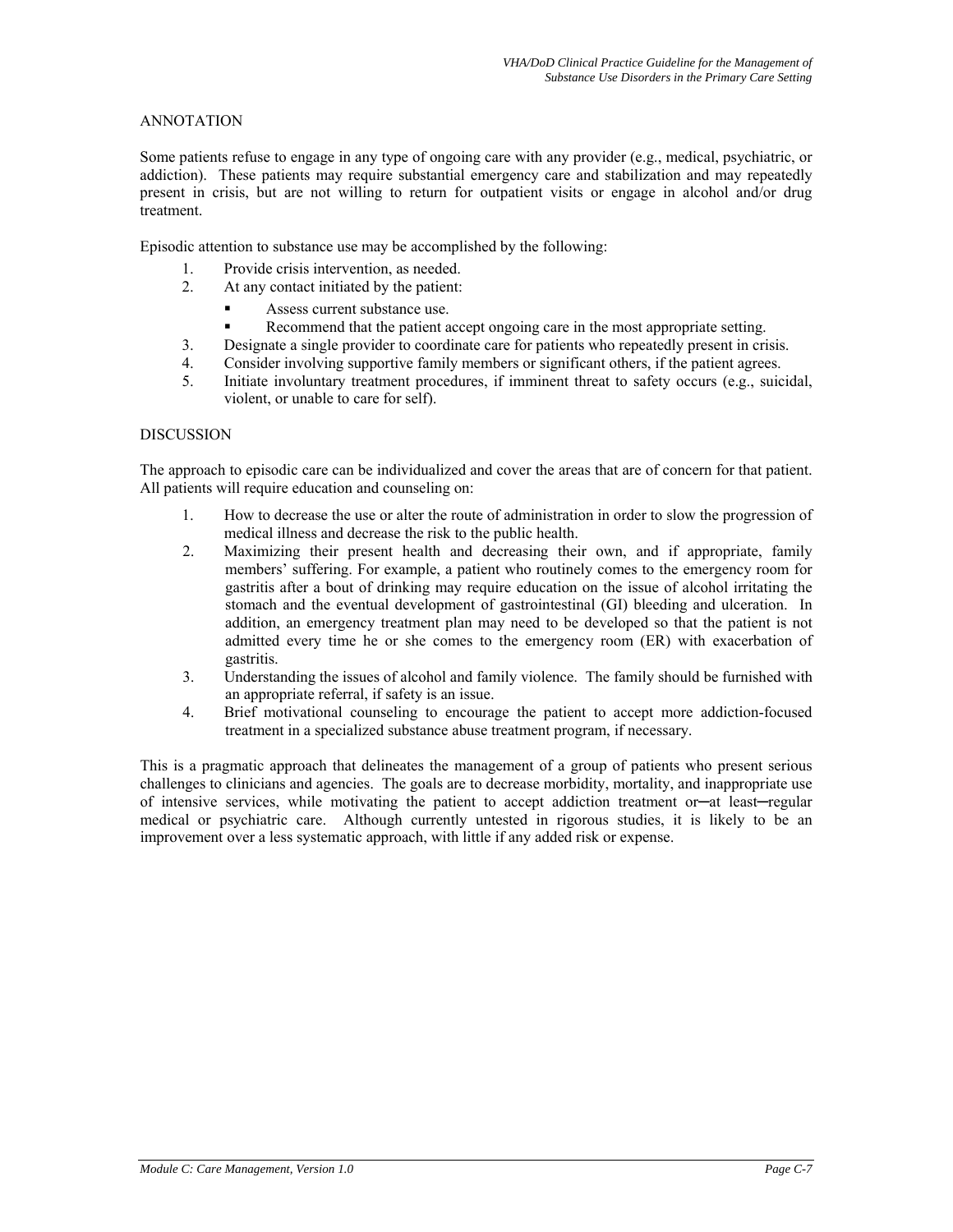## ANNOTATION

Some patients refuse to engage in any type of ongoing care with any provider (e.g., medical, psychiatric, or addiction). These patients may require substantial emergency care and stabilization and may repeatedly present in crisis, but are not willing to return for outpatient visits or engage in alcohol and/or drug treatment.

Episodic attention to substance use may be accomplished by the following:

1. Provide crisis intervention, as needed.
2. At any contact initiated by the patient:
   - Assess current substance use.
   - Recommend that the patient accept ongoing care in the most appropriate setting.
3. Designate a single provider to coordinate care for patients who repeatedly present in crisis.
4. Consider involving supportive family members or significant others, if the patient agrees.
5. Initiate involuntary treatment procedures, if imminent threat to safety occurs (e.g., suicidal, violent, or unable to care for self).

## DISCUSSION

The approach to episodic care can be individualized and cover the areas that are of concern for that patient. All patients will require education and counseling on:

1. How to decrease the use or alter the route of administration in order to slow the progression of medical illness and decrease the risk to the public health.
2. Maximizing their present health and decreasing their own, and if appropriate, family members' suffering. For example, a patient who routinely comes to the emergency room for gastritis after a bout of drinking may require education on the issue of alcohol irritating the stomach and the eventual development of gastrointestinal (GI) bleeding and ulceration. In addition, an emergency treatment plan may need to be developed so that the patient is not admitted every time he or she comes to the emergency room (ER) with exacerbation of gastritis.
3. Understanding the issues of alcohol and family violence. The family should be furnished with an appropriate referral, if safety is an issue.
4. Brief motivational counseling to encourage the patient to accept more addiction-focused treatment in a specialized substance abuse treatment program, if necessary.

This is a pragmatic approach that delineates the management of a group of patients who present serious challenges to clinicians and agencies. The goals are to decrease morbidity, mortality, and inappropriate use of intensive services, while motivating the patient to accept addiction treatment or─at least─regular medical or psychiatric care. Although currently untested in rigorous studies, it is likely to be an improvement over a less systematic approach, with little if any added risk or expense.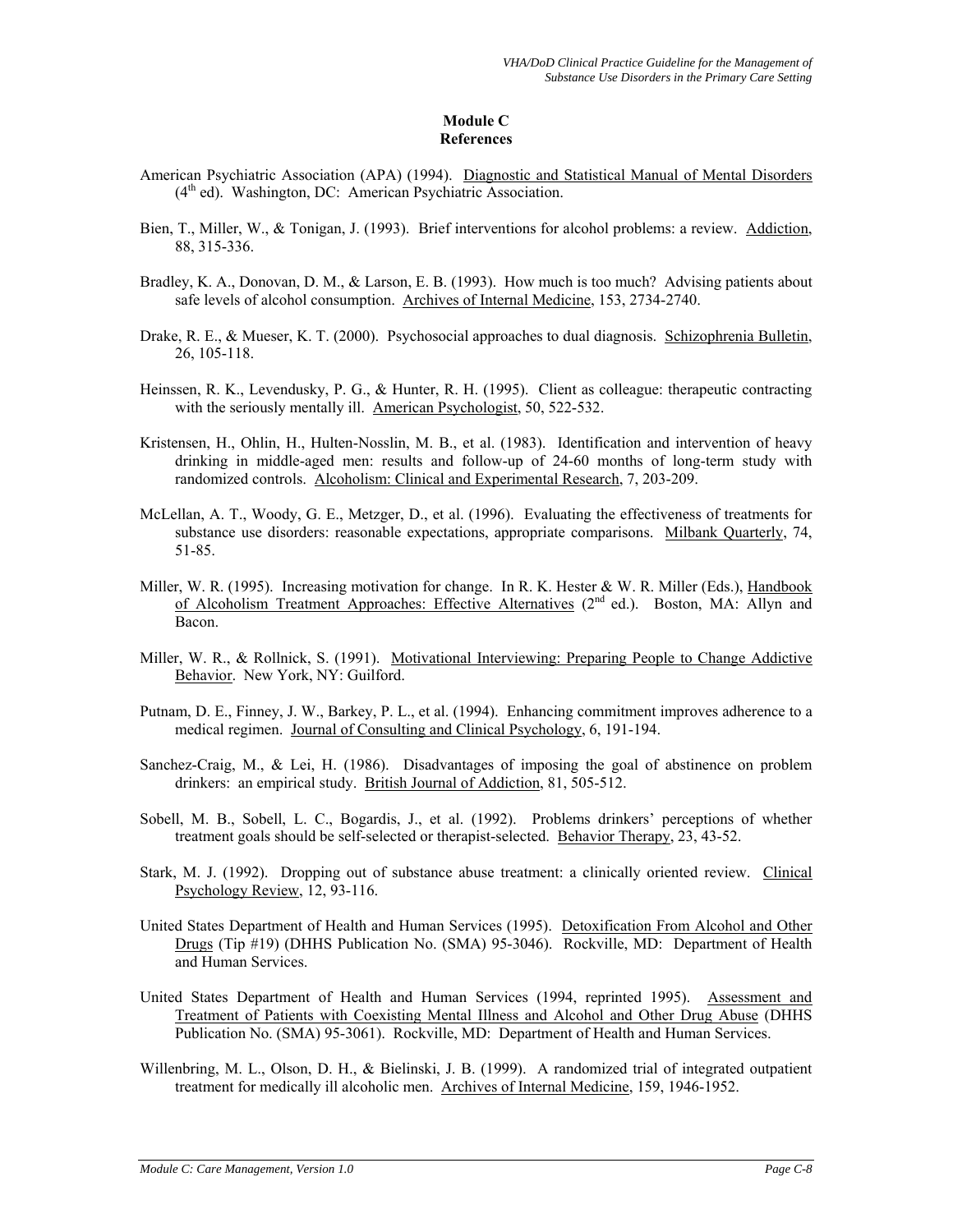# Module C
## References

American Psychiatric Association (APA) (1994). Diagnostic and Statistical Manual of Mental Disorders (4th ed). Washington, DC: American Psychiatric Association.

Bien, T., Miller, W., & Tonigan, J. (1993). Brief interventions for alcohol problems: a review. Addiction, 88, 315-336.

Bradley, K. A., Donovan, D. M., & Larson, E. B. (1993). How much is too much? Advising patients about safe levels of alcohol consumption. Archives of Internal Medicine, 153, 2734-2740.

Drake, R. E., & Mueser, K. T. (2000). Psychosocial approaches to dual diagnosis. Schizophrenia Bulletin, 26, 105-118.

Heinssen, R. K., Levendusky, P. G., & Hunter, R. H. (1995). Client as colleague: therapeutic contracting with the seriously mentally ill. American Psychologist, 50, 522-532.

Kristensen, H., Ohlin, H., Hulten-Nosslin, M. B., et al. (1983). Identification and intervention of heavy drinking in middle-aged men: results and follow-up of 24-60 months of long-term study with randomized controls. Alcoholism: Clinical and Experimental Research, 7, 203-209.

McLellan, A. T., Woody, G. E., Metzger, D., et al. (1996). Evaluating the effectiveness of treatments for substance use disorders: reasonable expectations, appropriate comparisons. Milbank Quarterly, 74, 51-85.

Miller, W. R. (1995). Increasing motivation for change. In R. K. Hester & W. R. Miller (Eds.), Handbook of Alcoholism Treatment Approaches: Effective Alternatives (2nd ed.). Boston, MA: Allyn and Bacon.

Miller, W. R., & Rollnick, S. (1991). Motivational Interviewing: Preparing People to Change Addictive Behavior. New York, NY: Guilford.

Putnam, D. E., Finney, J. W., Barkey, P. L., et al. (1994). Enhancing commitment improves adherence to a medical regimen. Journal of Consulting and Clinical Psychology, 6, 191-194.

Sanchez-Craig, M., & Lei, H. (1986). Disadvantages of imposing the goal of abstinence on problem drinkers: an empirical study. British Journal of Addiction, 81, 505-512.

Sobell, M. B., Sobell, L. C., Bogardis, J., et al. (1992). Problems drinkers' perceptions of whether treatment goals should be self-selected or therapist-selected. Behavior Therapy, 23, 43-52.

Stark, M. J. (1992). Dropping out of substance abuse treatment: a clinically oriented review. Clinical Psychology Review, 12, 93-116.

United States Department of Health and Human Services (1995). Detoxification From Alcohol and Other Drugs (Tip #19) (DHHS Publication No. (SMA) 95-3046). Rockville, MD: Department of Health and Human Services.

United States Department of Health and Human Services (1994, reprinted 1995). Assessment and Treatment of Patients with Coexisting Mental Illness and Alcohol and Other Drug Abuse (DHHS Publication No. (SMA) 95-3061). Rockville, MD: Department of Health and Human Services.

Willenbring, M. L., Olson, D. H., & Bielinski, J. B. (1999). A randomized trial of integrated outpatient treatment for medically ill alcoholic men. Archives of Internal Medicine, 159, 1946-1952.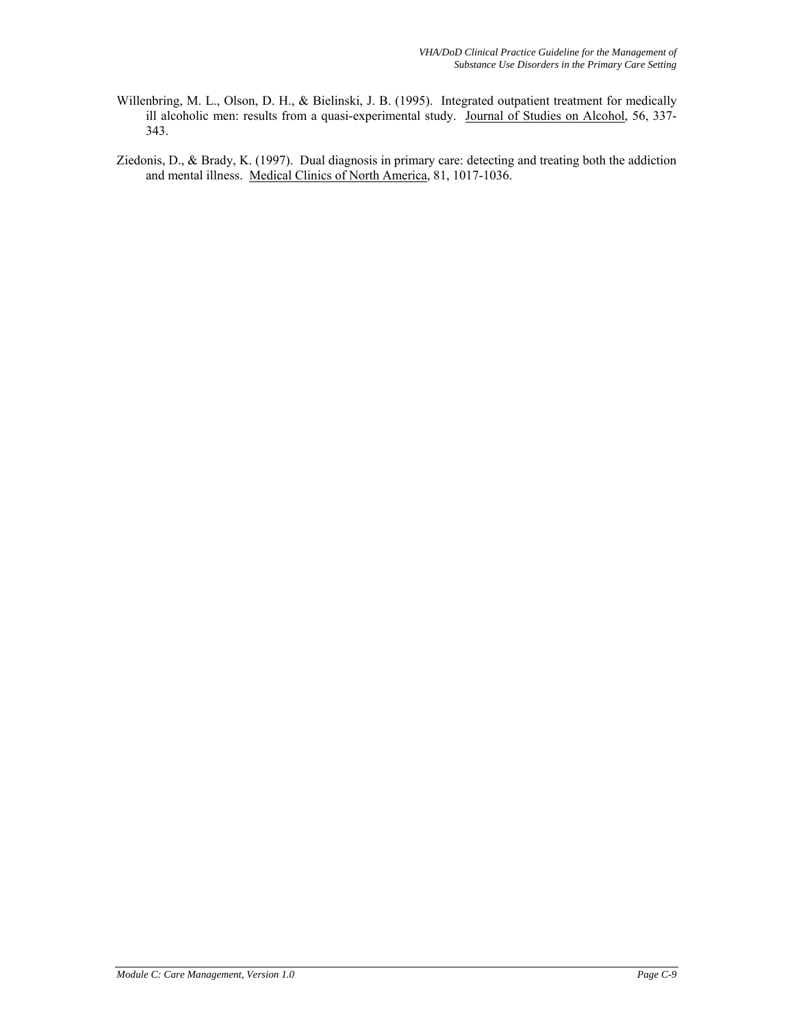Willenbring, M. L., Olson, D. H., & Bielinski, J. B. (1995). Integrated outpatient treatment for medically ill alcoholic men: results from a quasi-experimental study. Journal of Studies on Alcohol, 56, 337-343.

Ziedonis, D., & Brady, K. (1997). Dual diagnosis in primary care: detecting and treating both the addiction and mental illness. Medical Clinics of North America, 81, 1017-1036.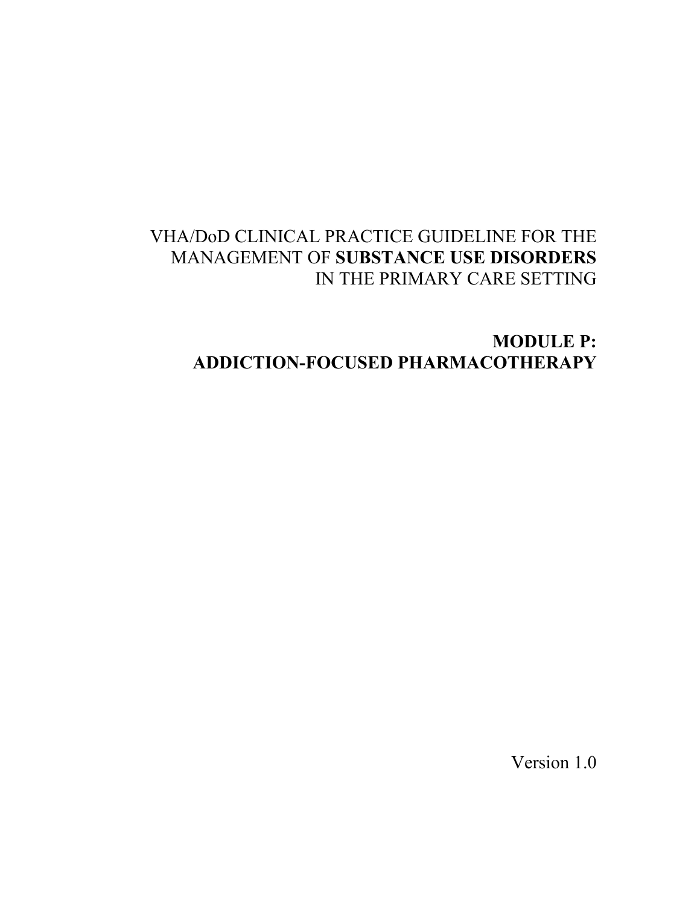VHA/DoD CLINICAL PRACTICE GUIDELINE FOR THE MANAGEMENT OF **SUBSTANCE USE DISORDERS** IN THE PRIMARY CARE SETTING

# MODULE P: ADDICTION-FOCUSED PHARMACOTHERAPY

Version 1.0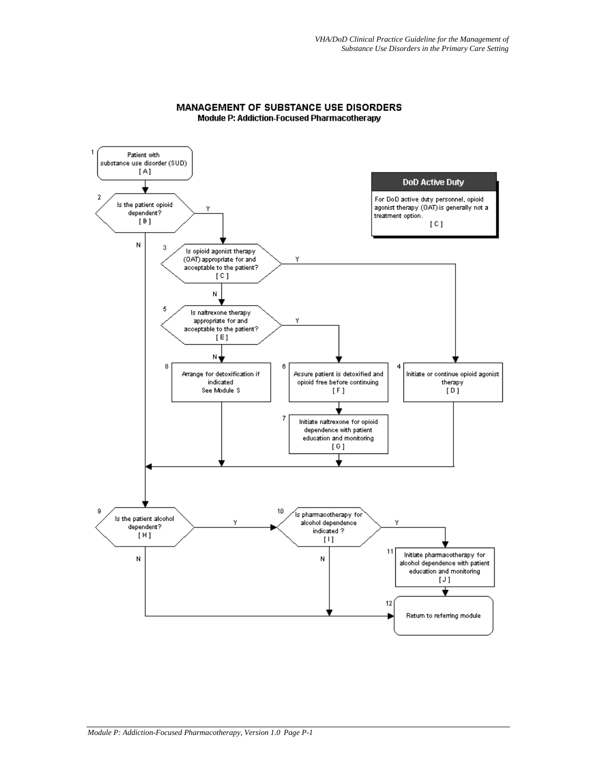# MANAGEMENT OF SUBSTANCE USE DISORDERS

## Module P: Addiction-Focused Pharmacotherapy

1. Patient with substance use disorder (SUD) [ A ]

2. Is the patient opioid dependent? [ B ]
   - Y → 3
   - N → 9

3. Is opioid agonist therapy (OAT) appropriate for and acceptable to the patient? [ C ]
   - Y → 4
   - N → 5

4. Initiate or continue opioid agonist therapy [ D ] → 9

5. Is naltrexone therapy appropriate for and acceptable to the patient? [ E ]
   - Y → 6
   - N → 8

6. Assure patient is detoxified and opioid free before continuing [ F ] → 7

7. Initiate naltrexone for opioid dependence with patient education and monitoring [ G ] → 9

8. Arrange for detoxification if indicated See Module S → 9

9. Is the patient alcohol dependent? [ H ]
   - Y → 10
   - N → 12

10. Is pharmacotherapy for alcohol dependence indicated ? [ I ]
    - Y → 11
    - N → 12

11. Initiate pharmacotherapy for alcohol dependence with patient education and monitoring [ J ] → 12

12. Return to referring module

**DoD Active Duty**

For DoD active duty personnel, opioid agonist therapy (OAT) is generally not a treatment option.
[ C ]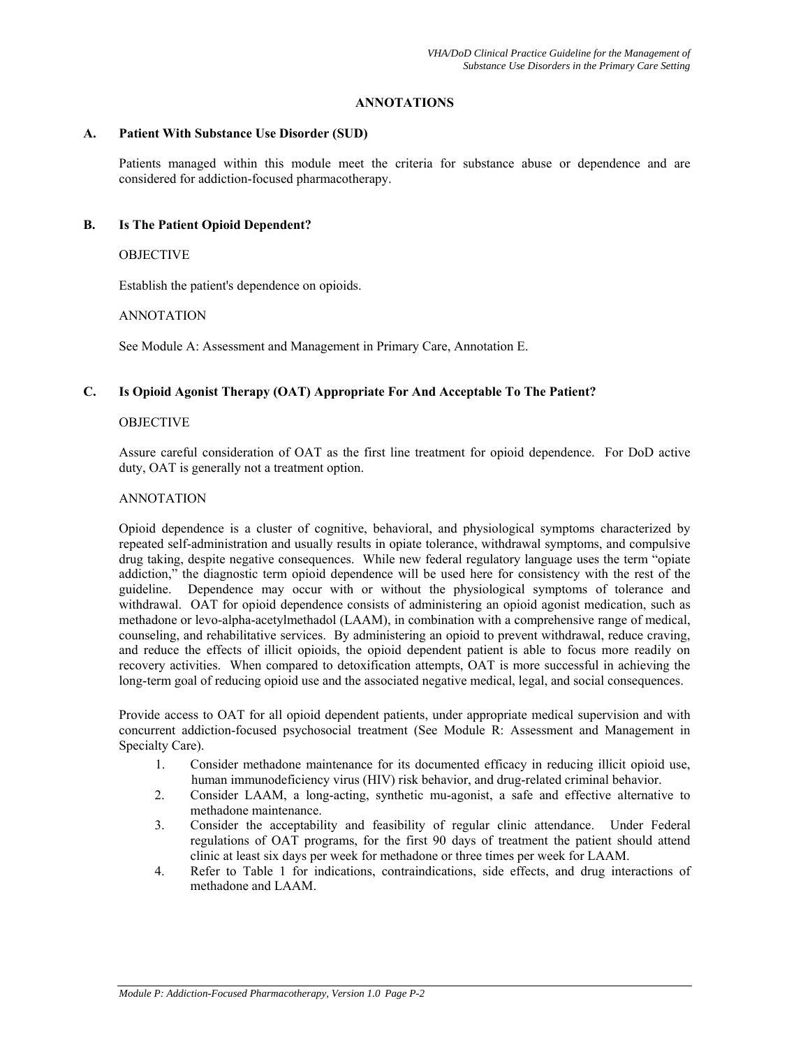## ANNOTATIONS

### A. Patient With Substance Use Disorder (SUD)

Patients managed within this module meet the criteria for substance abuse or dependence and are considered for addiction-focused pharmacotherapy.

### B. Is The Patient Opioid Dependent?

OBJECTIVE

Establish the patient's dependence on opioids.

ANNOTATION

See Module A: Assessment and Management in Primary Care, Annotation E.

### C. Is Opioid Agonist Therapy (OAT) Appropriate For And Acceptable To The Patient?

OBJECTIVE

Assure careful consideration of OAT as the first line treatment for opioid dependence. For DoD active duty, OAT is generally not a treatment option.

ANNOTATION

Opioid dependence is a cluster of cognitive, behavioral, and physiological symptoms characterized by repeated self-administration and usually results in opiate tolerance, withdrawal symptoms, and compulsive drug taking, despite negative consequences. While new federal regulatory language uses the term "opiate addiction," the diagnostic term opioid dependence will be used here for consistency with the rest of the guideline. Dependence may occur with or without the physiological symptoms of tolerance and withdrawal. OAT for opioid dependence consists of administering an opioid agonist medication, such as methadone or levo-alpha-acetylmethadol (LAAM), in combination with a comprehensive range of medical, counseling, and rehabilitative services. By administering an opioid to prevent withdrawal, reduce craving, and reduce the effects of illicit opioids, the opioid dependent patient is able to focus more readily on recovery activities. When compared to detoxification attempts, OAT is more successful in achieving the long-term goal of reducing opioid use and the associated negative medical, legal, and social consequences.

Provide access to OAT for all opioid dependent patients, under appropriate medical supervision and with concurrent addiction-focused psychosocial treatment (See Module R: Assessment and Management in Specialty Care).

1. Consider methadone maintenance for its documented efficacy in reducing illicit opioid use, human immunodeficiency virus (HIV) risk behavior, and drug-related criminal behavior.
2. Consider LAAM, a long-acting, synthetic mu-agonist, a safe and effective alternative to methadone maintenance.
3. Consider the acceptability and feasibility of regular clinic attendance. Under Federal regulations of OAT programs, for the first 90 days of treatment the patient should attend clinic at least six days per week for methadone or three times per week for LAAM.
4. Refer to Table 1 for indications, contraindications, side effects, and drug interactions of methadone and LAAM.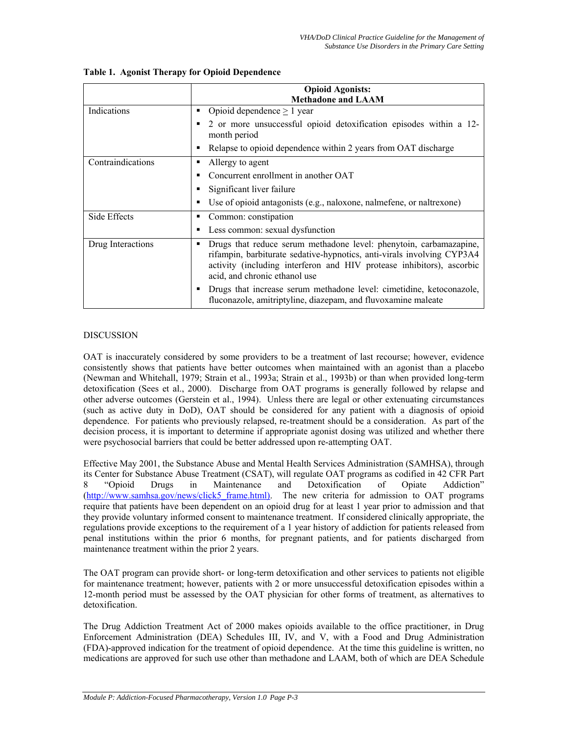**Table 1. Agonist Therapy for Opioid Dependence**

| | Opioid Agonists: Methadone and LAAM |
|---|---|
| Indications | ▪ Opioid dependence ≥ 1 year<br>▪ 2 or more unsuccessful opioid detoxification episodes within a 12-month period<br>▪ Relapse to opioid dependence within 2 years from OAT discharge |
| Contraindications | ▪ Allergy to agent<br>▪ Concurrent enrollment in another OAT<br>▪ Significant liver failure<br>▪ Use of opioid antagonists (e.g., naloxone, nalmefene, or naltrexone) |
| Side Effects | ▪ Common: constipation<br>▪ Less common: sexual dysfunction |
| Drug Interactions | ▪ Drugs that reduce serum methadone level: phenytoin, carbamazapine, rifampin, barbiturate sedative-hypnotics, anti-virals involving CYP3A4 activity (including interferon and HIV protease inhibitors), ascorbic acid, and chronic ethanol use<br>▪ Drugs that increase serum methadone level: cimetidine, ketoconazole, fluconazole, amitriptyline, diazepam, and fluvoxamine maleate |

DISCUSSION

OAT is inaccurately considered by some providers to be a treatment of last recourse; however, evidence consistently shows that patients have better outcomes when maintained with an agonist than a placebo (Newman and Whitehall, 1979; Strain et al., 1993a; Strain et al., 1993b) or than when provided long-term detoxification (Sees et al., 2000). Discharge from OAT programs is generally followed by relapse and other adverse outcomes (Gerstein et al., 1994). Unless there are legal or other extenuating circumstances (such as active duty in DoD), OAT should be considered for any patient with a diagnosis of opioid dependence. For patients who previously relapsed, re-treatment should be a consideration. As part of the decision process, it is important to determine if appropriate agonist dosing was utilized and whether there were psychosocial barriers that could be better addressed upon re-attempting OAT.

Effective May 2001, the Substance Abuse and Mental Health Services Administration (SAMHSA), through its Center for Substance Abuse Treatment (CSAT), will regulate OAT programs as codified in 42 CFR Part 8 "Opioid Drugs in Maintenance and Detoxification of Opiate Addiction" (http://www.samhsa.gov/news/click5_frame.html). The new criteria for admission to OAT programs require that patients have been dependent on an opioid drug for at least 1 year prior to admission and that they provide voluntary informed consent to maintenance treatment. If considered clinically appropriate, the regulations provide exceptions to the requirement of a 1 year history of addiction for patients released from penal institutions within the prior 6 months, for pregnant patients, and for patients discharged from maintenance treatment within the prior 2 years.

The OAT program can provide short- or long-term detoxification and other services to patients not eligible for maintenance treatment; however, patients with 2 or more unsuccessful detoxification episodes within a 12-month period must be assessed by the OAT physician for other forms of treatment, as alternatives to detoxification.

The Drug Addiction Treatment Act of 2000 makes opioids available to the office practitioner, in Drug Enforcement Administration (DEA) Schedules III, IV, and V, with a Food and Drug Administration (FDA)-approved indication for the treatment of opioid dependence. At the time this guideline is written, no medications are approved for such use other than methadone and LAAM, both of which are DEA Schedule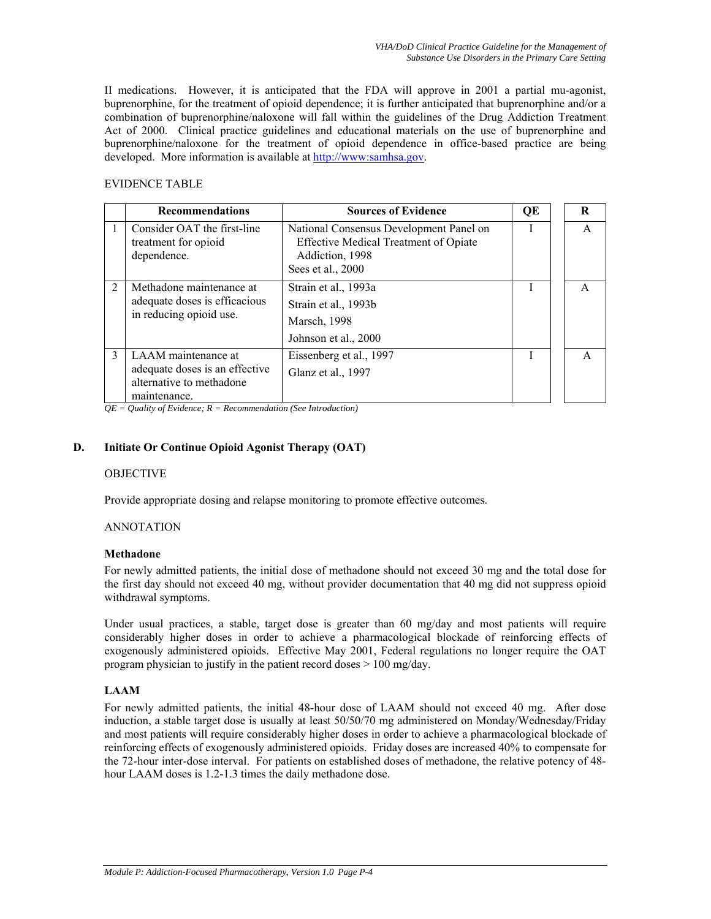II medications. However, it is anticipated that the FDA will approve in 2001 a partial mu-agonist, buprenorphine, for the treatment of opioid dependence; it is further anticipated that buprenorphine and/or a combination of buprenorphine/naloxone will fall within the guidelines of the Drug Addiction Treatment Act of 2000. Clinical practice guidelines and educational materials on the use of buprenorphine and buprenorphine/naloxone for the treatment of opioid dependence in office-based practice are being developed. More information is available at http://www:samhsa.gov.

EVIDENCE TABLE

| | Recommendations | Sources of Evidence | QE | R |
|---|---|---|---|---|
| 1 | Consider OAT the first-line treatment for opioid dependence. | National Consensus Development Panel on Effective Medical Treatment of Opiate Addiction, 1998<br>Sees et al., 2000 | I | A |
| 2 | Methadone maintenance at adequate doses is efficacious in reducing opioid use. | Strain et al., 1993a<br>Strain et al., 1993b<br>Marsch, 1998<br>Johnson et al., 2000 | I | A |
| 3 | LAAM maintenance at adequate doses is an effective alternative to methadone maintenance. | Eissenberg et al., 1997<br>Glanz et al., 1997 | I | A |

*QE = Quality of Evidence; R = Recommendation (See Introduction)*

## D. Initiate Or Continue Opioid Agonist Therapy (OAT)

OBJECTIVE

Provide appropriate dosing and relapse monitoring to promote effective outcomes.

ANNOTATION

**Methadone**

For newly admitted patients, the initial dose of methadone should not exceed 30 mg and the total dose for the first day should not exceed 40 mg, without provider documentation that 40 mg did not suppress opioid withdrawal symptoms.

Under usual practices, a stable, target dose is greater than 60 mg/day and most patients will require considerably higher doses in order to achieve a pharmacological blockade of reinforcing effects of exogenously administered opioids. Effective May 2001, Federal regulations no longer require the OAT program physician to justify in the patient record doses > 100 mg/day.

**LAAM**

For newly admitted patients, the initial 48-hour dose of LAAM should not exceed 40 mg. After dose induction, a stable target dose is usually at least 50/50/70 mg administered on Monday/Wednesday/Friday and most patients will require considerably higher doses in order to achieve a pharmacological blockade of reinforcing effects of exogenously administered opioids. Friday doses are increased 40% to compensate for the 72-hour inter-dose interval. For patients on established doses of methadone, the relative potency of 48-hour LAAM doses is 1.2-1.3 times the daily methadone dose.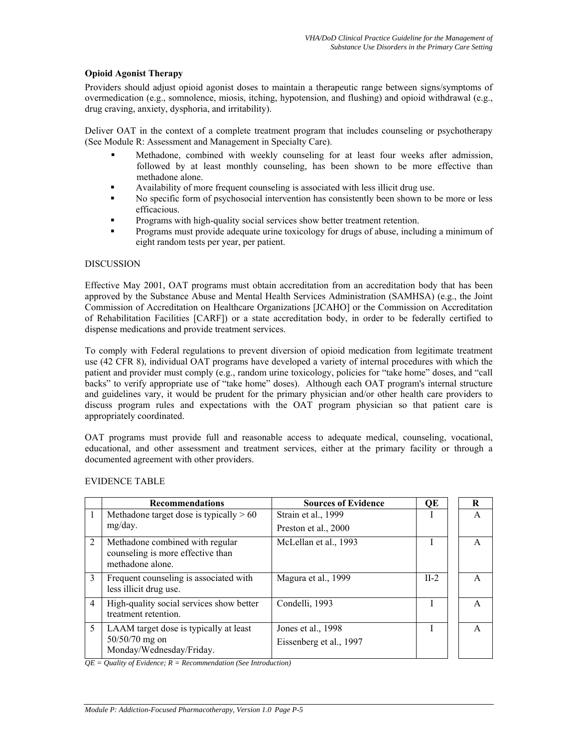**Opioid Agonist Therapy**

Providers should adjust opioid agonist doses to maintain a therapeutic range between signs/symptoms of overmedication (e.g., somnolence, miosis, itching, hypotension, and flushing) and opioid withdrawal (e.g., drug craving, anxiety, dysphoria, and irritability).

Deliver OAT in the context of a complete treatment program that includes counseling or psychotherapy (See Module R: Assessment and Management in Specialty Care).

- Methadone, combined with weekly counseling for at least four weeks after admission, followed by at least monthly counseling, has been shown to be more effective than methadone alone.
- Availability of more frequent counseling is associated with less illicit drug use.
- No specific form of psychosocial intervention has consistently been shown to be more or less efficacious.
- Programs with high-quality social services show better treatment retention.
- Programs must provide adequate urine toxicology for drugs of abuse, including a minimum of eight random tests per year, per patient.

DISCUSSION

Effective May 2001, OAT programs must obtain accreditation from an accreditation body that has been approved by the Substance Abuse and Mental Health Services Administration (SAMHSA) (e.g., the Joint Commission of Accreditation on Healthcare Organizations [JCAHO] or the Commission on Accreditation of Rehabilitation Facilities [CARF]) or a state accreditation body, in order to be federally certified to dispense medications and provide treatment services.

To comply with Federal regulations to prevent diversion of opioid medication from legitimate treatment use (42 CFR 8), individual OAT programs have developed a variety of internal procedures with which the patient and provider must comply (e.g., random urine toxicology, policies for "take home" doses, and "call backs" to verify appropriate use of "take home" doses). Although each OAT program's internal structure and guidelines vary, it would be prudent for the primary physician and/or other health care providers to discuss program rules and expectations with the OAT program physician so that patient care is appropriately coordinated.

OAT programs must provide full and reasonable access to adequate medical, counseling, vocational, educational, and other assessment and treatment services, either at the primary facility or through a documented agreement with other providers.

EVIDENCE TABLE

| | Recommendations | Sources of Evidence | QE | R |
|---|---|---|---|---|
| 1 | Methadone target dose is typically > 60 mg/day. | Strain et al., 1999<br>Preston et al., 2000 | I | A |
| 2 | Methadone combined with regular counseling is more effective than methadone alone. | McLellan et al., 1993 | I | A |
| 3 | Frequent counseling is associated with less illicit drug use. | Magura et al., 1999 | II-2 | A |
| 4 | High-quality social services show better treatment retention. | Condelli, 1993 | I | A |
| 5 | LAAM target dose is typically at least 50/50/70 mg on Monday/Wednesday/Friday. | Jones et al., 1998<br>Eissenberg et al., 1997 | I | A |

*QE = Quality of Evidence; R = Recommendation (See Introduction)*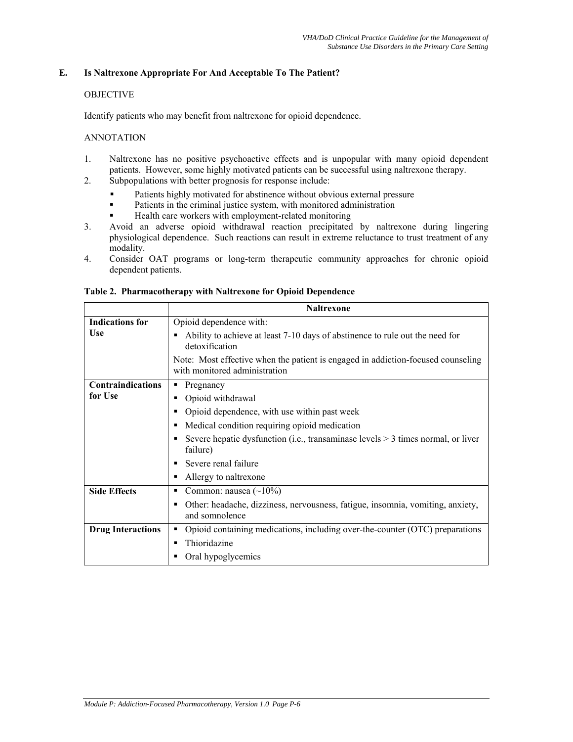## E. Is Naltrexone Appropriate For And Acceptable To The Patient?

OBJECTIVE

Identify patients who may benefit from naltrexone for opioid dependence.

ANNOTATION

1. Naltrexone has no positive psychoactive effects and is unpopular with many opioid dependent patients. However, some highly motivated patients can be successful using naltrexone therapy.
2. Subpopulations with better prognosis for response include:
   - Patients highly motivated for abstinence without obvious external pressure
   - Patients in the criminal justice system, with monitored administration
   - Health care workers with employment-related monitoring
3. Avoid an adverse opioid withdrawal reaction precipitated by naltrexone during lingering physiological dependence. Such reactions can result in extreme reluctance to trust treatment of any modality.
4. Consider OAT programs or long-term therapeutic community approaches for chronic opioid dependent patients.

**Table 2. Pharmacotherapy with Naltrexone for Opioid Dependence**

| | **Naltrexone** |
|---|---|
| **Indications for Use** | Opioid dependence with:<br>▪ Ability to achieve at least 7-10 days of abstinence to rule out the need for detoxification<br>Note: Most effective when the patient is engaged in addiction-focused counseling with monitored administration |
| **Contraindications for Use** | ▪ Pregnancy<br>▪ Opioid withdrawal<br>▪ Opioid dependence, with use within past week<br>▪ Medical condition requiring opioid medication<br>▪ Severe hepatic dysfunction (i.e., transaminase levels > 3 times normal, or liver failure)<br>▪ Severe renal failure<br>▪ Allergy to naltrexone |
| **Side Effects** | ▪ Common: nausea (~10%)<br>▪ Other: headache, dizziness, nervousness, fatigue, insomnia, vomiting, anxiety, and somnolence |
| **Drug Interactions** | ▪ Opioid containing medications, including over-the-counter (OTC) preparations<br>▪ Thioridazine<br>▪ Oral hypoglycemics |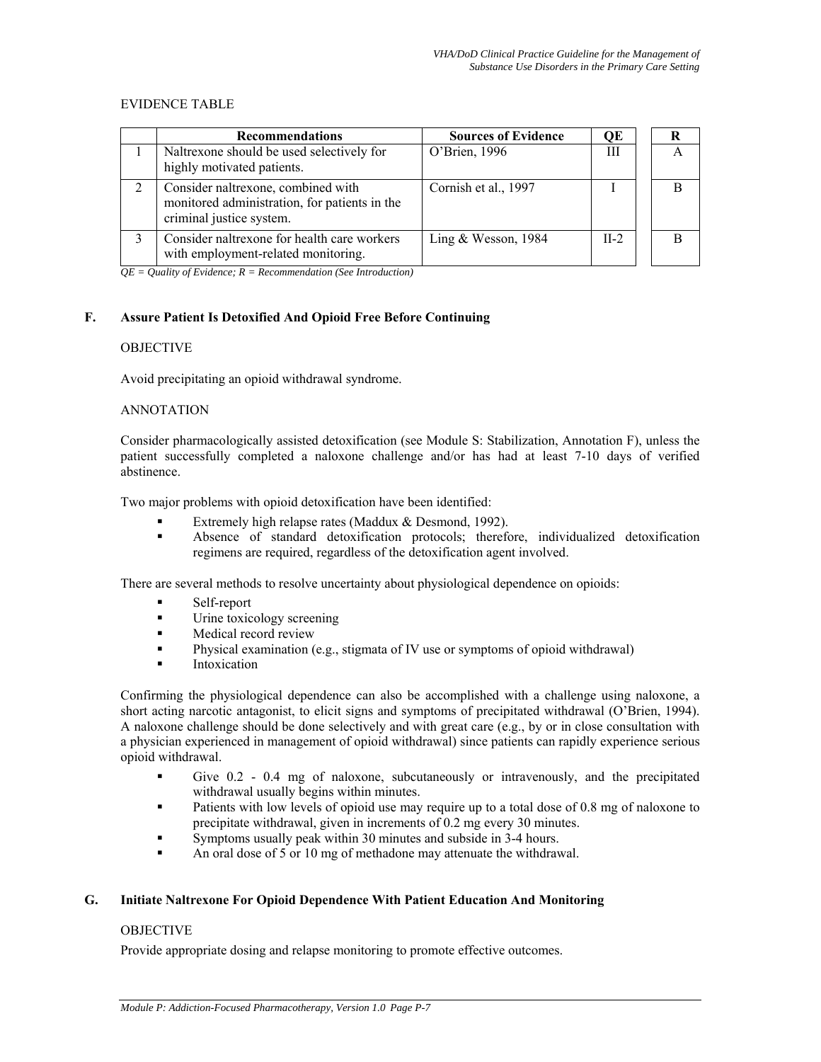EVIDENCE TABLE

| | Recommendations | Sources of Evidence | QE | R |
|---|---|---|---|---|
| 1 | Naltrexone should be used selectively for highly motivated patients. | O'Brien, 1996 | III | A |
| 2 | Consider naltrexone, combined with monitored administration, for patients in the criminal justice system. | Cornish et al., 1997 | I | B |
| 3 | Consider naltrexone for health care workers with employment-related monitoring. | Ling & Wesson, 1984 | II-2 | B |

*QE = Quality of Evidence; R = Recommendation (See Introduction)*

## F. Assure Patient Is Detoxified And Opioid Free Before Continuing

OBJECTIVE

Avoid precipitating an opioid withdrawal syndrome.

ANNOTATION

Consider pharmacologically assisted detoxification (see Module S: Stabilization, Annotation F), unless the patient successfully completed a naloxone challenge and/or has had at least 7-10 days of verified abstinence.

Two major problems with opioid detoxification have been identified:

- Extremely high relapse rates (Maddux & Desmond, 1992).
- Absence of standard detoxification protocols; therefore, individualized detoxification regimens are required, regardless of the detoxification agent involved.

There are several methods to resolve uncertainty about physiological dependence on opioids:

- Self-report
- Urine toxicology screening
- Medical record review
- Physical examination (e.g., stigmata of IV use or symptoms of opioid withdrawal)
- Intoxication

Confirming the physiological dependence can also be accomplished with a challenge using naloxone, a short acting narcotic antagonist, to elicit signs and symptoms of precipitated withdrawal (O'Brien, 1994). A naloxone challenge should be done selectively and with great care (e.g., by or in close consultation with a physician experienced in management of opioid withdrawal) since patients can rapidly experience serious opioid withdrawal.

- Give 0.2 - 0.4 mg of naloxone, subcutaneously or intravenously, and the precipitated withdrawal usually begins within minutes.
- Patients with low levels of opioid use may require up to a total dose of 0.8 mg of naloxone to precipitate withdrawal, given in increments of 0.2 mg every 30 minutes.
- Symptoms usually peak within 30 minutes and subside in 3-4 hours.
- An oral dose of 5 or 10 mg of methadone may attenuate the withdrawal.

## G. Initiate Naltrexone For Opioid Dependence With Patient Education And Monitoring

OBJECTIVE

Provide appropriate dosing and relapse monitoring to promote effective outcomes.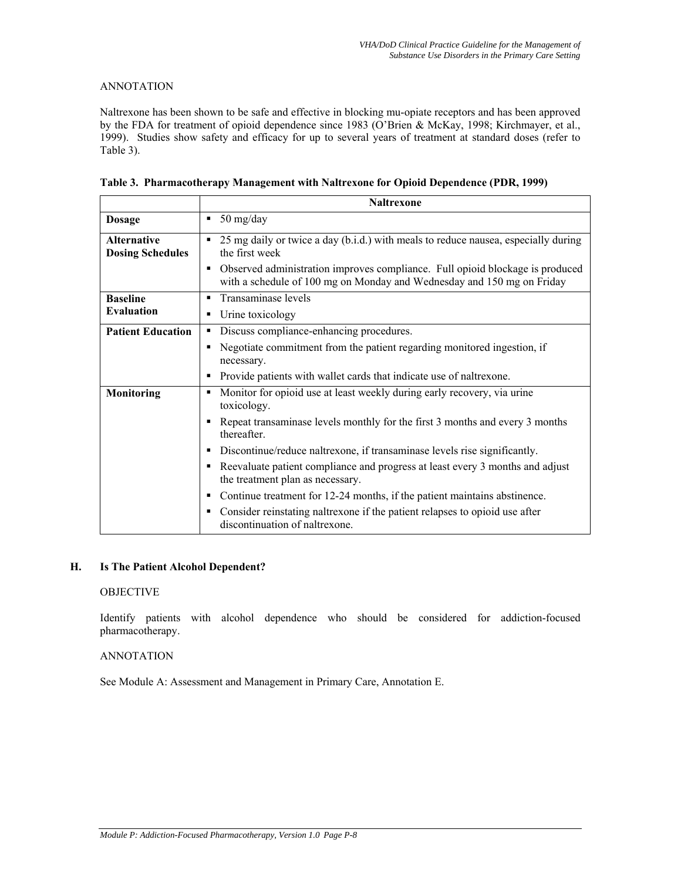ANNOTATION

Naltrexone has been shown to be safe and effective in blocking mu-opiate receptors and has been approved by the FDA for treatment of opioid dependence since 1983 (O'Brien & McKay, 1998; Kirchmayer, et al., 1999). Studies show safety and efficacy for up to several years of treatment at standard doses (refer to Table 3).

**Table 3. Pharmacotherapy Management with Naltrexone for Opioid Dependence (PDR, 1999)**

| | **Naltrexone** |
|---|---|
| **Dosage** | ▪ 50 mg/day |
| **Alternative Dosing Schedules** | ▪ 25 mg daily or twice a day (b.i.d.) with meals to reduce nausea, especially during the first week<br>▪ Observed administration improves compliance. Full opioid blockage is produced with a schedule of 100 mg on Monday and Wednesday and 150 mg on Friday |
| **Baseline Evaluation** | ▪ Transaminase levels<br>▪ Urine toxicology |
| **Patient Education** | ▪ Discuss compliance-enhancing procedures.<br>▪ Negotiate commitment from the patient regarding monitored ingestion, if necessary.<br>▪ Provide patients with wallet cards that indicate use of naltrexone. |
| **Monitoring** | ▪ Monitor for opioid use at least weekly during early recovery, via urine toxicology.<br>▪ Repeat transaminase levels monthly for the first 3 months and every 3 months thereafter.<br>▪ Discontinue/reduce naltrexone, if transaminase levels rise significantly.<br>▪ Reevaluate patient compliance and progress at least every 3 months and adjust the treatment plan as necessary.<br>▪ Continue treatment for 12-24 months, if the patient maintains abstinence.<br>▪ Consider reinstating naltrexone if the patient relapses to opioid use after discontinuation of naltrexone. |

## H. Is The Patient Alcohol Dependent?

OBJECTIVE

Identify patients with alcohol dependence who should be considered for addiction-focused pharmacotherapy.

ANNOTATION

See Module A: Assessment and Management in Primary Care, Annotation E.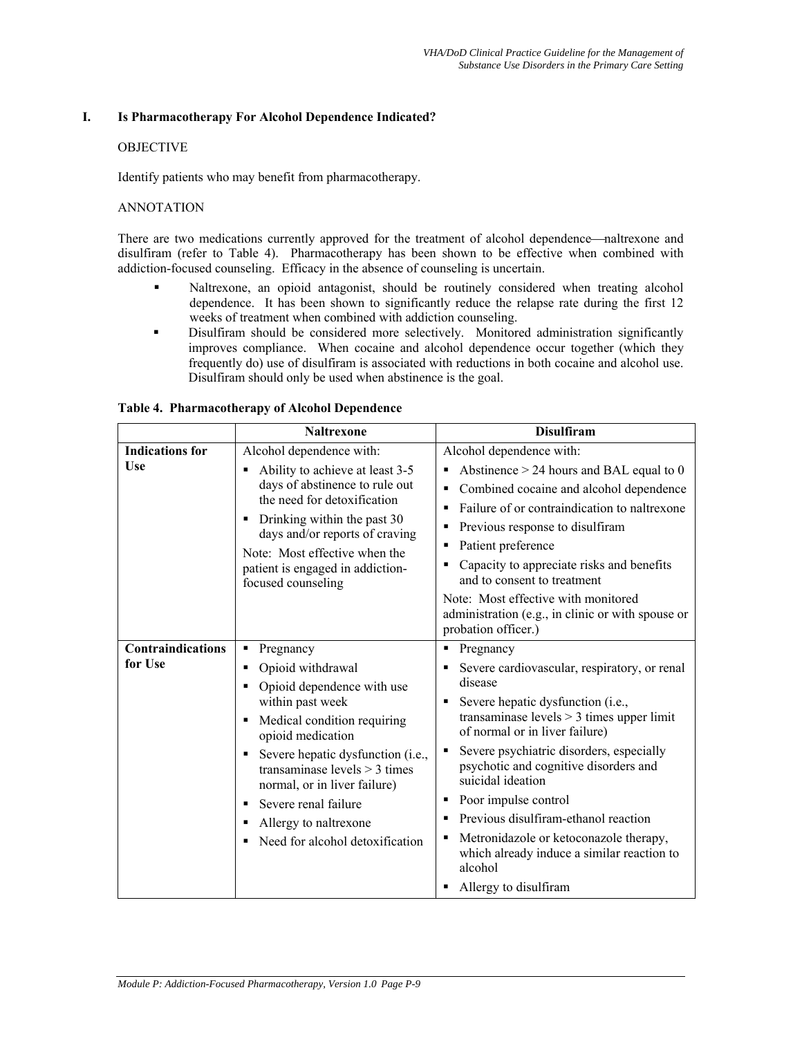## I. Is Pharmacotherapy For Alcohol Dependence Indicated?

OBJECTIVE

Identify patients who may benefit from pharmacotherapy.

ANNOTATION

There are two medications currently approved for the treatment of alcohol dependence—naltrexone and disulfiram (refer to Table 4). Pharmacotherapy has been shown to be effective when combined with addiction-focused counseling. Efficacy in the absence of counseling is uncertain.

- Naltrexone, an opioid antagonist, should be routinely considered when treating alcohol dependence. It has been shown to significantly reduce the relapse rate during the first 12 weeks of treatment when combined with addiction counseling.
- Disulfiram should be considered more selectively. Monitored administration significantly improves compliance. When cocaine and alcohol dependence occur together (which they frequently do) use of disulfiram is associated with reductions in both cocaine and alcohol use. Disulfiram should only be used when abstinence is the goal.

**Table 4. Pharmacotherapy of Alcohol Dependence**

| | Naltrexone | Disulfiram |
|---|---|---|
| **Indications for Use** | Alcohol dependence with:<br>▪ Ability to achieve at least 3-5 days of abstinence to rule out the need for detoxification<br>▪ Drinking within the past 30 days and/or reports of craving<br>Note: Most effective when the patient is engaged in addiction-focused counseling | Alcohol dependence with:<br>▪ Abstinence > 24 hours and BAL equal to 0<br>▪ Combined cocaine and alcohol dependence<br>▪ Failure of or contraindication to naltrexone<br>▪ Previous response to disulfiram<br>▪ Patient preference<br>▪ Capacity to appreciate risks and benefits and to consent to treatment<br>Note: Most effective with monitored administration (e.g., in clinic or with spouse or probation officer.) |
| **Contraindications for Use** | ▪ Pregnancy<br>▪ Opioid withdrawal<br>▪ Opioid dependence with use within past week<br>▪ Medical condition requiring opioid medication<br>▪ Severe hepatic dysfunction (i.e., transaminase levels > 3 times normal, or in liver failure)<br>▪ Severe renal failure<br>▪ Allergy to naltrexone<br>▪ Need for alcohol detoxification | ▪ Pregnancy<br>▪ Severe cardiovascular, respiratory, or renal disease<br>▪ Severe hepatic dysfunction (i.e., transaminase levels > 3 times upper limit of normal or in liver failure)<br>▪ Severe psychiatric disorders, especially psychotic and cognitive disorders and suicidal ideation<br>▪ Poor impulse control<br>▪ Previous disulfiram-ethanol reaction<br>▪ Metronidazole or ketoconazole therapy, which already induce a similar reaction to alcohol<br>▪ Allergy to disulfiram |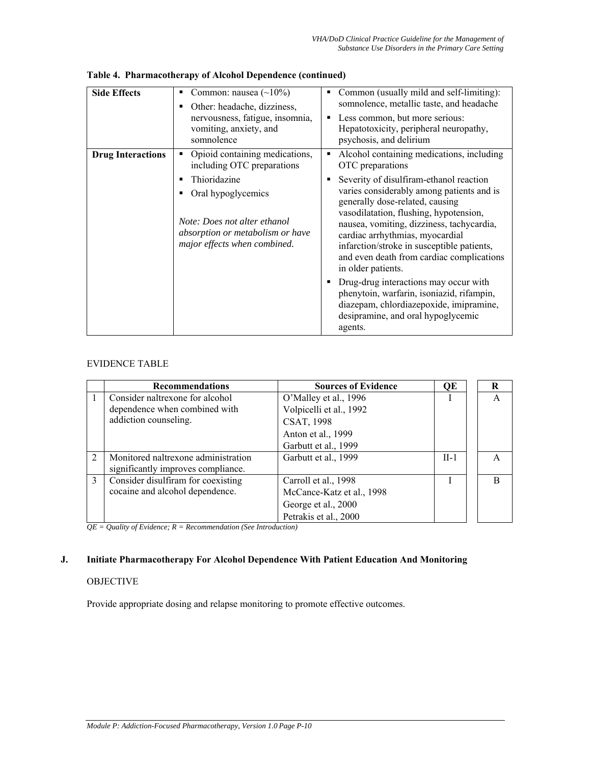**Table 4. Pharmacotherapy of Alcohol Dependence (continued)**

| | | |
|---|---|---|
| **Side Effects** | ▪ Common: nausea (~10%)<br>▪ Other: headache, dizziness, nervousness, fatigue, insomnia, vomiting, anxiety, and somnolence | ▪ Common (usually mild and self-limiting): somnolence, metallic taste, and headache<br>▪ Less common, but more serious: Hepatotoxicity, peripheral neuropathy, psychosis, and delirium |
| **Drug Interactions** | ▪ Opioid containing medications, including OTC preparations<br>▪ Thioridazine<br>▪ Oral hypoglycemics<br><br>*Note: Does not alter ethanol absorption or metabolism or have major effects when combined.* | ▪ Alcohol containing medications, including OTC preparations<br>▪ Severity of disulfiram-ethanol reaction varies considerably among patients and is generally dose-related, causing vasodilatation, flushing, hypotension, nausea, vomiting, dizziness, tachycardia, cardiac arrhythmias, myocardial infarction/stroke in susceptible patients, and even death from cardiac complications in older patients.<br>▪ Drug-drug interactions may occur with phenytoin, warfarin, isoniazid, rifampin, diazepam, chlordiazepoxide, imipramine, desipramine, and oral hypoglycemic agents. |

EVIDENCE TABLE

| | Recommendations | Sources of Evidence | QE | R |
|---|---|---|---|---|
| 1 | Consider naltrexone for alcohol dependence when combined with addiction counseling. | O'Malley et al., 1996<br>Volpicelli et al., 1992<br>CSAT, 1998<br>Anton et al., 1999<br>Garbutt et al., 1999 | I | A |
| 2 | Monitored naltrexone administration significantly improves compliance. | Garbutt et al., 1999 | II-1 | A |
| 3 | Consider disulfiram for coexisting cocaine and alcohol dependence. | Carroll et al., 1998<br>McCance-Katz et al., 1998<br>George et al., 2000<br>Petrakis et al., 2000 | I | B |

*QE = Quality of Evidence; R = Recommendation (See Introduction)*

## J. Initiate Pharmacotherapy For Alcohol Dependence With Patient Education And Monitoring

OBJECTIVE

Provide appropriate dosing and relapse monitoring to promote effective outcomes.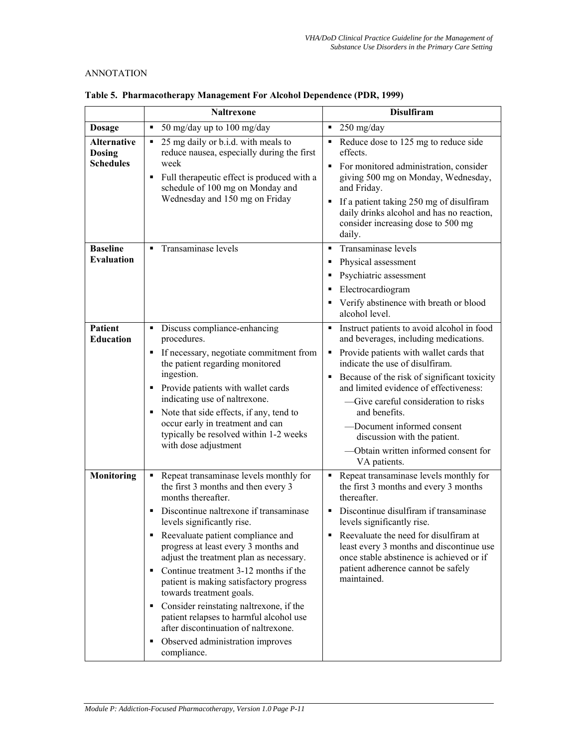ANNOTATION

**Table 5. Pharmacotherapy Management For Alcohol Dependence (PDR, 1999)**

| | Naltrexone | Disulfiram |
|---|---|---|
| **Dosage** | ▪ 50 mg/day up to 100 mg/day | ▪ 250 mg/day |
| **Alternative Dosing Schedules** | ▪ 25 mg daily or b.i.d. with meals to reduce nausea, especially during the first week<br>▪ Full therapeutic effect is produced with a schedule of 100 mg on Monday and Wednesday and 150 mg on Friday | ▪ Reduce dose to 125 mg to reduce side effects.<br>▪ For monitored administration, consider giving 500 mg on Monday, Wednesday, and Friday.<br>▪ If a patient taking 250 mg of disulfiram daily drinks alcohol and has no reaction, consider increasing dose to 500 mg daily. |
| **Baseline Evaluation** | ▪ Transaminase levels | ▪ Transaminase levels<br>▪ Physical assessment<br>▪ Psychiatric assessment<br>▪ Electrocardiogram<br>▪ Verify abstinence with breath or blood alcohol level. |
| **Patient Education** | ▪ Discuss compliance-enhancing procedures.<br>▪ If necessary, negotiate commitment from the patient regarding monitored ingestion.<br>▪ Provide patients with wallet cards indicating use of naltrexone.<br>▪ Note that side effects, if any, tend to occur early in treatment and can typically be resolved within 1-2 weeks with dose adjustment | ▪ Instruct patients to avoid alcohol in food and beverages, including medications.<br>▪ Provide patients with wallet cards that indicate the use of disulfiram.<br>▪ Because of the risk of significant toxicity and limited evidence of effectiveness:<br>—Give careful consideration to risks and benefits.<br>—Document informed consent discussion with the patient.<br>—Obtain written informed consent for VA patients. |
| **Monitoring** | ▪ Repeat transaminase levels monthly for the first 3 months and then every 3 months thereafter.<br>▪ Discontinue naltrexone if transaminase levels significantly rise.<br>▪ Reevaluate patient compliance and progress at least every 3 months and adjust the treatment plan as necessary.<br>▪ Continue treatment 3-12 months if the patient is making satisfactory progress towards treatment goals.<br>▪ Consider reinstating naltrexone, if the patient relapses to harmful alcohol use after discontinuation of naltrexone.<br>▪ Observed administration improves compliance. | ▪ Repeat transaminase levels monthly for the first 3 months and every 3 months thereafter.<br>▪ Discontinue disulfiram if transaminase levels significantly rise.<br>▪ Reevaluate the need for disulfiram at least every 3 months and discontinue use once stable abstinence is achieved or if patient adherence cannot be safely maintained. |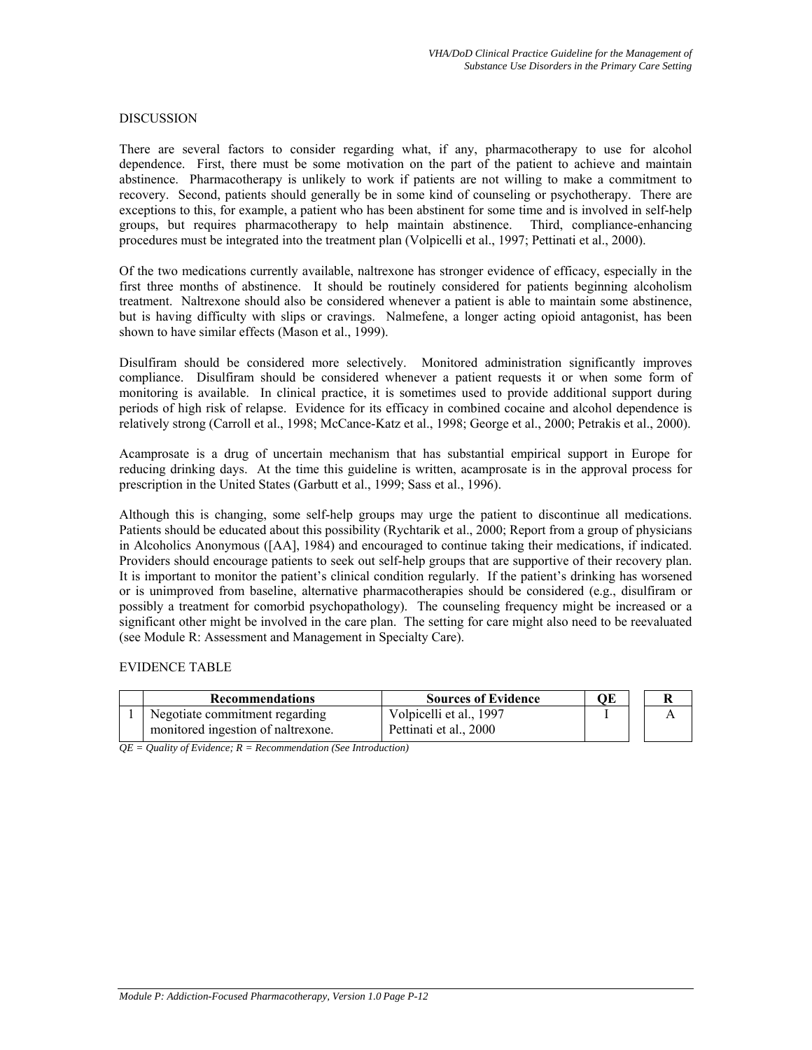DISCUSSION

There are several factors to consider regarding what, if any, pharmacotherapy to use for alcohol dependence. First, there must be some motivation on the part of the patient to achieve and maintain abstinence. Pharmacotherapy is unlikely to work if patients are not willing to make a commitment to recovery. Second, patients should generally be in some kind of counseling or psychotherapy. There are exceptions to this, for example, a patient who has been abstinent for some time and is involved in self-help groups, but requires pharmacotherapy to help maintain abstinence. Third, compliance-enhancing procedures must be integrated into the treatment plan (Volpicelli et al., 1997; Pettinati et al., 2000).

Of the two medications currently available, naltrexone has stronger evidence of efficacy, especially in the first three months of abstinence. It should be routinely considered for patients beginning alcoholism treatment. Naltrexone should also be considered whenever a patient is able to maintain some abstinence, but is having difficulty with slips or cravings. Nalmefene, a longer acting opioid antagonist, has been shown to have similar effects (Mason et al., 1999).

Disulfiram should be considered more selectively. Monitored administration significantly improves compliance. Disulfiram should be considered whenever a patient requests it or when some form of monitoring is available. In clinical practice, it is sometimes used to provide additional support during periods of high risk of relapse. Evidence for its efficacy in combined cocaine and alcohol dependence is relatively strong (Carroll et al., 1998; McCance-Katz et al., 1998; George et al., 2000; Petrakis et al., 2000).

Acamprosate is a drug of uncertain mechanism that has substantial empirical support in Europe for reducing drinking days. At the time this guideline is written, acamprosate is in the approval process for prescription in the United States (Garbutt et al., 1999; Sass et al., 1996).

Although this is changing, some self-help groups may urge the patient to discontinue all medications. Patients should be educated about this possibility (Rychtarik et al., 2000; Report from a group of physicians in Alcoholics Anonymous ([AA], 1984) and encouraged to continue taking their medications, if indicated. Providers should encourage patients to seek out self-help groups that are supportive of their recovery plan. It is important to monitor the patient's clinical condition regularly. If the patient's drinking has worsened or is unimproved from baseline, alternative pharmacotherapies should be considered (e.g., disulfiram or possibly a treatment for comorbid psychopathology). The counseling frequency might be increased or a significant other might be involved in the care plan. The setting for care might also need to be reevaluated (see Module R: Assessment and Management in Specialty Care).

EVIDENCE TABLE

| | Recommendations | Sources of Evidence | QE | R |
|---|---|---|---|---|
| 1 | Negotiate commitment regarding monitored ingestion of naltrexone. | Volpicelli et al., 1997<br>Pettinati et al., 2000 | I | A |

*QE = Quality of Evidence; R = Recommendation (See Introduction)*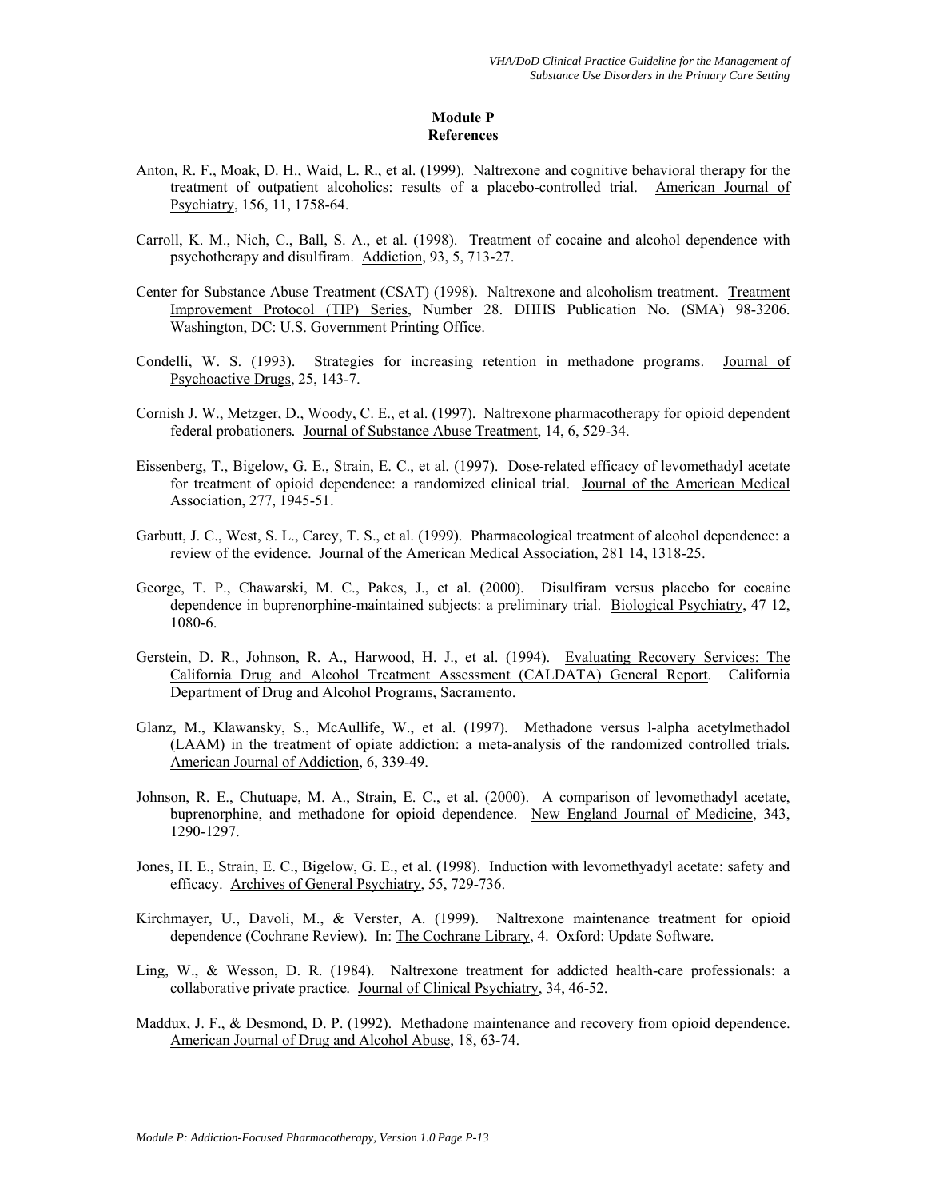## Module P
## References

Anton, R. F., Moak, D. H., Waid, L. R., et al. (1999). Naltrexone and cognitive behavioral therapy for the treatment of outpatient alcoholics: results of a placebo-controlled trial. American Journal of Psychiatry, 156, 11, 1758-64.

Carroll, K. M., Nich, C., Ball, S. A., et al. (1998). Treatment of cocaine and alcohol dependence with psychotherapy and disulfiram. Addiction, 93, 5, 713-27.

Center for Substance Abuse Treatment (CSAT) (1998). Naltrexone and alcoholism treatment. Treatment Improvement Protocol (TIP) Series, Number 28. DHHS Publication No. (SMA) 98-3206. Washington, DC: U.S. Government Printing Office.

Condelli, W. S. (1993). Strategies for increasing retention in methadone programs. Journal of Psychoactive Drugs, 25, 143-7.

Cornish J. W., Metzger, D., Woody, C. E., et al. (1997). Naltrexone pharmacotherapy for opioid dependent federal probationers. Journal of Substance Abuse Treatment, 14, 6, 529-34.

Eissenberg, T., Bigelow, G. E., Strain, E. C., et al. (1997). Dose-related efficacy of levomethadyl acetate for treatment of opioid dependence: a randomized clinical trial. Journal of the American Medical Association, 277, 1945-51.

Garbutt, J. C., West, S. L., Carey, T. S., et al. (1999). Pharmacological treatment of alcohol dependence: a review of the evidence. Journal of the American Medical Association, 281 14, 1318-25.

George, T. P., Chawarski, M. C., Pakes, J., et al. (2000). Disulfiram versus placebo for cocaine dependence in buprenorphine-maintained subjects: a preliminary trial. Biological Psychiatry, 47 12, 1080-6.

Gerstein, D. R., Johnson, R. A., Harwood, H. J., et al. (1994). Evaluating Recovery Services: The California Drug and Alcohol Treatment Assessment (CALDATA) General Report. California Department of Drug and Alcohol Programs, Sacramento.

Glanz, M., Klawansky, S., McAullife, W., et al. (1997). Methadone versus l-alpha acetylmethadol (LAAM) in the treatment of opiate addiction: a meta-analysis of the randomized controlled trials. American Journal of Addiction, 6, 339-49.

Johnson, R. E., Chutuape, M. A., Strain, E. C., et al. (2000). A comparison of levomethadyl acetate, buprenorphine, and methadone for opioid dependence. New England Journal of Medicine, 343, 1290-1297.

Jones, H. E., Strain, E. C., Bigelow, G. E., et al. (1998). Induction with levomethyadyl acetate: safety and efficacy. Archives of General Psychiatry, 55, 729-736.

Kirchmayer, U., Davoli, M., & Verster, A. (1999). Naltrexone maintenance treatment for opioid dependence (Cochrane Review). In: The Cochrane Library, 4. Oxford: Update Software.

Ling, W., & Wesson, D. R. (1984). Naltrexone treatment for addicted health-care professionals: a collaborative private practice. Journal of Clinical Psychiatry, 34, 46-52.

Maddux, J. F., & Desmond, D. P. (1992). Methadone maintenance and recovery from opioid dependence. American Journal of Drug and Alcohol Abuse, 18, 63-74.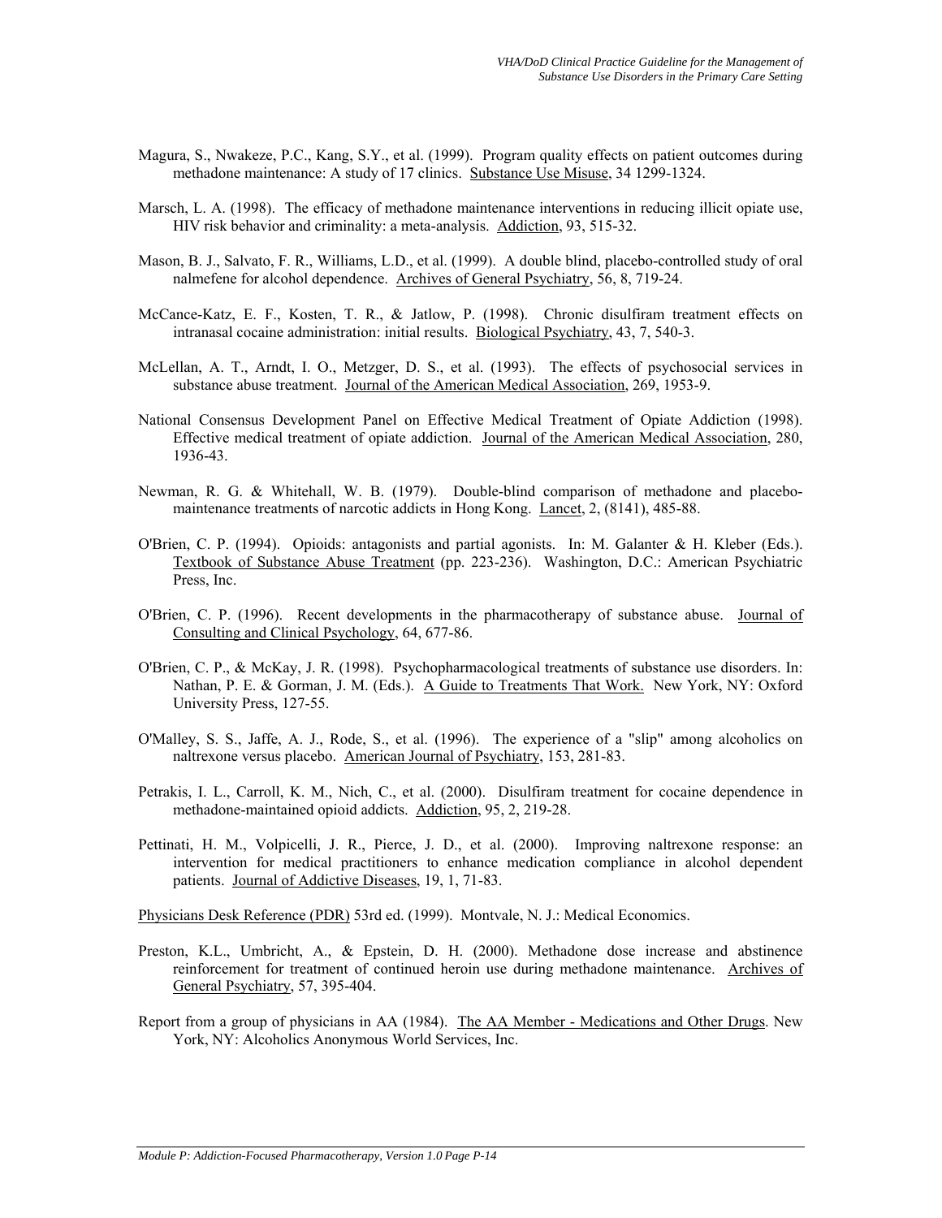Magura, S., Nwakeze, P.C., Kang, S.Y., et al. (1999). Program quality effects on patient outcomes during methadone maintenance: A study of 17 clinics. Substance Use Misuse, 34 1299-1324.

Marsch, L. A. (1998). The efficacy of methadone maintenance interventions in reducing illicit opiate use, HIV risk behavior and criminality: a meta-analysis. Addiction, 93, 515-32.

Mason, B. J., Salvato, F. R., Williams, L.D., et al. (1999). A double blind, placebo-controlled study of oral nalmefene for alcohol dependence. Archives of General Psychiatry, 56, 8, 719-24.

McCance-Katz, E. F., Kosten, T. R., & Jatlow, P. (1998). Chronic disulfiram treatment effects on intranasal cocaine administration: initial results. Biological Psychiatry, 43, 7, 540-3.

McLellan, A. T., Arndt, I. O., Metzger, D. S., et al. (1993). The effects of psychosocial services in substance abuse treatment. Journal of the American Medical Association, 269, 1953-9.

National Consensus Development Panel on Effective Medical Treatment of Opiate Addiction (1998). Effective medical treatment of opiate addiction. Journal of the American Medical Association, 280, 1936-43.

Newman, R. G. & Whitehall, W. B. (1979). Double-blind comparison of methadone and placebo-maintenance treatments of narcotic addicts in Hong Kong. Lancet, 2, (8141), 485-88.

O'Brien, C. P. (1994). Opioids: antagonists and partial agonists. In: M. Galanter & H. Kleber (Eds.). Textbook of Substance Abuse Treatment (pp. 223-236). Washington, D.C.: American Psychiatric Press, Inc.

O'Brien, C. P. (1996). Recent developments in the pharmacotherapy of substance abuse. Journal of Consulting and Clinical Psychology, 64, 677-86.

O'Brien, C. P., & McKay, J. R. (1998). Psychopharmacological treatments of substance use disorders. In: Nathan, P. E. & Gorman, J. M. (Eds.). A Guide to Treatments That Work. New York, NY: Oxford University Press, 127-55.

O'Malley, S. S., Jaffe, A. J., Rode, S., et al. (1996). The experience of a "slip" among alcoholics on naltrexone versus placebo. American Journal of Psychiatry, 153, 281-83.

Petrakis, I. L., Carroll, K. M., Nich, C., et al. (2000). Disulfiram treatment for cocaine dependence in methadone-maintained opioid addicts. Addiction, 95, 2, 219-28.

Pettinati, H. M., Volpicelli, J. R., Pierce, J. D., et al. (2000). Improving naltrexone response: an intervention for medical practitioners to enhance medication compliance in alcohol dependent patients. Journal of Addictive Diseases, 19, 1, 71-83.

Physicians Desk Reference (PDR) 53rd ed. (1999). Montvale, N. J.: Medical Economics.

Preston, K.L., Umbricht, A., & Epstein, D. H. (2000). Methadone dose increase and abstinence reinforcement for treatment of continued heroin use during methadone maintenance. Archives of General Psychiatry, 57, 395-404.

Report from a group of physicians in AA (1984). The AA Member - Medications and Other Drugs. New York, NY: Alcoholics Anonymous World Services, Inc.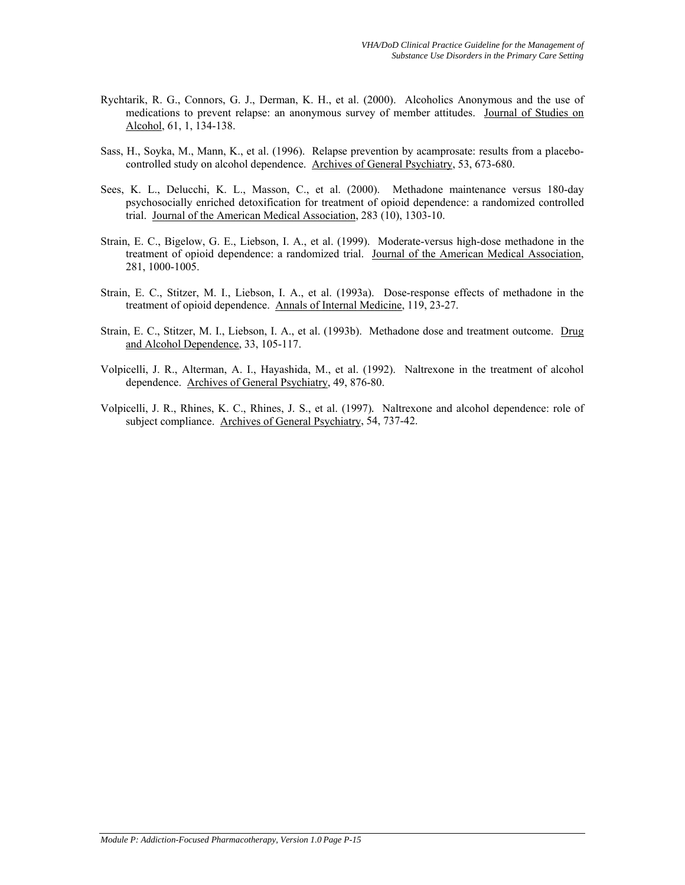Rychtarik, R. G., Connors, G. J., Derman, K. H., et al. (2000). Alcoholics Anonymous and the use of medications to prevent relapse: an anonymous survey of member attitudes. Journal of Studies on Alcohol, 61, 1, 134-138.

Sass, H., Soyka, M., Mann, K., et al. (1996). Relapse prevention by acamprosate: results from a placebo-controlled study on alcohol dependence. Archives of General Psychiatry, 53, 673-680.

Sees, K. L., Delucchi, K. L., Masson, C., et al. (2000). Methadone maintenance versus 180-day psychosocially enriched detoxification for treatment of opioid dependence: a randomized controlled trial. Journal of the American Medical Association, 283 (10), 1303-10.

Strain, E. C., Bigelow, G. E., Liebson, I. A., et al. (1999). Moderate-versus high-dose methadone in the treatment of opioid dependence: a randomized trial. Journal of the American Medical Association, 281, 1000-1005.

Strain, E. C., Stitzer, M. I., Liebson, I. A., et al. (1993a). Dose-response effects of methadone in the treatment of opioid dependence. Annals of Internal Medicine, 119, 23-27.

Strain, E. C., Stitzer, M. I., Liebson, I. A., et al. (1993b). Methadone dose and treatment outcome. Drug and Alcohol Dependence, 33, 105-117.

Volpicelli, J. R., Alterman, A. I., Hayashida, M., et al. (1992). Naltrexone in the treatment of alcohol dependence. Archives of General Psychiatry, 49, 876-80.

Volpicelli, J. R., Rhines, K. C., Rhines, J. S., et al. (1997). Naltrexone and alcohol dependence: role of subject compliance. Archives of General Psychiatry, 54, 737-42.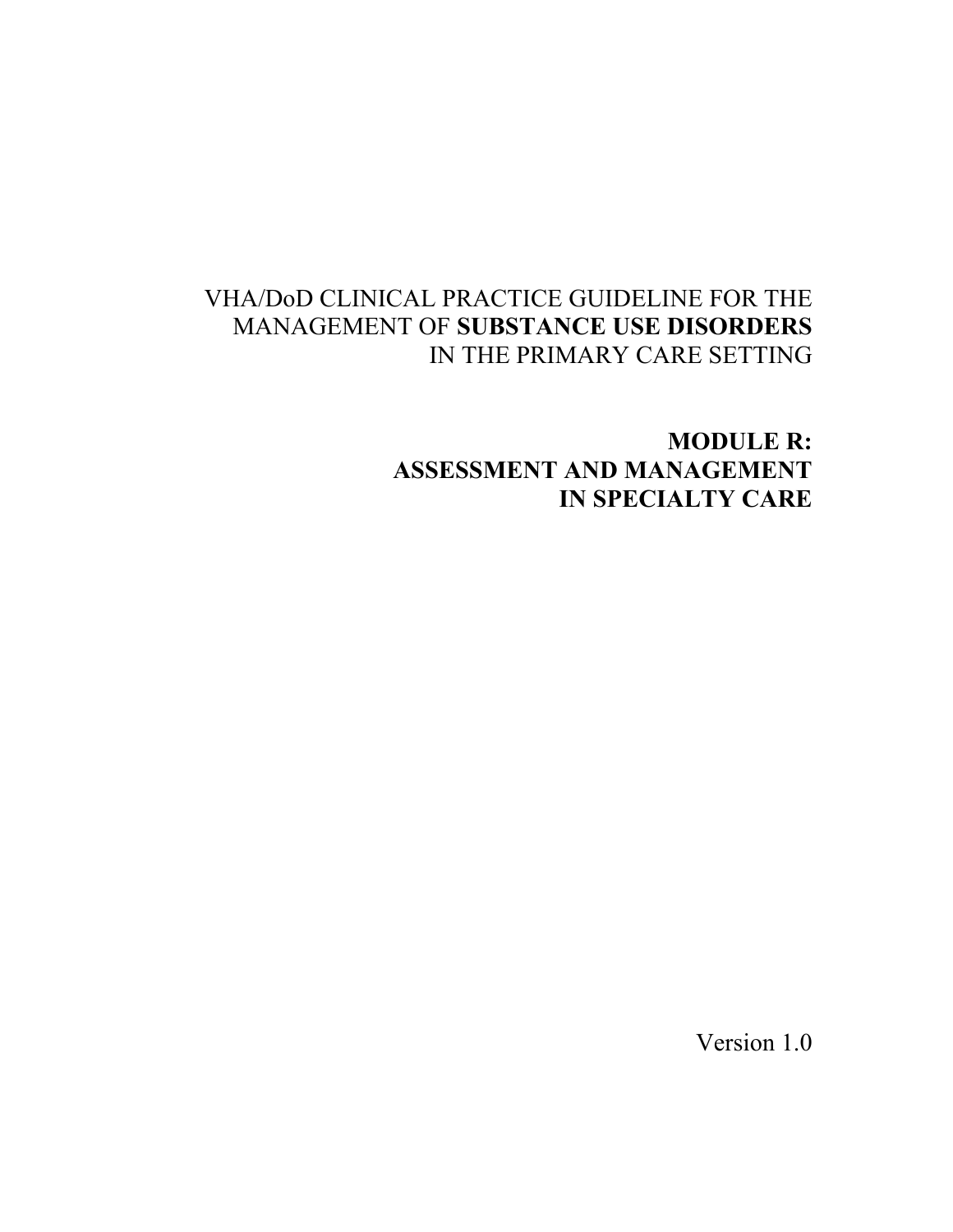VHA/DoD CLINICAL PRACTICE GUIDELINE FOR THE MANAGEMENT OF **SUBSTANCE USE DISORDERS** IN THE PRIMARY CARE SETTING

# MODULE R: ASSESSMENT AND MANAGEMENT IN SPECIALTY CARE

Version 1.0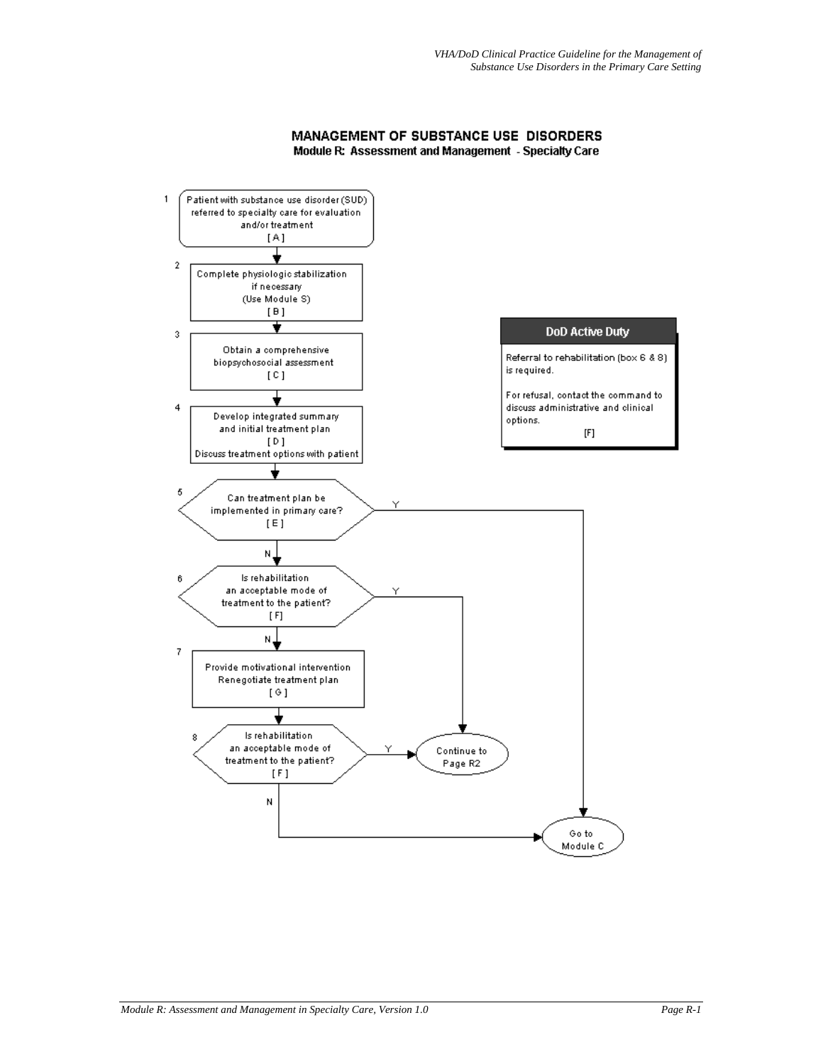# MANAGEMENT OF SUBSTANCE USE DISORDERS

## Module R: Assessment and Management - Specialty Care

1. Patient with substance use disorder (SUD) referred to specialty care for evaluation and/or treatment [ A ]

2. Complete physiologic stabilization if necessary (Use Module S) [ B ]

3. Obtain a comprehensive biopsychosocial assessment [ C ]

4. Develop integrated summary and initial treatment plan [ D ] Discuss treatment options with patient

5. Can treatment plan be implemented in primary care? [ E ]
   - Y → Go to Module C
   - N → 6

6. Is rehabilitation an acceptable mode of treatment to the patient? [ F ]
   - Y → Continue to Page R2
   - N → 7

7. Provide motivational intervention Renegotiate treatment plan [ G ]

8. Is rehabilitation an acceptable mode of treatment to the patient? [ F ]
   - Y → Continue to Page R2
   - N → Go to Module C

**DoD Active Duty**

Referral to rehabilitation (box 6 & 8) is required.

For refusal, contact the command to discuss administrative and clinical options.

[F]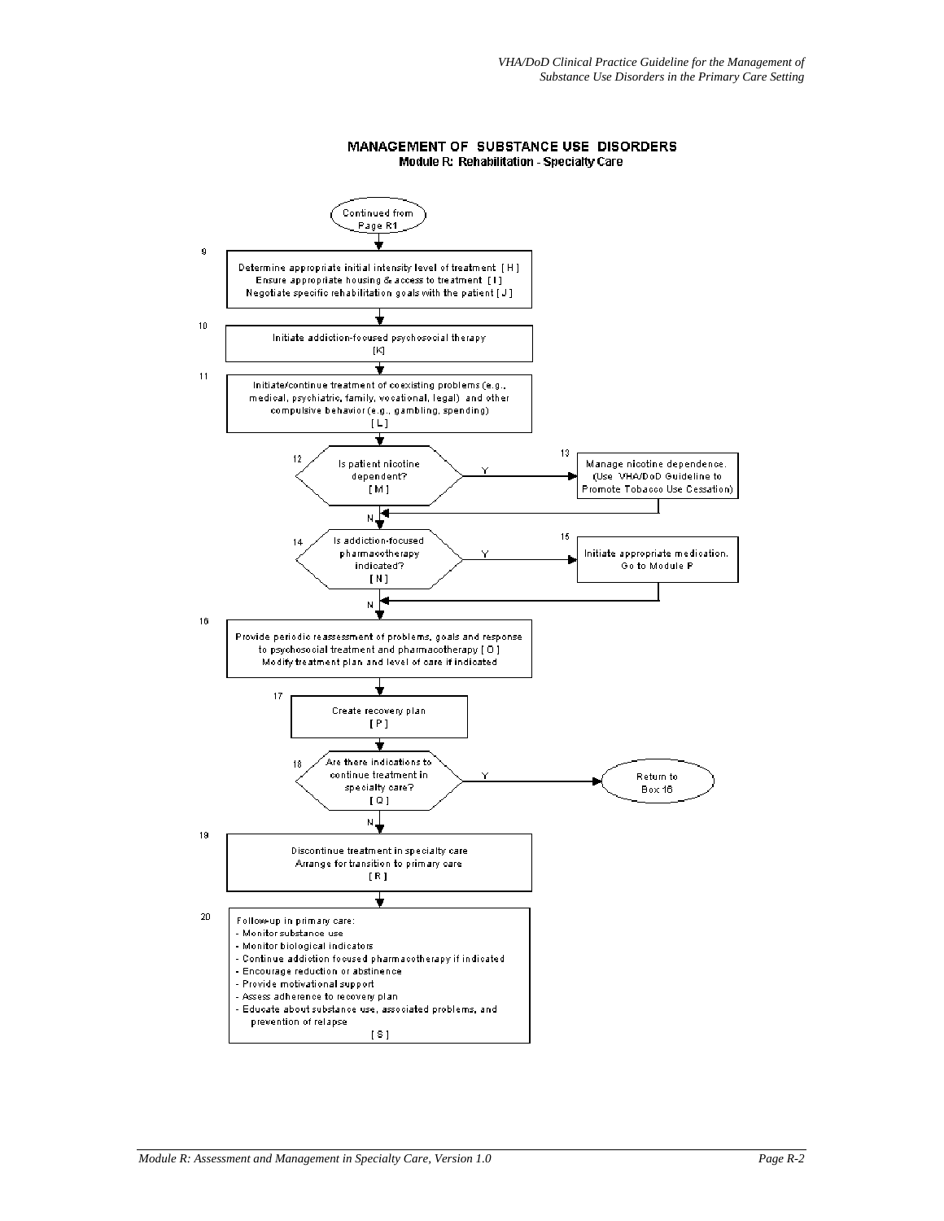## MANAGEMENT OF SUBSTANCE USE DISORDERS

### Module R: Rehabilitation - Specialty Care

Continued from Page R1

**9** Determine appropriate initial intensity level of treatment [ H ]
Ensure appropriate housing & access to treatment [ I ]
Negotiate specific rehabilitation goals with the patient [ J ]

**10** Initiate addiction-focused psychosocial therapy
[K]

**11** Initiate/continue treatment of coexisting problems (e.g., medical, psychiatric, family, vocational, legal) and other compulsive behavior (e.g., gambling, spending)
[ L ]

**12** Is patient nicotine dependent?
[ M ]

- Y → **13** Manage nicotine dependence. (Use VHA/DoD Guideline to Promote Tobacco Use Cessation)
- N → Box 14

**14** Is addiction-focused pharmacotherapy indicated?
[ N ]

- Y → **15** Initiate appropriate medication. Go to Module P
- N → Box 16

**16** Provide periodic reassessment of problems, goals and response to psychosocial treatment and pharmacotherapy [ O ]
Modify treatment plan and level of care if indicated

**17** Create recovery plan
[ P ]

**18** Are there indications to continue treatment in specialty care?
[ Q ]

- Y → Return to Box 16
- N → Box 19

**19** Discontinue treatment in specialty care
Arrange for transition to primary care
[ R ]

**20** Follow-up in primary care:

- Monitor substance use
- Monitor biological indicators
- Continue addiction focused pharmacotherapy if indicated
- Encourage reduction or abstinence
- Provide motivational support
- Assess adherence to recovery plan
- Educate about substance use, associated problems, and prevention of relapse

[ S ]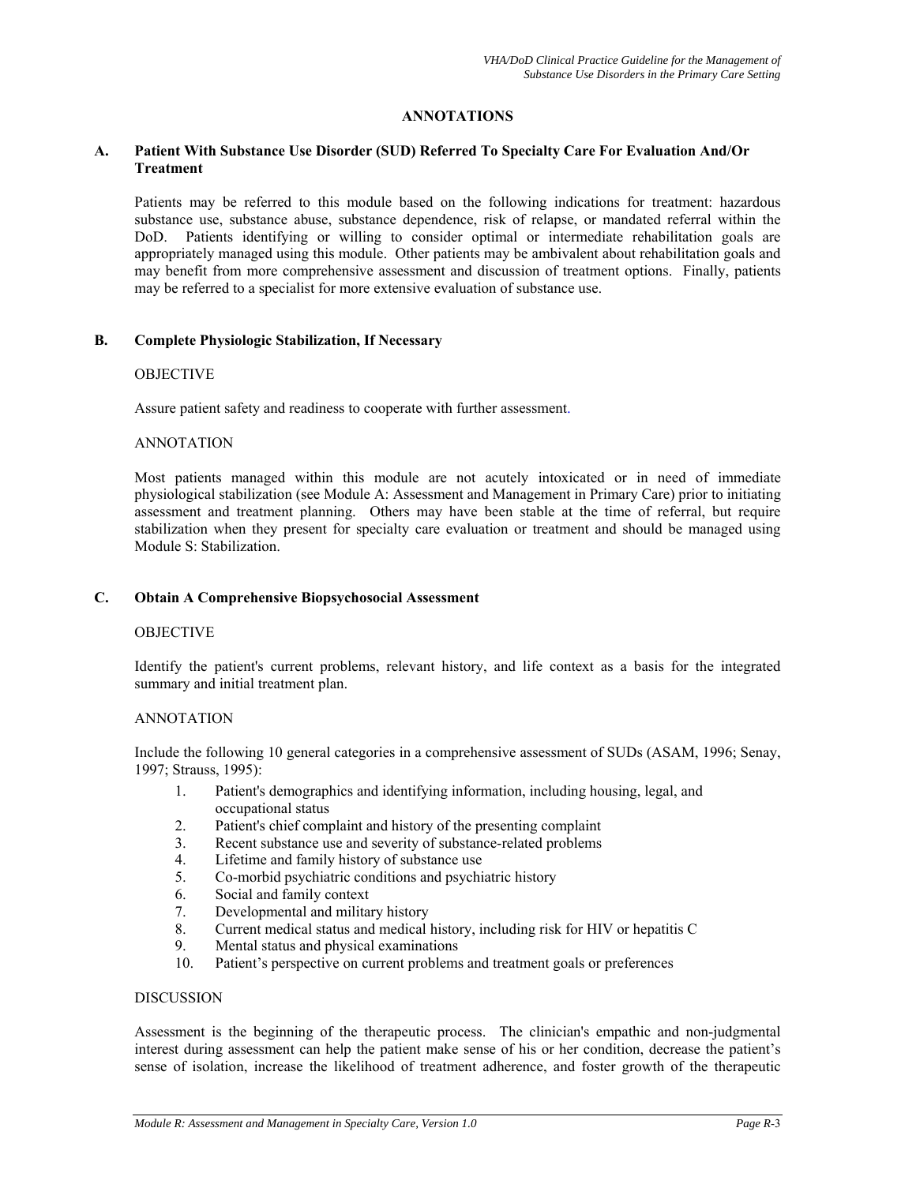## ANNOTATIONS

### A. Patient With Substance Use Disorder (SUD) Referred To Specialty Care For Evaluation And/Or Treatment

Patients may be referred to this module based on the following indications for treatment: hazardous substance use, substance abuse, substance dependence, risk of relapse, or mandated referral within the DoD. Patients identifying or willing to consider optimal or intermediate rehabilitation goals are appropriately managed using this module. Other patients may be ambivalent about rehabilitation goals and may benefit from more comprehensive assessment and discussion of treatment options. Finally, patients may be referred to a specialist for more extensive evaluation of substance use.

### B. Complete Physiologic Stabilization, If Necessary

OBJECTIVE

Assure patient safety and readiness to cooperate with further assessment.

ANNOTATION

Most patients managed within this module are not acutely intoxicated or in need of immediate physiological stabilization (see Module A: Assessment and Management in Primary Care) prior to initiating assessment and treatment planning. Others may have been stable at the time of referral, but require stabilization when they present for specialty care evaluation or treatment and should be managed using Module S: Stabilization.

### C. Obtain A Comprehensive Biopsychosocial Assessment

OBJECTIVE

Identify the patient's current problems, relevant history, and life context as a basis for the integrated summary and initial treatment plan.

ANNOTATION

Include the following 10 general categories in a comprehensive assessment of SUDs (ASAM, 1996; Senay, 1997; Strauss, 1995):

1. Patient's demographics and identifying information, including housing, legal, and occupational status
2. Patient's chief complaint and history of the presenting complaint
3. Recent substance use and severity of substance-related problems
4. Lifetime and family history of substance use
5. Co-morbid psychiatric conditions and psychiatric history
6. Social and family context
7. Developmental and military history
8. Current medical status and medical history, including risk for HIV or hepatitis C
9. Mental status and physical examinations
10. Patient's perspective on current problems and treatment goals or preferences

DISCUSSION

Assessment is the beginning of the therapeutic process. The clinician's empathic and non-judgmental interest during assessment can help the patient make sense of his or her condition, decrease the patient's sense of isolation, increase the likelihood of treatment adherence, and foster growth of the therapeutic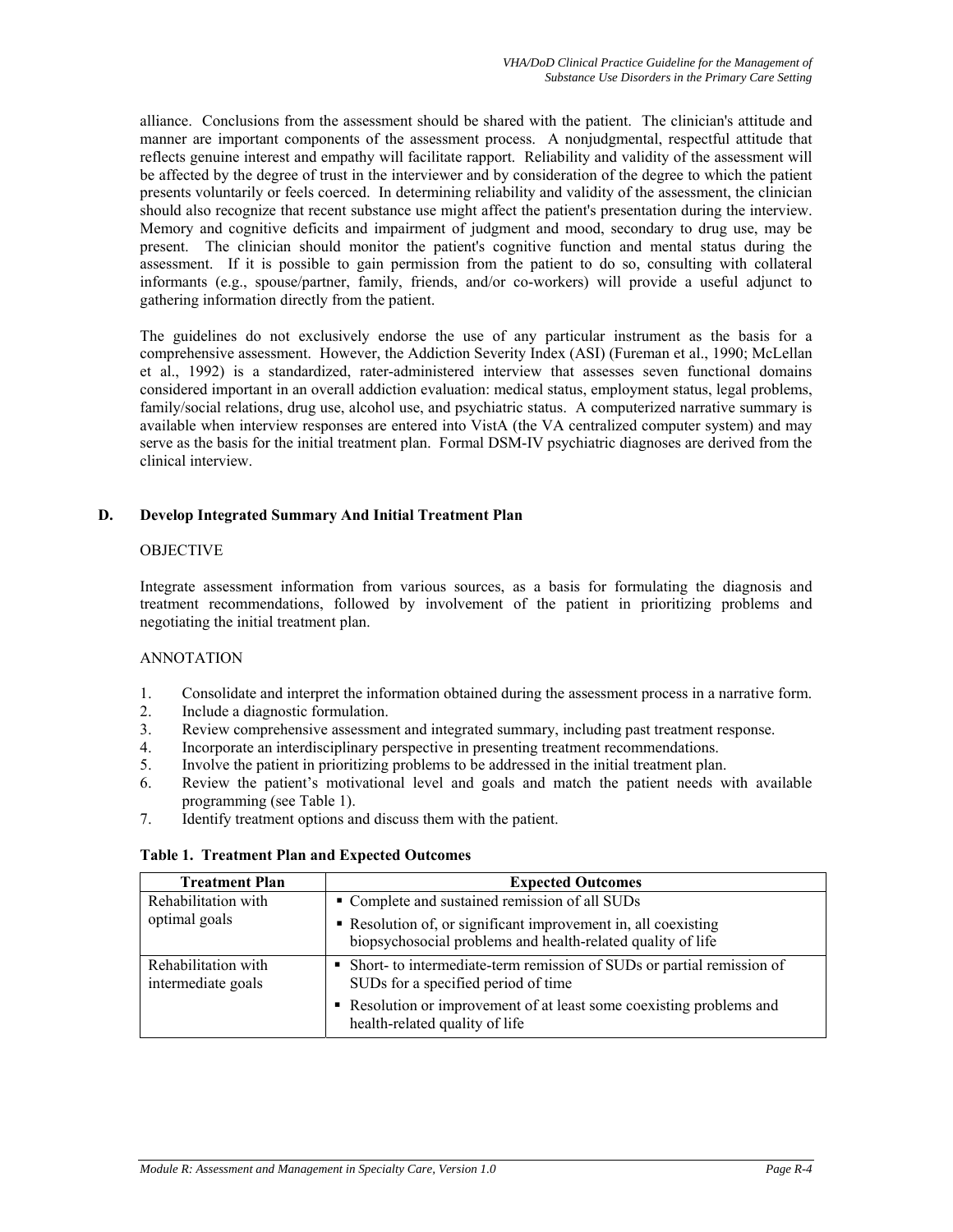alliance. Conclusions from the assessment should be shared with the patient. The clinician's attitude and manner are important components of the assessment process. A nonjudgmental, respectful attitude that reflects genuine interest and empathy will facilitate rapport. Reliability and validity of the assessment will be affected by the degree of trust in the interviewer and by consideration of the degree to which the patient presents voluntarily or feels coerced. In determining reliability and validity of the assessment, the clinician should also recognize that recent substance use might affect the patient's presentation during the interview. Memory and cognitive deficits and impairment of judgment and mood, secondary to drug use, may be present. The clinician should monitor the patient's cognitive function and mental status during the assessment. If it is possible to gain permission from the patient to do so, consulting with collateral informants (e.g., spouse/partner, family, friends, and/or co-workers) will provide a useful adjunct to gathering information directly from the patient.

The guidelines do not exclusively endorse the use of any particular instrument as the basis for a comprehensive assessment. However, the Addiction Severity Index (ASI) (Fureman et al., 1990; McLellan et al., 1992) is a standardized, rater-administered interview that assesses seven functional domains considered important in an overall addiction evaluation: medical status, employment status, legal problems, family/social relations, drug use, alcohol use, and psychiatric status. A computerized narrative summary is available when interview responses are entered into VistA (the VA centralized computer system) and may serve as the basis for the initial treatment plan. Formal DSM-IV psychiatric diagnoses are derived from the clinical interview.

## D. Develop Integrated Summary And Initial Treatment Plan

OBJECTIVE

Integrate assessment information from various sources, as a basis for formulating the diagnosis and treatment recommendations, followed by involvement of the patient in prioritizing problems and negotiating the initial treatment plan.

ANNOTATION

1. Consolidate and interpret the information obtained during the assessment process in a narrative form.
2. Include a diagnostic formulation.
3. Review comprehensive assessment and integrated summary, including past treatment response.
4. Incorporate an interdisciplinary perspective in presenting treatment recommendations.
5. Involve the patient in prioritizing problems to be addressed in the initial treatment plan.
6. Review the patient's motivational level and goals and match the patient needs with available programming (see Table 1).
7. Identify treatment options and discuss them with the patient.

**Table 1. Treatment Plan and Expected Outcomes**

| Treatment Plan | Expected Outcomes |
|---|---|
| Rehabilitation with optimal goals | ▪ Complete and sustained remission of all SUDs<br>▪ Resolution of, or significant improvement in, all coexisting biopsychosocial problems and health-related quality of life |
| Rehabilitation with intermediate goals | ▪ Short- to intermediate-term remission of SUDs or partial remission of SUDs for a specified period of time<br>▪ Resolution or improvement of at least some coexisting problems and health-related quality of life |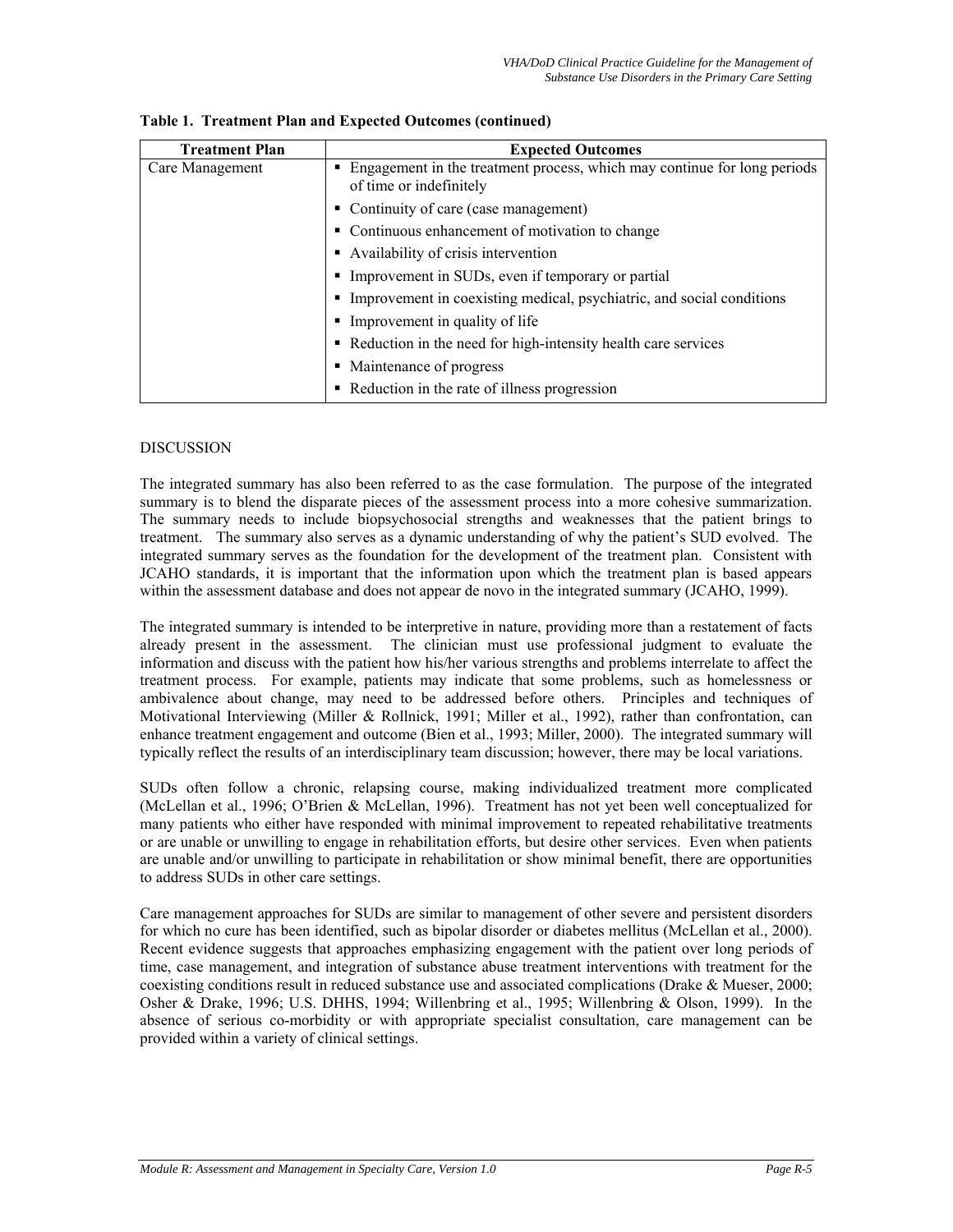**Table 1. Treatment Plan and Expected Outcomes (continued)**

| Treatment Plan | Expected Outcomes |
|---|---|
| Care Management | ▪ Engagement in the treatment process, which may continue for long periods of time or indefinitely<br>▪ Continuity of care (case management)<br>▪ Continuous enhancement of motivation to change<br>▪ Availability of crisis intervention<br>▪ Improvement in SUDs, even if temporary or partial<br>▪ Improvement in coexisting medical, psychiatric, and social conditions<br>▪ Improvement in quality of life<br>▪ Reduction in the need for high-intensity health care services<br>▪ Maintenance of progress<br>▪ Reduction in the rate of illness progression |

DISCUSSION

The integrated summary has also been referred to as the case formulation. The purpose of the integrated summary is to blend the disparate pieces of the assessment process into a more cohesive summarization. The summary needs to include biopsychosocial strengths and weaknesses that the patient brings to treatment. The summary also serves as a dynamic understanding of why the patient's SUD evolved. The integrated summary serves as the foundation for the development of the treatment plan. Consistent with JCAHO standards, it is important that the information upon which the treatment plan is based appears within the assessment database and does not appear de novo in the integrated summary (JCAHO, 1999).

The integrated summary is intended to be interpretive in nature, providing more than a restatement of facts already present in the assessment. The clinician must use professional judgment to evaluate the information and discuss with the patient how his/her various strengths and problems interrelate to affect the treatment process. For example, patients may indicate that some problems, such as homelessness or ambivalence about change, may need to be addressed before others. Principles and techniques of Motivational Interviewing (Miller & Rollnick, 1991; Miller et al., 1992), rather than confrontation, can enhance treatment engagement and outcome (Bien et al., 1993; Miller, 2000). The integrated summary will typically reflect the results of an interdisciplinary team discussion; however, there may be local variations.

SUDs often follow a chronic, relapsing course, making individualized treatment more complicated (McLellan et al., 1996; O'Brien & McLellan, 1996). Treatment has not yet been well conceptualized for many patients who either have responded with minimal improvement to repeated rehabilitative treatments or are unable or unwilling to engage in rehabilitation efforts, but desire other services. Even when patients are unable and/or unwilling to participate in rehabilitation or show minimal benefit, there are opportunities to address SUDs in other care settings.

Care management approaches for SUDs are similar to management of other severe and persistent disorders for which no cure has been identified, such as bipolar disorder or diabetes mellitus (McLellan et al., 2000). Recent evidence suggests that approaches emphasizing engagement with the patient over long periods of time, case management, and integration of substance abuse treatment interventions with treatment for the coexisting conditions result in reduced substance use and associated complications (Drake & Mueser, 2000; Osher & Drake, 1996; U.S. DHHS, 1994; Willenbring et al., 1995; Willenbring & Olson, 1999). In the absence of serious co-morbidity or with appropriate specialist consultation, care management can be provided within a variety of clinical settings.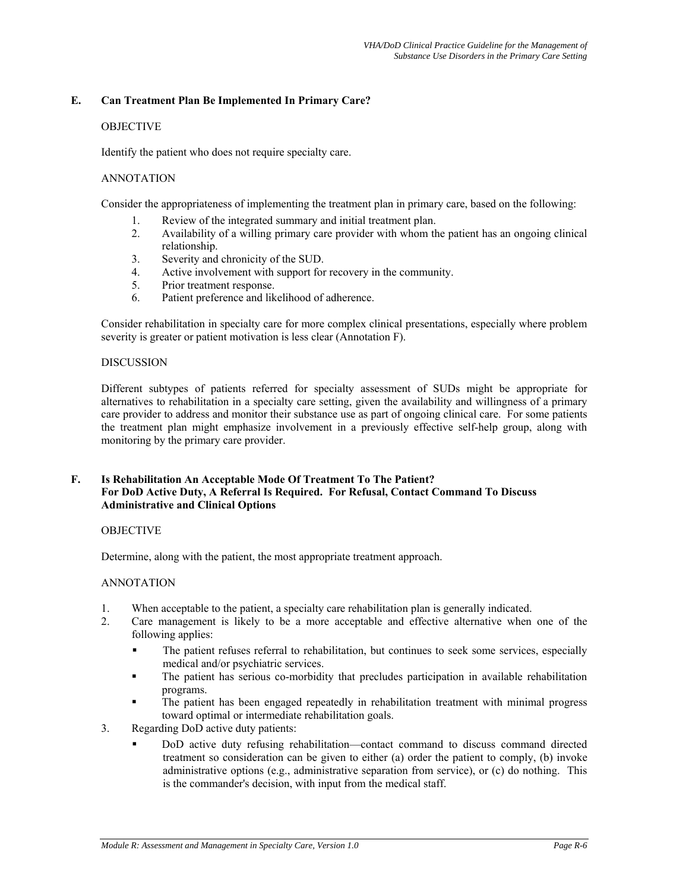## E. Can Treatment Plan Be Implemented In Primary Care?

OBJECTIVE

Identify the patient who does not require specialty care.

ANNOTATION

Consider the appropriateness of implementing the treatment plan in primary care, based on the following:

1. Review of the integrated summary and initial treatment plan.
2. Availability of a willing primary care provider with whom the patient has an ongoing clinical relationship.
3. Severity and chronicity of the SUD.
4. Active involvement with support for recovery in the community.
5. Prior treatment response.
6. Patient preference and likelihood of adherence.

Consider rehabilitation in specialty care for more complex clinical presentations, especially where problem severity is greater or patient motivation is less clear (Annotation F).

DISCUSSION

Different subtypes of patients referred for specialty assessment of SUDs might be appropriate for alternatives to rehabilitation in a specialty care setting, given the availability and willingness of a primary care provider to address and monitor their substance use as part of ongoing clinical care. For some patients the treatment plan might emphasize involvement in a previously effective self-help group, along with monitoring by the primary care provider.

## F. Is Rehabilitation An Acceptable Mode Of Treatment To The Patient? For DoD Active Duty, A Referral Is Required. For Refusal, Contact Command To Discuss Administrative and Clinical Options

OBJECTIVE

Determine, along with the patient, the most appropriate treatment approach.

ANNOTATION

1. When acceptable to the patient, a specialty care rehabilitation plan is generally indicated.
2. Care management is likely to be a more acceptable and effective alternative when one of the following applies:
   - The patient refuses referral to rehabilitation, but continues to seek some services, especially medical and/or psychiatric services.
   - The patient has serious co-morbidity that precludes participation in available rehabilitation programs.
   - The patient has been engaged repeatedly in rehabilitation treatment with minimal progress toward optimal or intermediate rehabilitation goals.
3. Regarding DoD active duty patients:
   - DoD active duty refusing rehabilitation—contact command to discuss command directed treatment so consideration can be given to either (a) order the patient to comply, (b) invoke administrative options (e.g., administrative separation from service), or (c) do nothing. This is the commander's decision, with input from the medical staff.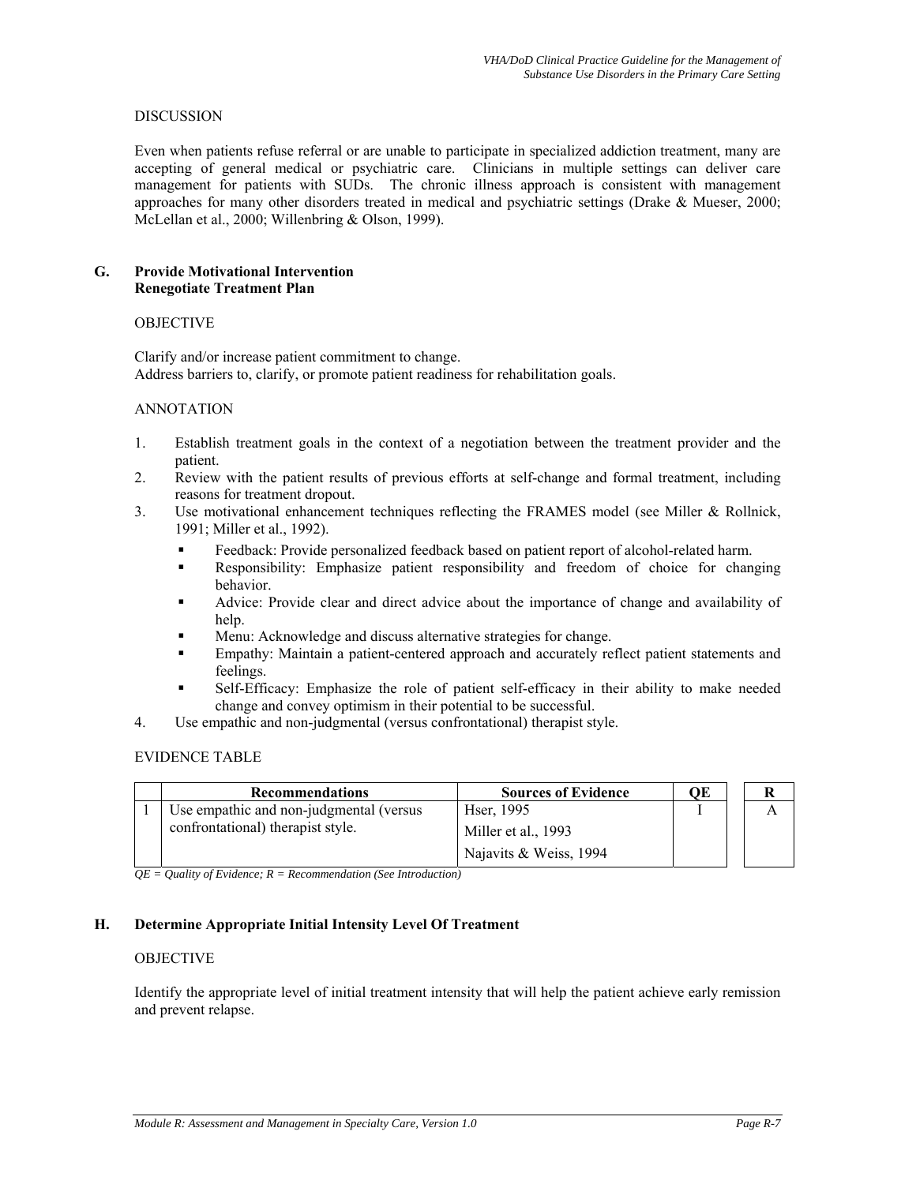DISCUSSION

Even when patients refuse referral or are unable to participate in specialized addiction treatment, many are accepting of general medical or psychiatric care. Clinicians in multiple settings can deliver care management for patients with SUDs. The chronic illness approach is consistent with management approaches for many other disorders treated in medical and psychiatric settings (Drake & Mueser, 2000; McLellan et al., 2000; Willenbring & Olson, 1999).

## G. Provide Motivational Intervention Renegotiate Treatment Plan

OBJECTIVE

Clarify and/or increase patient commitment to change.
Address barriers to, clarify, or promote patient readiness for rehabilitation goals.

ANNOTATION

1. Establish treatment goals in the context of a negotiation between the treatment provider and the patient.
2. Review with the patient results of previous efforts at self-change and formal treatment, including reasons for treatment dropout.
3. Use motivational enhancement techniques reflecting the FRAMES model (see Miller & Rollnick, 1991; Miller et al., 1992).
   - Feedback: Provide personalized feedback based on patient report of alcohol-related harm.
   - Responsibility: Emphasize patient responsibility and freedom of choice for changing behavior.
   - Advice: Provide clear and direct advice about the importance of change and availability of help.
   - Menu: Acknowledge and discuss alternative strategies for change.
   - Empathy: Maintain a patient-centered approach and accurately reflect patient statements and feelings.
   - Self-Efficacy: Emphasize the role of patient self-efficacy in their ability to make needed change and convey optimism in their potential to be successful.
4. Use empathic and non-judgmental (versus confrontational) therapist style.

EVIDENCE TABLE

| | Recommendations | Sources of Evidence | QE | R |
|---|---|---|---|---|
| 1 | Use empathic and non-judgmental (versus confrontational) therapist style. | Hser, 1995<br>Miller et al., 1993<br>Najavits & Weiss, 1994 | I | A |

*QE = Quality of Evidence; R = Recommendation (See Introduction)*

## H. Determine Appropriate Initial Intensity Level Of Treatment

OBJECTIVE

Identify the appropriate level of initial treatment intensity that will help the patient achieve early remission and prevent relapse.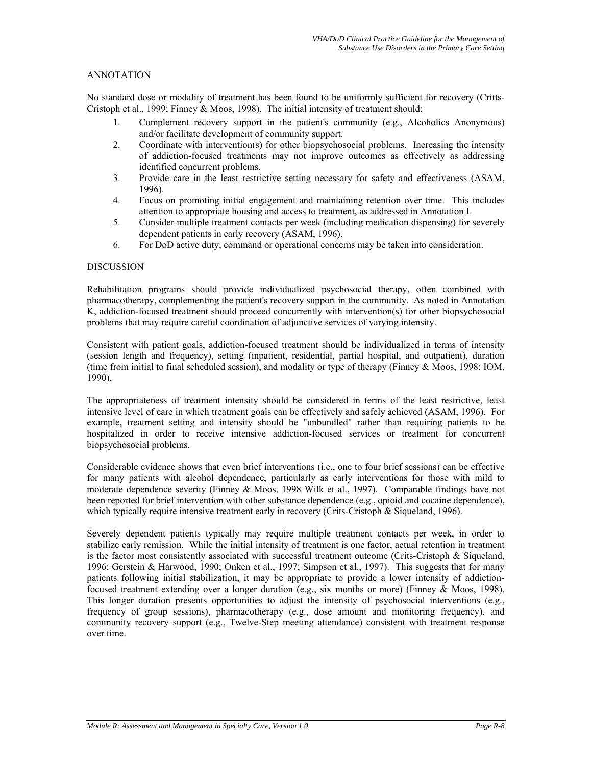ANNOTATION

No standard dose or modality of treatment has been found to be uniformly sufficient for recovery (Critts-Cristoph et al., 1999; Finney & Moos, 1998). The initial intensity of treatment should:

1. Complement recovery support in the patient's community (e.g., Alcoholics Anonymous) and/or facilitate development of community support.
2. Coordinate with intervention(s) for other biopsychosocial problems. Increasing the intensity of addiction-focused treatments may not improve outcomes as effectively as addressing identified concurrent problems.
3. Provide care in the least restrictive setting necessary for safety and effectiveness (ASAM, 1996).
4. Focus on promoting initial engagement and maintaining retention over time. This includes attention to appropriate housing and access to treatment, as addressed in Annotation I.
5. Consider multiple treatment contacts per week (including medication dispensing) for severely dependent patients in early recovery (ASAM, 1996).
6. For DoD active duty, command or operational concerns may be taken into consideration.

DISCUSSION

Rehabilitation programs should provide individualized psychosocial therapy, often combined with pharmacotherapy, complementing the patient's recovery support in the community. As noted in Annotation K, addiction-focused treatment should proceed concurrently with intervention(s) for other biopsychosocial problems that may require careful coordination of adjunctive services of varying intensity.

Consistent with patient goals, addiction-focused treatment should be individualized in terms of intensity (session length and frequency), setting (inpatient, residential, partial hospital, and outpatient), duration (time from initial to final scheduled session), and modality or type of therapy (Finney & Moos, 1998; IOM, 1990).

The appropriateness of treatment intensity should be considered in terms of the least restrictive, least intensive level of care in which treatment goals can be effectively and safely achieved (ASAM, 1996). For example, treatment setting and intensity should be "unbundled" rather than requiring patients to be hospitalized in order to receive intensive addiction-focused services or treatment for concurrent biopsychosocial problems.

Considerable evidence shows that even brief interventions (i.e., one to four brief sessions) can be effective for many patients with alcohol dependence, particularly as early interventions for those with mild to moderate dependence severity (Finney & Moos, 1998 Wilk et al., 1997). Comparable findings have not been reported for brief intervention with other substance dependence (e.g., opioid and cocaine dependence), which typically require intensive treatment early in recovery (Crits-Cristoph & Siqueland, 1996).

Severely dependent patients typically may require multiple treatment contacts per week, in order to stabilize early remission. While the initial intensity of treatment is one factor, actual retention in treatment is the factor most consistently associated with successful treatment outcome (Crits-Cristoph & Siqueland, 1996; Gerstein & Harwood, 1990; Onken et al., 1997; Simpson et al., 1997). This suggests that for many patients following initial stabilization, it may be appropriate to provide a lower intensity of addiction-focused treatment extending over a longer duration (e.g., six months or more) (Finney & Moos, 1998). This longer duration presents opportunities to adjust the intensity of psychosocial interventions (e.g., frequency of group sessions), pharmacotherapy (e.g., dose amount and monitoring frequency), and community recovery support (e.g., Twelve-Step meeting attendance) consistent with treatment response over time.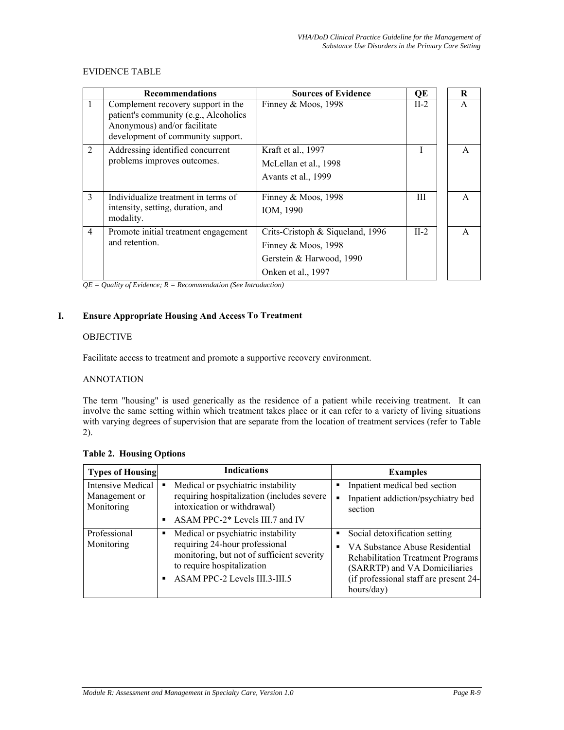EVIDENCE TABLE

| | Recommendations | Sources of Evidence | QE | R |
|---|---|---|---|---|
| 1 | Complement recovery support in the patient's community (e.g., Alcoholics Anonymous) and/or facilitate development of community support. | Finney & Moos, 1998 | II-2 | A |
| 2 | Addressing identified concurrent problems improves outcomes. | Kraft et al., 1997<br>McLellan et al., 1998<br>Avants et al., 1999 | I | A |
| 3 | Individualize treatment in terms of intensity, setting, duration, and modality. | Finney & Moos, 1998<br>IOM, 1990 | III | A |
| 4 | Promote initial treatment engagement and retention. | Crits-Cristoph & Siqueland, 1996<br>Finney & Moos, 1998<br>Gerstein & Harwood, 1990<br>Onken et al., 1997 | II-2 | A |

*QE = Quality of Evidence; R = Recommendation (See Introduction)*

## I. Ensure Appropriate Housing And Access To Treatment

OBJECTIVE

Facilitate access to treatment and promote a supportive recovery environment.

ANNOTATION

The term "housing" is used generically as the residence of a patient while receiving treatment. It can involve the same setting within which treatment takes place or it can refer to a variety of living situations with varying degrees of supervision that are separate from the location of treatment services (refer to Table 2).

**Table 2. Housing Options**

| Types of Housing | Indications | Examples |
|---|---|---|
| Intensive Medical Management or Monitoring | ▪ Medical or psychiatric instability requiring hospitalization (includes severe intoxication or withdrawal)<br>▪ ASAM PPC-2* Levels III.7 and IV | ▪ Inpatient medical bed section<br>▪ Inpatient addiction/psychiatry bed section |
| Professional Monitoring | ▪ Medical or psychiatric instability requiring 24-hour professional monitoring, but not of sufficient severity to require hospitalization<br>▪ ASAM PPC-2 Levels III.3-III.5 | ▪ Social detoxification setting<br>▪ VA Substance Abuse Residential Rehabilitation Treatment Programs (SARRTP) and VA Domiciliaries (if professional staff are present 24-hours/day) |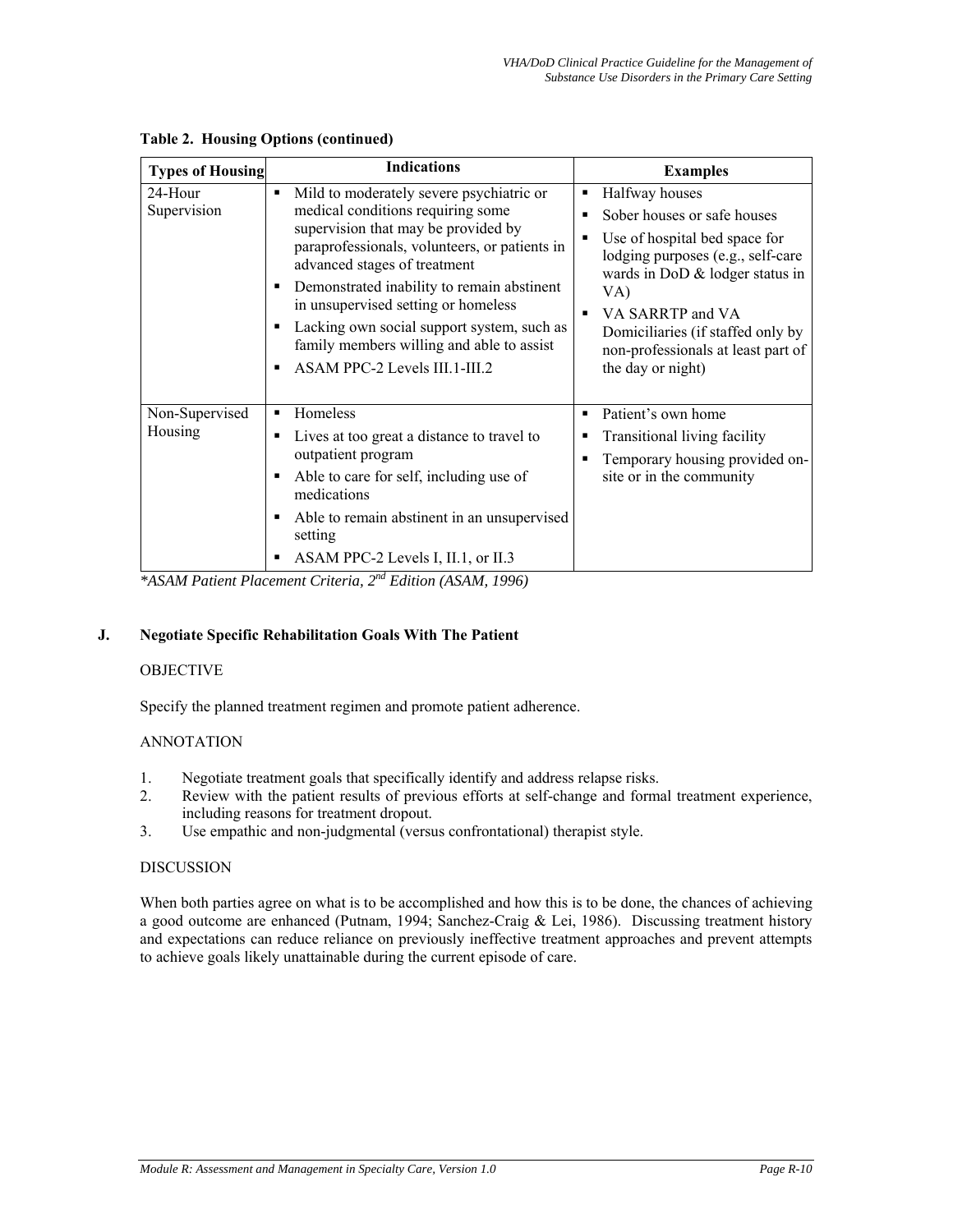**Table 2. Housing Options (continued)**

| Types of Housing | Indications | Examples |
|---|---|---|
| 24-Hour Supervision | ▪ Mild to moderately severe psychiatric or medical conditions requiring some supervision that may be provided by paraprofessionals, volunteers, or patients in advanced stages of treatment<br>▪ Demonstrated inability to remain abstinent in unsupervised setting or homeless<br>▪ Lacking own social support system, such as family members willing and able to assist<br>▪ ASAM PPC-2 Levels III.1-III.2 | ▪ Halfway houses<br>▪ Sober houses or safe houses<br>▪ Use of hospital bed space for lodging purposes (e.g., self-care wards in DoD & lodger status in VA)<br>▪ VA SARRTP and VA Domiciliaries (if staffed only by non-professionals at least part of the day or night) |
| Non-Supervised Housing | ▪ Homeless<br>▪ Lives at too great a distance to travel to outpatient program<br>▪ Able to care for self, including use of medications<br>▪ Able to remain abstinent in an unsupervised setting<br>▪ ASAM PPC-2 Levels I, II.1, or II.3 | ▪ Patient's own home<br>▪ Transitional living facility<br>▪ Temporary housing provided on-site or in the community |

*\*ASAM Patient Placement Criteria, 2nd Edition (ASAM, 1996)*

## J. Negotiate Specific Rehabilitation Goals With The Patient

OBJECTIVE

Specify the planned treatment regimen and promote patient adherence.

ANNOTATION

1. Negotiate treatment goals that specifically identify and address relapse risks.
2. Review with the patient results of previous efforts at self-change and formal treatment experience, including reasons for treatment dropout.
3. Use empathic and non-judgmental (versus confrontational) therapist style.

DISCUSSION

When both parties agree on what is to be accomplished and how this is to be done, the chances of achieving a good outcome are enhanced (Putnam, 1994; Sanchez-Craig & Lei, 1986). Discussing treatment history and expectations can reduce reliance on previously ineffective treatment approaches and prevent attempts to achieve goals likely unattainable during the current episode of care.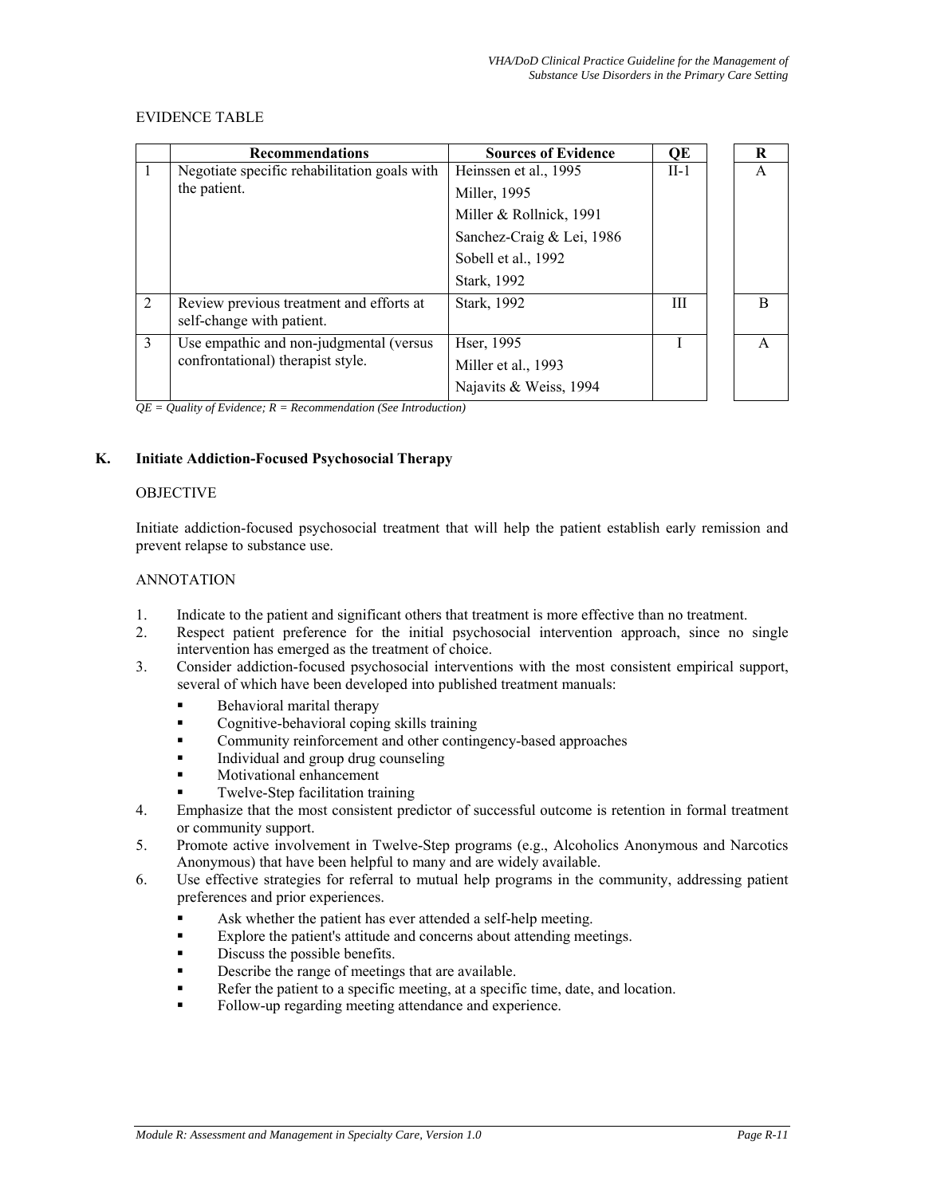EVIDENCE TABLE

| | Recommendations | Sources of Evidence | QE | R |
|---|---|---|---|---|
| 1 | Negotiate specific rehabilitation goals with the patient. | Heinssen et al., 1995<br>Miller, 1995<br>Miller & Rollnick, 1991<br>Sanchez-Craig & Lei, 1986<br>Sobell et al., 1992<br>Stark, 1992 | II-1 | A |
| 2 | Review previous treatment and efforts at self-change with patient. | Stark, 1992 | III | B |
| 3 | Use empathic and non-judgmental (versus confrontational) therapist style. | Hser, 1995<br>Miller et al., 1993<br>Najavits & Weiss, 1994 | I | A |

*QE = Quality of Evidence; R = Recommendation (See Introduction)*

## K. Initiate Addiction-Focused Psychosocial Therapy

OBJECTIVE

Initiate addiction-focused psychosocial treatment that will help the patient establish early remission and prevent relapse to substance use.

ANNOTATION

1. Indicate to the patient and significant others that treatment is more effective than no treatment.
2. Respect patient preference for the initial psychosocial intervention approach, since no single intervention has emerged as the treatment of choice.
3. Consider addiction-focused psychosocial interventions with the most consistent empirical support, several of which have been developed into published treatment manuals:
   - Behavioral marital therapy
   - Cognitive-behavioral coping skills training
   - Community reinforcement and other contingency-based approaches
   - Individual and group drug counseling
   - Motivational enhancement
   - Twelve-Step facilitation training
4. Emphasize that the most consistent predictor of successful outcome is retention in formal treatment or community support.
5. Promote active involvement in Twelve-Step programs (e.g., Alcoholics Anonymous and Narcotics Anonymous) that have been helpful to many and are widely available.
6. Use effective strategies for referral to mutual help programs in the community, addressing patient preferences and prior experiences.
   - Ask whether the patient has ever attended a self-help meeting.
   - Explore the patient's attitude and concerns about attending meetings.
   - Discuss the possible benefits.
   - Describe the range of meetings that are available.
   - Refer the patient to a specific meeting, at a specific time, date, and location.
   - Follow-up regarding meeting attendance and experience.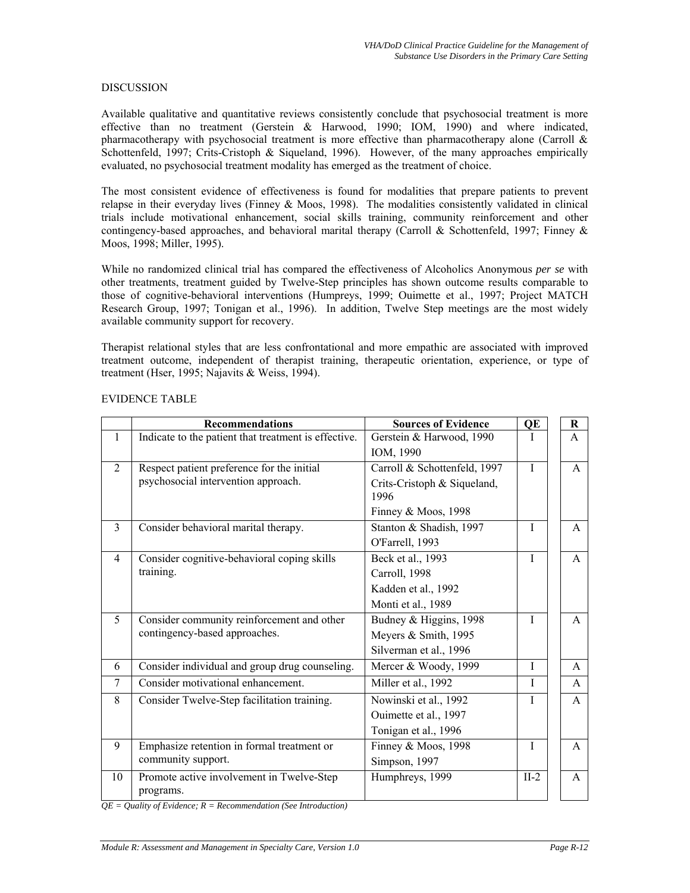DISCUSSION

Available qualitative and quantitative reviews consistently conclude that psychosocial treatment is more effective than no treatment (Gerstein & Harwood, 1990; IOM, 1990) and where indicated, pharmacotherapy with psychosocial treatment is more effective than pharmacotherapy alone (Carroll & Schottenfeld, 1997; Crits-Cristoph & Siqueland, 1996). However, of the many approaches empirically evaluated, no psychosocial treatment modality has emerged as the treatment of choice.

The most consistent evidence of effectiveness is found for modalities that prepare patients to prevent relapse in their everyday lives (Finney & Moos, 1998). The modalities consistently validated in clinical trials include motivational enhancement, social skills training, community reinforcement and other contingency-based approaches, and behavioral marital therapy (Carroll & Schottenfeld, 1997; Finney & Moos, 1998; Miller, 1995).

While no randomized clinical trial has compared the effectiveness of Alcoholics Anonymous *per se* with other treatments, treatment guided by Twelve-Step principles has shown outcome results comparable to those of cognitive-behavioral interventions (Humpreys, 1999; Ouimette et al., 1997; Project MATCH Research Group, 1997; Tonigan et al., 1996). In addition, Twelve Step meetings are the most widely available community support for recovery.

Therapist relational styles that are less confrontational and more empathic are associated with improved treatment outcome, independent of therapist training, therapeutic orientation, experience, or type of treatment (Hser, 1995; Najavits & Weiss, 1994).

EVIDENCE TABLE

| | Recommendations | Sources of Evidence | QE | R |
|---|---|---|---|---|
| 1 | Indicate to the patient that treatment is effective. | Gerstein & Harwood, 1990<br>IOM, 1990 | I | A |
| 2 | Respect patient preference for the initial psychosocial intervention approach. | Carroll & Schottenfeld, 1997<br>Crits-Cristoph & Siqueland, 1996<br>Finney & Moos, 1998 | I | A |
| 3 | Consider behavioral marital therapy. | Stanton & Shadish, 1997<br>O'Farrell, 1993 | I | A |
| 4 | Consider cognitive-behavioral coping skills training. | Beck et al., 1993<br>Carroll, 1998<br>Kadden et al., 1992<br>Monti et al., 1989 | I | A |
| 5 | Consider community reinforcement and other contingency-based approaches. | Budney & Higgins, 1998<br>Meyers & Smith, 1995<br>Silverman et al., 1996 | I | A |
| 6 | Consider individual and group drug counseling. | Mercer & Woody, 1999 | I | A |
| 7 | Consider motivational enhancement. | Miller et al., 1992 | I | A |
| 8 | Consider Twelve-Step facilitation training. | Nowinski et al., 1992<br>Ouimette et al., 1997<br>Tonigan et al., 1996 | I | A |
| 9 | Emphasize retention in formal treatment or community support. | Finney & Moos, 1998<br>Simpson, 1997 | I | A |
| 10 | Promote active involvement in Twelve-Step programs. | Humphreys, 1999 | II-2 | A |

*QE = Quality of Evidence; R = Recommendation (See Introduction)*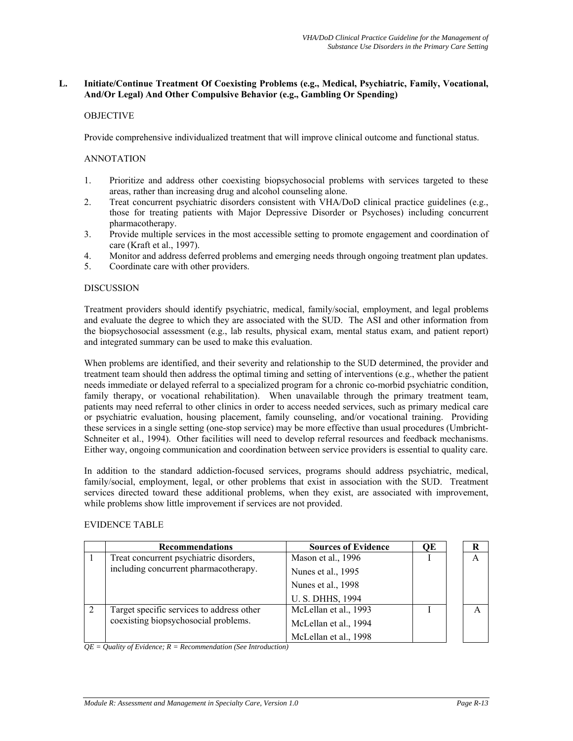## L. Initiate/Continue Treatment Of Coexisting Problems (e.g., Medical, Psychiatric, Family, Vocational, And/Or Legal) And Other Compulsive Behavior (e.g., Gambling Or Spending)

OBJECTIVE

Provide comprehensive individualized treatment that will improve clinical outcome and functional status.

ANNOTATION

1. Prioritize and address other coexisting biopsychosocial problems with services targeted to these areas, rather than increasing drug and alcohol counseling alone.
2. Treat concurrent psychiatric disorders consistent with VHA/DoD clinical practice guidelines (e.g., those for treating patients with Major Depressive Disorder or Psychoses) including concurrent pharmacotherapy.
3. Provide multiple services in the most accessible setting to promote engagement and coordination of care (Kraft et al., 1997).
4. Monitor and address deferred problems and emerging needs through ongoing treatment plan updates.
5. Coordinate care with other providers.

DISCUSSION

Treatment providers should identify psychiatric, medical, family/social, employment, and legal problems and evaluate the degree to which they are associated with the SUD. The ASI and other information from the biopsychosocial assessment (e.g., lab results, physical exam, mental status exam, and patient report) and integrated summary can be used to make this evaluation.

When problems are identified, and their severity and relationship to the SUD determined, the provider and treatment team should then address the optimal timing and setting of interventions (e.g., whether the patient needs immediate or delayed referral to a specialized program for a chronic co-morbid psychiatric condition, family therapy, or vocational rehabilitation). When unavailable through the primary treatment team, patients may need referral to other clinics in order to access needed services, such as primary medical care or psychiatric evaluation, housing placement, family counseling, and/or vocational training. Providing these services in a single setting (one-stop service) may be more effective than usual procedures (Umbricht-Schneiter et al., 1994). Other facilities will need to develop referral resources and feedback mechanisms. Either way, ongoing communication and coordination between service providers is essential to quality care.

In addition to the standard addiction-focused services, programs should address psychiatric, medical, family/social, employment, legal, or other problems that exist in association with the SUD. Treatment services directed toward these additional problems, when they exist, are associated with improvement, while problems show little improvement if services are not provided.

EVIDENCE TABLE

| | Recommendations | Sources of Evidence | QE | R |
|---|---|---|---|---|
| 1 | Treat concurrent psychiatric disorders, including concurrent pharmacotherapy. | Mason et al., 1996<br>Nunes et al., 1995<br>Nunes et al., 1998<br>U. S. DHHS, 1994 | I | A |
| 2 | Target specific services to address other coexisting biopsychosocial problems. | McLellan et al., 1993<br>McLellan et al., 1994<br>McLellan et al., 1998 | I | A |

*QE = Quality of Evidence; R = Recommendation (See Introduction)*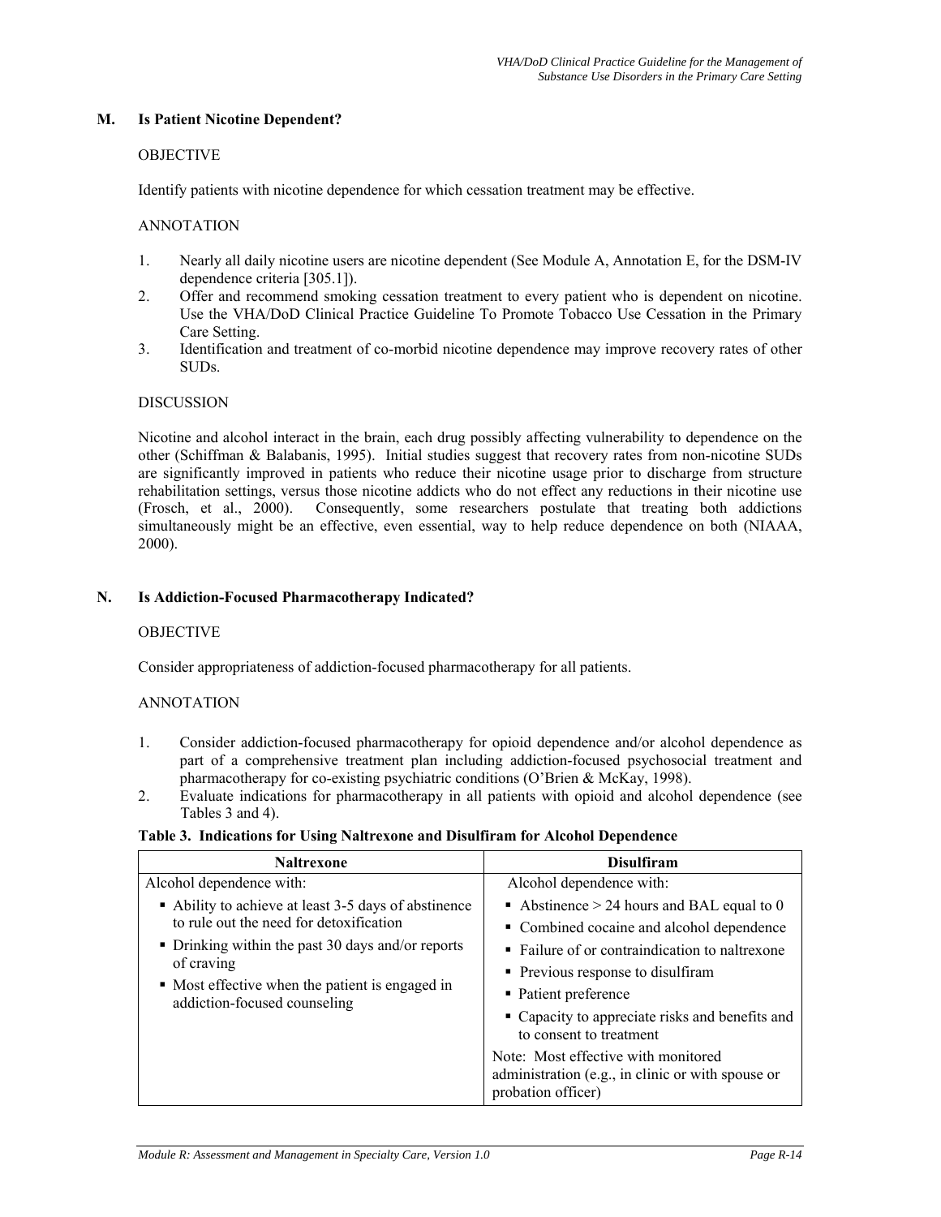## M. Is Patient Nicotine Dependent?

OBJECTIVE

Identify patients with nicotine dependence for which cessation treatment may be effective.

ANNOTATION

1. Nearly all daily nicotine users are nicotine dependent (See Module A, Annotation E, for the DSM-IV dependence criteria [305.1]).
2. Offer and recommend smoking cessation treatment to every patient who is dependent on nicotine. Use the VHA/DoD Clinical Practice Guideline To Promote Tobacco Use Cessation in the Primary Care Setting.
3. Identification and treatment of co-morbid nicotine dependence may improve recovery rates of other SUDs.

DISCUSSION

Nicotine and alcohol interact in the brain, each drug possibly affecting vulnerability to dependence on the other (Schiffman & Balabanis, 1995). Initial studies suggest that recovery rates from non-nicotine SUDs are significantly improved in patients who reduce their nicotine usage prior to discharge from structure rehabilitation settings, versus those nicotine addicts who do not effect any reductions in their nicotine use (Frosch, et al., 2000). Consequently, some researchers postulate that treating both addictions simultaneously might be an effective, even essential, way to help reduce dependence on both (NIAAA, 2000).

## N. Is Addiction-Focused Pharmacotherapy Indicated?

OBJECTIVE

Consider appropriateness of addiction-focused pharmacotherapy for all patients.

ANNOTATION

1. Consider addiction-focused pharmacotherapy for opioid dependence and/or alcohol dependence as part of a comprehensive treatment plan including addiction-focused psychosocial treatment and pharmacotherapy for co-existing psychiatric conditions (O'Brien & McKay, 1998).
2. Evaluate indications for pharmacotherapy in all patients with opioid and alcohol dependence (see Tables 3 and 4).

**Table 3. Indications for Using Naltrexone and Disulfiram for Alcohol Dependence**

| Naltrexone | Disulfiram |
|---|---|
| Alcohol dependence with:<br>▪ Ability to achieve at least 3-5 days of abstinence to rule out the need for detoxification<br>▪ Drinking within the past 30 days and/or reports of craving<br>▪ Most effective when the patient is engaged in addiction-focused counseling | Alcohol dependence with:<br>▪ Abstinence > 24 hours and BAL equal to 0<br>▪ Combined cocaine and alcohol dependence<br>▪ Failure of or contraindication to naltrexone<br>▪ Previous response to disulfiram<br>▪ Patient preference<br>▪ Capacity to appreciate risks and benefits and to consent to treatment<br>Note: Most effective with monitored administration (e.g., in clinic or with spouse or probation officer) |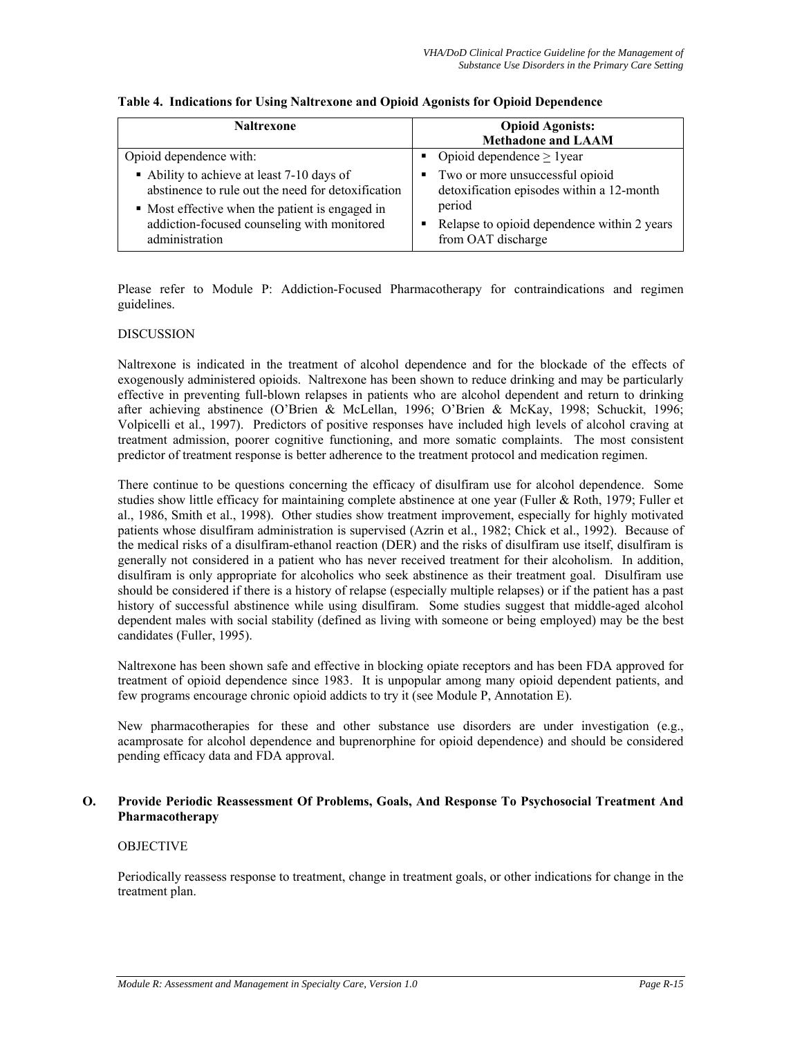**Table 4. Indications for Using Naltrexone and Opioid Agonists for Opioid Dependence**

| Naltrexone | Opioid Agonists: Methadone and LAAM |
|---|---|
| Opioid dependence with:<br>▪ Ability to achieve at least 7-10 days of abstinence to rule out the need for detoxification<br>▪ Most effective when the patient is engaged in addiction-focused counseling with monitored administration | ▪ Opioid dependence $\geq$ 1year<br>▪ Two or more unsuccessful opioid detoxification episodes within a 12-month period<br>▪ Relapse to opioid dependence within 2 years from OAT discharge |

Please refer to Module P: Addiction-Focused Pharmacotherapy for contraindications and regimen guidelines.

DISCUSSION

Naltrexone is indicated in the treatment of alcohol dependence and for the blockade of the effects of exogenously administered opioids. Naltrexone has been shown to reduce drinking and may be particularly effective in preventing full-blown relapses in patients who are alcohol dependent and return to drinking after achieving abstinence (O'Brien & McLellan, 1996; O'Brien & McKay, 1998; Schuckit, 1996; Volpicelli et al., 1997). Predictors of positive responses have included high levels of alcohol craving at treatment admission, poorer cognitive functioning, and more somatic complaints. The most consistent predictor of treatment response is better adherence to the treatment protocol and medication regimen.

There continue to be questions concerning the efficacy of disulfiram use for alcohol dependence. Some studies show little efficacy for maintaining complete abstinence at one year (Fuller & Roth, 1979; Fuller et al., 1986, Smith et al., 1998). Other studies show treatment improvement, especially for highly motivated patients whose disulfiram administration is supervised (Azrin et al., 1982; Chick et al., 1992). Because of the medical risks of a disulfiram-ethanol reaction (DER) and the risks of disulfiram use itself, disulfiram is generally not considered in a patient who has never received treatment for their alcoholism. In addition, disulfiram is only appropriate for alcoholics who seek abstinence as their treatment goal. Disulfiram use should be considered if there is a history of relapse (especially multiple relapses) or if the patient has a past history of successful abstinence while using disulfiram. Some studies suggest that middle-aged alcohol dependent males with social stability (defined as living with someone or being employed) may be the best candidates (Fuller, 1995).

Naltrexone has been shown safe and effective in blocking opiate receptors and has been FDA approved for treatment of opioid dependence since 1983. It is unpopular among many opioid dependent patients, and few programs encourage chronic opioid addicts to try it (see Module P, Annotation E).

New pharmacotherapies for these and other substance use disorders are under investigation (e.g., acamprosate for alcohol dependence and buprenorphine for opioid dependence) and should be considered pending efficacy data and FDA approval.

### O. Provide Periodic Reassessment Of Problems, Goals, And Response To Psychosocial Treatment And Pharmacotherapy

OBJECTIVE

Periodically reassess response to treatment, change in treatment goals, or other indications for change in the treatment plan.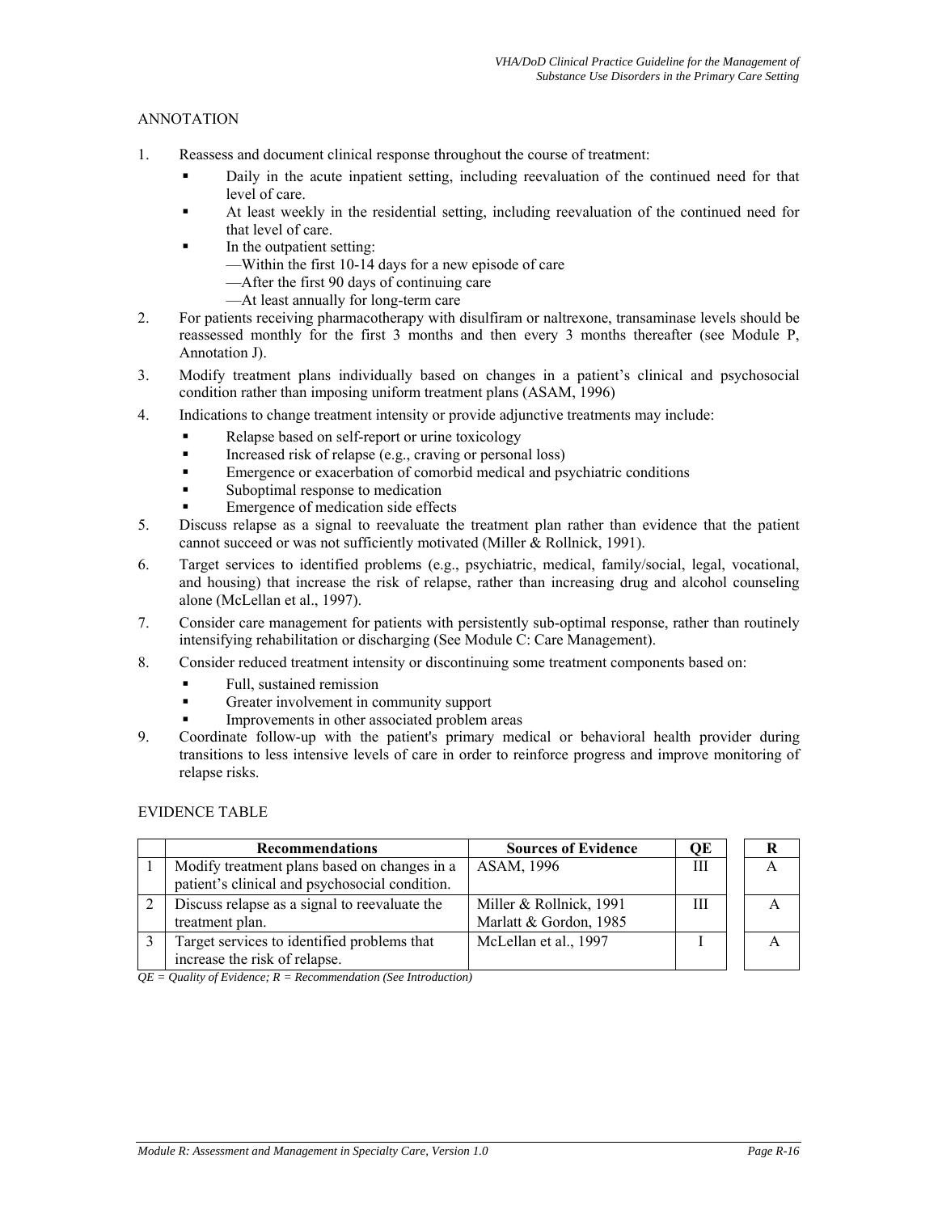## ANNOTATION

1. Reassess and document clinical response throughout the course of treatment:
   - Daily in the acute inpatient setting, including reevaluation of the continued need for that level of care.
   - At least weekly in the residential setting, including reevaluation of the continued need for that level of care.
   - In the outpatient setting:
     - —Within the first 10-14 days for a new episode of care
     - —After the first 90 days of continuing care
     - —At least annually for long-term care
2. For patients receiving pharmacotherapy with disulfiram or naltrexone, transaminase levels should be reassessed monthly for the first 3 months and then every 3 months thereafter (see Module P, Annotation J).
3. Modify treatment plans individually based on changes in a patient's clinical and psychosocial condition rather than imposing uniform treatment plans (ASAM, 1996)
4. Indications to change treatment intensity or provide adjunctive treatments may include:
   - Relapse based on self-report or urine toxicology
   - Increased risk of relapse (e.g., craving or personal loss)
   - Emergence or exacerbation of comorbid medical and psychiatric conditions
   - Suboptimal response to medication
   - Emergence of medication side effects
5. Discuss relapse as a signal to reevaluate the treatment plan rather than evidence that the patient cannot succeed or was not sufficiently motivated (Miller & Rollnick, 1991).
6. Target services to identified problems (e.g., psychiatric, medical, family/social, legal, vocational, and housing) that increase the risk of relapse, rather than increasing drug and alcohol counseling alone (McLellan et al., 1997).
7. Consider care management for patients with persistently sub-optimal response, rather than routinely intensifying rehabilitation or discharging (See Module C: Care Management).
8. Consider reduced treatment intensity or discontinuing some treatment components based on:
   - Full, sustained remission
   - Greater involvement in community support
   - Improvements in other associated problem areas
9. Coordinate follow-up with the patient's primary medical or behavioral health provider during transitions to less intensive levels of care in order to reinforce progress and improve monitoring of relapse risks.

## EVIDENCE TABLE

| | Recommendations | Sources of Evidence | QE | R |
|---|---|---|---|---|
| 1 | Modify treatment plans based on changes in a patient's clinical and psychosocial condition. | ASAM, 1996 | III | A |
| 2 | Discuss relapse as a signal to reevaluate the treatment plan. | Miller & Rollnick, 1991<br>Marlatt & Gordon, 1985 | III | A |
| 3 | Target services to identified problems that increase the risk of relapse. | McLellan et al., 1997 | I | A |

*QE = Quality of Evidence; R = Recommendation (See Introduction)*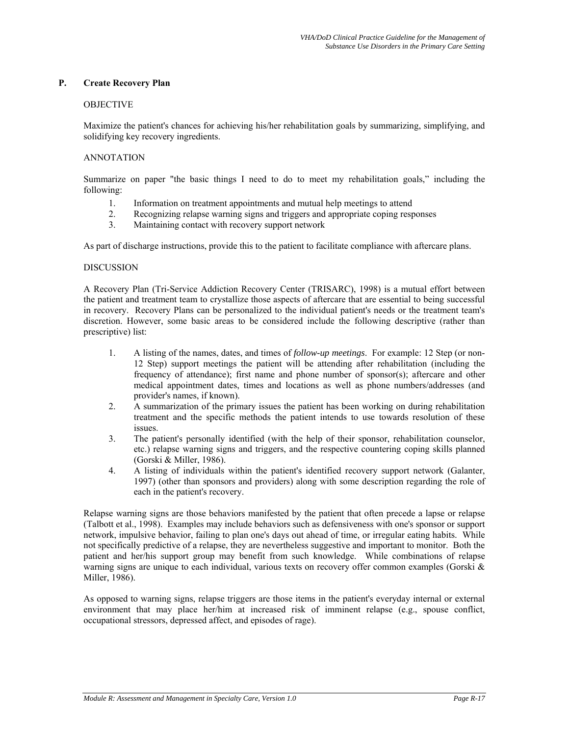## P. Create Recovery Plan

OBJECTIVE

Maximize the patient's chances for achieving his/her rehabilitation goals by summarizing, simplifying, and solidifying key recovery ingredients.

ANNOTATION

Summarize on paper "the basic things I need to do to meet my rehabilitation goals," including the following:

1. Information on treatment appointments and mutual help meetings to attend
2. Recognizing relapse warning signs and triggers and appropriate coping responses
3. Maintaining contact with recovery support network

As part of discharge instructions, provide this to the patient to facilitate compliance with aftercare plans.

DISCUSSION

A Recovery Plan (Tri-Service Addiction Recovery Center (TRISARC), 1998) is a mutual effort between the patient and treatment team to crystallize those aspects of aftercare that are essential to being successful in recovery. Recovery Plans can be personalized to the individual patient's needs or the treatment team's discretion. However, some basic areas to be considered include the following descriptive (rather than prescriptive) list:

1. A listing of the names, dates, and times of *follow-up meetings*. For example: 12 Step (or non-12 Step) support meetings the patient will be attending after rehabilitation (including the frequency of attendance); first name and phone number of sponsor(s); aftercare and other medical appointment dates, times and locations as well as phone numbers/addresses (and provider's names, if known).
2. A summarization of the primary issues the patient has been working on during rehabilitation treatment and the specific methods the patient intends to use towards resolution of these issues.
3. The patient's personally identified (with the help of their sponsor, rehabilitation counselor, etc.) relapse warning signs and triggers, and the respective countering coping skills planned (Gorski & Miller, 1986).
4. A listing of individuals within the patient's identified recovery support network (Galanter, 1997) (other than sponsors and providers) along with some description regarding the role of each in the patient's recovery.

Relapse warning signs are those behaviors manifested by the patient that often precede a lapse or relapse (Talbott et al., 1998). Examples may include behaviors such as defensiveness with one's sponsor or support network, impulsive behavior, failing to plan one's days out ahead of time, or irregular eating habits. While not specifically predictive of a relapse, they are nevertheless suggestive and important to monitor. Both the patient and her/his support group may benefit from such knowledge. While combinations of relapse warning signs are unique to each individual, various texts on recovery offer common examples (Gorski & Miller, 1986).

As opposed to warning signs, relapse triggers are those items in the patient's everyday internal or external environment that may place her/him at increased risk of imminent relapse (e.g., spouse conflict, occupational stressors, depressed affect, and episodes of rage).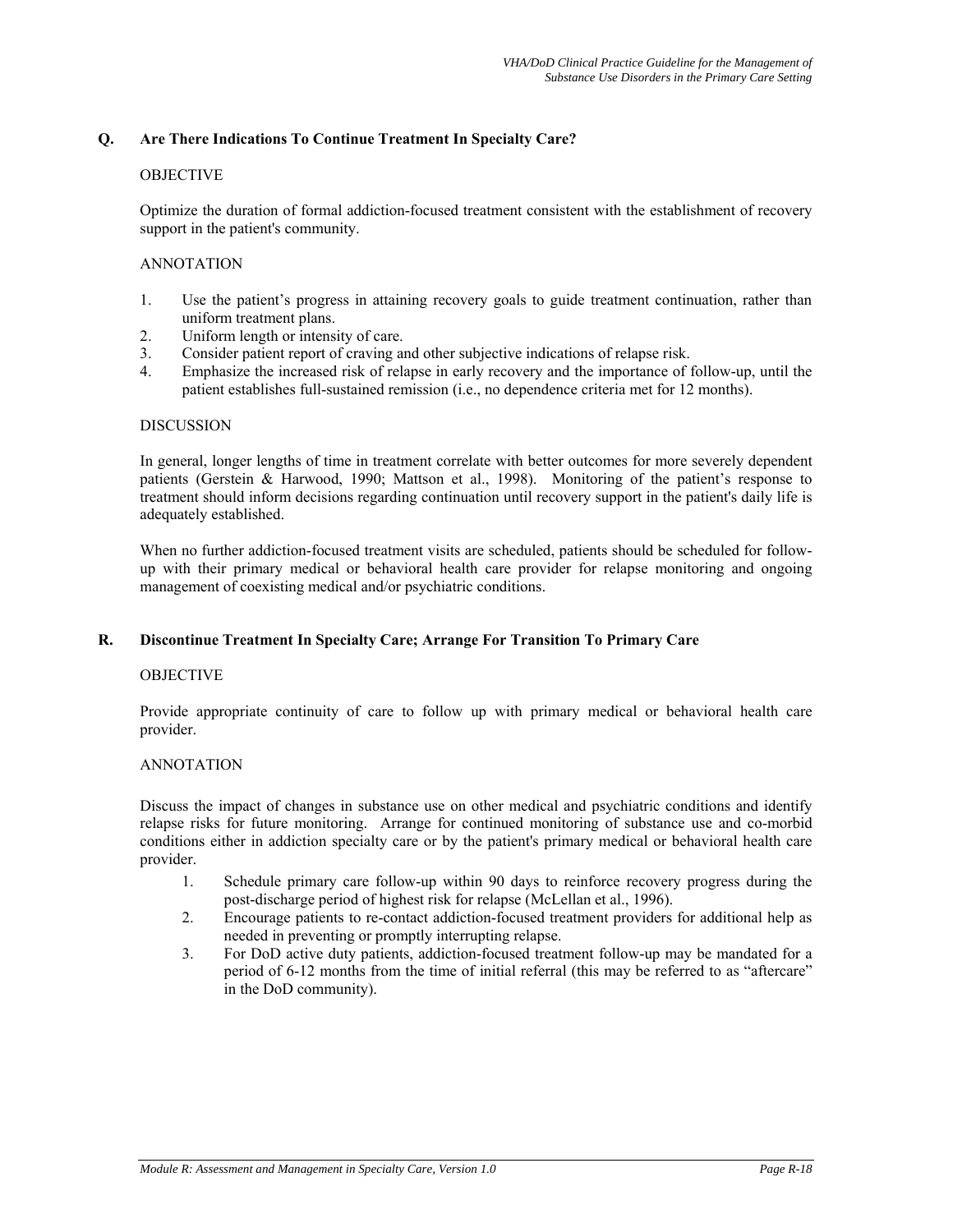## Q. Are There Indications To Continue Treatment In Specialty Care?

OBJECTIVE

Optimize the duration of formal addiction-focused treatment consistent with the establishment of recovery support in the patient's community.

ANNOTATION

1. Use the patient's progress in attaining recovery goals to guide treatment continuation, rather than uniform treatment plans.
2. Uniform length or intensity of care.
3. Consider patient report of craving and other subjective indications of relapse risk.
4. Emphasize the increased risk of relapse in early recovery and the importance of follow-up, until the patient establishes full-sustained remission (i.e., no dependence criteria met for 12 months).

DISCUSSION

In general, longer lengths of time in treatment correlate with better outcomes for more severely dependent patients (Gerstein & Harwood, 1990; Mattson et al., 1998). Monitoring of the patient's response to treatment should inform decisions regarding continuation until recovery support in the patient's daily life is adequately established.

When no further addiction-focused treatment visits are scheduled, patients should be scheduled for follow-up with their primary medical or behavioral health care provider for relapse monitoring and ongoing management of coexisting medical and/or psychiatric conditions.

## R. Discontinue Treatment In Specialty Care; Arrange For Transition To Primary Care

OBJECTIVE

Provide appropriate continuity of care to follow up with primary medical or behavioral health care provider.

ANNOTATION

Discuss the impact of changes in substance use on other medical and psychiatric conditions and identify relapse risks for future monitoring. Arrange for continued monitoring of substance use and co-morbid conditions either in addiction specialty care or by the patient's primary medical or behavioral health care provider.

1. Schedule primary care follow-up within 90 days to reinforce recovery progress during the post-discharge period of highest risk for relapse (McLellan et al., 1996).
2. Encourage patients to re-contact addiction-focused treatment providers for additional help as needed in preventing or promptly interrupting relapse.
3. For DoD active duty patients, addiction-focused treatment follow-up may be mandated for a period of 6-12 months from the time of initial referral (this may be referred to as "aftercare" in the DoD community).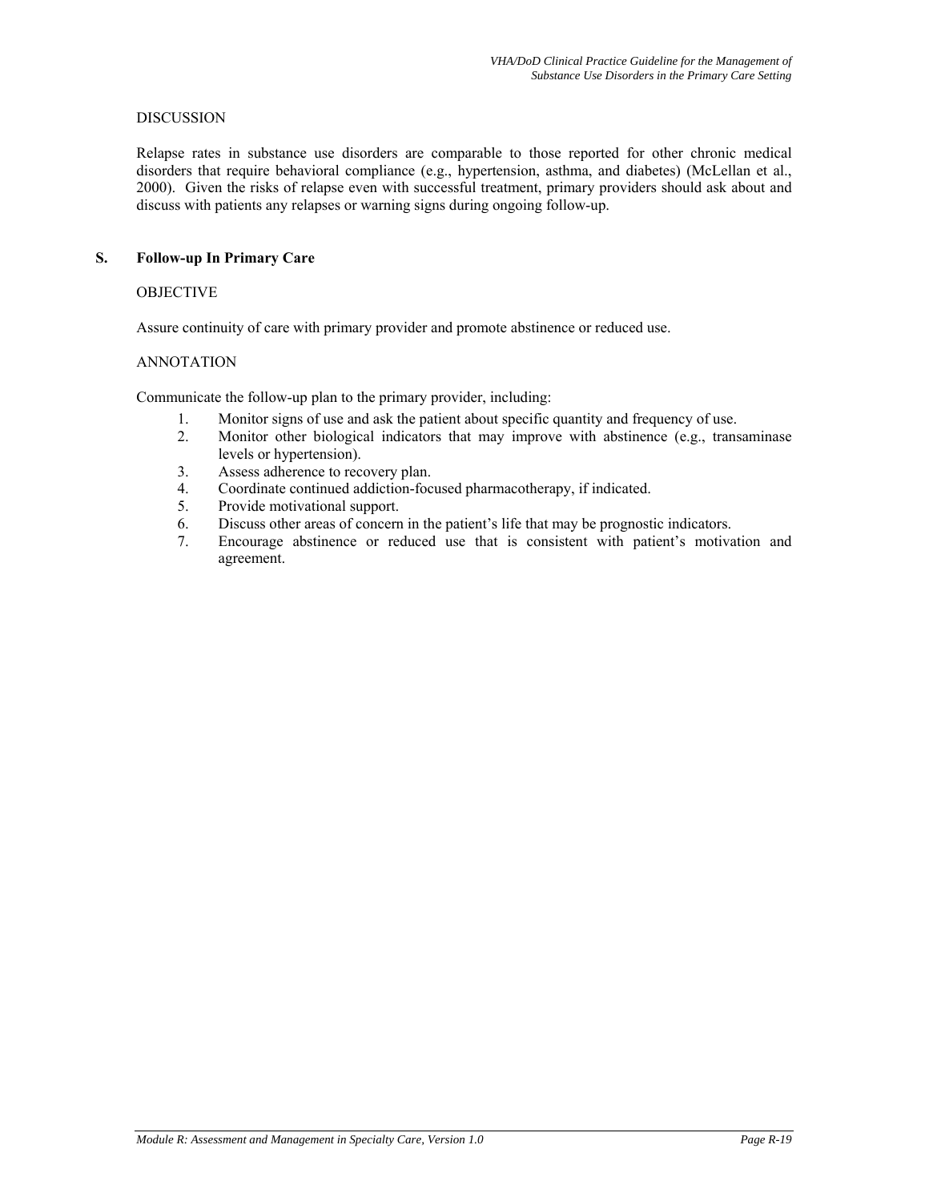DISCUSSION

Relapse rates in substance use disorders are comparable to those reported for other chronic medical disorders that require behavioral compliance (e.g., hypertension, asthma, and diabetes) (McLellan et al., 2000). Given the risks of relapse even with successful treatment, primary providers should ask about and discuss with patients any relapses or warning signs during ongoing follow-up.

## S. Follow-up In Primary Care

OBJECTIVE

Assure continuity of care with primary provider and promote abstinence or reduced use.

ANNOTATION

Communicate the follow-up plan to the primary provider, including:

1. Monitor signs of use and ask the patient about specific quantity and frequency of use.
2. Monitor other biological indicators that may improve with abstinence (e.g., transaminase levels or hypertension).
3. Assess adherence to recovery plan.
4. Coordinate continued addiction-focused pharmacotherapy, if indicated.
5. Provide motivational support.
6. Discuss other areas of concern in the patient's life that may be prognostic indicators.
7. Encourage abstinence or reduced use that is consistent with patient's motivation and agreement.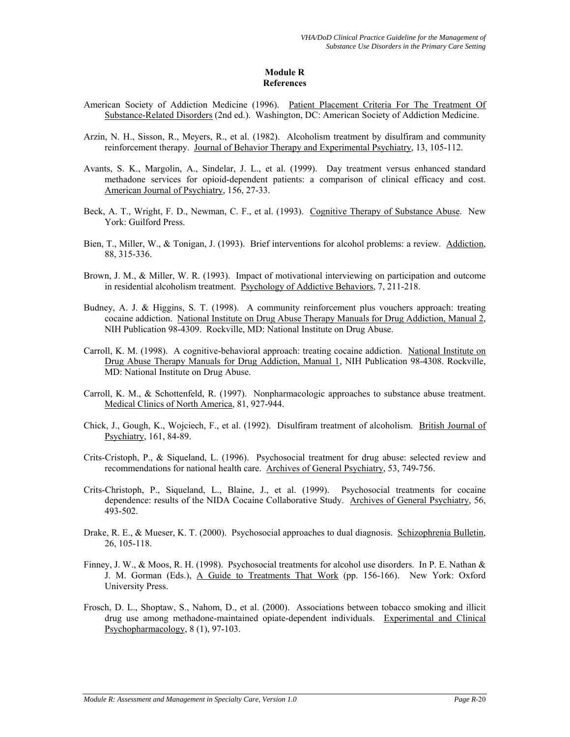**Module R**
**References**

American Society of Addiction Medicine (1996). Patient Placement Criteria For The Treatment Of Substance-Related Disorders (2nd ed.). Washington, DC: American Society of Addiction Medicine.

Arzin, N. H., Sisson, R., Meyers, R., et al. (1982). Alcoholism treatment by disulfiram and community reinforcement therapy. Journal of Behavior Therapy and Experimental Psychiatry, 13, 105-112.

Avants, S. K., Margolin, A., Sindelar, J. L., et al. (1999). Day treatment versus enhanced standard methadone services for opioid-dependent patients: a comparison of clinical efficacy and cost. American Journal of Psychiatry, 156, 27-33.

Beck, A. T., Wright, F. D., Newman, C. F., et al. (1993). Cognitive Therapy of Substance Abuse. New York: Guilford Press.

Bien, T., Miller, W., & Tonigan, J. (1993). Brief interventions for alcohol problems: a review. Addiction, 88, 315-336.

Brown, J. M., & Miller, W. R. (1993). Impact of motivational interviewing on participation and outcome in residential alcoholism treatment. Psychology of Addictive Behaviors, 7, 211-218.

Budney, A. J. & Higgins, S. T. (1998). A community reinforcement plus vouchers approach: treating cocaine addiction. National Institute on Drug Abuse Therapy Manuals for Drug Addiction, Manual 2, NIH Publication 98-4309. Rockville, MD: National Institute on Drug Abuse.

Carroll, K. M. (1998). A cognitive-behavioral approach: treating cocaine addiction. National Institute on Drug Abuse Therapy Manuals for Drug Addiction, Manual 1, NIH Publication 98-4308. Rockville, MD: National Institute on Drug Abuse.

Carroll, K. M., & Schottenfeld, R. (1997). Nonpharmacologic approaches to substance abuse treatment. Medical Clinics of North America, 81, 927-944.

Chick, J., Gough, K., Wojciech, F., et al. (1992). Disulfiram treatment of alcoholism. British Journal of Psychiatry, 161, 84-89.

Crits-Cristoph, P., & Siqueland, L. (1996). Psychosocial treatment for drug abuse: selected review and recommendations for national health care. Archives of General Psychiatry, 53, 749-756.

Crits-Christoph, P., Siqueland, L., Blaine, J., et al. (1999). Psychosocial treatments for cocaine dependence: results of the NIDA Cocaine Collaborative Study. Archives of General Psychiatry, 56, 493-502.

Drake, R. E., & Mueser, K. T. (2000). Psychosocial approaches to dual diagnosis. Schizophrenia Bulletin, 26, 105-118.

Finney, J. W., & Moos, R. H. (1998). Psychosocial treatments for alcohol use disorders. In P. E. Nathan & J. M. Gorman (Eds.), A Guide to Treatments That Work (pp. 156-166). New York: Oxford University Press.

Frosch, D. L., Shoptaw, S., Nahom, D., et al. (2000). Associations between tobacco smoking and illicit drug use among methadone-maintained opiate-dependent individuals. Experimental and Clinical Psychopharmacology, 8 (1), 97-103.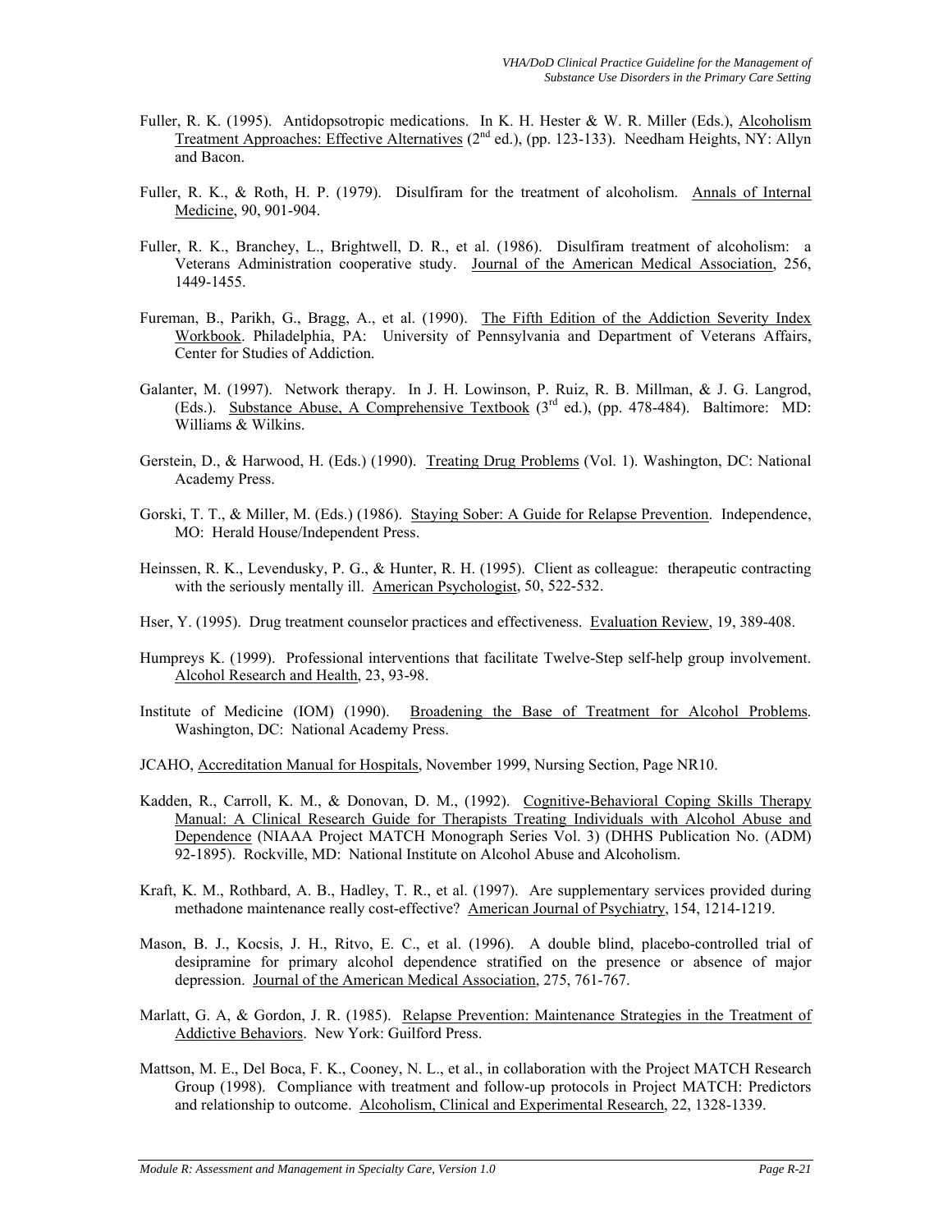Fuller, R. K. (1995). Antidopsotropic medications. In K. H. Hester & W. R. Miller (Eds.), Alcoholism Treatment Approaches: Effective Alternatives (2nd ed.), (pp. 123-133). Needham Heights, NY: Allyn and Bacon.

Fuller, R. K., & Roth, H. P. (1979). Disulfiram for the treatment of alcoholism. Annals of Internal Medicine, 90, 901-904.

Fuller, R. K., Branchey, L., Brightwell, D. R., et al. (1986). Disulfiram treatment of alcoholism: a Veterans Administration cooperative study. Journal of the American Medical Association, 256, 1449-1455.

Fureman, B., Parikh, G., Bragg, A., et al. (1990). The Fifth Edition of the Addiction Severity Index Workbook. Philadelphia, PA: University of Pennsylvania and Department of Veterans Affairs, Center for Studies of Addiction.

Galanter, M. (1997). Network therapy. In J. H. Lowinson, P. Ruiz, R. B. Millman, & J. G. Langrod, (Eds.). Substance Abuse, A Comprehensive Textbook (3rd ed.), (pp. 478-484). Baltimore: MD: Williams & Wilkins.

Gerstein, D., & Harwood, H. (Eds.) (1990). Treating Drug Problems (Vol. 1). Washington, DC: National Academy Press.

Gorski, T. T., & Miller, M. (Eds.) (1986). Staying Sober: A Guide for Relapse Prevention. Independence, MO: Herald House/Independent Press.

Heinssen, R. K., Levendusky, P. G., & Hunter, R. H. (1995). Client as colleague: therapeutic contracting with the seriously mentally ill. American Psychologist, 50, 522-532.

Hser, Y. (1995). Drug treatment counselor practices and effectiveness. Evaluation Review, 19, 389-408.

Humpreys K. (1999). Professional interventions that facilitate Twelve-Step self-help group involvement. Alcohol Research and Health, 23, 93-98.

Institute of Medicine (IOM) (1990). Broadening the Base of Treatment for Alcohol Problems. Washington, DC: National Academy Press.

JCAHO, Accreditation Manual for Hospitals, November 1999, Nursing Section, Page NR10.

Kadden, R., Carroll, K. M., & Donovan, D. M., (1992). Cognitive-Behavioral Coping Skills Therapy Manual: A Clinical Research Guide for Therapists Treating Individuals with Alcohol Abuse and Dependence (NIAAA Project MATCH Monograph Series Vol. 3) (DHHS Publication No. (ADM) 92-1895). Rockville, MD: National Institute on Alcohol Abuse and Alcoholism.

Kraft, K. M., Rothbard, A. B., Hadley, T. R., et al. (1997). Are supplementary services provided during methadone maintenance really cost-effective? American Journal of Psychiatry, 154, 1214-1219.

Mason, B. J., Kocsis, J. H., Ritvo, E. C., et al. (1996). A double blind, placebo-controlled trial of desipramine for primary alcohol dependence stratified on the presence or absence of major depression. Journal of the American Medical Association, 275, 761-767.

Marlatt, G. A, & Gordon, J. R. (1985). Relapse Prevention: Maintenance Strategies in the Treatment of Addictive Behaviors. New York: Guilford Press.

Mattson, M. E., Del Boca, F. K., Cooney, N. L., et al., in collaboration with the Project MATCH Research Group (1998). Compliance with treatment and follow-up protocols in Project MATCH: Predictors and relationship to outcome. Alcoholism, Clinical and Experimental Research, 22, 1328-1339.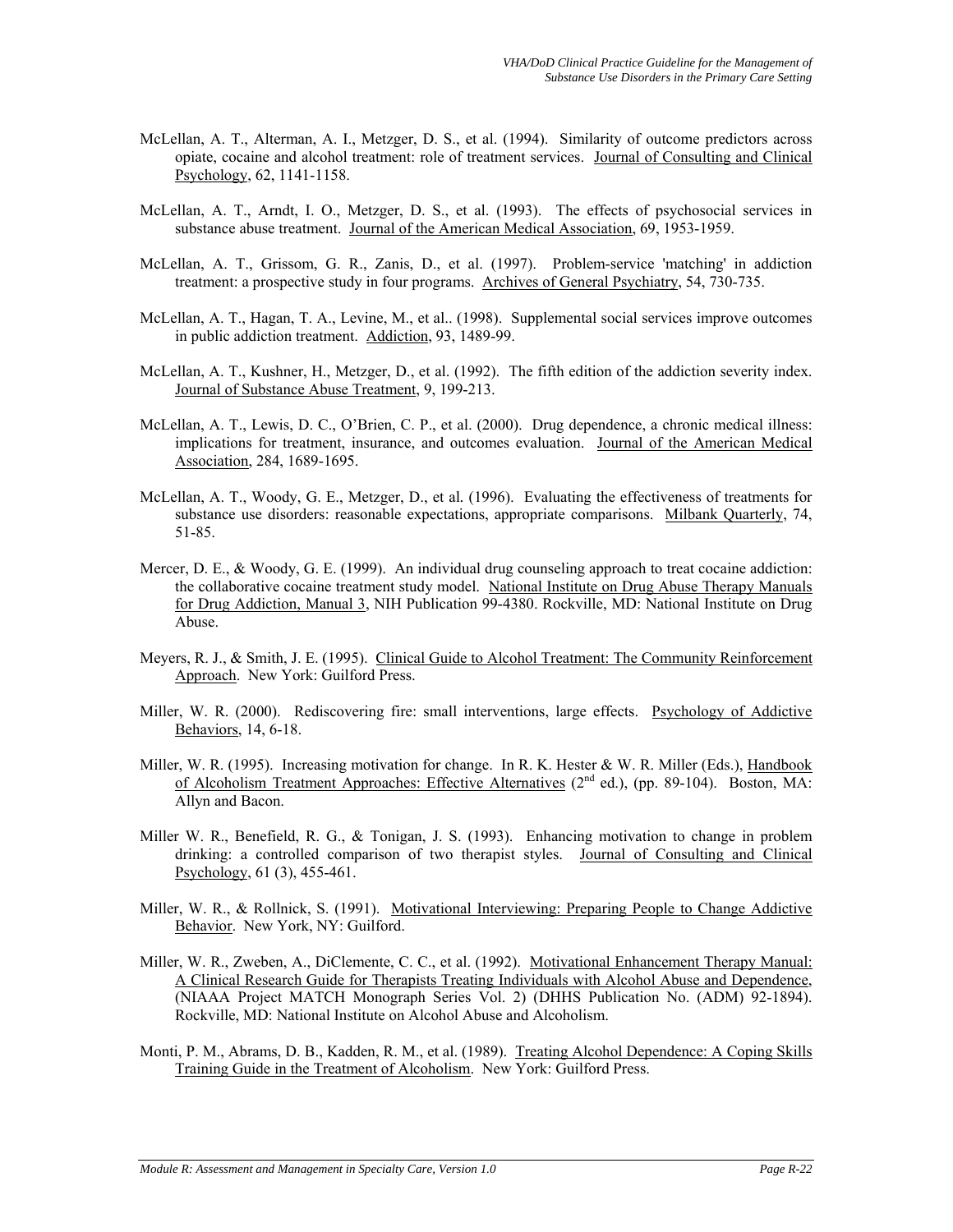McLellan, A. T., Alterman, A. I., Metzger, D. S., et al. (1994). Similarity of outcome predictors across opiate, cocaine and alcohol treatment: role of treatment services. Journal of Consulting and Clinical Psychology, 62, 1141-1158.

McLellan, A. T., Arndt, I. O., Metzger, D. S., et al. (1993). The effects of psychosocial services in substance abuse treatment. Journal of the American Medical Association, 69, 1953-1959.

McLellan, A. T., Grissom, G. R., Zanis, D., et al. (1997). Problem-service 'matching' in addiction treatment: a prospective study in four programs. Archives of General Psychiatry, 54, 730-735.

McLellan, A. T., Hagan, T. A., Levine, M., et al.. (1998). Supplemental social services improve outcomes in public addiction treatment. Addiction, 93, 1489-99.

McLellan, A. T., Kushner, H., Metzger, D., et al. (1992). The fifth edition of the addiction severity index. Journal of Substance Abuse Treatment, 9, 199-213.

McLellan, A. T., Lewis, D. C., O'Brien, C. P., et al. (2000). Drug dependence, a chronic medical illness: implications for treatment, insurance, and outcomes evaluation. Journal of the American Medical Association, 284, 1689-1695.

McLellan, A. T., Woody, G. E., Metzger, D., et al. (1996). Evaluating the effectiveness of treatments for substance use disorders: reasonable expectations, appropriate comparisons. Milbank Quarterly, 74, 51-85.

Mercer, D. E., & Woody, G. E. (1999). An individual drug counseling approach to treat cocaine addiction: the collaborative cocaine treatment study model. National Institute on Drug Abuse Therapy Manuals for Drug Addiction, Manual 3, NIH Publication 99-4380. Rockville, MD: National Institute on Drug Abuse.

Meyers, R. J., & Smith, J. E. (1995). Clinical Guide to Alcohol Treatment: The Community Reinforcement Approach. New York: Guilford Press.

Miller, W. R. (2000). Rediscovering fire: small interventions, large effects. Psychology of Addictive Behaviors, 14, 6-18.

Miller, W. R. (1995). Increasing motivation for change. In R. K. Hester & W. R. Miller (Eds.), Handbook of Alcoholism Treatment Approaches: Effective Alternatives (2nd ed.), (pp. 89-104). Boston, MA: Allyn and Bacon.

Miller W. R., Benefield, R. G., & Tonigan, J. S. (1993). Enhancing motivation to change in problem drinking: a controlled comparison of two therapist styles. Journal of Consulting and Clinical Psychology, 61 (3), 455-461.

Miller, W. R., & Rollnick, S. (1991). Motivational Interviewing: Preparing People to Change Addictive Behavior. New York, NY: Guilford.

Miller, W. R., Zweben, A., DiClemente, C. C., et al. (1992). Motivational Enhancement Therapy Manual: A Clinical Research Guide for Therapists Treating Individuals with Alcohol Abuse and Dependence, (NIAAA Project MATCH Monograph Series Vol. 2) (DHHS Publication No. (ADM) 92-1894). Rockville, MD: National Institute on Alcohol Abuse and Alcoholism.

Monti, P. M., Abrams, D. B., Kadden, R. M., et al. (1989). Treating Alcohol Dependence: A Coping Skills Training Guide in the Treatment of Alcoholism. New York: Guilford Press.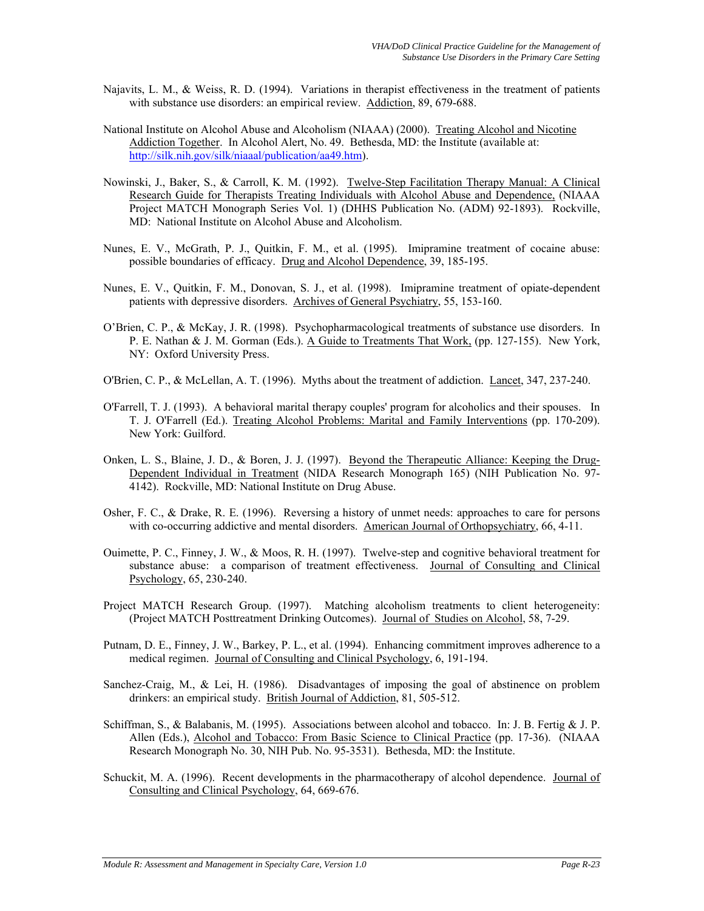Najavits, L. M., & Weiss, R. D. (1994). Variations in therapist effectiveness in the treatment of patients with substance use disorders: an empirical review. Addiction, 89, 679-688.

National Institute on Alcohol Abuse and Alcoholism (NIAAA) (2000). Treating Alcohol and Nicotine Addiction Together. In Alcohol Alert, No. 49. Bethesda, MD: the Institute (available at: http://silk.nih.gov/silk/niaaal/publication/aa49.htm).

Nowinski, J., Baker, S., & Carroll, K. M. (1992). Twelve-Step Facilitation Therapy Manual: A Clinical Research Guide for Therapists Treating Individuals with Alcohol Abuse and Dependence, (NIAAA Project MATCH Monograph Series Vol. 1) (DHHS Publication No. (ADM) 92-1893). Rockville, MD: National Institute on Alcohol Abuse and Alcoholism.

Nunes, E. V., McGrath, P. J., Quitkin, F. M., et al. (1995). Imipramine treatment of cocaine abuse: possible boundaries of efficacy. Drug and Alcohol Dependence, 39, 185-195.

Nunes, E. V., Quitkin, F. M., Donovan, S. J., et al. (1998). Imipramine treatment of opiate-dependent patients with depressive disorders. Archives of General Psychiatry, 55, 153-160.

O'Brien, C. P., & McKay, J. R. (1998). Psychopharmacological treatments of substance use disorders. In P. E. Nathan & J. M. Gorman (Eds.). A Guide to Treatments That Work, (pp. 127-155). New York, NY: Oxford University Press.

O'Brien, C. P., & McLellan, A. T. (1996). Myths about the treatment of addiction. Lancet, 347, 237-240.

O'Farrell, T. J. (1993). A behavioral marital therapy couples' program for alcoholics and their spouses. In T. J. O'Farrell (Ed.). Treating Alcohol Problems: Marital and Family Interventions (pp. 170-209). New York: Guilford.

Onken, L. S., Blaine, J. D., & Boren, J. J. (1997). Beyond the Therapeutic Alliance: Keeping the Drug-Dependent Individual in Treatment (NIDA Research Monograph 165) (NIH Publication No. 97-4142). Rockville, MD: National Institute on Drug Abuse.

Osher, F. C., & Drake, R. E. (1996). Reversing a history of unmet needs: approaches to care for persons with co-occurring addictive and mental disorders. American Journal of Orthopsychiatry, 66, 4-11.

Ouimette, P. C., Finney, J. W., & Moos, R. H. (1997). Twelve-step and cognitive behavioral treatment for substance abuse: a comparison of treatment effectiveness. Journal of Consulting and Clinical Psychology, 65, 230-240.

Project MATCH Research Group. (1997). Matching alcoholism treatments to client heterogeneity: (Project MATCH Posttreatment Drinking Outcomes). Journal of Studies on Alcohol, 58, 7-29.

Putnam, D. E., Finney, J. W., Barkey, P. L., et al. (1994). Enhancing commitment improves adherence to a medical regimen. Journal of Consulting and Clinical Psychology, 6, 191-194.

Sanchez-Craig, M., & Lei, H. (1986). Disadvantages of imposing the goal of abstinence on problem drinkers: an empirical study. British Journal of Addiction, 81, 505-512.

Schiffman, S., & Balabanis, M. (1995). Associations between alcohol and tobacco. In: J. B. Fertig & J. P. Allen (Eds.), Alcohol and Tobacco: From Basic Science to Clinical Practice (pp. 17-36). (NIAAA Research Monograph No. 30, NIH Pub. No. 95-3531). Bethesda, MD: the Institute.

Schuckit, M. A. (1996). Recent developments in the pharmacotherapy of alcohol dependence. Journal of Consulting and Clinical Psychology, 64, 669-676.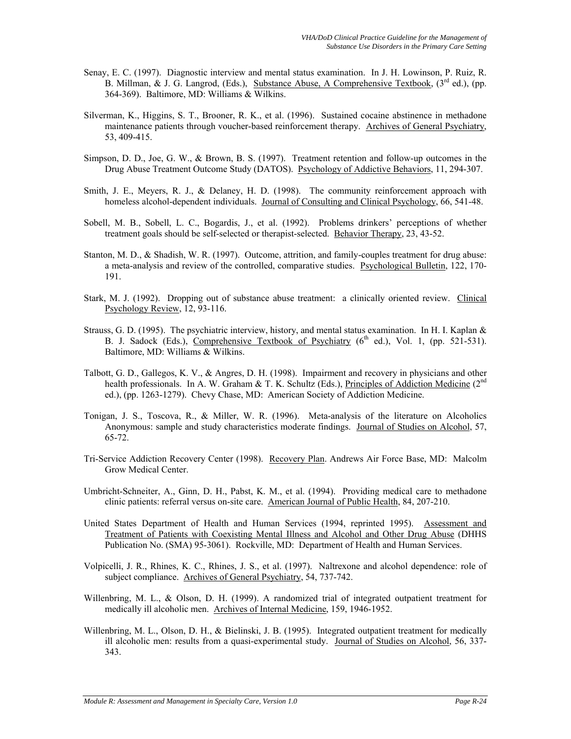Senay, E. C. (1997). Diagnostic interview and mental status examination. In J. H. Lowinson, P. Ruiz, R. B. Millman, & J. G. Langrod, (Eds.), Substance Abuse, A Comprehensive Textbook, (3rd ed.), (pp. 364-369). Baltimore, MD: Williams & Wilkins.

Silverman, K., Higgins, S. T., Brooner, R. K., et al. (1996). Sustained cocaine abstinence in methadone maintenance patients through voucher-based reinforcement therapy. Archives of General Psychiatry, 53, 409-415.

Simpson, D. D., Joe, G. W., & Brown, B. S. (1997). Treatment retention and follow-up outcomes in the Drug Abuse Treatment Outcome Study (DATOS). Psychology of Addictive Behaviors, 11, 294-307.

Smith, J. E., Meyers, R. J., & Delaney, H. D. (1998). The community reinforcement approach with homeless alcohol-dependent individuals. Journal of Consulting and Clinical Psychology, 66, 541-48.

Sobell, M. B., Sobell, L. C., Bogardis, J., et al. (1992). Problems drinkers' perceptions of whether treatment goals should be self-selected or therapist-selected. Behavior Therapy, 23, 43-52.

Stanton, M. D., & Shadish, W. R. (1997). Outcome, attrition, and family-couples treatment for drug abuse: a meta-analysis and review of the controlled, comparative studies. Psychological Bulletin, 122, 170-191.

Stark, M. J. (1992). Dropping out of substance abuse treatment: a clinically oriented review. Clinical Psychology Review, 12, 93-116.

Strauss, G. D. (1995). The psychiatric interview, history, and mental status examination. In H. I. Kaplan & B. J. Sadock (Eds.), Comprehensive Textbook of Psychiatry (6th ed.), Vol. 1, (pp. 521-531). Baltimore, MD: Williams & Wilkins.

Talbott, G. D., Gallegos, K. V., & Angres, D. H. (1998). Impairment and recovery in physicians and other health professionals. In A. W. Graham & T. K. Schultz (Eds.), Principles of Addiction Medicine (2nd ed.), (pp. 1263-1279). Chevy Chase, MD: American Society of Addiction Medicine.

Tonigan, J. S., Toscova, R., & Miller, W. R. (1996). Meta-analysis of the literature on Alcoholics Anonymous: sample and study characteristics moderate findings. Journal of Studies on Alcohol, 57, 65-72.

Tri-Service Addiction Recovery Center (1998). Recovery Plan. Andrews Air Force Base, MD: Malcolm Grow Medical Center.

Umbricht-Schneiter, A., Ginn, D. H., Pabst, K. M., et al. (1994). Providing medical care to methadone clinic patients: referral versus on-site care. American Journal of Public Health, 84, 207-210.

United States Department of Health and Human Services (1994, reprinted 1995). Assessment and Treatment of Patients with Coexisting Mental Illness and Alcohol and Other Drug Abuse (DHHS Publication No. (SMA) 95-3061). Rockville, MD: Department of Health and Human Services.

Volpicelli, J. R., Rhines, K. C., Rhines, J. S., et al. (1997). Naltrexone and alcohol dependence: role of subject compliance. Archives of General Psychiatry, 54, 737-742.

Willenbring, M. L., & Olson, D. H. (1999). A randomized trial of integrated outpatient treatment for medically ill alcoholic men. Archives of Internal Medicine, 159, 1946-1952.

Willenbring, M. L., Olson, D. H., & Bielinski, J. B. (1995). Integrated outpatient treatment for medically ill alcoholic men: results from a quasi-experimental study. Journal of Studies on Alcohol, 56, 337-343.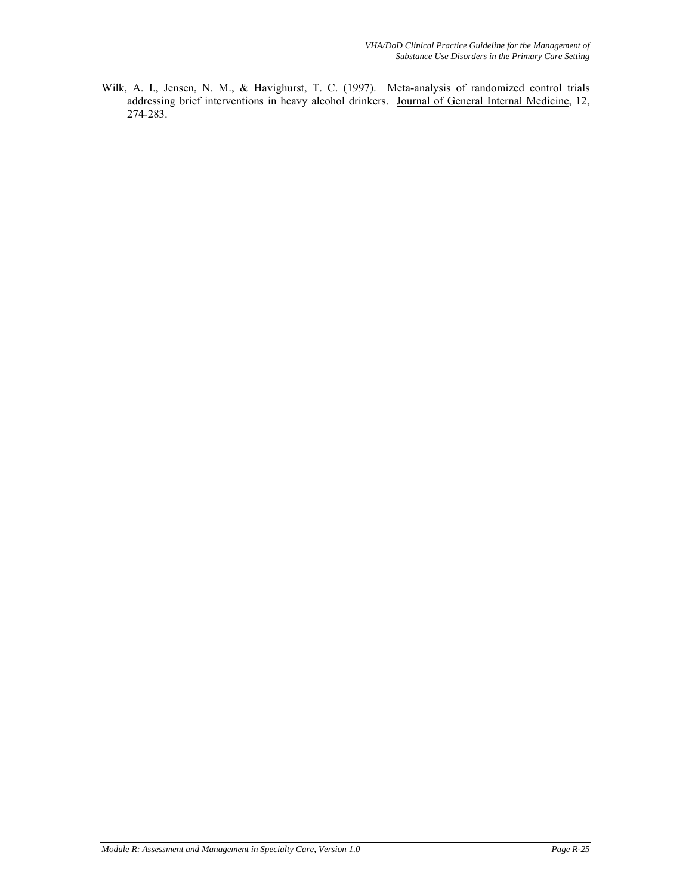Wilk, A. I., Jensen, N. M., & Havighurst, T. C. (1997). Meta-analysis of randomized control trials addressing brief interventions in heavy alcohol drinkers. Journal of General Internal Medicine, 12, 274-283.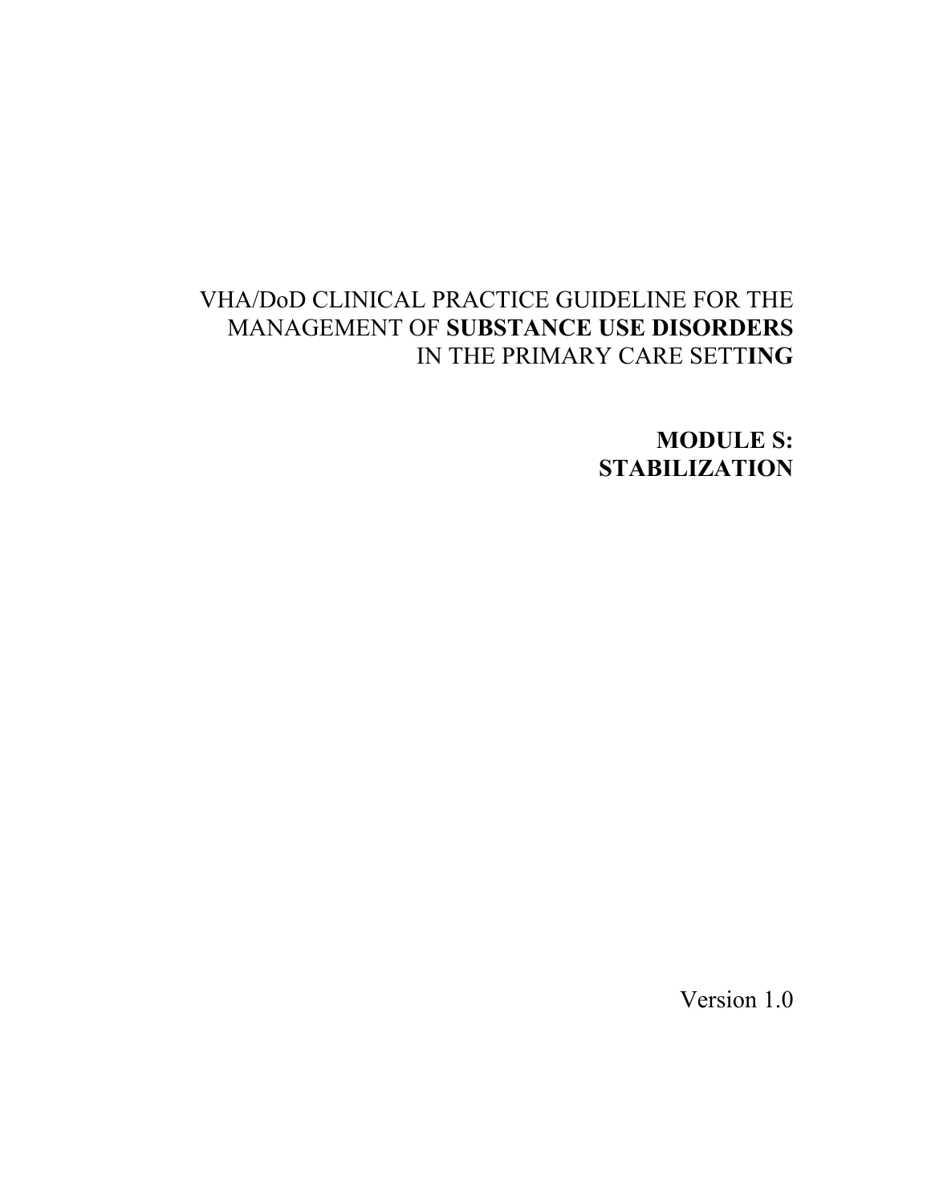VHA/DoD CLINICAL PRACTICE GUIDELINE FOR THE MANAGEMENT OF **SUBSTANCE USE DISORDERS** IN THE PRIMARY CARE SETTING

# MODULE S: STABILIZATION

Version 1.0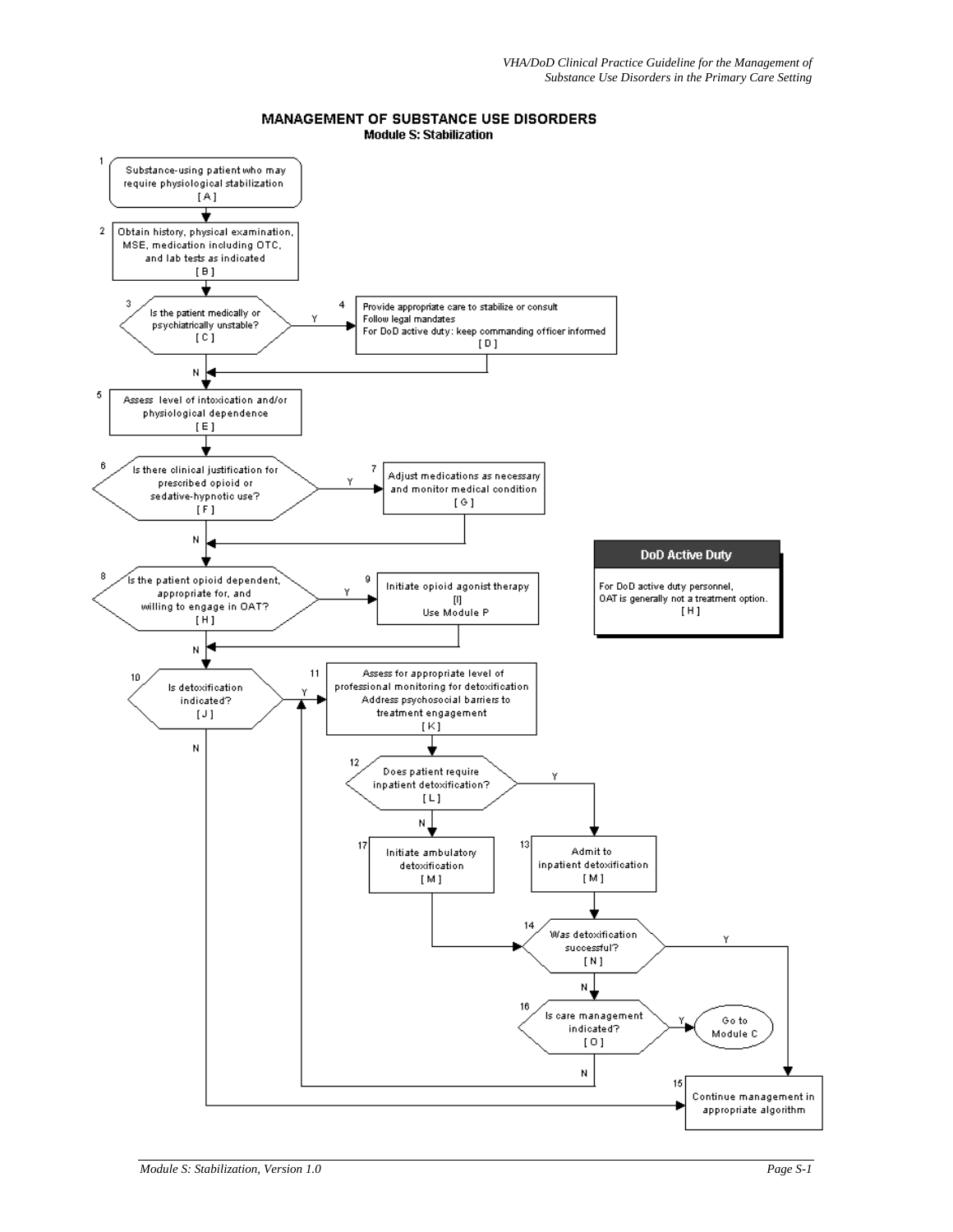## MANAGEMENT OF SUBSTANCE USE DISORDERS
### Module S: Stabilization

1. Substance-using patient who may require physiological stabilization [ A ]
2. Obtain history, physical examination, MSE, medication including OTC, and lab tests as indicated [ B ]
3. Is the patient medically or psychiatrically unstable? [ C ]
   - Y → 4
   - N → 5
4. Provide appropriate care to stabilize or consult
   Follow legal mandates
   For DoD active duty: keep commanding officer informed [ D ]
   → 5
5. Assess level of intoxication and/or physiological dependence [ E ]
6. Is there clinical justification for prescribed opioid or sedative-hypnotic use? [ F ]
   - Y → 7
   - N → 8
7. Adjust medications as necessary and monitor medical condition [ G ]
   → 8
8. Is the patient opioid dependent, appropriate for, and willing to engage in OAT? [ H ]
   - Y → 9
   - N → 10
9. Initiate opioid agonist therapy [I]
   Use Module P
   → 10
10. Is detoxification indicated? [ J ]
    - Y → 11
    - N → 15
11. Assess for appropriate level of professional monitoring for detoxification
    Address psychosocial barriers to treatment engagement [ K ]
12. Does patient require inpatient detoxification? [ L ]
    - Y → 13
    - N → 17
13. Admit to inpatient detoxification [ M ]
    → 14
14. Was detoxification successful? [ N ]
    - Y → 15
    - N → 16
15. Continue management in appropriate algorithm
16. Is care management indicated? [ O ]
    - Y → Go to Module C
    - N → 11
17. Initiate ambulatory detoxification [ M ]
    → 14

**DoD Active Duty**

For DoD active duty personnel, OAT is generally not a treatment option. [ H ]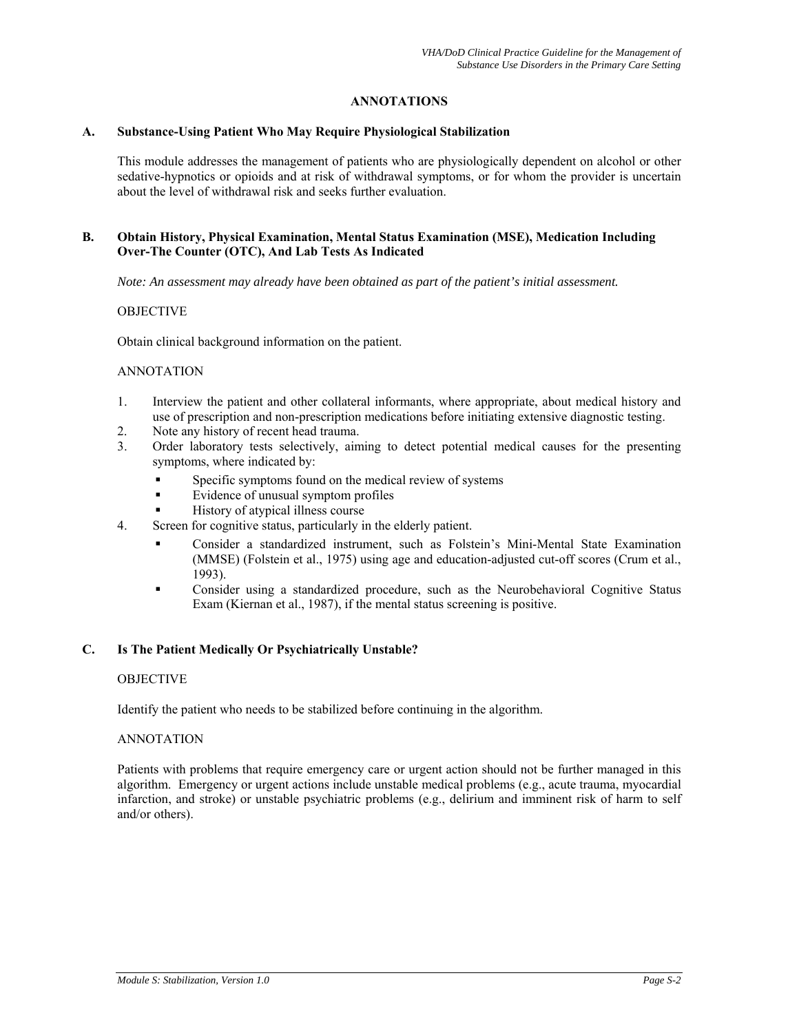## ANNOTATIONS

### A. Substance-Using Patient Who May Require Physiological Stabilization

This module addresses the management of patients who are physiologically dependent on alcohol or other sedative-hypnotics or opioids and at risk of withdrawal symptoms, or for whom the provider is uncertain about the level of withdrawal risk and seeks further evaluation.

### B. Obtain History, Physical Examination, Mental Status Examination (MSE), Medication Including Over-The Counter (OTC), And Lab Tests As Indicated

*Note: An assessment may already have been obtained as part of the patient's initial assessment.*

OBJECTIVE

Obtain clinical background information on the patient.

ANNOTATION

1. Interview the patient and other collateral informants, where appropriate, about medical history and use of prescription and non-prescription medications before initiating extensive diagnostic testing.
2. Note any history of recent head trauma.
3. Order laboratory tests selectively, aiming to detect potential medical causes for the presenting symptoms, where indicated by:
   - Specific symptoms found on the medical review of systems
   - Evidence of unusual symptom profiles
   - History of atypical illness course
4. Screen for cognitive status, particularly in the elderly patient.
   - Consider a standardized instrument, such as Folstein's Mini-Mental State Examination (MMSE) (Folstein et al., 1975) using age and education-adjusted cut-off scores (Crum et al., 1993).
   - Consider using a standardized procedure, such as the Neurobehavioral Cognitive Status Exam (Kiernan et al., 1987), if the mental status screening is positive.

### C. Is The Patient Medically Or Psychiatrically Unstable?

OBJECTIVE

Identify the patient who needs to be stabilized before continuing in the algorithm.

ANNOTATION

Patients with problems that require emergency care or urgent action should not be further managed in this algorithm. Emergency or urgent actions include unstable medical problems (e.g., acute trauma, myocardial infarction, and stroke) or unstable psychiatric problems (e.g., delirium and imminent risk of harm to self and/or others).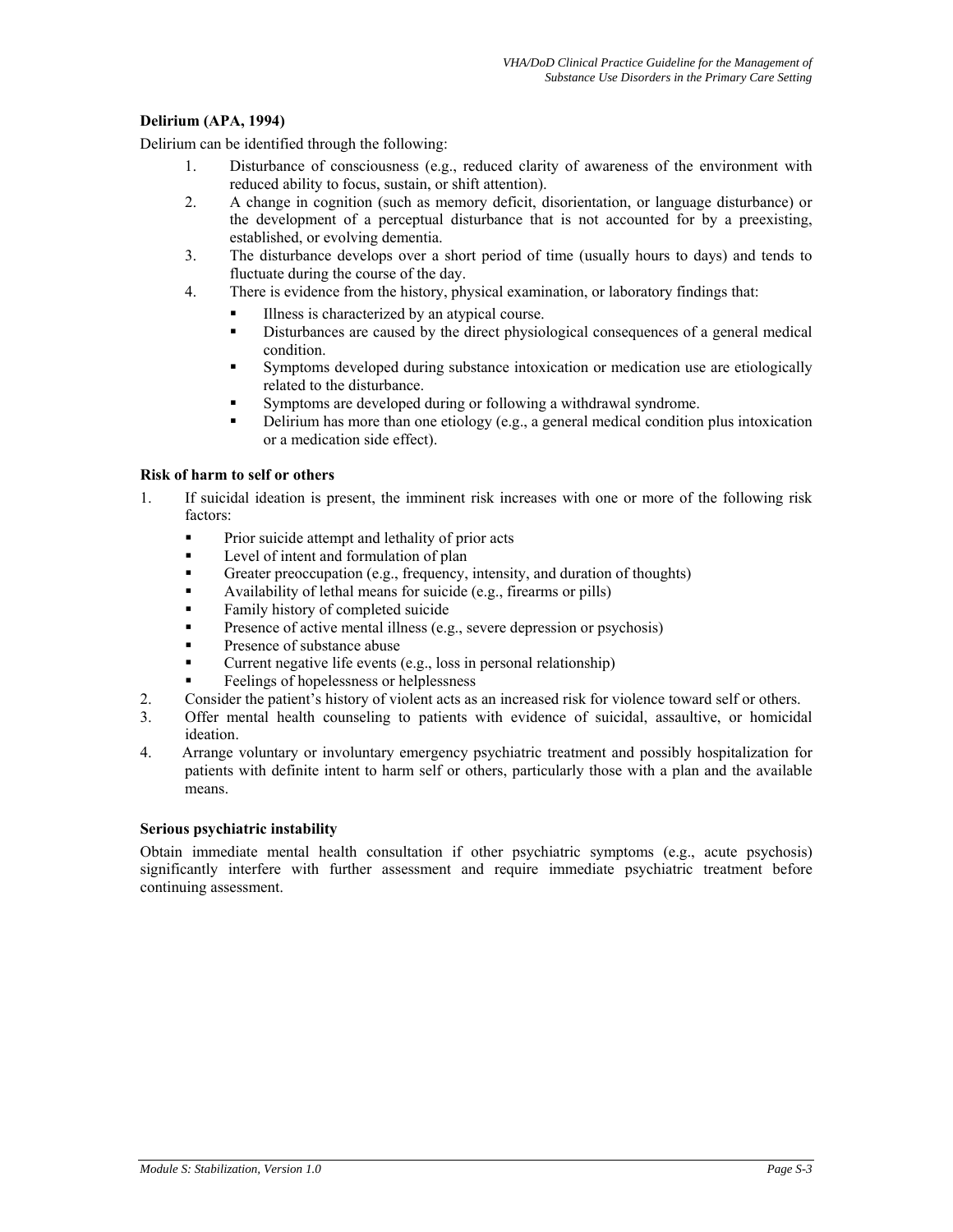**Delirium (APA, 1994)**

Delirium can be identified through the following:

1. Disturbance of consciousness (e.g., reduced clarity of awareness of the environment with reduced ability to focus, sustain, or shift attention).
2. A change in cognition (such as memory deficit, disorientation, or language disturbance) or the development of a perceptual disturbance that is not accounted for by a preexisting, established, or evolving dementia.
3. The disturbance develops over a short period of time (usually hours to days) and tends to fluctuate during the course of the day.
4. There is evidence from the history, physical examination, or laboratory findings that:
   - Illness is characterized by an atypical course.
   - Disturbances are caused by the direct physiological consequences of a general medical condition.
   - Symptoms developed during substance intoxication or medication use are etiologically related to the disturbance.
   - Symptoms are developed during or following a withdrawal syndrome.
   - Delirium has more than one etiology (e.g., a general medical condition plus intoxication or a medication side effect).

**Risk of harm to self or others**

1. If suicidal ideation is present, the imminent risk increases with one or more of the following risk factors:
   - Prior suicide attempt and lethality of prior acts
   - Level of intent and formulation of plan
   - Greater preoccupation (e.g., frequency, intensity, and duration of thoughts)
   - Availability of lethal means for suicide (e.g., firearms or pills)
   - Family history of completed suicide
   - Presence of active mental illness (e.g., severe depression or psychosis)
   - Presence of substance abuse
   - Current negative life events (e.g., loss in personal relationship)
   - Feelings of hopelessness or helplessness
2. Consider the patient's history of violent acts as an increased risk for violence toward self or others.
3. Offer mental health counseling to patients with evidence of suicidal, assaultive, or homicidal ideation.
4. Arrange voluntary or involuntary emergency psychiatric treatment and possibly hospitalization for patients with definite intent to harm self or others, particularly those with a plan and the available means.

**Serious psychiatric instability**

Obtain immediate mental health consultation if other psychiatric symptoms (e.g., acute psychosis) significantly interfere with further assessment and require immediate psychiatric treatment before continuing assessment.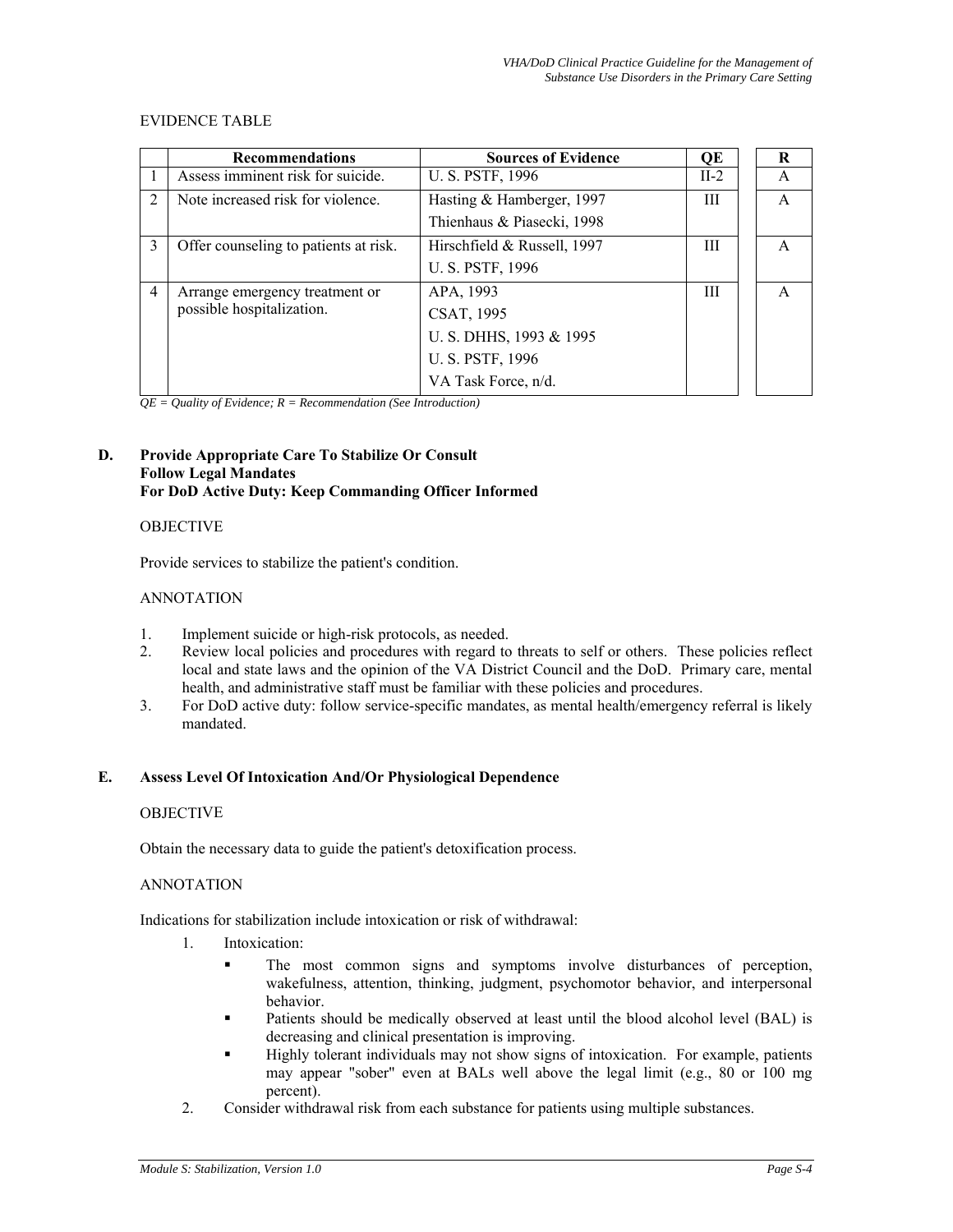EVIDENCE TABLE

| | Recommendations | Sources of Evidence | QE | R |
|---|---|---|---|---|
| 1 | Assess imminent risk for suicide. | U. S. PSTF, 1996 | II-2 | A |
| 2 | Note increased risk for violence. | Hasting & Hamberger, 1997<br>Thienhaus & Piasecki, 1998 | III | A |
| 3 | Offer counseling to patients at risk. | Hirschfield & Russell, 1997<br>U. S. PSTF, 1996 | III | A |
| 4 | Arrange emergency treatment or possible hospitalization. | APA, 1993<br>CSAT, 1995<br>U. S. DHHS, 1993 & 1995<br>U. S. PSTF, 1996<br>VA Task Force, n/d. | III | A |

*QE = Quality of Evidence; R = Recommendation (See Introduction)*

## D. Provide Appropriate Care To Stabilize Or Consult Follow Legal Mandates For DoD Active Duty: Keep Commanding Officer Informed

OBJECTIVE

Provide services to stabilize the patient's condition.

ANNOTATION

1. Implement suicide or high-risk protocols, as needed.
2. Review local policies and procedures with regard to threats to self or others. These policies reflect local and state laws and the opinion of the VA District Council and the DoD. Primary care, mental health, and administrative staff must be familiar with these policies and procedures.
3. For DoD active duty: follow service-specific mandates, as mental health/emergency referral is likely mandated.

## E. Assess Level Of Intoxication And/Or Physiological Dependence

OBJECTIVE

Obtain the necessary data to guide the patient's detoxification process.

ANNOTATION

Indications for stabilization include intoxication or risk of withdrawal:

1. Intoxication:
   - The most common signs and symptoms involve disturbances of perception, wakefulness, attention, thinking, judgment, psychomotor behavior, and interpersonal behavior.
   - Patients should be medically observed at least until the blood alcohol level (BAL) is decreasing and clinical presentation is improving.
   - Highly tolerant individuals may not show signs of intoxication. For example, patients may appear "sober" even at BALs well above the legal limit (e.g., 80 or 100 mg percent).
2. Consider withdrawal risk from each substance for patients using multiple substances.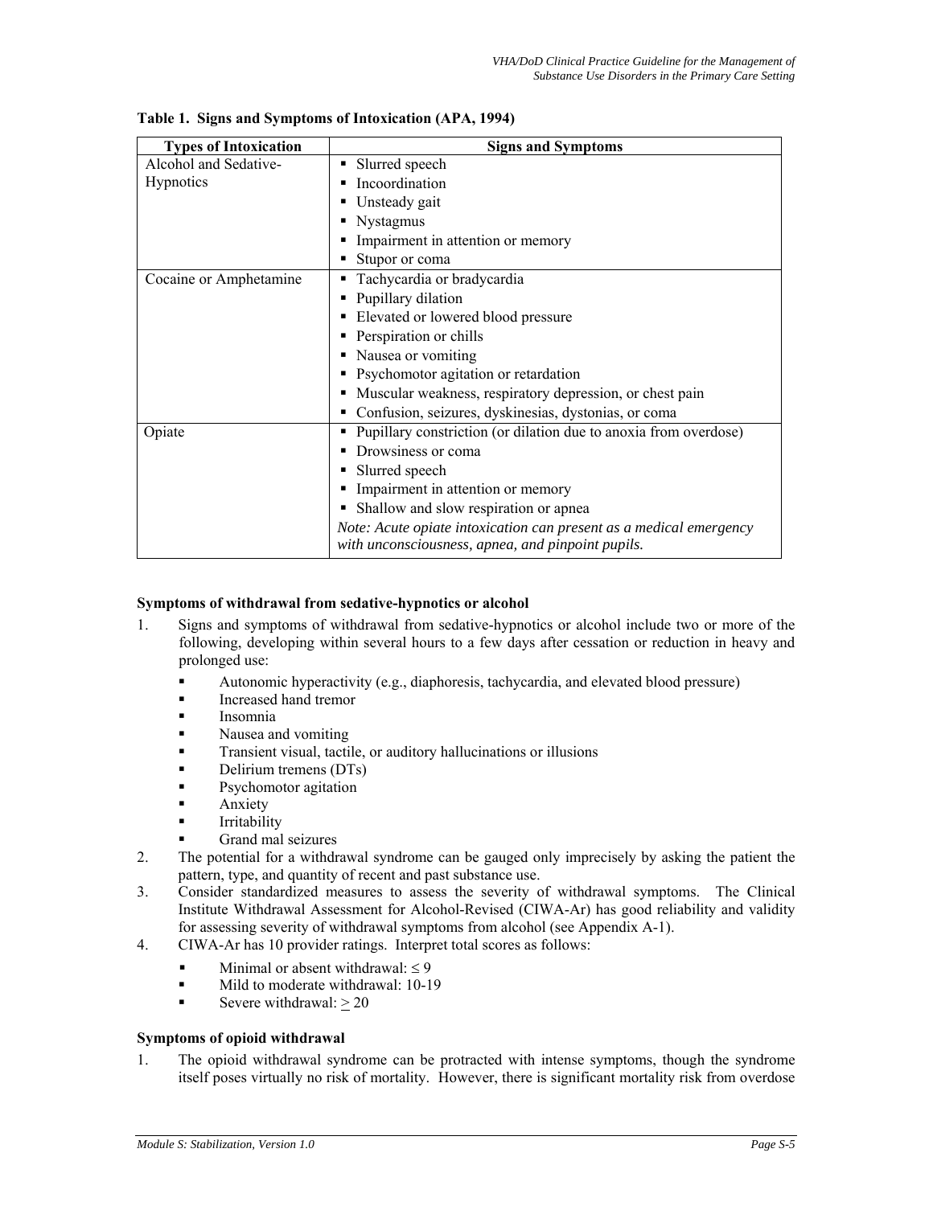**Table 1. Signs and Symptoms of Intoxication (APA, 1994)**

| Types of Intoxication | Signs and Symptoms |
|---|---|
| Alcohol and Sedative-Hypnotics | ▪ Slurred speech<br>▪ Incoordination<br>▪ Unsteady gait<br>▪ Nystagmus<br>▪ Impairment in attention or memory<br>▪ Stupor or coma |
| Cocaine or Amphetamine | ▪ Tachycardia or bradycardia<br>▪ Pupillary dilation<br>▪ Elevated or lowered blood pressure<br>▪ Perspiration or chills<br>▪ Nausea or vomiting<br>▪ Psychomotor agitation or retardation<br>▪ Muscular weakness, respiratory depression, or chest pain<br>▪ Confusion, seizures, dyskinesias, dystonias, or coma |
| Opiate | ▪ Pupillary constriction (or dilation due to anoxia from overdose)<br>▪ Drowsiness or coma<br>▪ Slurred speech<br>▪ Impairment in attention or memory<br>▪ Shallow and slow respiration or apnea<br>*Note: Acute opiate intoxication can present as a medical emergency with unconsciousness, apnea, and pinpoint pupils.* |

**Symptoms of withdrawal from sedative-hypnotics or alcohol**

1. Signs and symptoms of withdrawal from sedative-hypnotics or alcohol include two or more of the following, developing within several hours to a few days after cessation or reduction in heavy and prolonged use:
   - Autonomic hyperactivity (e.g., diaphoresis, tachycardia, and elevated blood pressure)
   - Increased hand tremor
   - Insomnia
   - Nausea and vomiting
   - Transient visual, tactile, or auditory hallucinations or illusions
   - Delirium tremens (DTs)
   - Psychomotor agitation
   - Anxiety
   - Irritability
   - Grand mal seizures
2. The potential for a withdrawal syndrome can be gauged only imprecisely by asking the patient the pattern, type, and quantity of recent and past substance use.
3. Consider standardized measures to assess the severity of withdrawal symptoms. The Clinical Institute Withdrawal Assessment for Alcohol-Revised (CIWA-Ar) has good reliability and validity for assessing severity of withdrawal symptoms from alcohol (see Appendix A-1).
4. CIWA-Ar has 10 provider ratings. Interpret total scores as follows:
   - Minimal or absent withdrawal: $\leq 9$
   - Mild to moderate withdrawal: 10-19
   - Severe withdrawal: $\geq 20$

**Symptoms of opioid withdrawal**

1. The opioid withdrawal syndrome can be protracted with intense symptoms, though the syndrome itself poses virtually no risk of mortality. However, there is significant mortality risk from overdose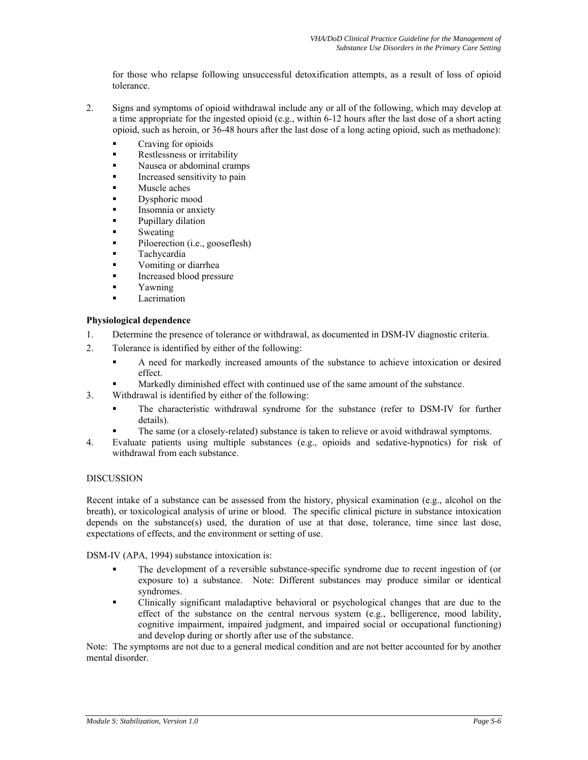for those who relapse following unsuccessful detoxification attempts, as a result of loss of opioid tolerance.

2. Signs and symptoms of opioid withdrawal include any or all of the following, which may develop at a time appropriate for the ingested opioid (e.g., within 6-12 hours after the last dose of a short acting opioid, such as heroin, or 36-48 hours after the last dose of a long acting opioid, such as methadone):
   - Craving for opioids
   - Restlessness or irritability
   - Nausea or abdominal cramps
   - Increased sensitivity to pain
   - Muscle aches
   - Dysphoric mood
   - Insomnia or anxiety
   - Pupillary dilation
   - Sweating
   - Piloerection (i.e., gooseflesh)
   - Tachycardia
   - Vomiting or diarrhea
   - Increased blood pressure
   - Yawning
   - Lacrimation

**Physiological dependence**

1. Determine the presence of tolerance or withdrawal, as documented in DSM-IV diagnostic criteria.
2. Tolerance is identified by either of the following:
   - A need for markedly increased amounts of the substance to achieve intoxication or desired effect.
   - Markedly diminished effect with continued use of the same amount of the substance.
3. Withdrawal is identified by either of the following:
   - The characteristic withdrawal syndrome for the substance (refer to DSM-IV for further details).
   - The same (or a closely-related) substance is taken to relieve or avoid withdrawal symptoms.
4. Evaluate patients using multiple substances (e.g., opioids and sedative-hypnotics) for risk of withdrawal from each substance.

DISCUSSION

Recent intake of a substance can be assessed from the history, physical examination (e.g., alcohol on the breath), or toxicological analysis of urine or blood. The specific clinical picture in substance intoxication depends on the substance(s) used, the duration of use at that dose, tolerance, time since last dose, expectations of effects, and the environment or setting of use.

DSM-IV (APA, 1994) substance intoxication is:

- The development of a reversible substance-specific syndrome due to recent ingestion of (or exposure to) a substance. Note: Different substances may produce similar or identical syndromes.
- Clinically significant maladaptive behavioral or psychological changes that are due to the effect of the substance on the central nervous system (e.g., belligerence, mood lability, cognitive impairment, impaired judgment, and impaired social or occupational functioning) and develop during or shortly after use of the substance.

Note: The symptoms are not due to a general medical condition and are not better accounted for by another mental disorder.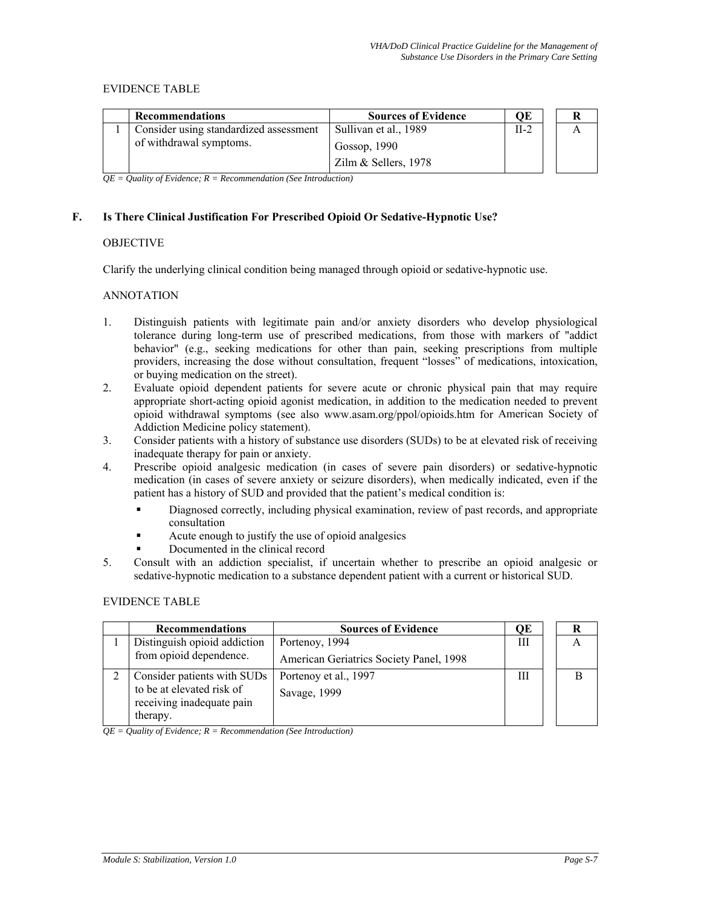EVIDENCE TABLE

| | Recommendations | Sources of Evidence | QE | R |
|---|---|---|---|---|
| 1 | Consider using standardized assessment of withdrawal symptoms. | Sullivan et al., 1989<br>Gossop, 1990<br>Zilm & Sellers, 1978 | II-2 | A |

*QE = Quality of Evidence; R = Recommendation (See Introduction)*

## F. Is There Clinical Justification For Prescribed Opioid Or Sedative-Hypnotic Use?

OBJECTIVE

Clarify the underlying clinical condition being managed through opioid or sedative-hypnotic use.

ANNOTATION

1. Distinguish patients with legitimate pain and/or anxiety disorders who develop physiological tolerance during long-term use of prescribed medications, from those with markers of "addict behavior" (e.g., seeking medications for other than pain, seeking prescriptions from multiple providers, increasing the dose without consultation, frequent "losses" of medications, intoxication, or buying medication on the street).
2. Evaluate opioid dependent patients for severe acute or chronic physical pain that may require appropriate short-acting opioid agonist medication, in addition to the medication needed to prevent opioid withdrawal symptoms (see also www.asam.org/ppol/opioids.htm for American Society of Addiction Medicine policy statement).
3. Consider patients with a history of substance use disorders (SUDs) to be at elevated risk of receiving inadequate therapy for pain or anxiety.
4. Prescribe opioid analgesic medication (in cases of severe pain disorders) or sedative-hypnotic medication (in cases of severe anxiety or seizure disorders), when medically indicated, even if the patient has a history of SUD and provided that the patient's medical condition is:
   - Diagnosed correctly, including physical examination, review of past records, and appropriate consultation
   - Acute enough to justify the use of opioid analgesics
   - Documented in the clinical record
5. Consult with an addiction specialist, if uncertain whether to prescribe an opioid analgesic or sedative-hypnotic medication to a substance dependent patient with a current or historical SUD.

EVIDENCE TABLE

| | Recommendations | Sources of Evidence | QE | R |
|---|---|---|---|---|
| 1 | Distinguish opioid addiction from opioid dependence. | Portenoy, 1994<br>American Geriatrics Society Panel, 1998 | III | A |
| 2 | Consider patients with SUDs to be at elevated risk of receiving inadequate pain therapy. | Portenoy et al., 1997<br>Savage, 1999 | III | B |

*QE = Quality of Evidence; R = Recommendation (See Introduction)*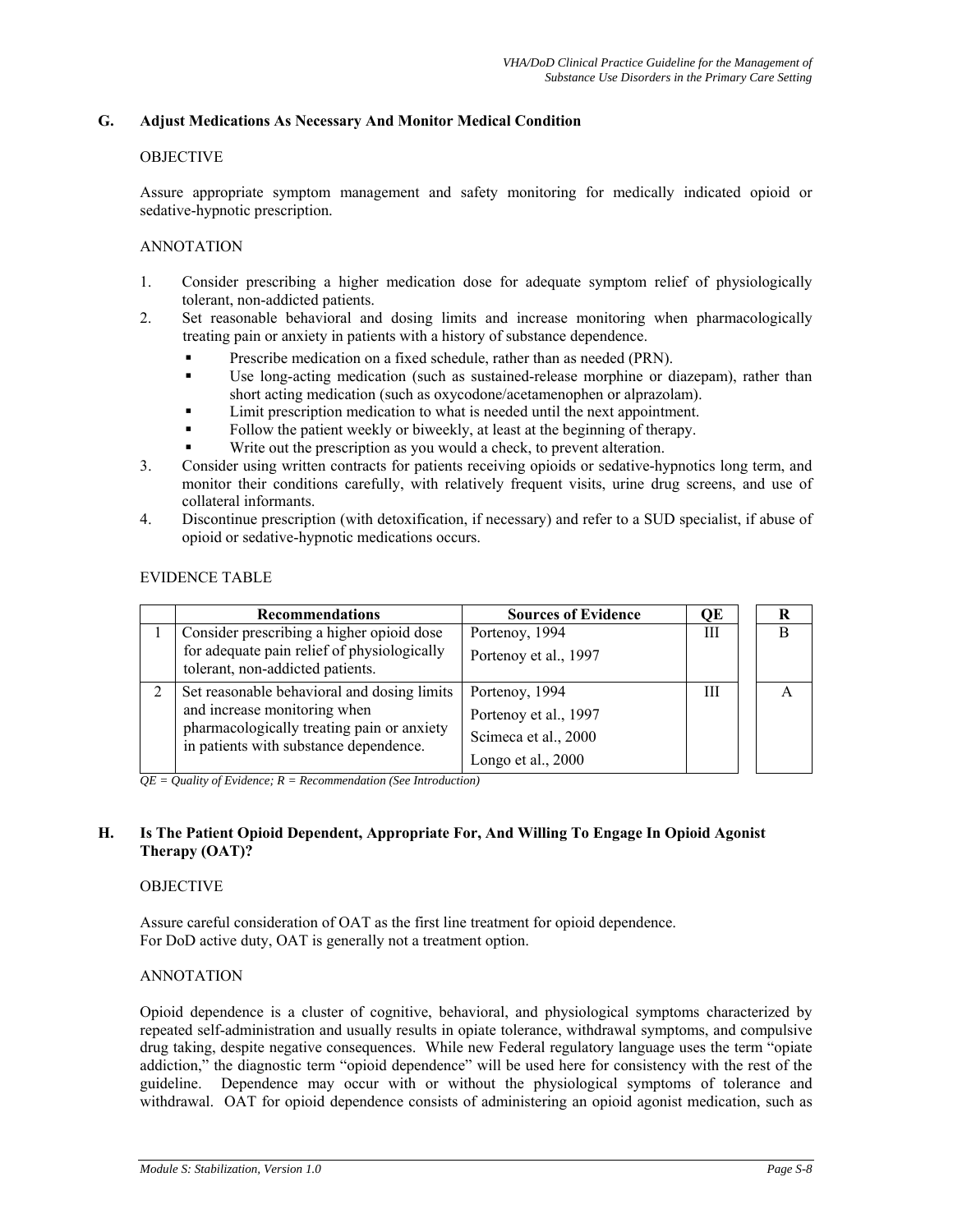## G. Adjust Medications As Necessary And Monitor Medical Condition

OBJECTIVE

Assure appropriate symptom management and safety monitoring for medically indicated opioid or sedative-hypnotic prescription.

ANNOTATION

1. Consider prescribing a higher medication dose for adequate symptom relief of physiologically tolerant, non-addicted patients.
2. Set reasonable behavioral and dosing limits and increase monitoring when pharmacologically treating pain or anxiety in patients with a history of substance dependence.
   - Prescribe medication on a fixed schedule, rather than as needed (PRN).
   - Use long-acting medication (such as sustained-release morphine or diazepam), rather than short acting medication (such as oxycodone/acetamenophen or alprazolam).
   - Limit prescription medication to what is needed until the next appointment.
   - Follow the patient weekly or biweekly, at least at the beginning of therapy.
   - Write out the prescription as you would a check, to prevent alteration.
3. Consider using written contracts for patients receiving opioids or sedative-hypnotics long term, and monitor their conditions carefully, with relatively frequent visits, urine drug screens, and use of collateral informants.
4. Discontinue prescription (with detoxification, if necessary) and refer to a SUD specialist, if abuse of opioid or sedative-hypnotic medications occurs.

EVIDENCE TABLE

| | Recommendations | Sources of Evidence | QE | R |
|---|---|---|---|---|
| 1 | Consider prescribing a higher opioid dose for adequate pain relief of physiologically tolerant, non-addicted patients. | Portenoy, 1994<br>Portenoy et al., 1997 | III | B |
| 2 | Set reasonable behavioral and dosing limits and increase monitoring when pharmacologically treating pain or anxiety in patients with substance dependence. | Portenoy, 1994<br>Portenoy et al., 1997<br>Scimeca et al., 2000<br>Longo et al., 2000 | III | A |

*QE = Quality of Evidence; R = Recommendation (See Introduction)*

## H. Is The Patient Opioid Dependent, Appropriate For, And Willing To Engage In Opioid Agonist Therapy (OAT)?

OBJECTIVE

Assure careful consideration of OAT as the first line treatment for opioid dependence.
For DoD active duty, OAT is generally not a treatment option.

ANNOTATION

Opioid dependence is a cluster of cognitive, behavioral, and physiological symptoms characterized by repeated self-administration and usually results in opiate tolerance, withdrawal symptoms, and compulsive drug taking, despite negative consequences. While new Federal regulatory language uses the term "opiate addiction," the diagnostic term "opioid dependence" will be used here for consistency with the rest of the guideline. Dependence may occur with or without the physiological symptoms of tolerance and withdrawal. OAT for opioid dependence consists of administering an opioid agonist medication, such as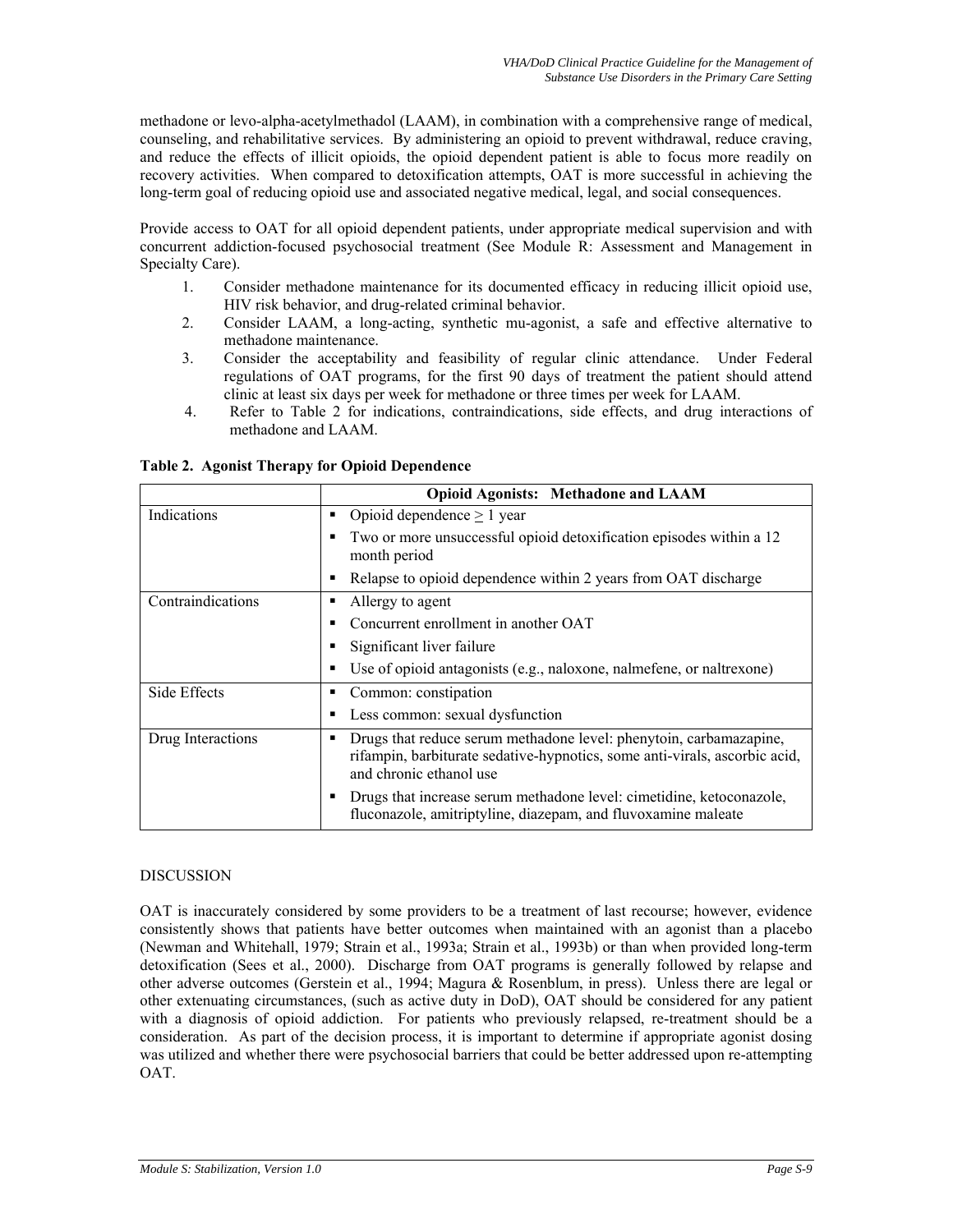methadone or levo-alpha-acetylmethadol (LAAM), in combination with a comprehensive range of medical, counseling, and rehabilitative services. By administering an opioid to prevent withdrawal, reduce craving, and reduce the effects of illicit opioids, the opioid dependent patient is able to focus more readily on recovery activities. When compared to detoxification attempts, OAT is more successful in achieving the long-term goal of reducing opioid use and associated negative medical, legal, and social consequences.

Provide access to OAT for all opioid dependent patients, under appropriate medical supervision and with concurrent addiction-focused psychosocial treatment (See Module R: Assessment and Management in Specialty Care).

1. Consider methadone maintenance for its documented efficacy in reducing illicit opioid use, HIV risk behavior, and drug-related criminal behavior.
2. Consider LAAM, a long-acting, synthetic mu-agonist, a safe and effective alternative to methadone maintenance.
3. Consider the acceptability and feasibility of regular clinic attendance. Under Federal regulations of OAT programs, for the first 90 days of treatment the patient should attend clinic at least six days per week for methadone or three times per week for LAAM.
4. Refer to Table 2 for indications, contraindications, side effects, and drug interactions of methadone and LAAM.

**Table 2. Agonist Therapy for Opioid Dependence**

| | **Opioid Agonists: Methadone and LAAM** |
|---|---|
| Indications | ▪ Opioid dependence ≥ 1 year<br>▪ Two or more unsuccessful opioid detoxification episodes within a 12 month period<br>▪ Relapse to opioid dependence within 2 years from OAT discharge |
| Contraindications | ▪ Allergy to agent<br>▪ Concurrent enrollment in another OAT<br>▪ Significant liver failure<br>▪ Use of opioid antagonists (e.g., naloxone, nalmefene, or naltrexone) |
| Side Effects | ▪ Common: constipation<br>▪ Less common: sexual dysfunction |
| Drug Interactions | ▪ Drugs that reduce serum methadone level: phenytoin, carbamazapine, rifampin, barbiturate sedative-hypnotics, some anti-virals, ascorbic acid, and chronic ethanol use<br>▪ Drugs that increase serum methadone level: cimetidine, ketoconazole, fluconazole, amitriptyline, diazepam, and fluvoxamine maleate |

DISCUSSION

OAT is inaccurately considered by some providers to be a treatment of last recourse; however, evidence consistently shows that patients have better outcomes when maintained with an agonist than a placebo (Newman and Whitehall, 1979; Strain et al., 1993a; Strain et al., 1993b) or than when provided long-term detoxification (Sees et al., 2000). Discharge from OAT programs is generally followed by relapse and other adverse outcomes (Gerstein et al., 1994; Magura & Rosenblum, in press). Unless there are legal or other extenuating circumstances, (such as active duty in DoD), OAT should be considered for any patient with a diagnosis of opioid addiction. For patients who previously relapsed, re-treatment should be a consideration. As part of the decision process, it is important to determine if appropriate agonist dosing was utilized and whether there were psychosocial barriers that could be better addressed upon re-attempting OAT.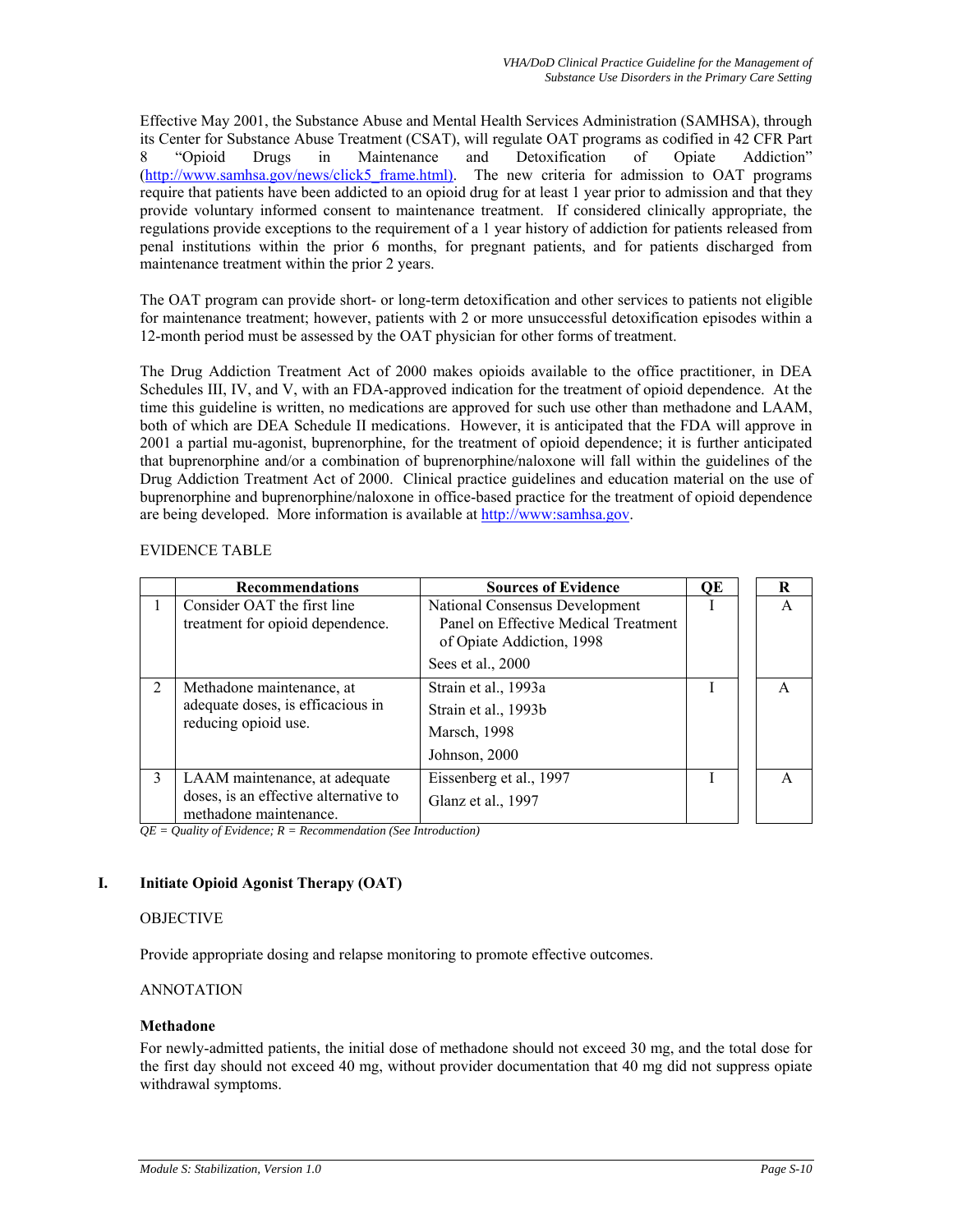Effective May 2001, the Substance Abuse and Mental Health Services Administration (SAMHSA), through its Center for Substance Abuse Treatment (CSAT), will regulate OAT programs as codified in 42 CFR Part 8 "Opioid Drugs in Maintenance and Detoxification of Opiate Addiction" (http://www.samhsa.gov/news/click5_frame.html). The new criteria for admission to OAT programs require that patients have been addicted to an opioid drug for at least 1 year prior to admission and that they provide voluntary informed consent to maintenance treatment. If considered clinically appropriate, the regulations provide exceptions to the requirement of a 1 year history of addiction for patients released from penal institutions within the prior 6 months, for pregnant patients, and for patients discharged from maintenance treatment within the prior 2 years.

The OAT program can provide short- or long-term detoxification and other services to patients not eligible for maintenance treatment; however, patients with 2 or more unsuccessful detoxification episodes within a 12-month period must be assessed by the OAT physician for other forms of treatment.

The Drug Addiction Treatment Act of 2000 makes opioids available to the office practitioner, in DEA Schedules III, IV, and V, with an FDA-approved indication for the treatment of opioid dependence. At the time this guideline is written, no medications are approved for such use other than methadone and LAAM, both of which are DEA Schedule II medications. However, it is anticipated that the FDA will approve in 2001 a partial mu-agonist, buprenorphine, for the treatment of opioid dependence; it is further anticipated that buprenorphine and/or a combination of buprenorphine/naloxone will fall within the guidelines of the Drug Addiction Treatment Act of 2000. Clinical practice guidelines and education material on the use of buprenorphine and buprenorphine/naloxone in office-based practice for the treatment of opioid dependence are being developed. More information is available at http://www:samhsa.gov.

EVIDENCE TABLE

| | Recommendations | Sources of Evidence | QE | R |
|---|---|---|---|---|
| 1 | Consider OAT the first line treatment for opioid dependence. | National Consensus Development Panel on Effective Medical Treatment of Opiate Addiction, 1998<br>Sees et al., 2000 | I | A |
| 2 | Methadone maintenance, at adequate doses, is efficacious in reducing opioid use. | Strain et al., 1993a<br>Strain et al., 1993b<br>Marsch, 1998<br>Johnson, 2000 | I | A |
| 3 | LAAM maintenance, at adequate doses, is an effective alternative to methadone maintenance. | Eissenberg et al., 1997<br>Glanz et al., 1997 | I | A |

*QE = Quality of Evidence; R = Recommendation (See Introduction)*

## I. Initiate Opioid Agonist Therapy (OAT)

OBJECTIVE

Provide appropriate dosing and relapse monitoring to promote effective outcomes.

ANNOTATION

**Methadone**

For newly-admitted patients, the initial dose of methadone should not exceed 30 mg, and the total dose for the first day should not exceed 40 mg, without provider documentation that 40 mg did not suppress opiate withdrawal symptoms.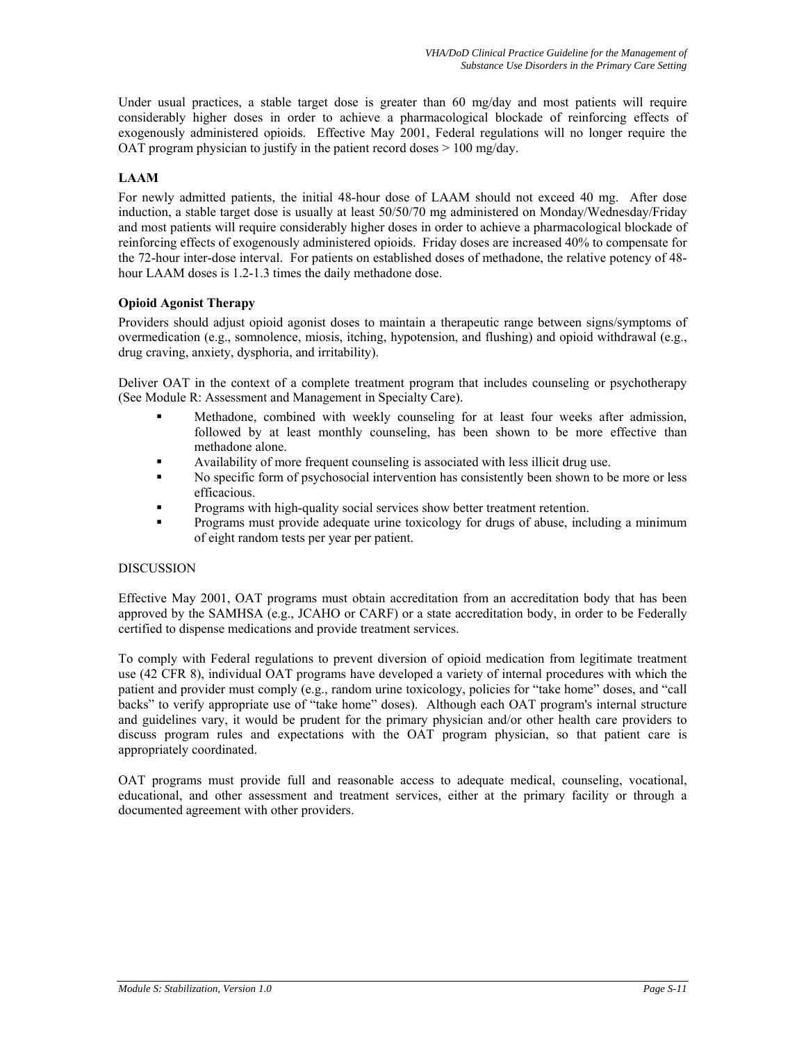Under usual practices, a stable target dose is greater than 60 mg/day and most patients will require considerably higher doses in order to achieve a pharmacological blockade of reinforcing effects of exogenously administered opioids. Effective May 2001, Federal regulations will no longer require the OAT program physician to justify in the patient record doses > 100 mg/day.

### LAAM

For newly admitted patients, the initial 48-hour dose of LAAM should not exceed 40 mg. After dose induction, a stable target dose is usually at least 50/50/70 mg administered on Monday/Wednesday/Friday and most patients will require considerably higher doses in order to achieve a pharmacological blockade of reinforcing effects of exogenously administered opioids. Friday doses are increased 40% to compensate for the 72-hour inter-dose interval. For patients on established doses of methadone, the relative potency of 48-hour LAAM doses is 1.2-1.3 times the daily methadone dose.

### Opioid Agonist Therapy

Providers should adjust opioid agonist doses to maintain a therapeutic range between signs/symptoms of overmedication (e.g., somnolence, miosis, itching, hypotension, and flushing) and opioid withdrawal (e.g., drug craving, anxiety, dysphoria, and irritability).

Deliver OAT in the context of a complete treatment program that includes counseling or psychotherapy (See Module R: Assessment and Management in Specialty Care).

- Methadone, combined with weekly counseling for at least four weeks after admission, followed by at least monthly counseling, has been shown to be more effective than methadone alone.
- Availability of more frequent counseling is associated with less illicit drug use.
- No specific form of psychosocial intervention has consistently been shown to be more or less efficacious.
- Programs with high-quality social services show better treatment retention.
- Programs must provide adequate urine toxicology for drugs of abuse, including a minimum of eight random tests per year per patient.

DISCUSSION

Effective May 2001, OAT programs must obtain accreditation from an accreditation body that has been approved by the SAMHSA (e.g., JCAHO or CARF) or a state accreditation body, in order to be Federally certified to dispense medications and provide treatment services.

To comply with Federal regulations to prevent diversion of opioid medication from legitimate treatment use (42 CFR 8), individual OAT programs have developed a variety of internal procedures with which the patient and provider must comply (e.g., random urine toxicology, policies for "take home" doses, and "call backs" to verify appropriate use of "take home" doses). Although each OAT program's internal structure and guidelines vary, it would be prudent for the primary physician and/or other health care providers to discuss program rules and expectations with the OAT program physician, so that patient care is appropriately coordinated.

OAT programs must provide full and reasonable access to adequate medical, counseling, vocational, educational, and other assessment and treatment services, either at the primary facility or through a documented agreement with other providers.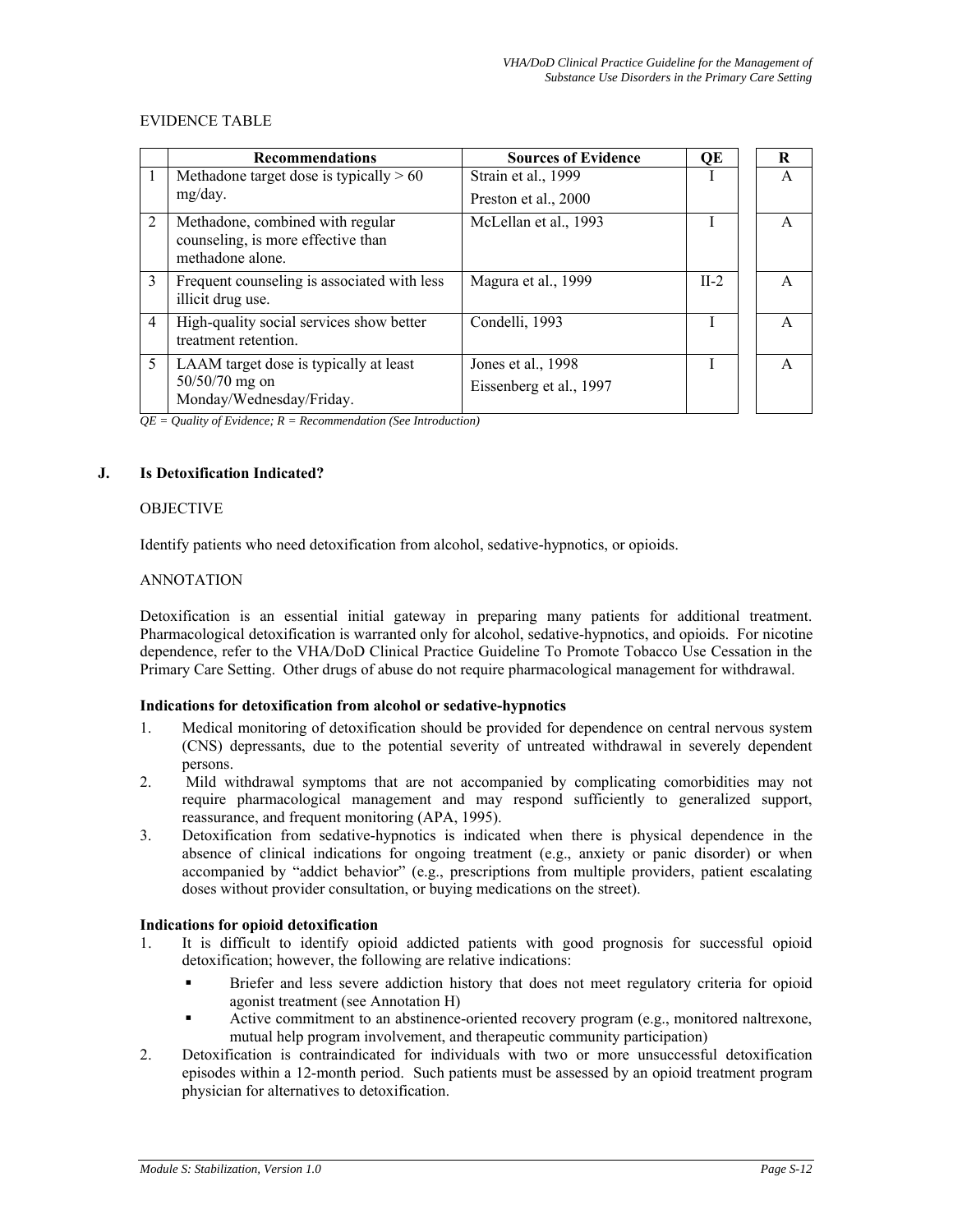EVIDENCE TABLE

| | Recommendations | Sources of Evidence | QE | R |
|---|---|---|---|---|
| 1 | Methadone target dose is typically > 60 mg/day. | Strain et al., 1999<br>Preston et al., 2000 | I | A |
| 2 | Methadone, combined with regular counseling, is more effective than methadone alone. | McLellan et al., 1993 | I | A |
| 3 | Frequent counseling is associated with less illicit drug use. | Magura et al., 1999 | II-2 | A |
| 4 | High-quality social services show better treatment retention. | Condelli, 1993 | I | A |
| 5 | LAAM target dose is typically at least 50/50/70 mg on Monday/Wednesday/Friday. | Jones et al., 1998<br>Eissenberg et al., 1997 | I | A |

*QE = Quality of Evidence; R = Recommendation (See Introduction)*

## J. Is Detoxification Indicated?

OBJECTIVE

Identify patients who need detoxification from alcohol, sedative-hypnotics, or opioids.

ANNOTATION

Detoxification is an essential initial gateway in preparing many patients for additional treatment. Pharmacological detoxification is warranted only for alcohol, sedative-hypnotics, and opioids. For nicotine dependence, refer to the VHA/DoD Clinical Practice Guideline To Promote Tobacco Use Cessation in the Primary Care Setting. Other drugs of abuse do not require pharmacological management for withdrawal.

**Indications for detoxification from alcohol or sedative-hypnotics**

1. Medical monitoring of detoxification should be provided for dependence on central nervous system (CNS) depressants, due to the potential severity of untreated withdrawal in severely dependent persons.
2. Mild withdrawal symptoms that are not accompanied by complicating comorbidities may not require pharmacological management and may respond sufficiently to generalized support, reassurance, and frequent monitoring (APA, 1995).
3. Detoxification from sedative-hypnotics is indicated when there is physical dependence in the absence of clinical indications for ongoing treatment (e.g., anxiety or panic disorder) or when accompanied by "addict behavior" (e.g., prescriptions from multiple providers, patient escalating doses without provider consultation, or buying medications on the street).

**Indications for opioid detoxification**

1. It is difficult to identify opioid addicted patients with good prognosis for successful opioid detoxification; however, the following are relative indications:
   - Briefer and less severe addiction history that does not meet regulatory criteria for opioid agonist treatment (see Annotation H)
   - Active commitment to an abstinence-oriented recovery program (e.g., monitored naltrexone, mutual help program involvement, and therapeutic community participation)
2. Detoxification is contraindicated for individuals with two or more unsuccessful detoxification episodes within a 12-month period. Such patients must be assessed by an opioid treatment program physician for alternatives to detoxification.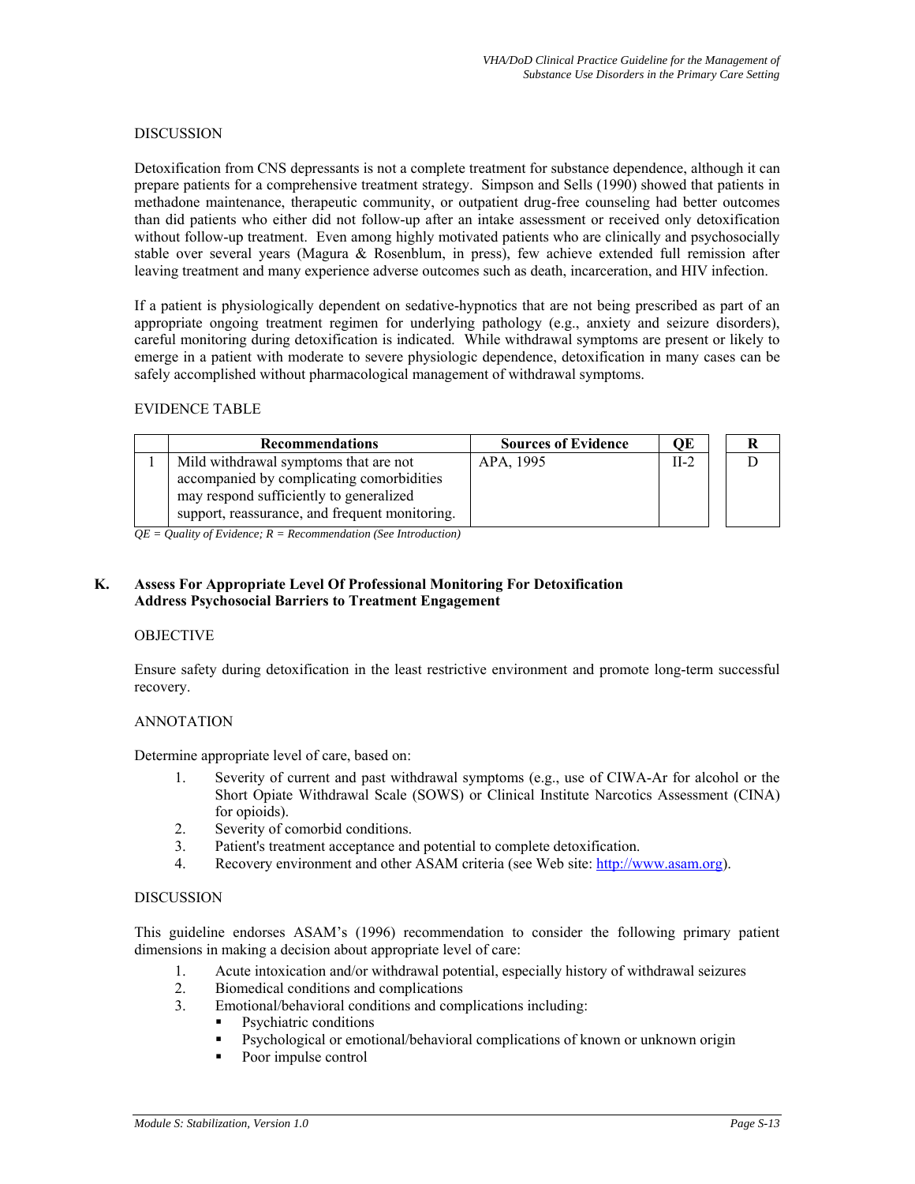DISCUSSION

Detoxification from CNS depressants is not a complete treatment for substance dependence, although it can prepare patients for a comprehensive treatment strategy. Simpson and Sells (1990) showed that patients in methadone maintenance, therapeutic community, or outpatient drug-free counseling had better outcomes than did patients who either did not follow-up after an intake assessment or received only detoxification without follow-up treatment. Even among highly motivated patients who are clinically and psychosocially stable over several years (Magura & Rosenblum, in press), few achieve extended full remission after leaving treatment and many experience adverse outcomes such as death, incarceration, and HIV infection.

If a patient is physiologically dependent on sedative-hypnotics that are not being prescribed as part of an appropriate ongoing treatment regimen for underlying pathology (e.g., anxiety and seizure disorders), careful monitoring during detoxification is indicated. While withdrawal symptoms are present or likely to emerge in a patient with moderate to severe physiologic dependence, detoxification in many cases can be safely accomplished without pharmacological management of withdrawal symptoms.

EVIDENCE TABLE

| | Recommendations | Sources of Evidence | QE | R |
|---|---|---|---|---|
| 1 | Mild withdrawal symptoms that are not accompanied by complicating comorbidities may respond sufficiently to generalized support, reassurance, and frequent monitoring. | APA, 1995 | II-2 | D |

*QE = Quality of Evidence; R = Recommendation (See Introduction)*

## K. Assess For Appropriate Level Of Professional Monitoring For Detoxification Address Psychosocial Barriers to Treatment Engagement

OBJECTIVE

Ensure safety during detoxification in the least restrictive environment and promote long-term successful recovery.

ANNOTATION

Determine appropriate level of care, based on:

1. Severity of current and past withdrawal symptoms (e.g., use of CIWA-Ar for alcohol or the Short Opiate Withdrawal Scale (SOWS) or Clinical Institute Narcotics Assessment (CINA) for opioids).
2. Severity of comorbid conditions.
3. Patient's treatment acceptance and potential to complete detoxification.
4. Recovery environment and other ASAM criteria (see Web site: http://www.asam.org).

DISCUSSION

This guideline endorses ASAM's (1996) recommendation to consider the following primary patient dimensions in making a decision about appropriate level of care:

1. Acute intoxication and/or withdrawal potential, especially history of withdrawal seizures
2. Biomedical conditions and complications
3. Emotional/behavioral conditions and complications including:
   - Psychiatric conditions
   - Psychological or emotional/behavioral complications of known or unknown origin
   - Poor impulse control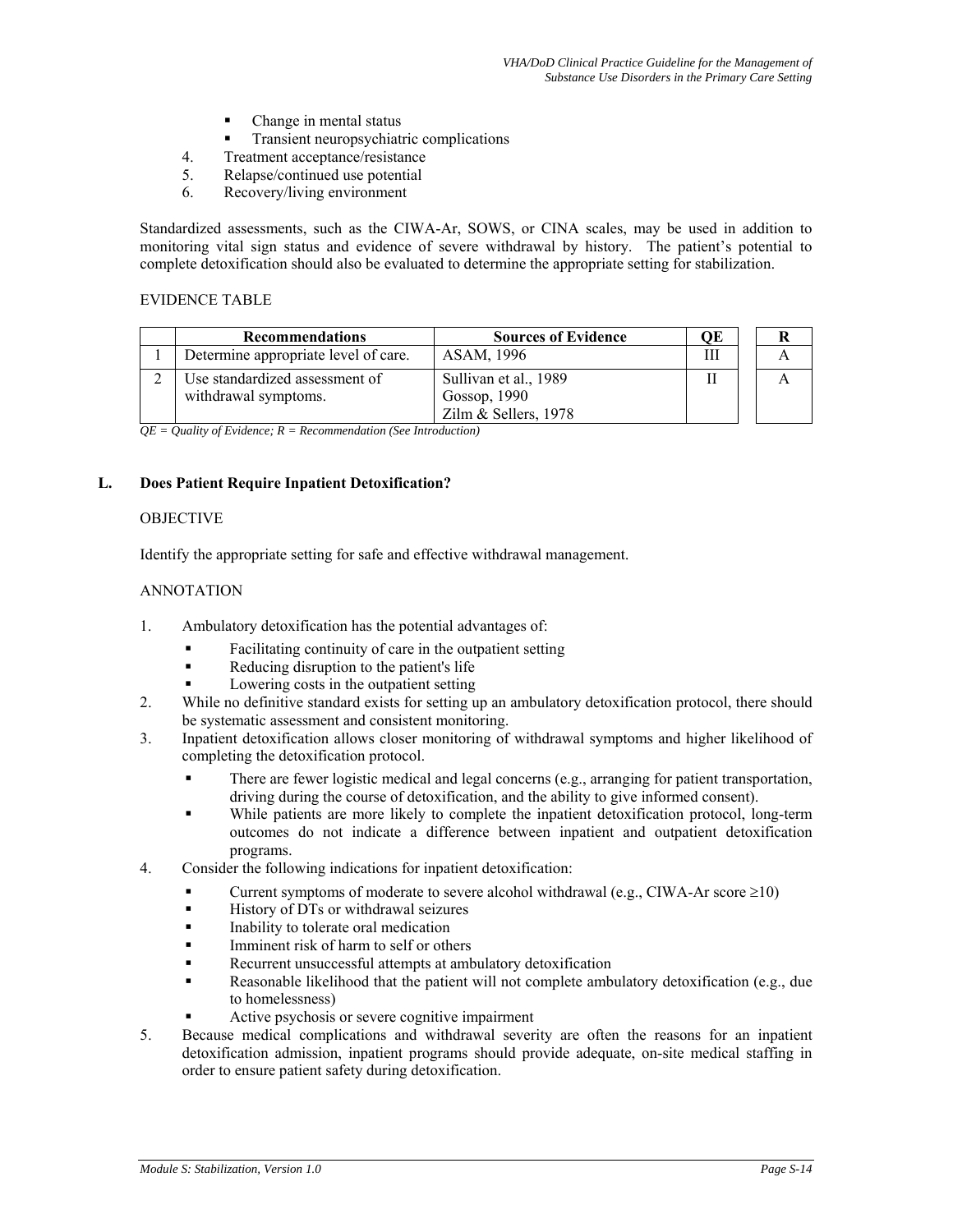- Change in mental status
- Transient neuropsychiatric complications

4. Treatment acceptance/resistance
5. Relapse/continued use potential
6. Recovery/living environment

Standardized assessments, such as the CIWA-Ar, SOWS, or CINA scales, may be used in addition to monitoring vital sign status and evidence of severe withdrawal by history. The patient's potential to complete detoxification should also be evaluated to determine the appropriate setting for stabilization.

EVIDENCE TABLE

| | Recommendations | Sources of Evidence | QE | R |
|---|---|---|---|---|
| 1 | Determine appropriate level of care. | ASAM, 1996 | III | A |
| 2 | Use standardized assessment of withdrawal symptoms. | Sullivan et al., 1989<br>Gossop, 1990<br>Zilm & Sellers, 1978 | II | A |

*QE = Quality of Evidence; R = Recommendation (See Introduction)*

## L. Does Patient Require Inpatient Detoxification?

OBJECTIVE

Identify the appropriate setting for safe and effective withdrawal management.

ANNOTATION

1. Ambulatory detoxification has the potential advantages of:
   - Facilitating continuity of care in the outpatient setting
   - Reducing disruption to the patient's life
   - Lowering costs in the outpatient setting
2. While no definitive standard exists for setting up an ambulatory detoxification protocol, there should be systematic assessment and consistent monitoring.
3. Inpatient detoxification allows closer monitoring of withdrawal symptoms and higher likelihood of completing the detoxification protocol.
   - There are fewer logistic medical and legal concerns (e.g., arranging for patient transportation, driving during the course of detoxification, and the ability to give informed consent).
   - While patients are more likely to complete the inpatient detoxification protocol, long-term outcomes do not indicate a difference between inpatient and outpatient detoxification programs.
4. Consider the following indications for inpatient detoxification:
   - Current symptoms of moderate to severe alcohol withdrawal (e.g., CIWA-Ar score $\geq$10)
   - History of DTs or withdrawal seizures
   - Inability to tolerate oral medication
   - Imminent risk of harm to self or others
   - Recurrent unsuccessful attempts at ambulatory detoxification
   - Reasonable likelihood that the patient will not complete ambulatory detoxification (e.g., due to homelessness)
   - Active psychosis or severe cognitive impairment
5. Because medical complications and withdrawal severity are often the reasons for an inpatient detoxification admission, inpatient programs should provide adequate, on-site medical staffing in order to ensure patient safety during detoxification.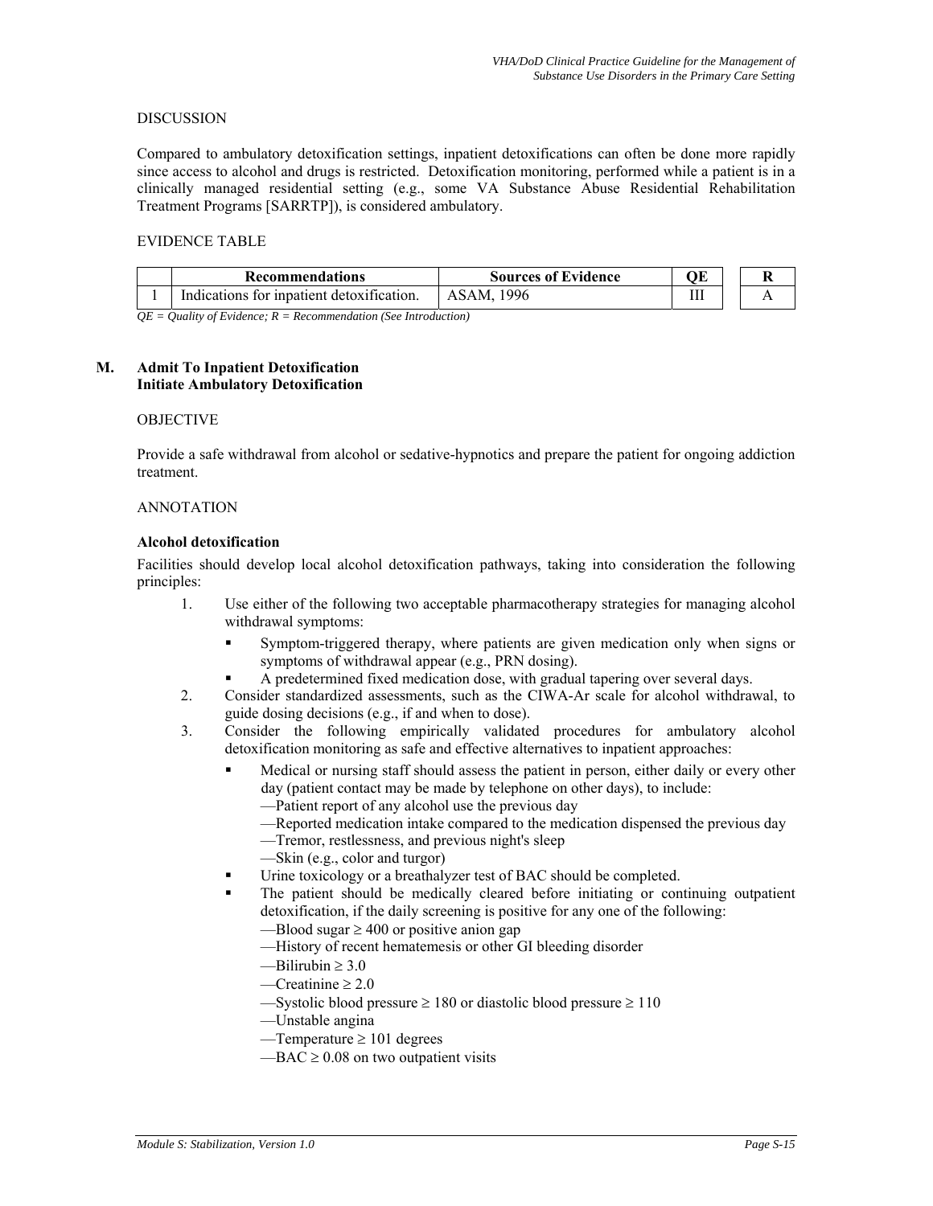DISCUSSION

Compared to ambulatory detoxification settings, inpatient detoxifications can often be done more rapidly since access to alcohol and drugs is restricted. Detoxification monitoring, performed while a patient is in a clinically managed residential setting (e.g., some VA Substance Abuse Residential Rehabilitation Treatment Programs [SARRTP]), is considered ambulatory.

EVIDENCE TABLE

| | Recommendations | Sources of Evidence | QE | R |
|---|---|---|---|---|
| 1 | Indications for inpatient detoxification. | ASAM, 1996 | III | A |

*QE = Quality of Evidence; R = Recommendation (See Introduction)*

## M. Admit To Inpatient Detoxification Initiate Ambulatory Detoxification

OBJECTIVE

Provide a safe withdrawal from alcohol or sedative-hypnotics and prepare the patient for ongoing addiction treatment.

ANNOTATION

**Alcohol detoxification**

Facilities should develop local alcohol detoxification pathways, taking into consideration the following principles:

1. Use either of the following two acceptable pharmacotherapy strategies for managing alcohol withdrawal symptoms:
   - Symptom-triggered therapy, where patients are given medication only when signs or symptoms of withdrawal appear (e.g., PRN dosing).
   - A predetermined fixed medication dose, with gradual tapering over several days.
2. Consider standardized assessments, such as the CIWA-Ar scale for alcohol withdrawal, to guide dosing decisions (e.g., if and when to dose).
3. Consider the following empirically validated procedures for ambulatory alcohol detoxification monitoring as safe and effective alternatives to inpatient approaches:
   - Medical or nursing staff should assess the patient in person, either daily or every other day (patient contact may be made by telephone on other days), to include:
     —Patient report of any alcohol use the previous day
     —Reported medication intake compared to the medication dispensed the previous day
     —Tremor, restlessness, and previous night's sleep
     —Skin (e.g., color and turgor)
   - Urine toxicology or a breathalyzer test of BAC should be completed.
   - The patient should be medically cleared before initiating or continuing outpatient detoxification, if the daily screening is positive for any one of the following:
     —Blood sugar ≥ 400 or positive anion gap
     —History of recent hematemesis or other GI bleeding disorder
     —Bilirubin ≥ 3.0
     —Creatinine ≥ 2.0
     —Systolic blood pressure ≥ 180 or diastolic blood pressure ≥ 110
     —Unstable angina
     —Temperature ≥ 101 degrees
     —BAC ≥ 0.08 on two outpatient visits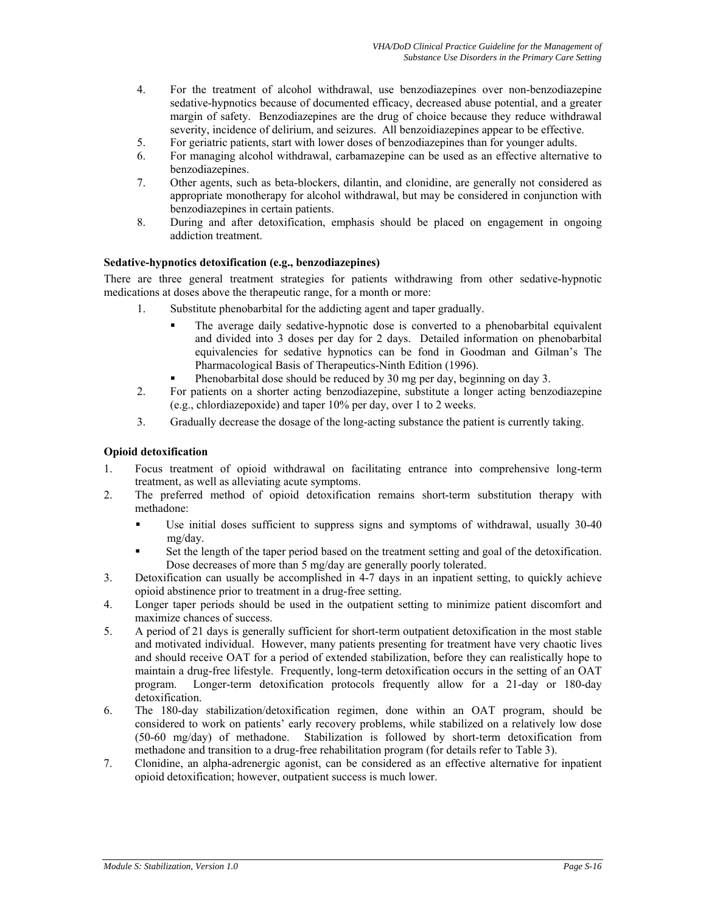4. For the treatment of alcohol withdrawal, use benzodiazepines over non-benzodiazepine sedative-hypnotics because of documented efficacy, decreased abuse potential, and a greater margin of safety. Benzodiazepines are the drug of choice because they reduce withdrawal severity, incidence of delirium, and seizures. All benzoidiazepines appear to be effective.
5. For geriatric patients, start with lower doses of benzodiazepines than for younger adults.
6. For managing alcohol withdrawal, carbamazepine can be used as an effective alternative to benzodiazepines.
7. Other agents, such as beta-blockers, dilantin, and clonidine, are generally not considered as appropriate monotherapy for alcohol withdrawal, but may be considered in conjunction with benzodiazepines in certain patients.
8. During and after detoxification, emphasis should be placed on engagement in ongoing addiction treatment.

**Sedative-hypnotics detoxification (e.g., benzodiazepines)**

There are three general treatment strategies for patients withdrawing from other sedative-hypnotic medications at doses above the therapeutic range, for a month or more:

1. Substitute phenobarbital for the addicting agent and taper gradually.
   - The average daily sedative-hypnotic dose is converted to a phenobarbital equivalent and divided into 3 doses per day for 2 days. Detailed information on phenobarbital equivalencies for sedative hypnotics can be fond in Goodman and Gilman's The Pharmacological Basis of Therapeutics-Ninth Edition (1996).
   - Phenobarbital dose should be reduced by 30 mg per day, beginning on day 3.
2. For patients on a shorter acting benzodiazepine, substitute a longer acting benzodiazepine (e.g., chlordiazepoxide) and taper 10% per day, over 1 to 2 weeks.
3. Gradually decrease the dosage of the long-acting substance the patient is currently taking.

**Opioid detoxification**

1. Focus treatment of opioid withdrawal on facilitating entrance into comprehensive long-term treatment, as well as alleviating acute symptoms.
2. The preferred method of opioid detoxification remains short-term substitution therapy with methadone:
   - Use initial doses sufficient to suppress signs and symptoms of withdrawal, usually 30-40 mg/day.
   - Set the length of the taper period based on the treatment setting and goal of the detoxification. Dose decreases of more than 5 mg/day are generally poorly tolerated.
3. Detoxification can usually be accomplished in 4-7 days in an inpatient setting, to quickly achieve opioid abstinence prior to treatment in a drug-free setting.
4. Longer taper periods should be used in the outpatient setting to minimize patient discomfort and maximize chances of success.
5. A period of 21 days is generally sufficient for short-term outpatient detoxification in the most stable and motivated individual. However, many patients presenting for treatment have very chaotic lives and should receive OAT for a period of extended stabilization, before they can realistically hope to maintain a drug-free lifestyle. Frequently, long-term detoxification occurs in the setting of an OAT program. Longer-term detoxification protocols frequently allow for a 21-day or 180-day detoxification.
6. The 180-day stabilization/detoxification regimen, done within an OAT program, should be considered to work on patients' early recovery problems, while stabilized on a relatively low dose (50-60 mg/day) of methadone. Stabilization is followed by short-term detoxification from methadone and transition to a drug-free rehabilitation program (for details refer to Table 3).
7. Clonidine, an alpha-adrenergic agonist, can be considered as an effective alternative for inpatient opioid detoxification; however, outpatient success is much lower.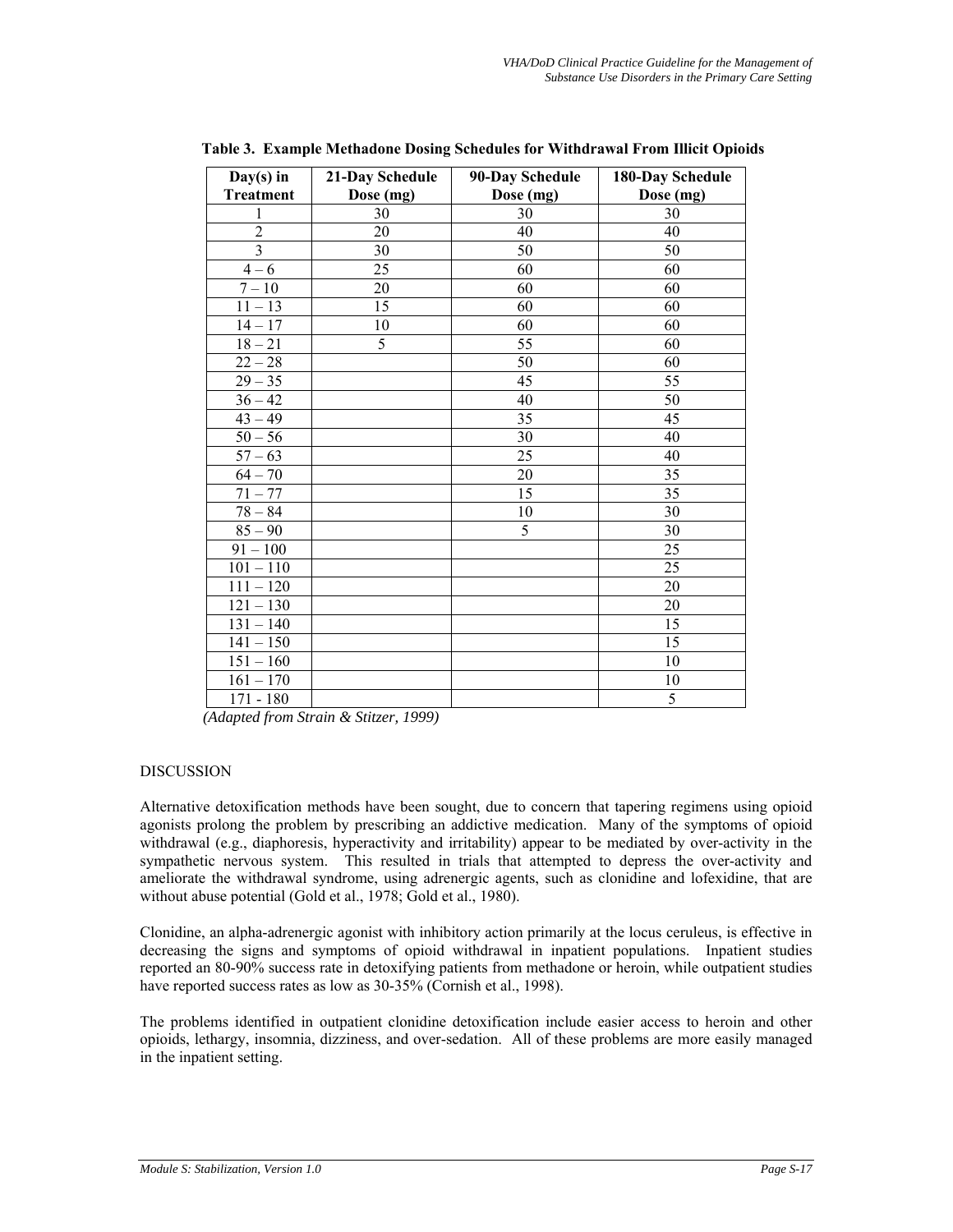**Table 3. Example Methadone Dosing Schedules for Withdrawal From Illicit Opioids**

| Day(s) in Treatment | 21-Day Schedule Dose (mg) | 90-Day Schedule Dose (mg) | 180-Day Schedule Dose (mg) |
|---|---|---|---|
| 1 | 30 | 30 | 30 |
| 2 | 20 | 40 | 40 |
| 3 | 30 | 50 | 50 |
| 4 – 6 | 25 | 60 | 60 |
| 7 – 10 | 20 | 60 | 60 |
| 11 – 13 | 15 | 60 | 60 |
| 14 – 17 | 10 | 60 | 60 |
| 18 – 21 | 5 | 55 | 60 |
| 22 – 28 | | 50 | 60 |
| 29 – 35 | | 45 | 55 |
| 36 – 42 | | 40 | 50 |
| 43 – 49 | | 35 | 45 |
| 50 – 56 | | 30 | 40 |
| 57 – 63 | | 25 | 40 |
| 64 – 70 | | 20 | 35 |
| 71 – 77 | | 15 | 35 |
| 78 – 84 | | 10 | 30 |
| 85 – 90 | | 5 | 30 |
| 91 – 100 | | | 25 |
| 101 – 110 | | | 25 |
| 111 – 120 | | | 20 |
| 121 – 130 | | | 20 |
| 131 – 140 | | | 15 |
| 141 – 150 | | | 15 |
| 151 – 160 | | | 10 |
| 161 – 170 | | | 10 |
| 171 - 180 | | | 5 |

*(Adapted from Strain & Stitzer, 1999)*

DISCUSSION

Alternative detoxification methods have been sought, due to concern that tapering regimens using opioid agonists prolong the problem by prescribing an addictive medication. Many of the symptoms of opioid withdrawal (e.g., diaphoresis, hyperactivity and irritability) appear to be mediated by over-activity in the sympathetic nervous system. This resulted in trials that attempted to depress the over-activity and ameliorate the withdrawal syndrome, using adrenergic agents, such as clonidine and lofexidine, that are without abuse potential (Gold et al., 1978; Gold et al., 1980).

Clonidine, an alpha-adrenergic agonist with inhibitory action primarily at the locus ceruleus, is effective in decreasing the signs and symptoms of opioid withdrawal in inpatient populations. Inpatient studies reported an 80-90% success rate in detoxifying patients from methadone or heroin, while outpatient studies have reported success rates as low as 30-35% (Cornish et al., 1998).

The problems identified in outpatient clonidine detoxification include easier access to heroin and other opioids, lethargy, insomnia, dizziness, and over-sedation. All of these problems are more easily managed in the inpatient setting.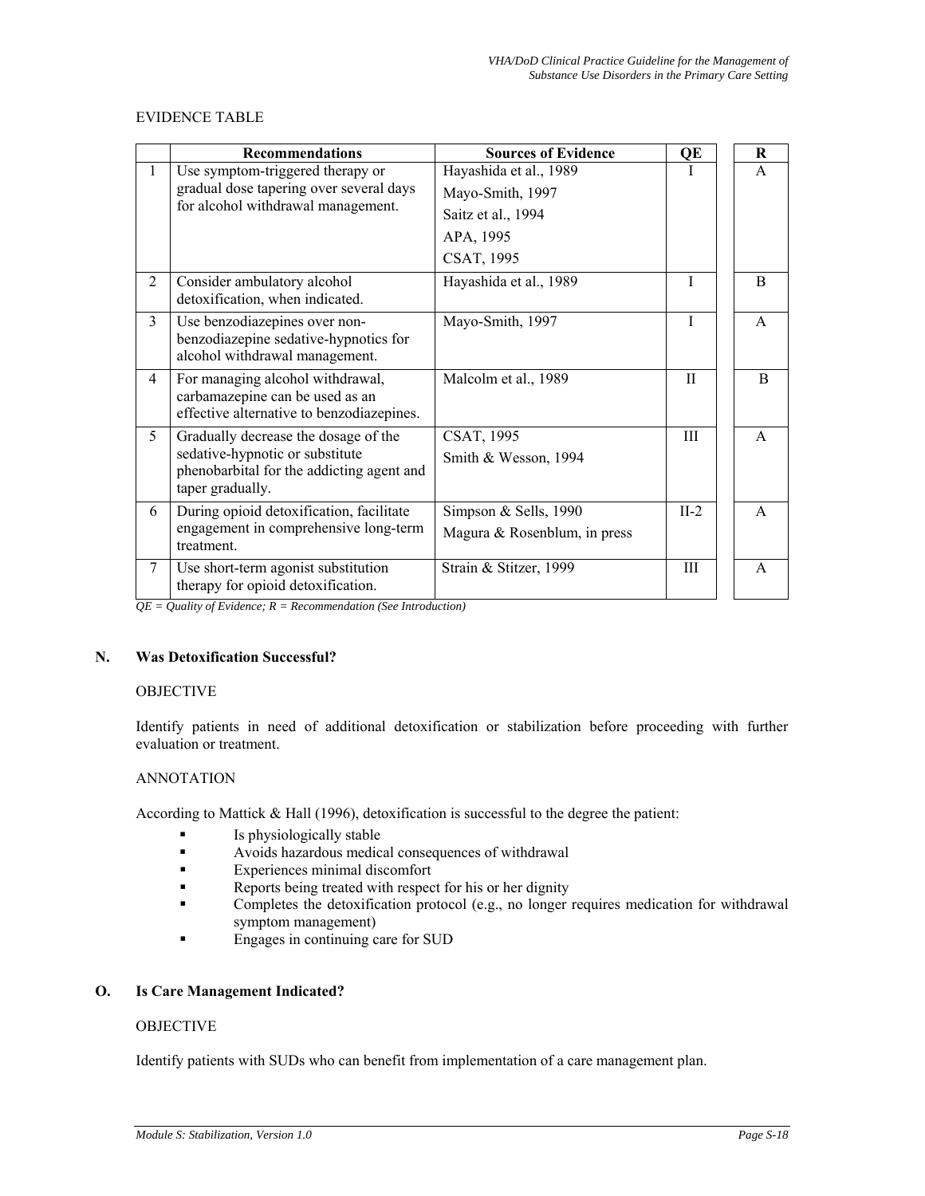EVIDENCE TABLE

| | Recommendations | Sources of Evidence | QE | R |
|---|---|---|---|---|
| 1 | Use symptom-triggered therapy or gradual dose tapering over several days for alcohol withdrawal management. | Hayashida et al., 1989<br>Mayo-Smith, 1997<br>Saitz et al., 1994<br>APA, 1995<br>CSAT, 1995 | I | A |
| 2 | Consider ambulatory alcohol detoxification, when indicated. | Hayashida et al., 1989 | I | B |
| 3 | Use benzodiazepines over non-benzodiazepine sedative-hypnotics for alcohol withdrawal management. | Mayo-Smith, 1997 | I | A |
| 4 | For managing alcohol withdrawal, carbamazepine can be used as an effective alternative to benzodiazepines. | Malcolm et al., 1989 | II | B |
| 5 | Gradually decrease the dosage of the sedative-hypnotic or substitute phenobarbital for the addicting agent and taper gradually. | CSAT, 1995<br>Smith & Wesson, 1994 | III | A |
| 6 | During opioid detoxification, facilitate engagement in comprehensive long-term treatment. | Simpson & Sells, 1990<br>Magura & Rosenblum, in press | II-2 | A |
| 7 | Use short-term agonist substitution therapy for opioid detoxification. | Strain & Stitzer, 1999 | III | A |

*QE = Quality of Evidence; R = Recommendation (See Introduction)*

## N. Was Detoxification Successful?

OBJECTIVE

Identify patients in need of additional detoxification or stabilization before proceeding with further evaluation or treatment.

ANNOTATION

According to Mattick & Hall (1996), detoxification is successful to the degree the patient:

- Is physiologically stable
- Avoids hazardous medical consequences of withdrawal
- Experiences minimal discomfort
- Reports being treated with respect for his or her dignity
- Completes the detoxification protocol (e.g., no longer requires medication for withdrawal symptom management)
- Engages in continuing care for SUD

## O. Is Care Management Indicated?

OBJECTIVE

Identify patients with SUDs who can benefit from implementation of a care management plan.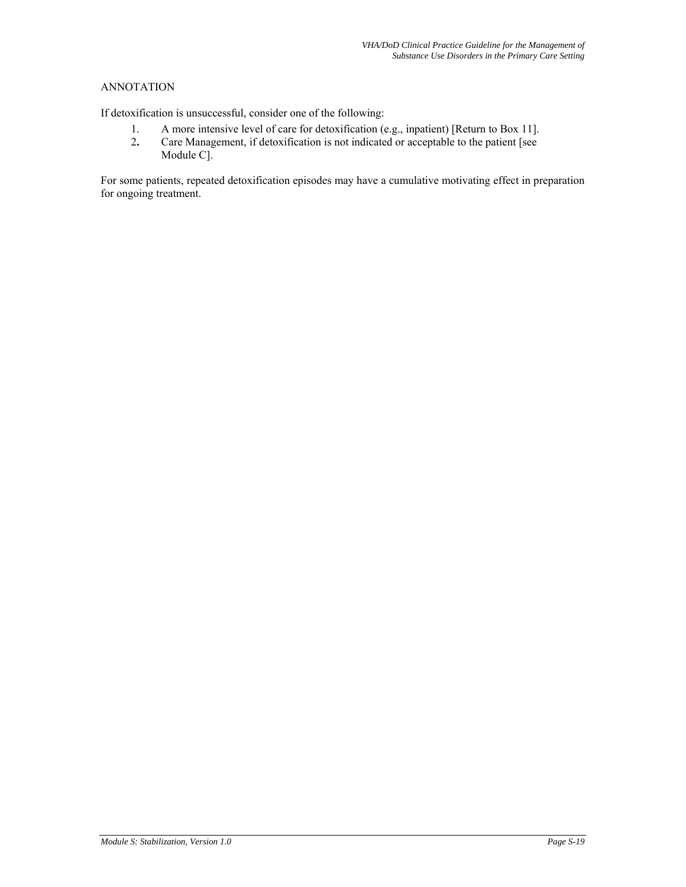ANNOTATION

If detoxification is unsuccessful, consider one of the following:

1. A more intensive level of care for detoxification (e.g., inpatient) [Return to Box 11].
2. Care Management, if detoxification is not indicated or acceptable to the patient [see Module C].

For some patients, repeated detoxification episodes may have a cumulative motivating effect in preparation for ongoing treatment.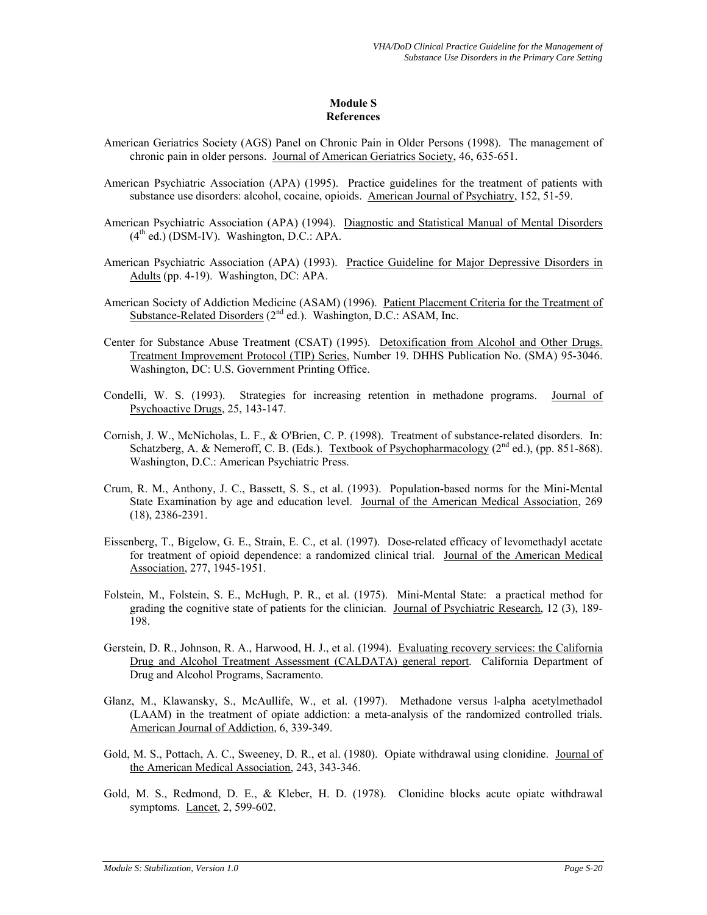# Module S
## References

American Geriatrics Society (AGS) Panel on Chronic Pain in Older Persons (1998). The management of chronic pain in older persons. Journal of American Geriatrics Society, 46, 635-651.

American Psychiatric Association (APA) (1995). Practice guidelines for the treatment of patients with substance use disorders: alcohol, cocaine, opioids. American Journal of Psychiatry, 152, 51-59.

American Psychiatric Association (APA) (1994). Diagnostic and Statistical Manual of Mental Disorders (4th ed.) (DSM-IV). Washington, D.C.: APA.

American Psychiatric Association (APA) (1993). Practice Guideline for Major Depressive Disorders in Adults (pp. 4-19). Washington, DC: APA.

American Society of Addiction Medicine (ASAM) (1996). Patient Placement Criteria for the Treatment of Substance-Related Disorders (2nd ed.). Washington, D.C.: ASAM, Inc.

Center for Substance Abuse Treatment (CSAT) (1995). Detoxification from Alcohol and Other Drugs. Treatment Improvement Protocol (TIP) Series, Number 19. DHHS Publication No. (SMA) 95-3046. Washington, DC: U.S. Government Printing Office.

Condelli, W. S. (1993). Strategies for increasing retention in methadone programs. Journal of Psychoactive Drugs, 25, 143-147.

Cornish, J. W., McNicholas, L. F., & O'Brien, C. P. (1998). Treatment of substance-related disorders. In: Schatzberg, A. & Nemeroff, C. B. (Eds.). Textbook of Psychopharmacology (2nd ed.), (pp. 851-868). Washington, D.C.: American Psychiatric Press.

Crum, R. M., Anthony, J. C., Bassett, S. S., et al. (1993). Population-based norms for the Mini-Mental State Examination by age and education level. Journal of the American Medical Association, 269 (18), 2386-2391.

Eissenberg, T., Bigelow, G. E., Strain, E. C., et al. (1997). Dose-related efficacy of levomethadyl acetate for treatment of opioid dependence: a randomized clinical trial. Journal of the American Medical Association, 277, 1945-1951.

Folstein, M., Folstein, S. E., McHugh, P. R., et al. (1975). Mini-Mental State: a practical method for grading the cognitive state of patients for the clinician. Journal of Psychiatric Research, 12 (3), 189-198.

Gerstein, D. R., Johnson, R. A., Harwood, H. J., et al. (1994). Evaluating recovery services: the California Drug and Alcohol Treatment Assessment (CALDATA) general report. California Department of Drug and Alcohol Programs, Sacramento.

Glanz, M., Klawansky, S., McAullife, W., et al. (1997). Methadone versus l-alpha acetylmethadol (LAAM) in the treatment of opiate addiction: a meta-analysis of the randomized controlled trials. American Journal of Addiction, 6, 339-349.

Gold, M. S., Pottach, A. C., Sweeney, D. R., et al. (1980). Opiate withdrawal using clonidine. Journal of the American Medical Association, 243, 343-346.

Gold, M. S., Redmond, D. E., & Kleber, H. D. (1978). Clonidine blocks acute opiate withdrawal symptoms. Lancet, 2, 599-602.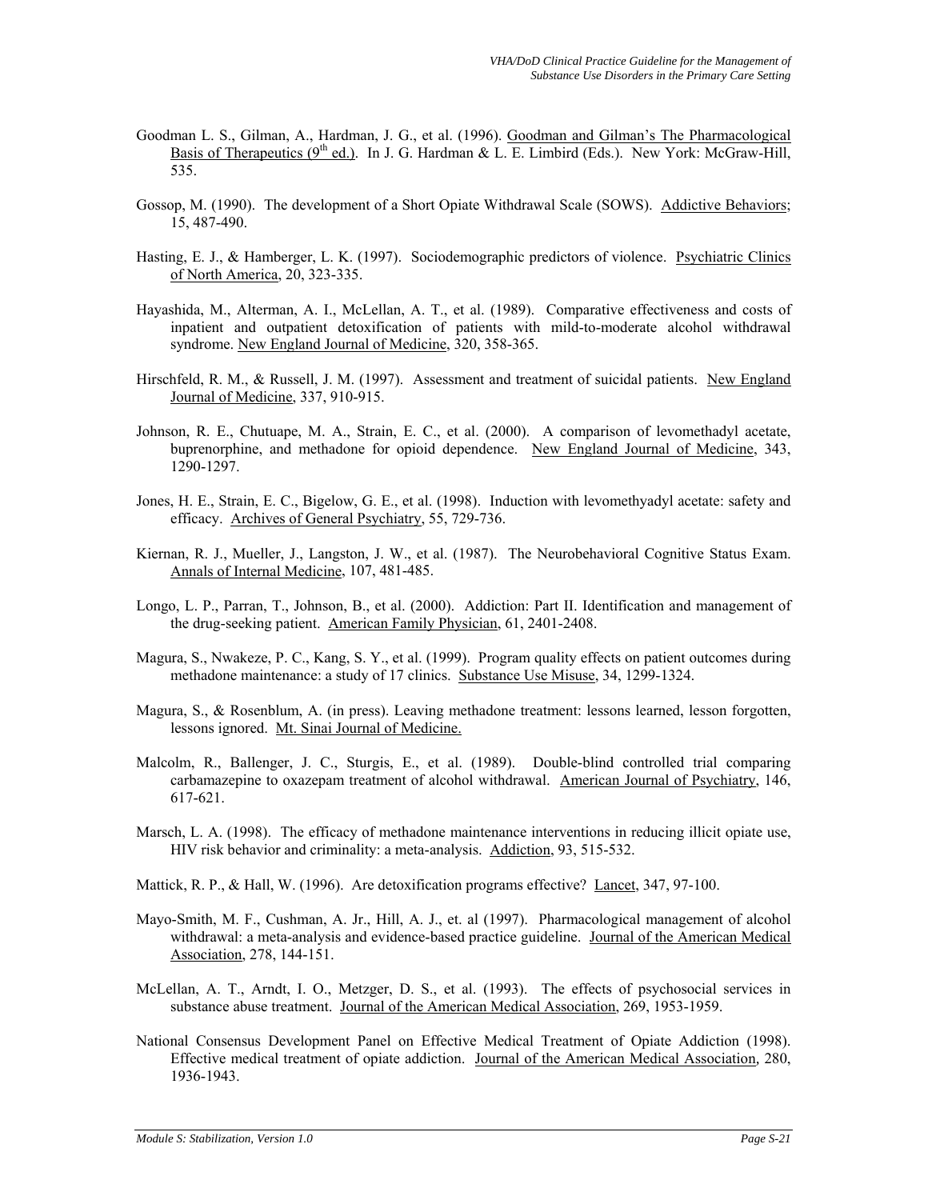Goodman L. S., Gilman, A., Hardman, J. G., et al. (1996). Goodman and Gilman's The Pharmacological Basis of Therapeutics (9th ed.). In J. G. Hardman & L. E. Limbird (Eds.). New York: McGraw-Hill, 535.

Gossop, M. (1990). The development of a Short Opiate Withdrawal Scale (SOWS). Addictive Behaviors; 15, 487-490.

Hasting, E. J., & Hamberger, L. K. (1997). Sociodemographic predictors of violence. Psychiatric Clinics of North America, 20, 323-335.

Hayashida, M., Alterman, A. I., McLellan, A. T., et al. (1989). Comparative effectiveness and costs of inpatient and outpatient detoxification of patients with mild-to-moderate alcohol withdrawal syndrome. New England Journal of Medicine, 320, 358-365.

Hirschfeld, R. M., & Russell, J. M. (1997). Assessment and treatment of suicidal patients. New England Journal of Medicine, 337, 910-915.

Johnson, R. E., Chutuape, M. A., Strain, E. C., et al. (2000). A comparison of levomethadyl acetate, buprenorphine, and methadone for opioid dependence. New England Journal of Medicine, 343, 1290-1297.

Jones, H. E., Strain, E. C., Bigelow, G. E., et al. (1998). Induction with levomethyadyl acetate: safety and efficacy. Archives of General Psychiatry, 55, 729-736.

Kiernan, R. J., Mueller, J., Langston, J. W., et al. (1987). The Neurobehavioral Cognitive Status Exam. Annals of Internal Medicine, 107, 481-485.

Longo, L. P., Parran, T., Johnson, B., et al. (2000). Addiction: Part II. Identification and management of the drug-seeking patient. American Family Physician, 61, 2401-2408.

Magura, S., Nwakeze, P. C., Kang, S. Y., et al. (1999). Program quality effects on patient outcomes during methadone maintenance: a study of 17 clinics. Substance Use Misuse, 34, 1299-1324.

Magura, S., & Rosenblum, A. (in press). Leaving methadone treatment: lessons learned, lesson forgotten, lessons ignored. Mt. Sinai Journal of Medicine.

Malcolm, R., Ballenger, J. C., Sturgis, E., et al. (1989). Double-blind controlled trial comparing carbamazepine to oxazepam treatment of alcohol withdrawal. American Journal of Psychiatry, 146, 617-621.

Marsch, L. A. (1998). The efficacy of methadone maintenance interventions in reducing illicit opiate use, HIV risk behavior and criminality: a meta-analysis. Addiction, 93, 515-532.

Mattick, R. P., & Hall, W. (1996). Are detoxification programs effective? Lancet, 347, 97-100.

Mayo-Smith, M. F., Cushman, A. Jr., Hill, A. J., et. al (1997). Pharmacological management of alcohol withdrawal: a meta-analysis and evidence-based practice guideline. Journal of the American Medical Association, 278, 144-151.

McLellan, A. T., Arndt, I. O., Metzger, D. S., et al. (1993). The effects of psychosocial services in substance abuse treatment. Journal of the American Medical Association, 269, 1953-1959.

National Consensus Development Panel on Effective Medical Treatment of Opiate Addiction (1998). Effective medical treatment of opiate addiction. Journal of the American Medical Association, 280, 1936-1943.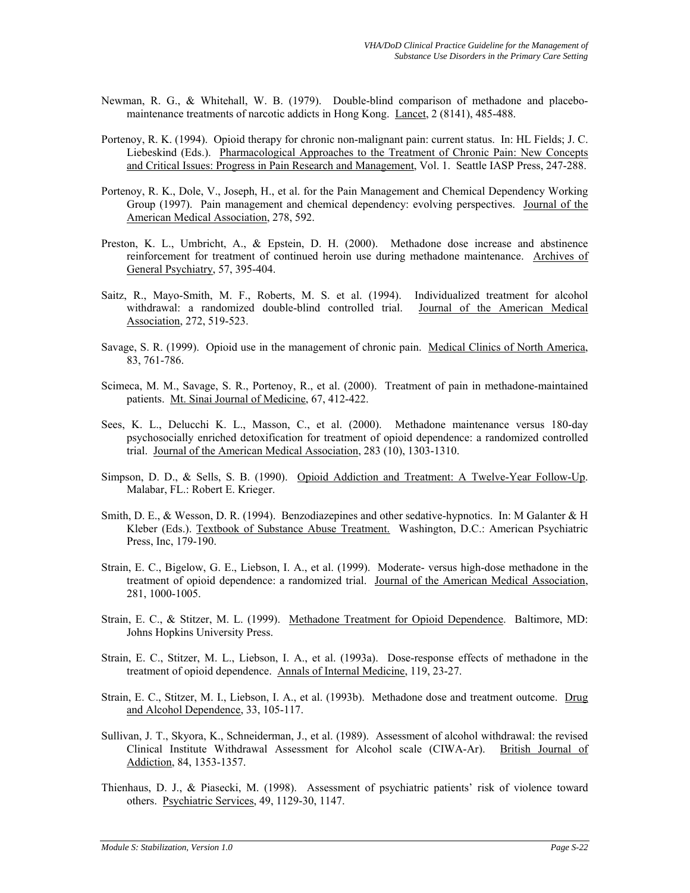Newman, R. G., & Whitehall, W. B. (1979). Double-blind comparison of methadone and placebo-maintenance treatments of narcotic addicts in Hong Kong. Lancet, 2 (8141), 485-488.

Portenoy, R. K. (1994). Opioid therapy for chronic non-malignant pain: current status. In: HL Fields; J. C. Liebeskind (Eds.). Pharmacological Approaches to the Treatment of Chronic Pain: New Concepts and Critical Issues: Progress in Pain Research and Management, Vol. 1. Seattle IASP Press, 247-288.

Portenoy, R. K., Dole, V., Joseph, H., et al. for the Pain Management and Chemical Dependency Working Group (1997). Pain management and chemical dependency: evolving perspectives. Journal of the American Medical Association, 278, 592.

Preston, K. L., Umbricht, A., & Epstein, D. H. (2000). Methadone dose increase and abstinence reinforcement for treatment of continued heroin use during methadone maintenance. Archives of General Psychiatry, 57, 395-404.

Saitz, R., Mayo-Smith, M. F., Roberts, M. S. et al. (1994). Individualized treatment for alcohol withdrawal: a randomized double-blind controlled trial. Journal of the American Medical Association, 272, 519-523.

Savage, S. R. (1999). Opioid use in the management of chronic pain. Medical Clinics of North America, 83, 761-786.

Scimeca, M. M., Savage, S. R., Portenoy, R., et al. (2000). Treatment of pain in methadone-maintained patients. Mt. Sinai Journal of Medicine, 67, 412-422.

Sees, K. L., Delucchi K. L., Masson, C., et al. (2000). Methadone maintenance versus 180-day psychosocially enriched detoxification for treatment of opioid dependence: a randomized controlled trial. Journal of the American Medical Association, 283 (10), 1303-1310.

Simpson, D. D., & Sells, S. B. (1990). Opioid Addiction and Treatment: A Twelve-Year Follow-Up. Malabar, FL.: Robert E. Krieger.

Smith, D. E., & Wesson, D. R. (1994). Benzodiazepines and other sedative-hypnotics. In: M Galanter & H Kleber (Eds.). Textbook of Substance Abuse Treatment. Washington, D.C.: American Psychiatric Press, Inc, 179-190.

Strain, E. C., Bigelow, G. E., Liebson, I. A., et al. (1999). Moderate- versus high-dose methadone in the treatment of opioid dependence: a randomized trial. Journal of the American Medical Association, 281, 1000-1005.

Strain, E. C., & Stitzer, M. L. (1999). Methadone Treatment for Opioid Dependence. Baltimore, MD: Johns Hopkins University Press.

Strain, E. C., Stitzer, M. L., Liebson, I. A., et al. (1993a). Dose-response effects of methadone in the treatment of opioid dependence. Annals of Internal Medicine, 119, 23-27.

Strain, E. C., Stitzer, M. I., Liebson, I. A., et al. (1993b). Methadone dose and treatment outcome. Drug and Alcohol Dependence, 33, 105-117.

Sullivan, J. T., Skyora, K., Schneiderman, J., et al. (1989). Assessment of alcohol withdrawal: the revised Clinical Institute Withdrawal Assessment for Alcohol scale (CIWA-Ar). British Journal of Addiction, 84, 1353-1357.

Thienhaus, D. J., & Piasecki, M. (1998). Assessment of psychiatric patients' risk of violence toward others. Psychiatric Services, 49, 1129-30, 1147.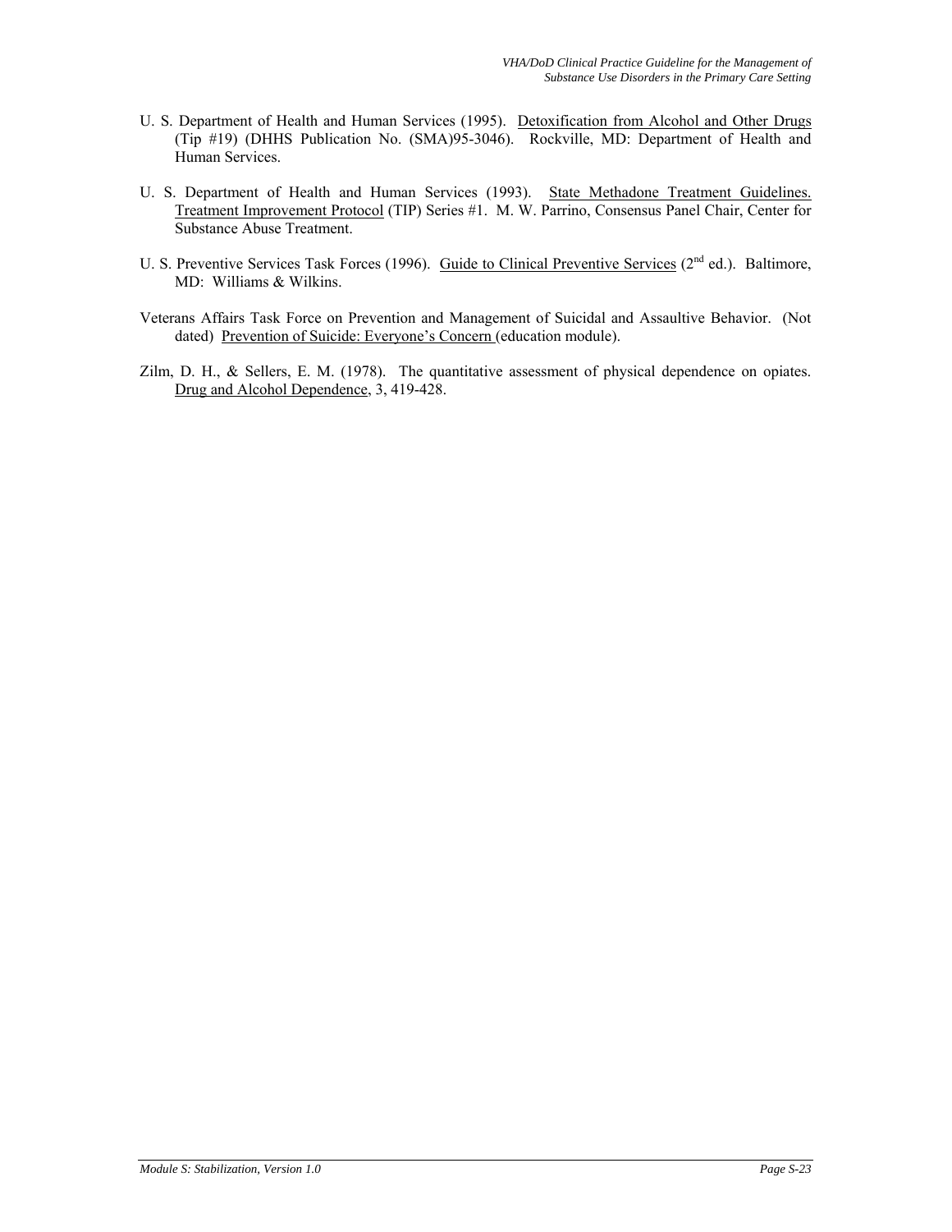U. S. Department of Health and Human Services (1995). Detoxification from Alcohol and Other Drugs (Tip #19) (DHHS Publication No. (SMA)95-3046). Rockville, MD: Department of Health and Human Services.

U. S. Department of Health and Human Services (1993). State Methadone Treatment Guidelines. Treatment Improvement Protocol (TIP) Series #1. M. W. Parrino, Consensus Panel Chair, Center for Substance Abuse Treatment.

U. S. Preventive Services Task Forces (1996). Guide to Clinical Preventive Services (2nd ed.). Baltimore, MD: Williams & Wilkins.

Veterans Affairs Task Force on Prevention and Management of Suicidal and Assaultive Behavior. (Not dated) Prevention of Suicide: Everyone's Concern (education module).

Zilm, D. H., & Sellers, E. M. (1978). The quantitative assessment of physical dependence on opiates. Drug and Alcohol Dependence, 3, 419-428.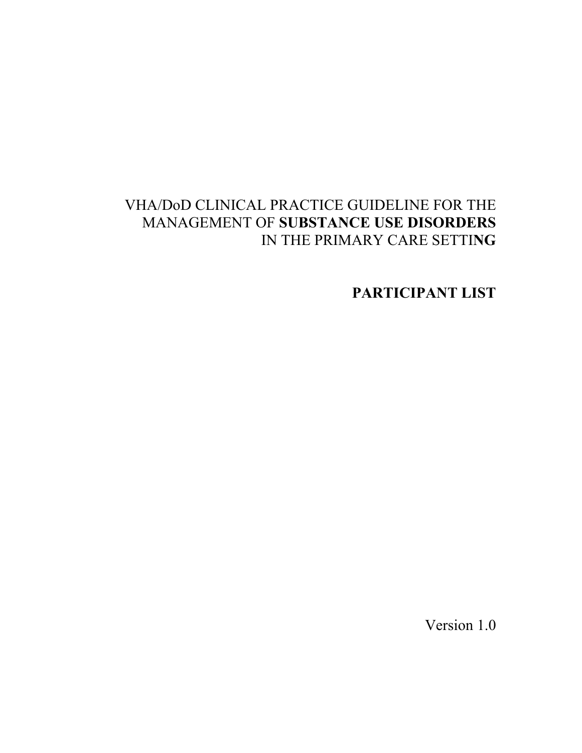# VHA/DoD CLINICAL PRACTICE GUIDELINE FOR THE MANAGEMENT OF **SUBSTANCE USE DISORDERS** IN THE PRIMARY CARE SETTI**NG**

## PARTICIPANT LIST

Version 1.0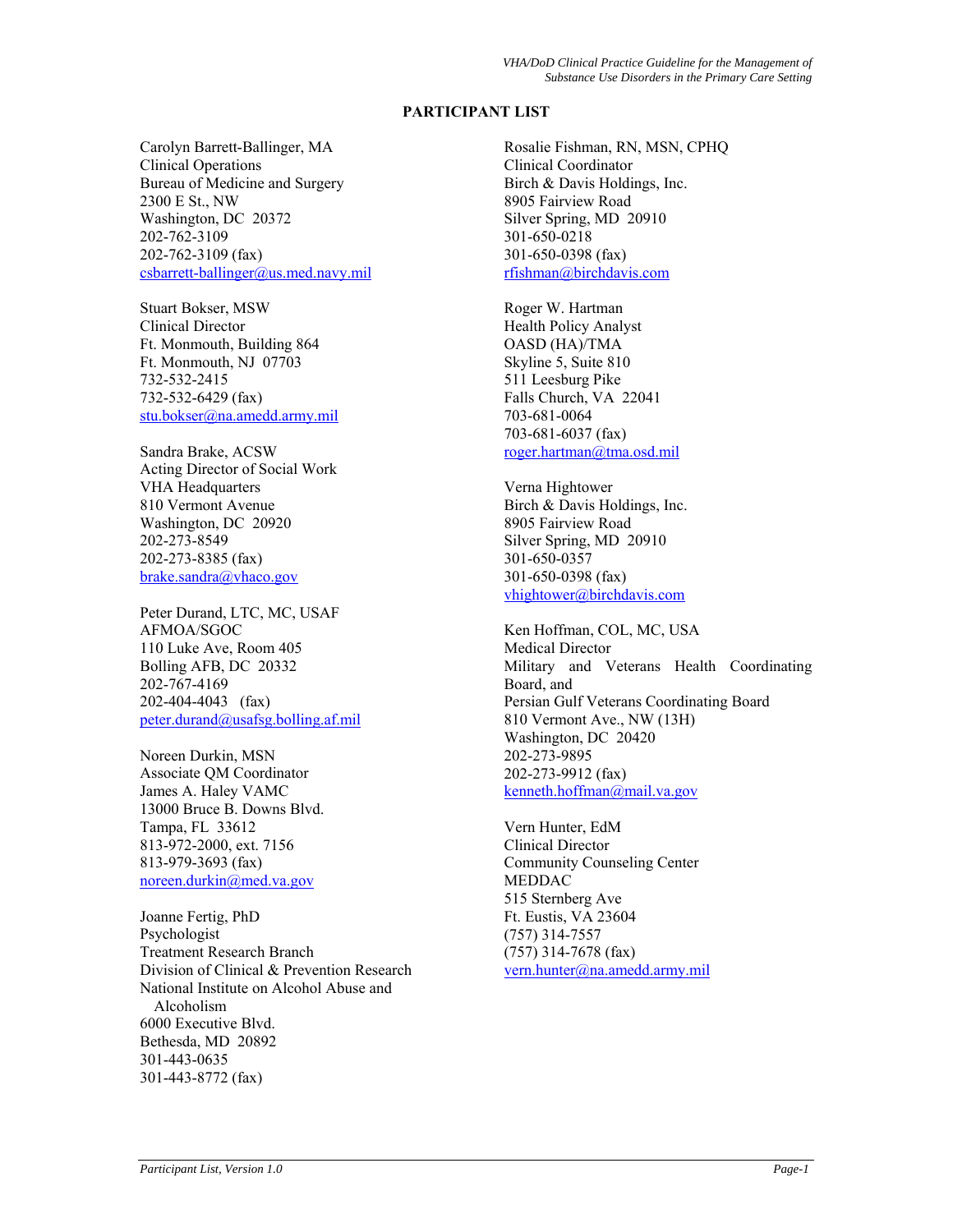## PARTICIPANT LIST

Carolyn Barrett-Ballinger, MA
Clinical Operations
Bureau of Medicine and Surgery
2300 E St., NW
Washington, DC 20372
202-762-3109
202-762-3109 (fax)
csbarrett-ballinger@us.med.navy.mil

Stuart Bokser, MSW
Clinical Director
Ft. Monmouth, Building 864
Ft. Monmouth, NJ 07703
732-532-2415
732-532-6429 (fax)
stu.bokser@na.amedd.army.mil

Sandra Brake, ACSW
Acting Director of Social Work
VHA Headquarters
810 Vermont Avenue
Washington, DC 20920
202-273-8549
202-273-8385 (fax)
brake.sandra@vhaco.gov

Peter Durand, LTC, MC, USAF
AFMOA/SGOC
110 Luke Ave, Room 405
Bolling AFB, DC 20332
202-767-4169
202-404-4043 (fax)
peter.durand@usafsg.bolling.af.mil

Noreen Durkin, MSN
Associate QM Coordinator
James A. Haley VAMC
13000 Bruce B. Downs Blvd.
Tampa, FL 33612
813-972-2000, ext. 7156
813-979-3693 (fax)
noreen.durkin@med.va.gov

Joanne Fertig, PhD
Psychologist
Treatment Research Branch
Division of Clinical & Prevention Research
National Institute on Alcohol Abuse and Alcoholism
6000 Executive Blvd.
Bethesda, MD 20892
301-443-0635
301-443-8772 (fax)

Rosalie Fishman, RN, MSN, CPHQ
Clinical Coordinator
Birch & Davis Holdings, Inc.
8905 Fairview Road
Silver Spring, MD 20910
301-650-0218
301-650-0398 (fax)
rfishman@birchdavis.com

Roger W. Hartman
Health Policy Analyst
OASD (HA)/TMA
Skyline 5, Suite 810
511 Leesburg Pike
Falls Church, VA 22041
703-681-0064
703-681-6037 (fax)
roger.hartman@tma.osd.mil

Verna Hightower
Birch & Davis Holdings, Inc.
8905 Fairview Road
Silver Spring, MD 20910
301-650-0357
301-650-0398 (fax)
vhightower@birchdavis.com

Ken Hoffman, COL, MC, USA
Medical Director
Military and Veterans Health Coordinating Board, and
Persian Gulf Veterans Coordinating Board
810 Vermont Ave., NW (13H)
Washington, DC 20420
202-273-9895
202-273-9912 (fax)
kenneth.hoffman@mail.va.gov

Vern Hunter, EdM
Clinical Director
Community Counseling Center
MEDDAC
515 Sternberg Ave
Ft. Eustis, VA 23604
(757) 314-7557
(757) 314-7678 (fax)
vern.hunter@na.amedd.army.mil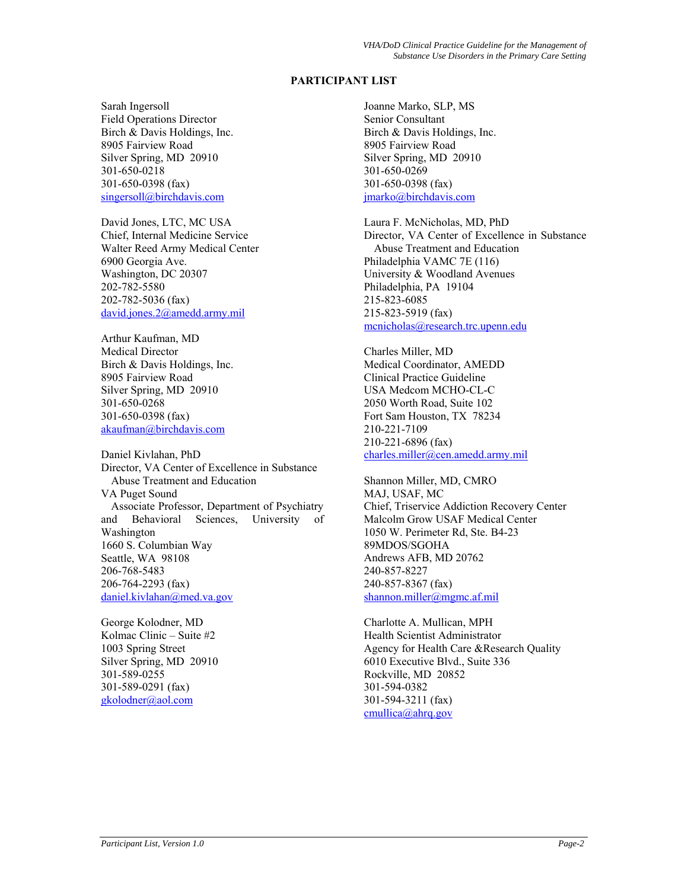## PARTICIPANT LIST

Sarah Ingersoll
Field Operations Director
Birch & Davis Holdings, Inc.
8905 Fairview Road
Silver Spring, MD 20910
301-650-0218
301-650-0398 (fax)
singersoll@birchdavis.com

David Jones, LTC, MC USA
Chief, Internal Medicine Service
Walter Reed Army Medical Center
6900 Georgia Ave.
Washington, DC 20307
202-782-5580
202-782-5036 (fax)
david.jones.2@amedd.army.mil

Arthur Kaufman, MD
Medical Director
Birch & Davis Holdings, Inc.
8905 Fairview Road
Silver Spring, MD 20910
301-650-0268
301-650-0398 (fax)
akaufman@birchdavis.com

Daniel Kivlahan, PhD
Director, VA Center of Excellence in Substance Abuse Treatment and Education
VA Puget Sound
Associate Professor, Department of Psychiatry and Behavioral Sciences, University of Washington
1660 S. Columbian Way
Seattle, WA 98108
206-768-5483
206-764-2293 (fax)
daniel.kivlahan@med.va.gov

George Kolodner, MD
Kolmac Clinic – Suite #2
1003 Spring Street
Silver Spring, MD 20910
301-589-0255
301-589-0291 (fax)
gkolodner@aol.com

Joanne Marko, SLP, MS
Senior Consultant
Birch & Davis Holdings, Inc.
8905 Fairview Road
Silver Spring, MD 20910
301-650-0269
301-650-0398 (fax)
jmarko@birchdavis.com

Laura F. McNicholas, MD, PhD
Director, VA Center of Excellence in Substance Abuse Treatment and Education
Philadelphia VAMC 7E (116)
University & Woodland Avenues
Philadelphia, PA 19104
215-823-6085
215-823-5919 (fax)
mcnicholas@research.trc.upenn.edu

Charles Miller, MD
Medical Coordinator, AMEDD
Clinical Practice Guideline
USA Medcom MCHO-CL-C
2050 Worth Road, Suite 102
Fort Sam Houston, TX 78234
210-221-7109
210-221-6896 (fax)
charles.miller@cen.amedd.army.mil

Shannon Miller, MD, CMRO
MAJ, USAF, MC
Chief, Triservice Addiction Recovery Center
Malcolm Grow USAF Medical Center
1050 W. Perimeter Rd, Ste. B4-23
89MDOS/SGOHA
Andrews AFB, MD 20762
240-857-8227
240-857-8367 (fax)
shannon.miller@mgmc.af.mil

Charlotte A. Mullican, MPH
Health Scientist Administrator
Agency for Health Care &Research Quality
6010 Executive Blvd., Suite 336
Rockville, MD 20852
301-594-0382
301-594-3211 (fax)
cmullica@ahrq.gov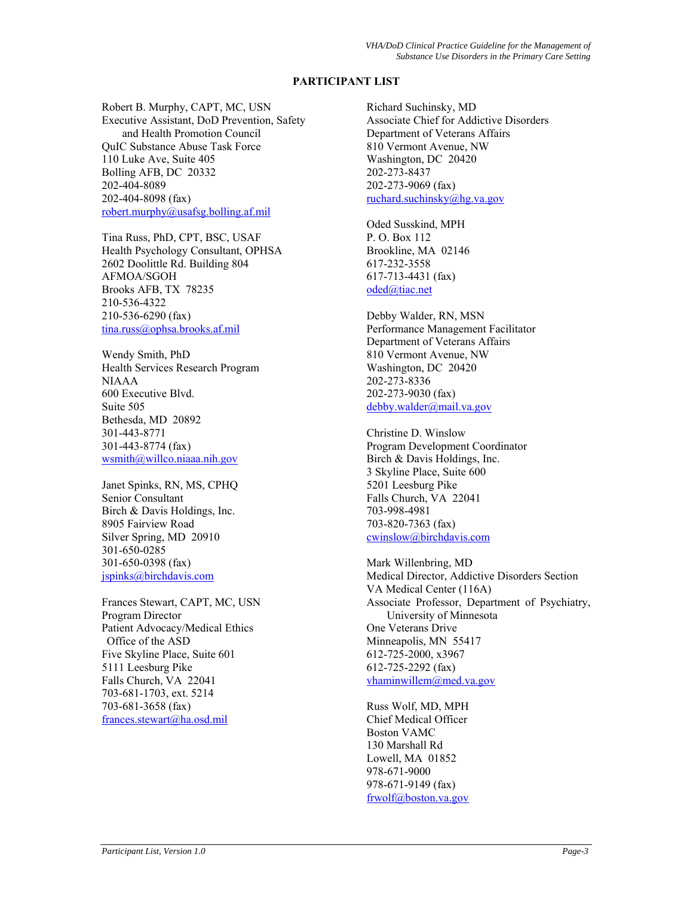## PARTICIPANT LIST

Robert B. Murphy, CAPT, MC, USN
Executive Assistant, DoD Prevention, Safety and Health Promotion Council
QuIC Substance Abuse Task Force
110 Luke Ave, Suite 405
Bolling AFB, DC 20332
202-404-8089
202-404-8098 (fax)
robert.murphy@usafsg.bolling.af.mil

Tina Russ, PhD, CPT, BSC, USAF
Health Psychology Consultant, OPHSA
2602 Doolittle Rd. Building 804
AFMOA/SGOH
Brooks AFB, TX 78235
210-536-4322
210-536-6290 (fax)
tina.russ@ophsa.brooks.af.mil

Wendy Smith, PhD
Health Services Research Program
NIAAA
600 Executive Blvd.
Suite 505
Bethesda, MD 20892
301-443-8771
301-443-8774 (fax)
wsmith@willco.niaaa.nih.gov

Janet Spinks, RN, MS, CPHQ
Senior Consultant
Birch & Davis Holdings, Inc.
8905 Fairview Road
Silver Spring, MD 20910
301-650-0285
301-650-0398 (fax)
jspinks@birchdavis.com

Frances Stewart, CAPT, MC, USN
Program Director
Patient Advocacy/Medical Ethics Office of the ASD
Five Skyline Place, Suite 601
5111 Leesburg Pike
Falls Church, VA 22041
703-681-1703, ext. 5214
703-681-3658 (fax)
frances.stewart@ha.osd.mil

Richard Suchinsky, MD
Associate Chief for Addictive Disorders
Department of Veterans Affairs
810 Vermont Avenue, NW
Washington, DC 20420
202-273-8437
202-273-9069 (fax)
ruchard.suchinsky@hg.va.gov

Oded Susskind, MPH
P. O. Box 112
Brookline, MA 02146
617-232-3558
617-713-4431 (fax)
oded@tiac.net

Debby Walder, RN, MSN
Performance Management Facilitator
Department of Veterans Affairs
810 Vermont Avenue, NW
Washington, DC 20420
202-273-8336
202-273-9030 (fax)
debby.walder@mail.va.gov

Christine D. Winslow
Program Development Coordinator
Birch & Davis Holdings, Inc.
3 Skyline Place, Suite 600
5201 Leesburg Pike
Falls Church, VA 22041
703-998-4981
703-820-7363 (fax)
cwinslow@birchdavis.com

Mark Willenbring, MD
Medical Director, Addictive Disorders Section
VA Medical Center (116A)
Associate Professor, Department of Psychiatry, University of Minnesota
One Veterans Drive
Minneapolis, MN 55417
612-725-2000, x3967
612-725-2292 (fax)
vhaminwillem@med.va.gov

Russ Wolf, MD, MPH
Chief Medical Officer
Boston VAMC
130 Marshall Rd
Lowell, MA 01852
978-671-9000
978-671-9149 (fax)
frwolf@boston.va.gov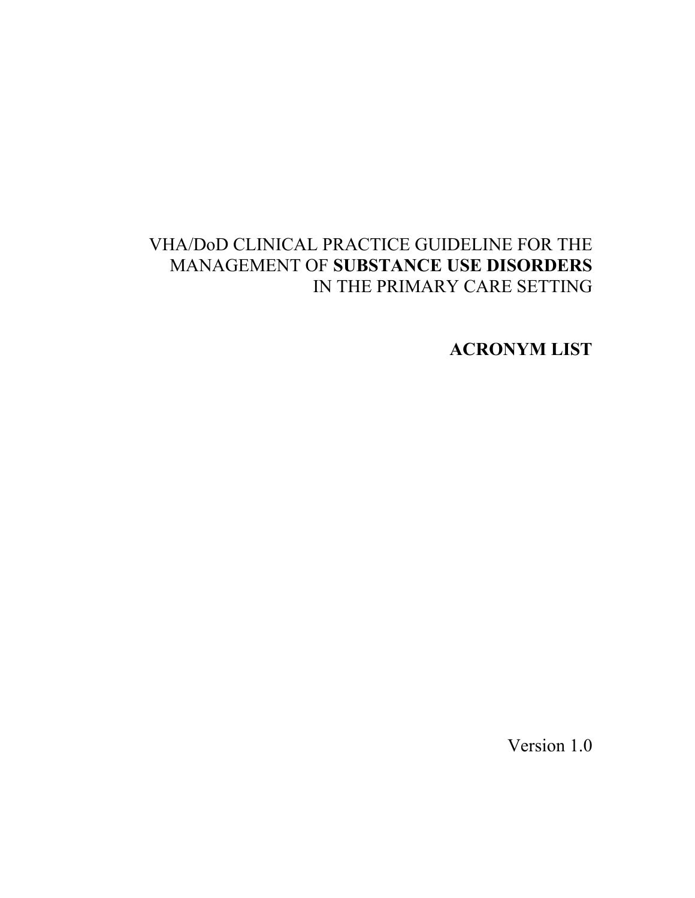VHA/DoD CLINICAL PRACTICE GUIDELINE FOR THE MANAGEMENT OF **SUBSTANCE USE DISORDERS** IN THE PRIMARY CARE SETTING

# ACRONYM LIST

Version 1.0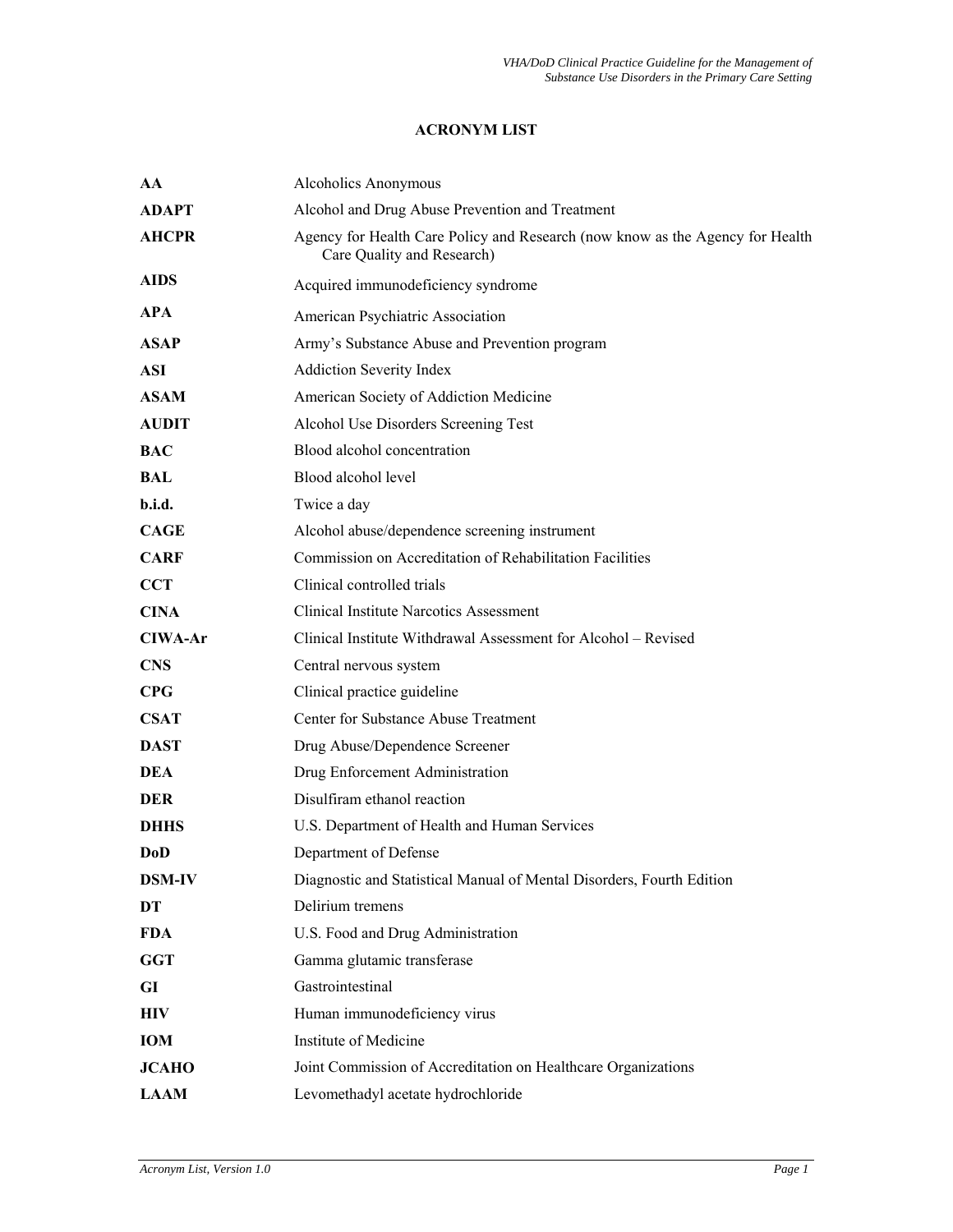## ACRONYM LIST

| | |
|---|---|
| **AA** | Alcoholics Anonymous |
| **ADAPT** | Alcohol and Drug Abuse Prevention and Treatment |
| **AHCPR** | Agency for Health Care Policy and Research (now know as the Agency for Health Care Quality and Research) |
| **AIDS** | Acquired immunodeficiency syndrome |
| **APA** | American Psychiatric Association |
| **ASAP** | Army's Substance Abuse and Prevention program |
| **ASI** | Addiction Severity Index |
| **ASAM** | American Society of Addiction Medicine |
| **AUDIT** | Alcohol Use Disorders Screening Test |
| **BAC** | Blood alcohol concentration |
| **BAL** | Blood alcohol level |
| **b.i.d.** | Twice a day |
| **CAGE** | Alcohol abuse/dependence screening instrument |
| **CARF** | Commission on Accreditation of Rehabilitation Facilities |
| **CCT** | Clinical controlled trials |
| **CINA** | Clinical Institute Narcotics Assessment |
| **CIWA-Ar** | Clinical Institute Withdrawal Assessment for Alcohol – Revised |
| **CNS** | Central nervous system |
| **CPG** | Clinical practice guideline |
| **CSAT** | Center for Substance Abuse Treatment |
| **DAST** | Drug Abuse/Dependence Screener |
| **DEA** | Drug Enforcement Administration |
| **DER** | Disulfiram ethanol reaction |
| **DHHS** | U.S. Department of Health and Human Services |
| **DoD** | Department of Defense |
| **DSM-IV** | Diagnostic and Statistical Manual of Mental Disorders, Fourth Edition |
| **DT** | Delirium tremens |
| **FDA** | U.S. Food and Drug Administration |
| **GGT** | Gamma glutamic transferase |
| **GI** | Gastrointestinal |
| **HIV** | Human immunodeficiency virus |
| **IOM** | Institute of Medicine |
| **JCAHO** | Joint Commission of Accreditation on Healthcare Organizations |
| **LAAM** | Levomethadyl acetate hydrochloride |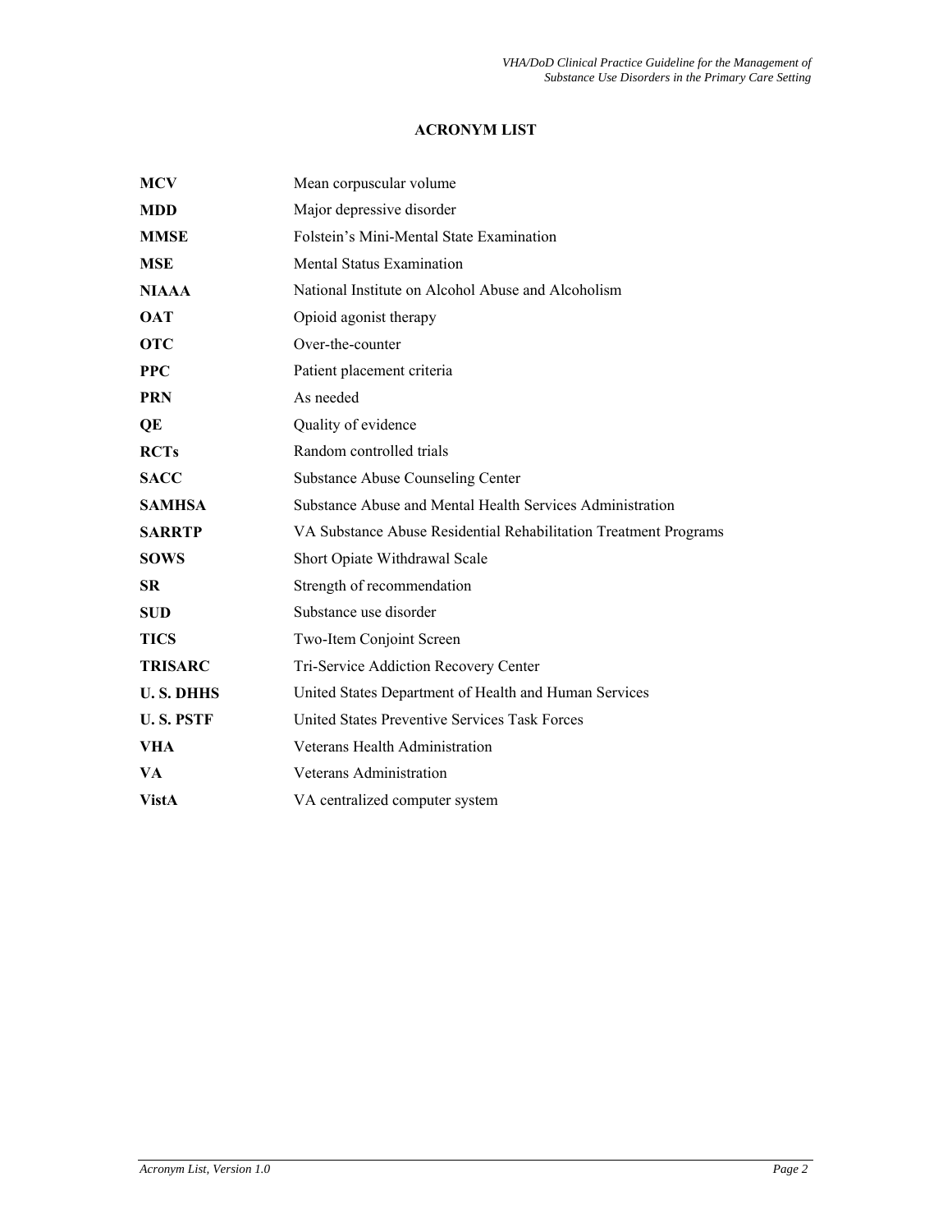## ACRONYM LIST

| | |
|---|---|
| **MCV** | Mean corpuscular volume |
| **MDD** | Major depressive disorder |
| **MMSE** | Folstein's Mini-Mental State Examination |
| **MSE** | Mental Status Examination |
| **NIAAA** | National Institute on Alcohol Abuse and Alcoholism |
| **OAT** | Opioid agonist therapy |
| **OTC** | Over-the-counter |
| **PPC** | Patient placement criteria |
| **PRN** | As needed |
| **QE** | Quality of evidence |
| **RCTs** | Random controlled trials |
| **SACC** | Substance Abuse Counseling Center |
| **SAMHSA** | Substance Abuse and Mental Health Services Administration |
| **SARRTP** | VA Substance Abuse Residential Rehabilitation Treatment Programs |
| **SOWS** | Short Opiate Withdrawal Scale |
| **SR** | Strength of recommendation |
| **SUD** | Substance use disorder |
| **TICS** | Two-Item Conjoint Screen |
| **TRISARC** | Tri-Service Addiction Recovery Center |
| **U. S. DHHS** | United States Department of Health and Human Services |
| **U. S. PSTF** | United States Preventive Services Task Forces |
| **VHA** | Veterans Health Administration |
| **VA** | Veterans Administration |
| **VistA** | VA centralized computer system |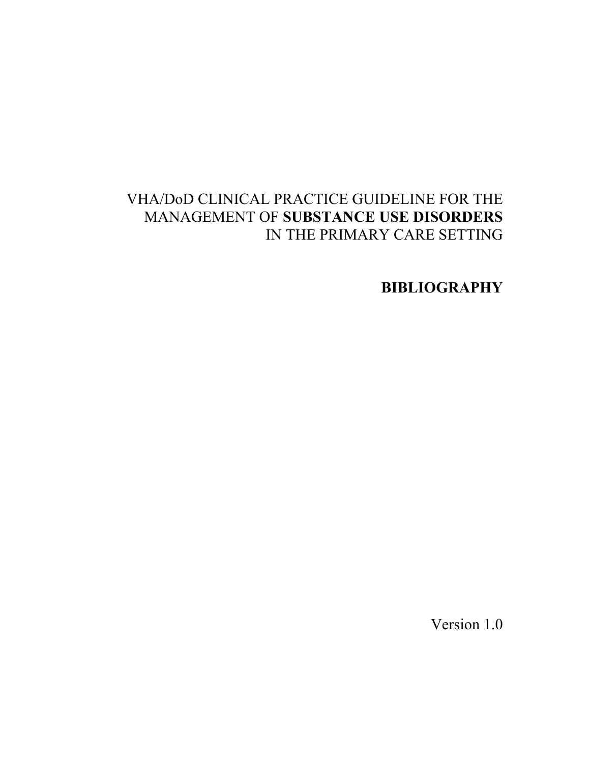# VHA/DoD CLINICAL PRACTICE GUIDELINE FOR THE MANAGEMENT OF **SUBSTANCE USE DISORDERS** IN THE PRIMARY CARE SETTING

## BIBLIOGRAPHY

Version 1.0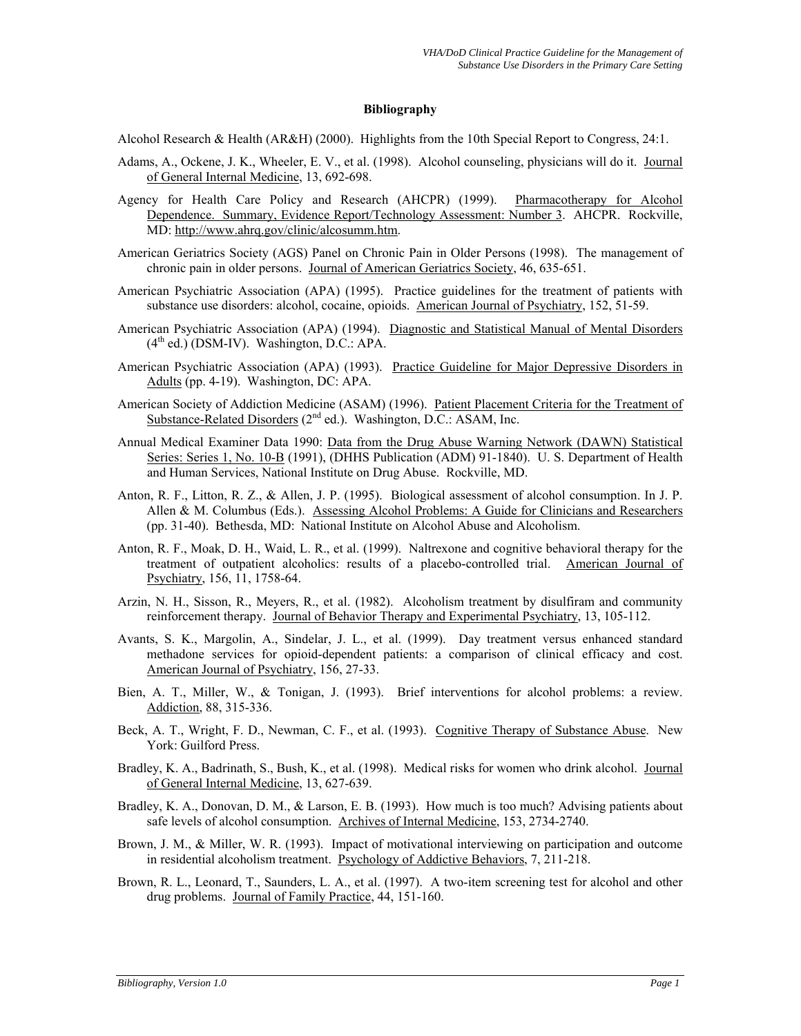# Bibliography

Alcohol Research & Health (AR&H) (2000). Highlights from the 10th Special Report to Congress, 24:1.

Adams, A., Ockene, J. K., Wheeler, E. V., et al. (1998). Alcohol counseling, physicians will do it. Journal of General Internal Medicine, 13, 692-698.

Agency for Health Care Policy and Research (AHCPR) (1999). Pharmacotherapy for Alcohol Dependence. Summary, Evidence Report/Technology Assessment: Number 3. AHCPR. Rockville, MD: http://www.ahrq.gov/clinic/alcosumm.htm.

American Geriatrics Society (AGS) Panel on Chronic Pain in Older Persons (1998). The management of chronic pain in older persons. Journal of American Geriatrics Society, 46, 635-651.

American Psychiatric Association (APA) (1995). Practice guidelines for the treatment of patients with substance use disorders: alcohol, cocaine, opioids. American Journal of Psychiatry, 152, 51-59.

American Psychiatric Association (APA) (1994). Diagnostic and Statistical Manual of Mental Disorders (4th ed.) (DSM-IV). Washington, D.C.: APA.

American Psychiatric Association (APA) (1993). Practice Guideline for Major Depressive Disorders in Adults (pp. 4-19). Washington, DC: APA.

American Society of Addiction Medicine (ASAM) (1996). Patient Placement Criteria for the Treatment of Substance-Related Disorders (2nd ed.). Washington, D.C.: ASAM, Inc.

Annual Medical Examiner Data 1990: Data from the Drug Abuse Warning Network (DAWN) Statistical Series: Series 1, No. 10-B (1991), (DHHS Publication (ADM) 91-1840). U. S. Department of Health and Human Services, National Institute on Drug Abuse. Rockville, MD.

Anton, R. F., Litton, R. Z., & Allen, J. P. (1995). Biological assessment of alcohol consumption. In J. P. Allen & M. Columbus (Eds.). Assessing Alcohol Problems: A Guide for Clinicians and Researchers (pp. 31-40). Bethesda, MD: National Institute on Alcohol Abuse and Alcoholism.

Anton, R. F., Moak, D. H., Waid, L. R., et al. (1999). Naltrexone and cognitive behavioral therapy for the treatment of outpatient alcoholics: results of a placebo-controlled trial. American Journal of Psychiatry, 156, 11, 1758-64.

Arzin, N. H., Sisson, R., Meyers, R., et al. (1982). Alcoholism treatment by disulfiram and community reinforcement therapy. Journal of Behavior Therapy and Experimental Psychiatry, 13, 105-112.

Avants, S. K., Margolin, A., Sindelar, J. L., et al. (1999). Day treatment versus enhanced standard methadone services for opioid-dependent patients: a comparison of clinical efficacy and cost. American Journal of Psychiatry, 156, 27-33.

Bien, A. T., Miller, W., & Tonigan, J. (1993). Brief interventions for alcohol problems: a review. Addiction, 88, 315-336.

Beck, A. T., Wright, F. D., Newman, C. F., et al. (1993). Cognitive Therapy of Substance Abuse. New York: Guilford Press.

Bradley, K. A., Badrinath, S., Bush, K., et al. (1998). Medical risks for women who drink alcohol. Journal of General Internal Medicine, 13, 627-639.

Bradley, K. A., Donovan, D. M., & Larson, E. B. (1993). How much is too much? Advising patients about safe levels of alcohol consumption. Archives of Internal Medicine, 153, 2734-2740.

Brown, J. M., & Miller, W. R. (1993). Impact of motivational interviewing on participation and outcome in residential alcoholism treatment. Psychology of Addictive Behaviors, 7, 211-218.

Brown, R. L., Leonard, T., Saunders, L. A., et al. (1997). A two-item screening test for alcohol and other drug problems. Journal of Family Practice, 44, 151-160.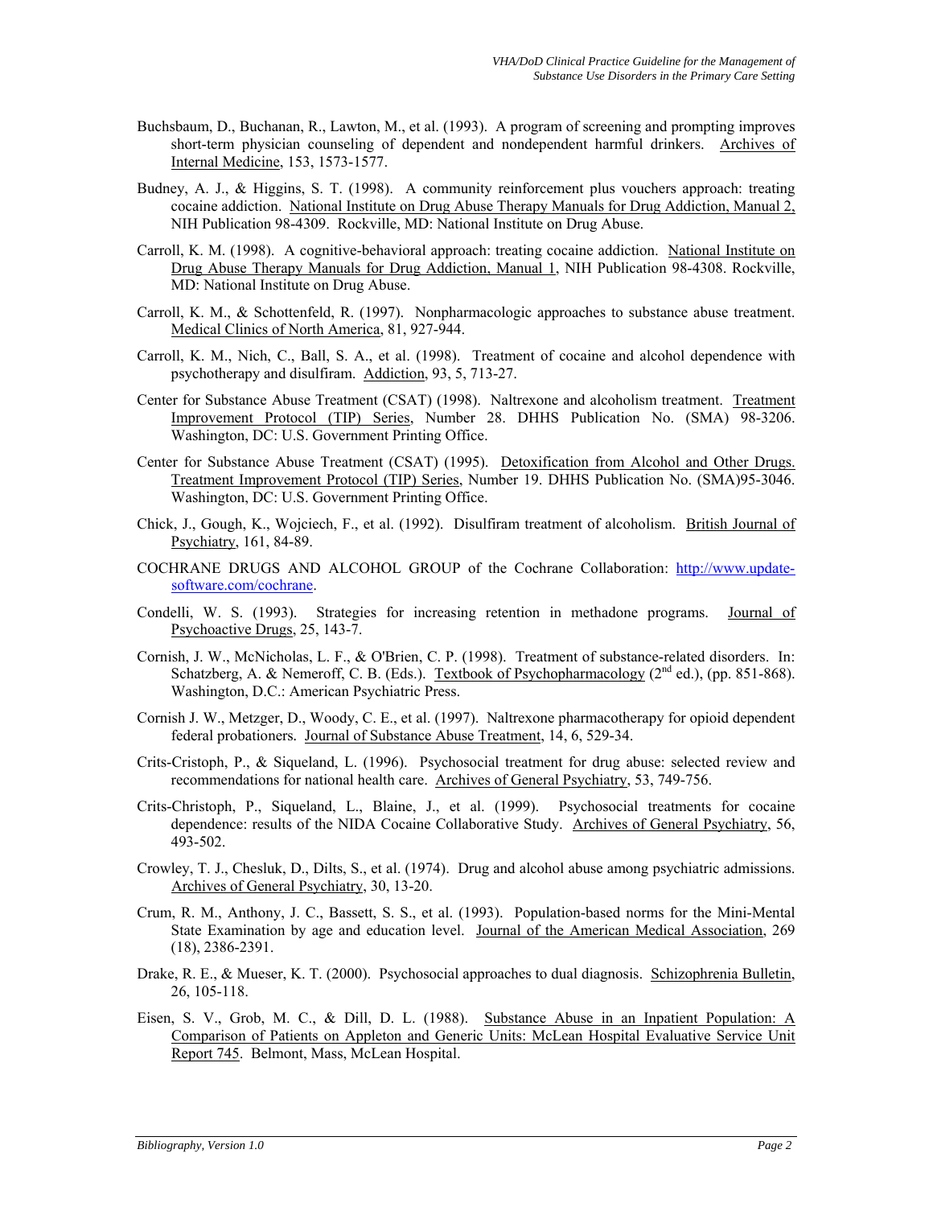Buchsbaum, D., Buchanan, R., Lawton, M., et al. (1993). A program of screening and prompting improves short-term physician counseling of dependent and nondependent harmful drinkers. Archives of Internal Medicine, 153, 1573-1577.

Budney, A. J., & Higgins, S. T. (1998). A community reinforcement plus vouchers approach: treating cocaine addiction. National Institute on Drug Abuse Therapy Manuals for Drug Addiction, Manual 2, NIH Publication 98-4309. Rockville, MD: National Institute on Drug Abuse.

Carroll, K. M. (1998). A cognitive-behavioral approach: treating cocaine addiction. National Institute on Drug Abuse Therapy Manuals for Drug Addiction, Manual 1, NIH Publication 98-4308. Rockville, MD: National Institute on Drug Abuse.

Carroll, K. M., & Schottenfeld, R. (1997). Nonpharmacologic approaches to substance abuse treatment. Medical Clinics of North America, 81, 927-944.

Carroll, K. M., Nich, C., Ball, S. A., et al. (1998). Treatment of cocaine and alcohol dependence with psychotherapy and disulfiram. Addiction, 93, 5, 713-27.

Center for Substance Abuse Treatment (CSAT) (1998). Naltrexone and alcoholism treatment. Treatment Improvement Protocol (TIP) Series, Number 28. DHHS Publication No. (SMA) 98-3206. Washington, DC: U.S. Government Printing Office.

Center for Substance Abuse Treatment (CSAT) (1995). Detoxification from Alcohol and Other Drugs. Treatment Improvement Protocol (TIP) Series, Number 19. DHHS Publication No. (SMA)95-3046. Washington, DC: U.S. Government Printing Office.

Chick, J., Gough, K., Wojciech, F., et al. (1992). Disulfiram treatment of alcoholism. British Journal of Psychiatry, 161, 84-89.

COCHRANE DRUGS AND ALCOHOL GROUP of the Cochrane Collaboration: http://www.update-software.com/cochrane.

Condelli, W. S. (1993). Strategies for increasing retention in methadone programs. Journal of Psychoactive Drugs, 25, 143-7.

Cornish, J. W., McNicholas, L. F., & O'Brien, C. P. (1998). Treatment of substance-related disorders. In: Schatzberg, A. & Nemeroff, C. B. (Eds.). Textbook of Psychopharmacology (2nd ed.), (pp. 851-868). Washington, D.C.: American Psychiatric Press.

Cornish J. W., Metzger, D., Woody, C. E., et al. (1997). Naltrexone pharmacotherapy for opioid dependent federal probationers. Journal of Substance Abuse Treatment, 14, 6, 529-34.

Crits-Cristoph, P., & Siqueland, L. (1996). Psychosocial treatment for drug abuse: selected review and recommendations for national health care. Archives of General Psychiatry, 53, 749-756.

Crits-Christoph, P., Siqueland, L., Blaine, J., et al. (1999). Psychosocial treatments for cocaine dependence: results of the NIDA Cocaine Collaborative Study. Archives of General Psychiatry, 56, 493-502.

Crowley, T. J., Chesluk, D., Dilts, S., et al. (1974). Drug and alcohol abuse among psychiatric admissions. Archives of General Psychiatry, 30, 13-20.

Crum, R. M., Anthony, J. C., Bassett, S. S., et al. (1993). Population-based norms for the Mini-Mental State Examination by age and education level. Journal of the American Medical Association, 269 (18), 2386-2391.

Drake, R. E., & Mueser, K. T. (2000). Psychosocial approaches to dual diagnosis. Schizophrenia Bulletin, 26, 105-118.

Eisen, S. V., Grob, M. C., & Dill, D. L. (1988). Substance Abuse in an Inpatient Population: A Comparison of Patients on Appleton and Generic Units: McLean Hospital Evaluative Service Unit Report 745. Belmont, Mass, McLean Hospital.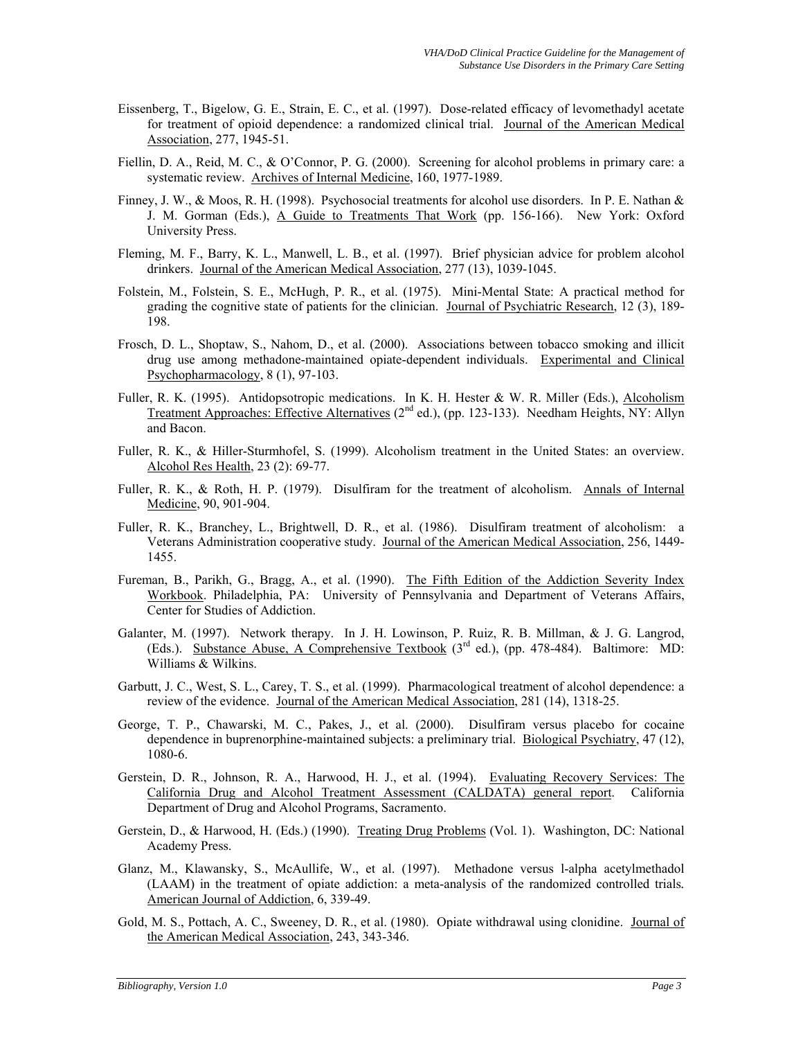Eissenberg, T., Bigelow, G. E., Strain, E. C., et al. (1997). Dose-related efficacy of levomethadyl acetate for treatment of opioid dependence: a randomized clinical trial. Journal of the American Medical Association, 277, 1945-51.

Fiellin, D. A., Reid, M. C., & O'Connor, P. G. (2000). Screening for alcohol problems in primary care: a systematic review. Archives of Internal Medicine, 160, 1977-1989.

Finney, J. W., & Moos, R. H. (1998). Psychosocial treatments for alcohol use disorders. In P. E. Nathan & J. M. Gorman (Eds.), A Guide to Treatments That Work (pp. 156-166). New York: Oxford University Press.

Fleming, M. F., Barry, K. L., Manwell, L. B., et al. (1997). Brief physician advice for problem alcohol drinkers. Journal of the American Medical Association, 277 (13), 1039-1045.

Folstein, M., Folstein, S. E., McHugh, P. R., et al. (1975). Mini-Mental State: A practical method for grading the cognitive state of patients for the clinician. Journal of Psychiatric Research, 12 (3), 189-198.

Frosch, D. L., Shoptaw, S., Nahom, D., et al. (2000). Associations between tobacco smoking and illicit drug use among methadone-maintained opiate-dependent individuals. Experimental and Clinical Psychopharmacology, 8 (1), 97-103.

Fuller, R. K. (1995). Antidopsotropic medications. In K. H. Hester & W. R. Miller (Eds.), Alcoholism Treatment Approaches: Effective Alternatives (2nd ed.), (pp. 123-133). Needham Heights, NY: Allyn and Bacon.

Fuller, R. K., & Hiller-Sturmhofel, S. (1999). Alcoholism treatment in the United States: an overview. Alcohol Res Health, 23 (2): 69-77.

Fuller, R. K., & Roth, H. P. (1979). Disulfiram for the treatment of alcoholism. Annals of Internal Medicine, 90, 901-904.

Fuller, R. K., Branchey, L., Brightwell, D. R., et al. (1986). Disulfiram treatment of alcoholism: a Veterans Administration cooperative study. Journal of the American Medical Association, 256, 1449-1455.

Fureman, B., Parikh, G., Bragg, A., et al. (1990). The Fifth Edition of the Addiction Severity Index Workbook. Philadelphia, PA: University of Pennsylvania and Department of Veterans Affairs, Center for Studies of Addiction.

Galanter, M. (1997). Network therapy. In J. H. Lowinson, P. Ruiz, R. B. Millman, & J. G. Langrod, (Eds.). Substance Abuse, A Comprehensive Textbook (3rd ed.), (pp. 478-484). Baltimore: MD: Williams & Wilkins.

Garbutt, J. C., West, S. L., Carey, T. S., et al. (1999). Pharmacological treatment of alcohol dependence: a review of the evidence. Journal of the American Medical Association, 281 (14), 1318-25.

George, T. P., Chawarski, M. C., Pakes, J., et al. (2000). Disulfiram versus placebo for cocaine dependence in buprenorphine-maintained subjects: a preliminary trial. Biological Psychiatry, 47 (12), 1080-6.

Gerstein, D. R., Johnson, R. A., Harwood, H. J., et al. (1994). Evaluating Recovery Services: The California Drug and Alcohol Treatment Assessment (CALDATA) general report. California Department of Drug and Alcohol Programs, Sacramento.

Gerstein, D., & Harwood, H. (Eds.) (1990). Treating Drug Problems (Vol. 1). Washington, DC: National Academy Press.

Glanz, M., Klawansky, S., McAullife, W., et al. (1997). Methadone versus l-alpha acetylmethadol (LAAM) in the treatment of opiate addiction: a meta-analysis of the randomized controlled trials. American Journal of Addiction, 6, 339-49.

Gold, M. S., Pottach, A. C., Sweeney, D. R., et al. (1980). Opiate withdrawal using clonidine. Journal of the American Medical Association, 243, 343-346.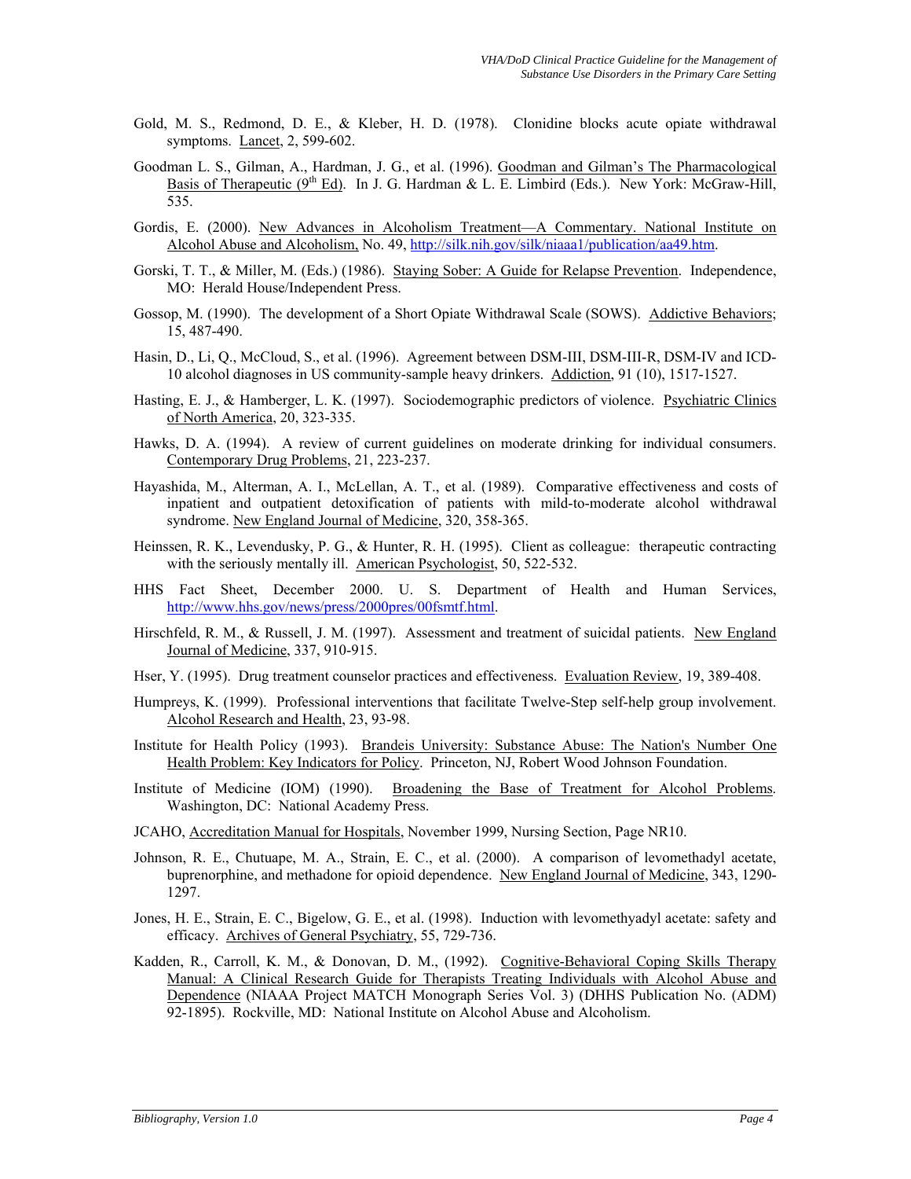Gold, M. S., Redmond, D. E., & Kleber, H. D. (1978). Clonidine blocks acute opiate withdrawal symptoms. Lancet, 2, 599-602.

Goodman L. S., Gilman, A., Hardman, J. G., et al. (1996). Goodman and Gilman's The Pharmacological Basis of Therapeutic (9th Ed). In J. G. Hardman & L. E. Limbird (Eds.). New York: McGraw-Hill, 535.

Gordis, E. (2000). New Advances in Alcoholism Treatment—A Commentary. National Institute on Alcohol Abuse and Alcoholism, No. 49, http://silk.nih.gov/silk/niaaa1/publication/aa49.htm.

Gorski, T. T., & Miller, M. (Eds.) (1986). Staying Sober: A Guide for Relapse Prevention. Independence, MO: Herald House/Independent Press.

Gossop, M. (1990). The development of a Short Opiate Withdrawal Scale (SOWS). Addictive Behaviors; 15, 487-490.

Hasin, D., Li, Q., McCloud, S., et al. (1996). Agreement between DSM-III, DSM-III-R, DSM-IV and ICD-10 alcohol diagnoses in US community-sample heavy drinkers. Addiction, 91 (10), 1517-1527.

Hasting, E. J., & Hamberger, L. K. (1997). Sociodemographic predictors of violence. Psychiatric Clinics of North America, 20, 323-335.

Hawks, D. A. (1994). A review of current guidelines on moderate drinking for individual consumers. Contemporary Drug Problems, 21, 223-237.

Hayashida, M., Alterman, A. I., McLellan, A. T., et al. (1989). Comparative effectiveness and costs of inpatient and outpatient detoxification of patients with mild-to-moderate alcohol withdrawal syndrome. New England Journal of Medicine, 320, 358-365.

Heinssen, R. K., Levendusky, P. G., & Hunter, R. H. (1995). Client as colleague: therapeutic contracting with the seriously mentally ill. American Psychologist, 50, 522-532.

HHS Fact Sheet, December 2000. U. S. Department of Health and Human Services, http://www.hhs.gov/news/press/2000pres/00fsmtf.html.

Hirschfeld, R. M., & Russell, J. M. (1997). Assessment and treatment of suicidal patients. New England Journal of Medicine, 337, 910-915.

Hser, Y. (1995). Drug treatment counselor practices and effectiveness. Evaluation Review, 19, 389-408.

Humpreys, K. (1999). Professional interventions that facilitate Twelve-Step self-help group involvement. Alcohol Research and Health, 23, 93-98.

Institute for Health Policy (1993). Brandeis University: Substance Abuse: The Nation's Number One Health Problem: Key Indicators for Policy. Princeton, NJ, Robert Wood Johnson Foundation.

Institute of Medicine (IOM) (1990). Broadening the Base of Treatment for Alcohol Problems. Washington, DC: National Academy Press.

JCAHO, Accreditation Manual for Hospitals, November 1999, Nursing Section, Page NR10.

Johnson, R. E., Chutuape, M. A., Strain, E. C., et al. (2000). A comparison of levomethadyl acetate, buprenorphine, and methadone for opioid dependence. New England Journal of Medicine, 343, 1290-1297.

Jones, H. E., Strain, E. C., Bigelow, G. E., et al. (1998). Induction with levomethyadyl acetate: safety and efficacy. Archives of General Psychiatry, 55, 729-736.

Kadden, R., Carroll, K. M., & Donovan, D. M., (1992). Cognitive-Behavioral Coping Skills Therapy Manual: A Clinical Research Guide for Therapists Treating Individuals with Alcohol Abuse and Dependence (NIAAA Project MATCH Monograph Series Vol. 3) (DHHS Publication No. (ADM) 92-1895). Rockville, MD: National Institute on Alcohol Abuse and Alcoholism.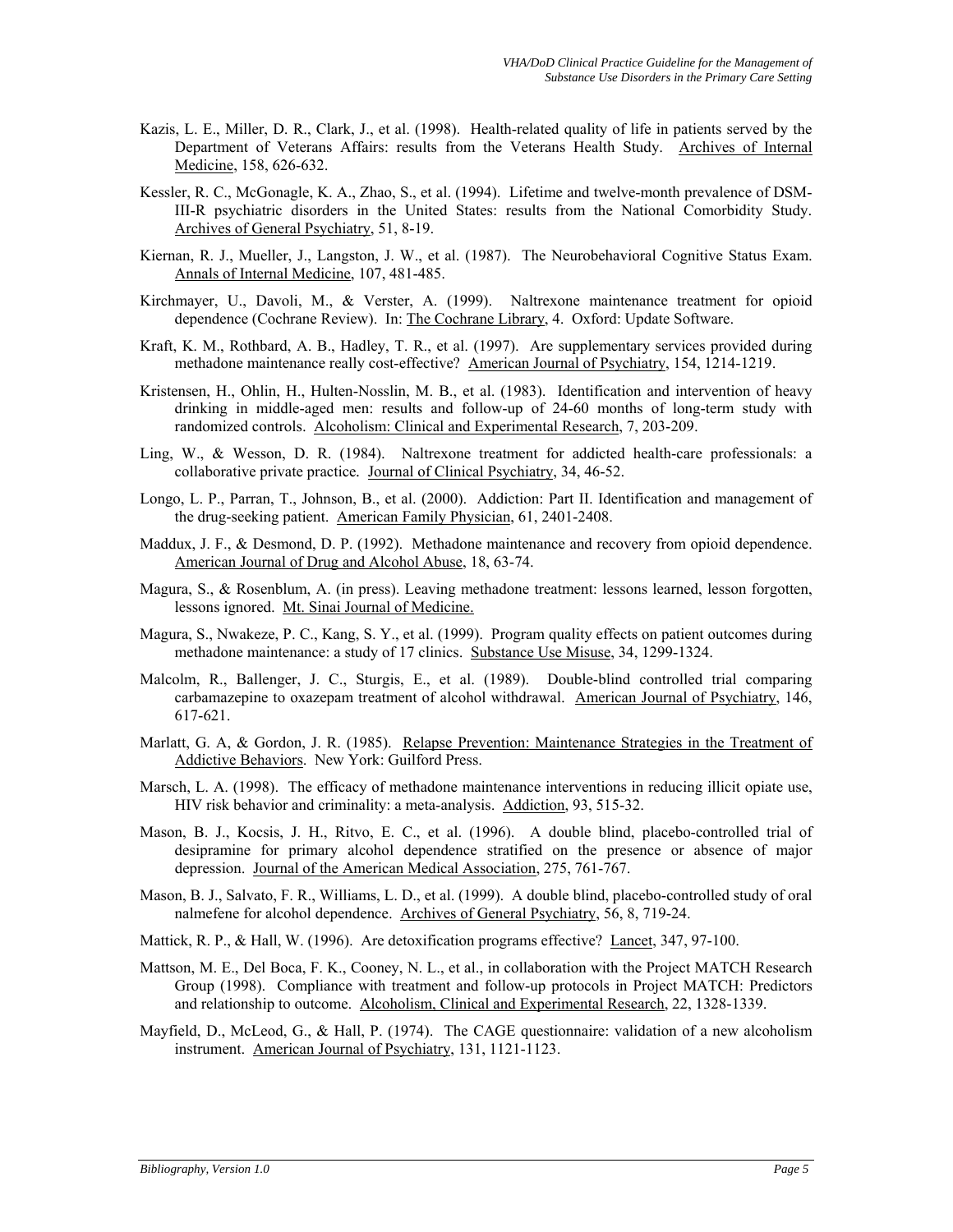Kazis, L. E., Miller, D. R., Clark, J., et al. (1998). Health-related quality of life in patients served by the Department of Veterans Affairs: results from the Veterans Health Study. Archives of Internal Medicine, 158, 626-632.

Kessler, R. C., McGonagle, K. A., Zhao, S., et al. (1994). Lifetime and twelve-month prevalence of DSM-III-R psychiatric disorders in the United States: results from the National Comorbidity Study. Archives of General Psychiatry, 51, 8-19.

Kiernan, R. J., Mueller, J., Langston, J. W., et al. (1987). The Neurobehavioral Cognitive Status Exam. Annals of Internal Medicine, 107, 481-485.

Kirchmayer, U., Davoli, M., & Verster, A. (1999). Naltrexone maintenance treatment for opioid dependence (Cochrane Review). In: The Cochrane Library, 4. Oxford: Update Software.

Kraft, K. M., Rothbard, A. B., Hadley, T. R., et al. (1997). Are supplementary services provided during methadone maintenance really cost-effective? American Journal of Psychiatry, 154, 1214-1219.

Kristensen, H., Ohlin, H., Hulten-Nosslin, M. B., et al. (1983). Identification and intervention of heavy drinking in middle-aged men: results and follow-up of 24-60 months of long-term study with randomized controls. Alcoholism: Clinical and Experimental Research, 7, 203-209.

Ling, W., & Wesson, D. R. (1984). Naltrexone treatment for addicted health-care professionals: a collaborative private practice. Journal of Clinical Psychiatry, 34, 46-52.

Longo, L. P., Parran, T., Johnson, B., et al. (2000). Addiction: Part II. Identification and management of the drug-seeking patient. American Family Physician, 61, 2401-2408.

Maddux, J. F., & Desmond, D. P. (1992). Methadone maintenance and recovery from opioid dependence. American Journal of Drug and Alcohol Abuse, 18, 63-74.

Magura, S., & Rosenblum, A. (in press). Leaving methadone treatment: lessons learned, lesson forgotten, lessons ignored. Mt. Sinai Journal of Medicine.

Magura, S., Nwakeze, P. C., Kang, S. Y., et al. (1999). Program quality effects on patient outcomes during methadone maintenance: a study of 17 clinics. Substance Use Misuse, 34, 1299-1324.

Malcolm, R., Ballenger, J. C., Sturgis, E., et al. (1989). Double-blind controlled trial comparing carbamazepine to oxazepam treatment of alcohol withdrawal. American Journal of Psychiatry, 146, 617-621.

Marlatt, G. A, & Gordon, J. R. (1985). Relapse Prevention: Maintenance Strategies in the Treatment of Addictive Behaviors. New York: Guilford Press.

Marsch, L. A. (1998). The efficacy of methadone maintenance interventions in reducing illicit opiate use, HIV risk behavior and criminality: a meta-analysis. Addiction, 93, 515-32.

Mason, B. J., Kocsis, J. H., Ritvo, E. C., et al. (1996). A double blind, placebo-controlled trial of desipramine for primary alcohol dependence stratified on the presence or absence of major depression. Journal of the American Medical Association, 275, 761-767.

Mason, B. J., Salvato, F. R., Williams, L. D., et al. (1999). A double blind, placebo-controlled study of oral nalmefene for alcohol dependence. Archives of General Psychiatry, 56, 8, 719-24.

Mattick, R. P., & Hall, W. (1996). Are detoxification programs effective? Lancet, 347, 97-100.

Mattson, M. E., Del Boca, F. K., Cooney, N. L., et al., in collaboration with the Project MATCH Research Group (1998). Compliance with treatment and follow-up protocols in Project MATCH: Predictors and relationship to outcome. Alcoholism, Clinical and Experimental Research, 22, 1328-1339.

Mayfield, D., McLeod, G., & Hall, P. (1974). The CAGE questionnaire: validation of a new alcoholism instrument. American Journal of Psychiatry, 131, 1121-1123.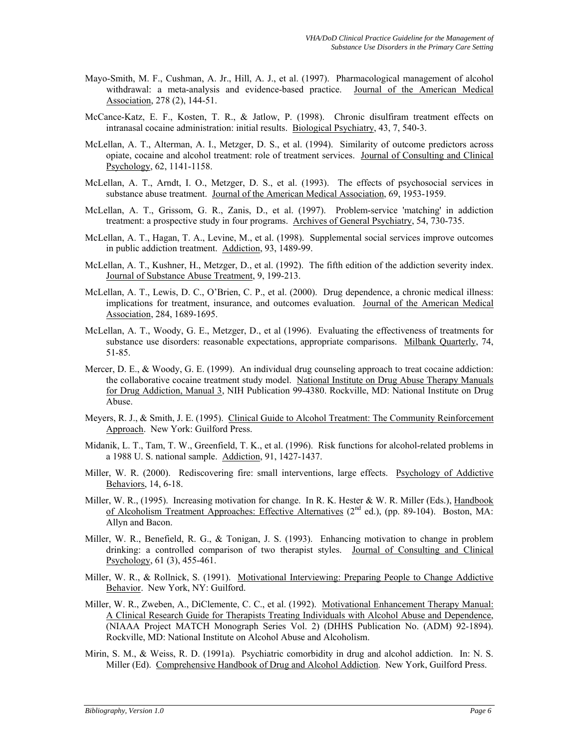Mayo-Smith, M. F., Cushman, A. Jr., Hill, A. J., et al. (1997). Pharmacological management of alcohol withdrawal: a meta-analysis and evidence-based practice. Journal of the American Medical Association, 278 (2), 144-51.

McCance-Katz, E. F., Kosten, T. R., & Jatlow, P. (1998). Chronic disulfiram treatment effects on intranasal cocaine administration: initial results. Biological Psychiatry, 43, 7, 540-3.

McLellan, A. T., Alterman, A. I., Metzger, D. S., et al. (1994). Similarity of outcome predictors across opiate, cocaine and alcohol treatment: role of treatment services. Journal of Consulting and Clinical Psychology, 62, 1141-1158.

McLellan, A. T., Arndt, I. O., Metzger, D. S., et al. (1993). The effects of psychosocial services in substance abuse treatment. Journal of the American Medical Association, 69, 1953-1959.

McLellan, A. T., Grissom, G. R., Zanis, D., et al. (1997). Problem-service 'matching' in addiction treatment: a prospective study in four programs. Archives of General Psychiatry, 54, 730-735.

McLellan, A. T., Hagan, T. A., Levine, M., et al. (1998). Supplemental social services improve outcomes in public addiction treatment. Addiction, 93, 1489-99.

McLellan, A. T., Kushner, H., Metzger, D., et al. (1992). The fifth edition of the addiction severity index. Journal of Substance Abuse Treatment, 9, 199-213.

McLellan, A. T., Lewis, D. C., O'Brien, C. P., et al. (2000). Drug dependence, a chronic medical illness: implications for treatment, insurance, and outcomes evaluation. Journal of the American Medical Association, 284, 1689-1695.

McLellan, A. T., Woody, G. E., Metzger, D., et al (1996). Evaluating the effectiveness of treatments for substance use disorders: reasonable expectations, appropriate comparisons. Milbank Quarterly, 74, 51-85.

Mercer, D. E., & Woody, G. E. (1999). An individual drug counseling approach to treat cocaine addiction: the collaborative cocaine treatment study model. National Institute on Drug Abuse Therapy Manuals for Drug Addiction, Manual 3, NIH Publication 99-4380. Rockville, MD: National Institute on Drug Abuse.

Meyers, R. J., & Smith, J. E. (1995). Clinical Guide to Alcohol Treatment: The Community Reinforcement Approach. New York: Guilford Press.

Midanik, L. T., Tam, T. W., Greenfield, T. K., et al. (1996). Risk functions for alcohol-related problems in a 1988 U. S. national sample. Addiction, 91, 1427-1437.

Miller, W. R. (2000). Rediscovering fire: small interventions, large effects. Psychology of Addictive Behaviors, 14, 6-18.

Miller, W. R., (1995). Increasing motivation for change. In R. K. Hester & W. R. Miller (Eds.), Handbook of Alcoholism Treatment Approaches: Effective Alternatives (2nd ed.), (pp. 89-104). Boston, MA: Allyn and Bacon.

Miller, W. R., Benefield, R. G., & Tonigan, J. S. (1993). Enhancing motivation to change in problem drinking: a controlled comparison of two therapist styles. Journal of Consulting and Clinical Psychology, 61 (3), 455-461.

Miller, W. R., & Rollnick, S. (1991). Motivational Interviewing: Preparing People to Change Addictive Behavior. New York, NY: Guilford.

Miller, W. R., Zweben, A., DiClemente, C. C., et al. (1992). Motivational Enhancement Therapy Manual: A Clinical Research Guide for Therapists Treating Individuals with Alcohol Abuse and Dependence, (NIAAA Project MATCH Monograph Series Vol. 2) (DHHS Publication No. (ADM) 92-1894). Rockville, MD: National Institute on Alcohol Abuse and Alcoholism.

Mirin, S. M., & Weiss, R. D. (1991a). Psychiatric comorbidity in drug and alcohol addiction. In: N. S. Miller (Ed). Comprehensive Handbook of Drug and Alcohol Addiction. New York, Guilford Press.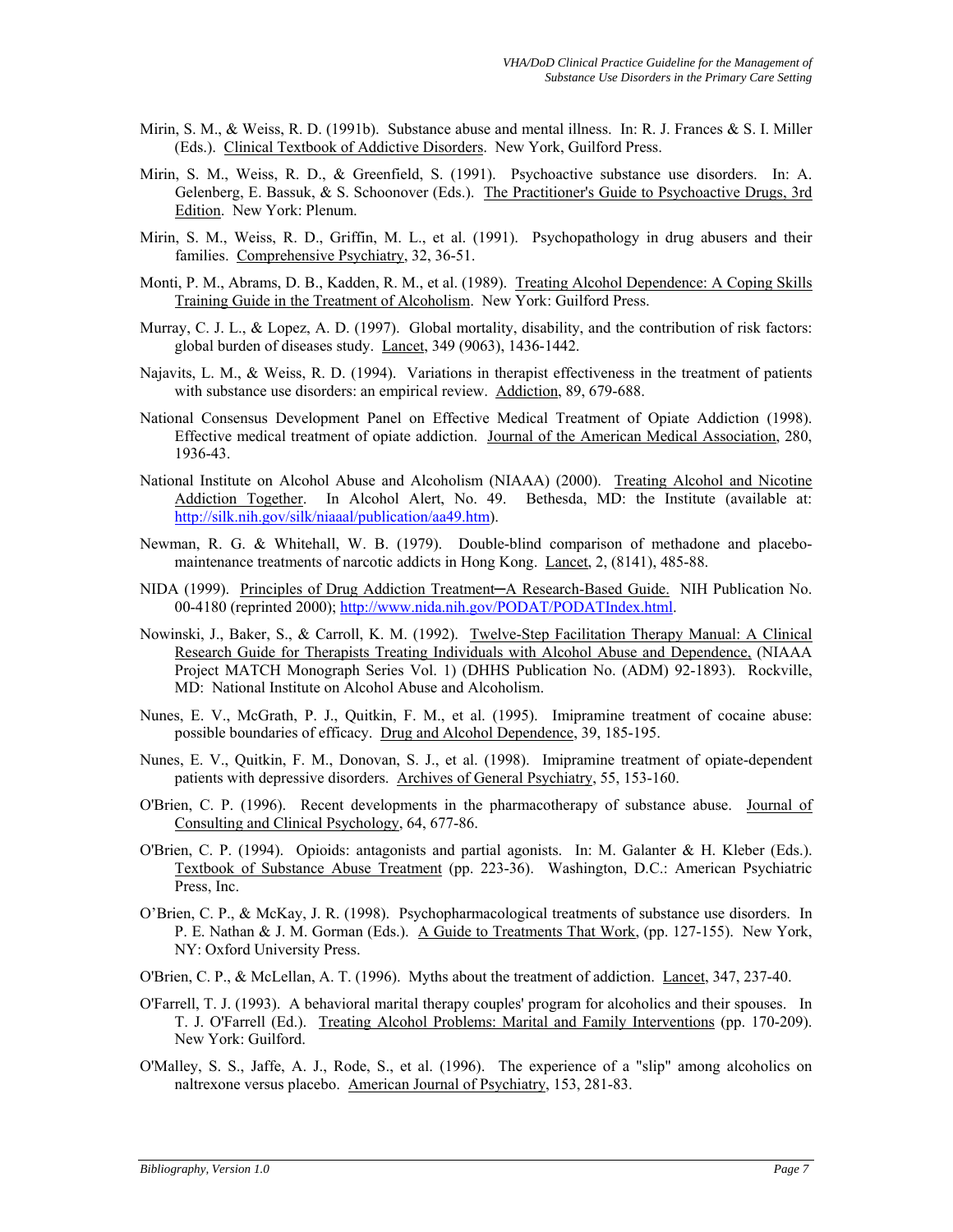Mirin, S. M., & Weiss, R. D. (1991b). Substance abuse and mental illness. In: R. J. Frances & S. I. Miller (Eds.). Clinical Textbook of Addictive Disorders. New York, Guilford Press.

Mirin, S. M., Weiss, R. D., & Greenfield, S. (1991). Psychoactive substance use disorders. In: A. Gelenberg, E. Bassuk, & S. Schoonover (Eds.). The Practitioner's Guide to Psychoactive Drugs, 3rd Edition. New York: Plenum.

Mirin, S. M., Weiss, R. D., Griffin, M. L., et al. (1991). Psychopathology in drug abusers and their families. Comprehensive Psychiatry, 32, 36-51.

Monti, P. M., Abrams, D. B., Kadden, R. M., et al. (1989). Treating Alcohol Dependence: A Coping Skills Training Guide in the Treatment of Alcoholism. New York: Guilford Press.

Murray, C. J. L., & Lopez, A. D. (1997). Global mortality, disability, and the contribution of risk factors: global burden of diseases study. Lancet, 349 (9063), 1436-1442.

Najavits, L. M., & Weiss, R. D. (1994). Variations in therapist effectiveness in the treatment of patients with substance use disorders: an empirical review. Addiction, 89, 679-688.

National Consensus Development Panel on Effective Medical Treatment of Opiate Addiction (1998). Effective medical treatment of opiate addiction. Journal of the American Medical Association, 280, 1936-43.

National Institute on Alcohol Abuse and Alcoholism (NIAAA) (2000). Treating Alcohol and Nicotine Addiction Together. In Alcohol Alert, No. 49. Bethesda, MD: the Institute (available at: http://silk.nih.gov/silk/niaaal/publication/aa49.htm).

Newman, R. G. & Whitehall, W. B. (1979). Double-blind comparison of methadone and placebo-maintenance treatments of narcotic addicts in Hong Kong. Lancet, 2, (8141), 485-88.

NIDA (1999). Principles of Drug Addiction Treatment─A Research-Based Guide. NIH Publication No. 00-4180 (reprinted 2000); http://www.nida.nih.gov/PODAT/PODATIndex.html.

Nowinski, J., Baker, S., & Carroll, K. M. (1992). Twelve-Step Facilitation Therapy Manual: A Clinical Research Guide for Therapists Treating Individuals with Alcohol Abuse and Dependence, (NIAAA Project MATCH Monograph Series Vol. 1) (DHHS Publication No. (ADM) 92-1893). Rockville, MD: National Institute on Alcohol Abuse and Alcoholism.

Nunes, E. V., McGrath, P. J., Quitkin, F. M., et al. (1995). Imipramine treatment of cocaine abuse: possible boundaries of efficacy. Drug and Alcohol Dependence, 39, 185-195.

Nunes, E. V., Quitkin, F. M., Donovan, S. J., et al. (1998). Imipramine treatment of opiate-dependent patients with depressive disorders. Archives of General Psychiatry, 55, 153-160.

O'Brien, C. P. (1996). Recent developments in the pharmacotherapy of substance abuse. Journal of Consulting and Clinical Psychology, 64, 677-86.

O'Brien, C. P. (1994). Opioids: antagonists and partial agonists. In: M. Galanter & H. Kleber (Eds.). Textbook of Substance Abuse Treatment (pp. 223-36). Washington, D.C.: American Psychiatric Press, Inc.

O'Brien, C. P., & McKay, J. R. (1998). Psychopharmacological treatments of substance use disorders. In P. E. Nathan & J. M. Gorman (Eds.). A Guide to Treatments That Work, (pp. 127-155). New York, NY: Oxford University Press.

O'Brien, C. P., & McLellan, A. T. (1996). Myths about the treatment of addiction. Lancet, 347, 237-40.

O'Farrell, T. J. (1993). A behavioral marital therapy couples' program for alcoholics and their spouses. In T. J. O'Farrell (Ed.). Treating Alcohol Problems: Marital and Family Interventions (pp. 170-209). New York: Guilford.

O'Malley, S. S., Jaffe, A. J., Rode, S., et al. (1996). The experience of a "slip" among alcoholics on naltrexone versus placebo. American Journal of Psychiatry, 153, 281-83.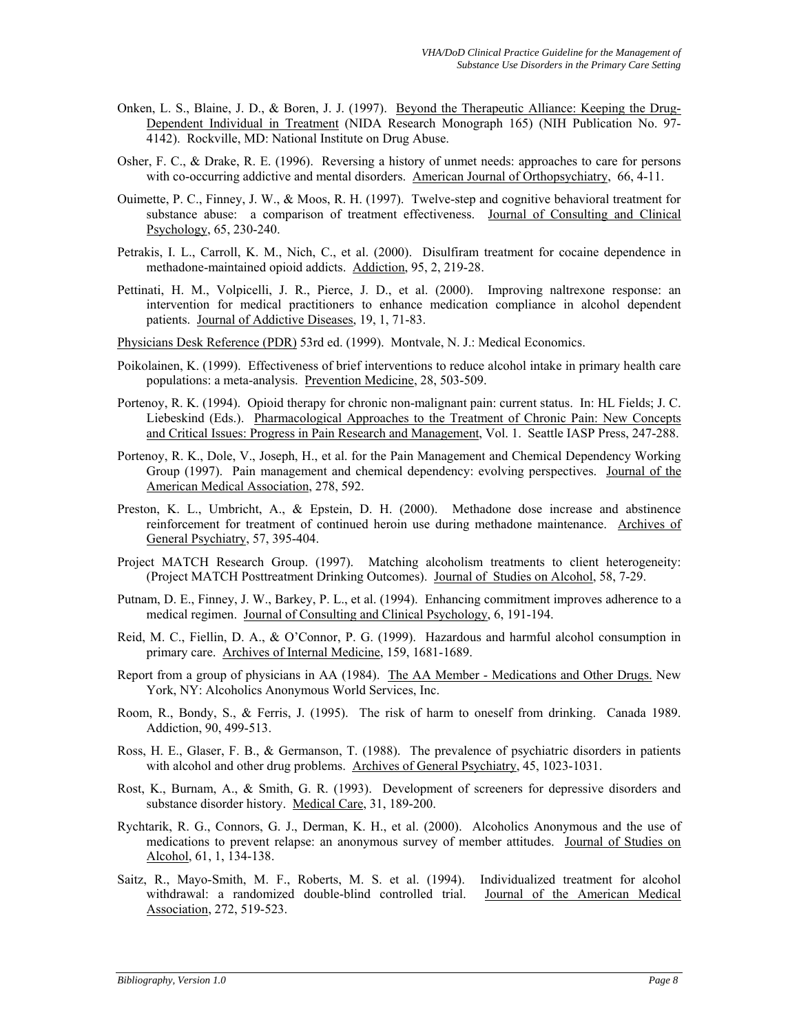Onken, L. S., Blaine, J. D., & Boren, J. J. (1997). Beyond the Therapeutic Alliance: Keeping the Drug-Dependent Individual in Treatment (NIDA Research Monograph 165) (NIH Publication No. 97-4142). Rockville, MD: National Institute on Drug Abuse.

Osher, F. C., & Drake, R. E. (1996). Reversing a history of unmet needs: approaches to care for persons with co-occurring addictive and mental disorders. American Journal of Orthopsychiatry, 66, 4-11.

Ouimette, P. C., Finney, J. W., & Moos, R. H. (1997). Twelve-step and cognitive behavioral treatment for substance abuse: a comparison of treatment effectiveness. Journal of Consulting and Clinical Psychology, 65, 230-240.

Petrakis, I. L., Carroll, K. M., Nich, C., et al. (2000). Disulfiram treatment for cocaine dependence in methadone-maintained opioid addicts. Addiction, 95, 2, 219-28.

Pettinati, H. M., Volpicelli, J. R., Pierce, J. D., et al. (2000). Improving naltrexone response: an intervention for medical practitioners to enhance medication compliance in alcohol dependent patients. Journal of Addictive Diseases, 19, 1, 71-83.

Physicians Desk Reference (PDR) 53rd ed. (1999). Montvale, N. J.: Medical Economics.

Poikolainen, K. (1999). Effectiveness of brief interventions to reduce alcohol intake in primary health care populations: a meta-analysis. Prevention Medicine, 28, 503-509.

Portenoy, R. K. (1994). Opioid therapy for chronic non-malignant pain: current status. In: HL Fields; J. C. Liebeskind (Eds.). Pharmacological Approaches to the Treatment of Chronic Pain: New Concepts and Critical Issues: Progress in Pain Research and Management, Vol. 1. Seattle IASP Press, 247-288.

Portenoy, R. K., Dole, V., Joseph, H., et al. for the Pain Management and Chemical Dependency Working Group (1997). Pain management and chemical dependency: evolving perspectives. Journal of the American Medical Association, 278, 592.

Preston, K. L., Umbricht, A., & Epstein, D. H. (2000). Methadone dose increase and abstinence reinforcement for treatment of continued heroin use during methadone maintenance. Archives of General Psychiatry, 57, 395-404.

Project MATCH Research Group. (1997). Matching alcoholism treatments to client heterogeneity: (Project MATCH Posttreatment Drinking Outcomes). Journal of Studies on Alcohol, 58, 7-29.

Putnam, D. E., Finney, J. W., Barkey, P. L., et al. (1994). Enhancing commitment improves adherence to a medical regimen. Journal of Consulting and Clinical Psychology, 6, 191-194.

Reid, M. C., Fiellin, D. A., & O'Connor, P. G. (1999). Hazardous and harmful alcohol consumption in primary care. Archives of Internal Medicine, 159, 1681-1689.

Report from a group of physicians in AA (1984). The AA Member - Medications and Other Drugs. New York, NY: Alcoholics Anonymous World Services, Inc.

Room, R., Bondy, S., & Ferris, J. (1995). The risk of harm to oneself from drinking. Canada 1989. Addiction, 90, 499-513.

Ross, H. E., Glaser, F. B., & Germanson, T. (1988). The prevalence of psychiatric disorders in patients with alcohol and other drug problems. Archives of General Psychiatry, 45, 1023-1031.

Rost, K., Burnam, A., & Smith, G. R. (1993). Development of screeners for depressive disorders and substance disorder history. Medical Care, 31, 189-200.

Rychtarik, R. G., Connors, G. J., Derman, K. H., et al. (2000). Alcoholics Anonymous and the use of medications to prevent relapse: an anonymous survey of member attitudes. Journal of Studies on Alcohol, 61, 1, 134-138.

Saitz, R., Mayo-Smith, M. F., Roberts, M. S. et al. (1994). Individualized treatment for alcohol withdrawal: a randomized double-blind controlled trial. Journal of the American Medical Association, 272, 519-523.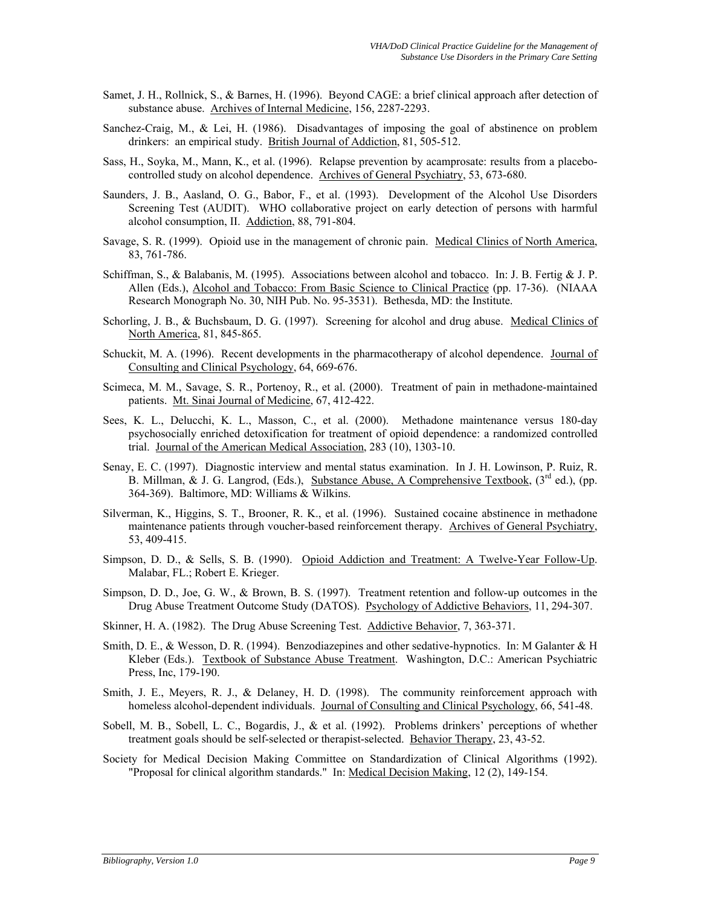Samet, J. H., Rollnick, S., & Barnes, H. (1996). Beyond CAGE: a brief clinical approach after detection of substance abuse. Archives of Internal Medicine, 156, 2287-2293.

Sanchez-Craig, M., & Lei, H. (1986). Disadvantages of imposing the goal of abstinence on problem drinkers: an empirical study. British Journal of Addiction, 81, 505-512.

Sass, H., Soyka, M., Mann, K., et al. (1996). Relapse prevention by acamprosate: results from a placebo-controlled study on alcohol dependence. Archives of General Psychiatry, 53, 673-680.

Saunders, J. B., Aasland, O. G., Babor, F., et al. (1993). Development of the Alcohol Use Disorders Screening Test (AUDIT). WHO collaborative project on early detection of persons with harmful alcohol consumption, II. Addiction, 88, 791-804.

Savage, S. R. (1999). Opioid use in the management of chronic pain. Medical Clinics of North America, 83, 761-786.

Schiffman, S., & Balabanis, M. (1995). Associations between alcohol and tobacco. In: J. B. Fertig & J. P. Allen (Eds.), Alcohol and Tobacco: From Basic Science to Clinical Practice (pp. 17-36). (NIAAA Research Monograph No. 30, NIH Pub. No. 95-3531). Bethesda, MD: the Institute.

Schorling, J. B., & Buchsbaum, D. G. (1997). Screening for alcohol and drug abuse. Medical Clinics of North America, 81, 845-865.

Schuckit, M. A. (1996). Recent developments in the pharmacotherapy of alcohol dependence. Journal of Consulting and Clinical Psychology, 64, 669-676.

Scimeca, M. M., Savage, S. R., Portenoy, R., et al. (2000). Treatment of pain in methadone-maintained patients. Mt. Sinai Journal of Medicine, 67, 412-422.

Sees, K. L., Delucchi, K. L., Masson, C., et al. (2000). Methadone maintenance versus 180-day psychosocially enriched detoxification for treatment of opioid dependence: a randomized controlled trial. Journal of the American Medical Association, 283 (10), 1303-10.

Senay, E. C. (1997). Diagnostic interview and mental status examination. In J. H. Lowinson, P. Ruiz, R. B. Millman, & J. G. Langrod, (Eds.), Substance Abuse, A Comprehensive Textbook, (3rd ed.), (pp. 364-369). Baltimore, MD: Williams & Wilkins.

Silverman, K., Higgins, S. T., Brooner, R. K., et al. (1996). Sustained cocaine abstinence in methadone maintenance patients through voucher-based reinforcement therapy. Archives of General Psychiatry, 53, 409-415.

Simpson, D. D., & Sells, S. B. (1990). Opioid Addiction and Treatment: A Twelve-Year Follow-Up. Malabar, FL.; Robert E. Krieger.

Simpson, D. D., Joe, G. W., & Brown, B. S. (1997). Treatment retention and follow-up outcomes in the Drug Abuse Treatment Outcome Study (DATOS). Psychology of Addictive Behaviors, 11, 294-307.

Skinner, H. A. (1982). The Drug Abuse Screening Test. Addictive Behavior, 7, 363-371.

Smith, D. E., & Wesson, D. R. (1994). Benzodiazepines and other sedative-hypnotics. In: M Galanter & H Kleber (Eds.). Textbook of Substance Abuse Treatment. Washington, D.C.: American Psychiatric Press, Inc, 179-190.

Smith, J. E., Meyers, R. J., & Delaney, H. D. (1998). The community reinforcement approach with homeless alcohol-dependent individuals. Journal of Consulting and Clinical Psychology, 66, 541-48.

Sobell, M. B., Sobell, L. C., Bogardis, J., & et al. (1992). Problems drinkers' perceptions of whether treatment goals should be self-selected or therapist-selected. Behavior Therapy, 23, 43-52.

Society for Medical Decision Making Committee on Standardization of Clinical Algorithms (1992). "Proposal for clinical algorithm standards." In: Medical Decision Making, 12 (2), 149-154.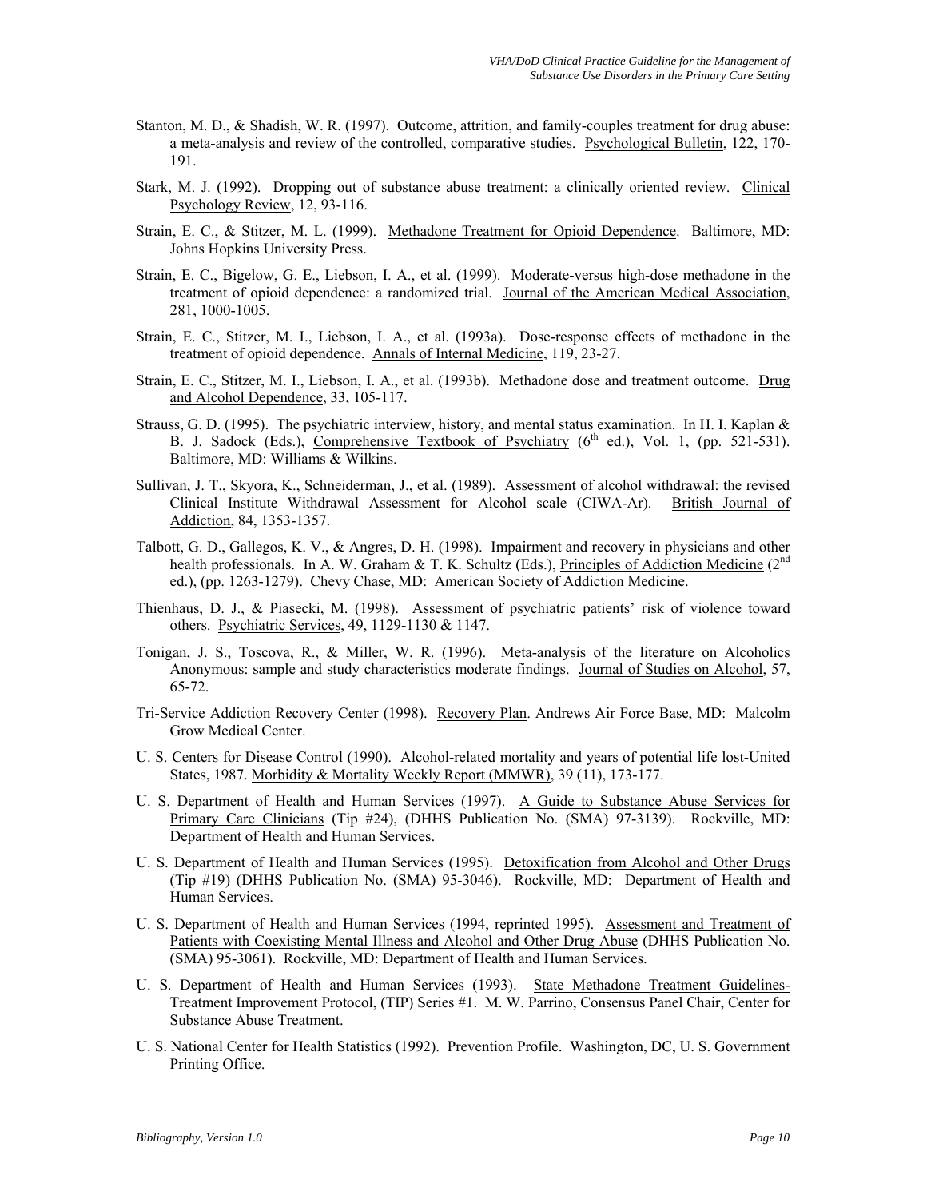Stanton, M. D., & Shadish, W. R. (1997). Outcome, attrition, and family-couples treatment for drug abuse: a meta-analysis and review of the controlled, comparative studies. Psychological Bulletin, 122, 170-191.

Stark, M. J. (1992). Dropping out of substance abuse treatment: a clinically oriented review. Clinical Psychology Review, 12, 93-116.

Strain, E. C., & Stitzer, M. L. (1999). Methadone Treatment for Opioid Dependence. Baltimore, MD: Johns Hopkins University Press.

Strain, E. C., Bigelow, G. E., Liebson, I. A., et al. (1999). Moderate-versus high-dose methadone in the treatment of opioid dependence: a randomized trial. Journal of the American Medical Association, 281, 1000-1005.

Strain, E. C., Stitzer, M. I., Liebson, I. A., et al. (1993a). Dose-response effects of methadone in the treatment of opioid dependence. Annals of Internal Medicine, 119, 23-27.

Strain, E. C., Stitzer, M. I., Liebson, I. A., et al. (1993b). Methadone dose and treatment outcome. Drug and Alcohol Dependence, 33, 105-117.

Strauss, G. D. (1995). The psychiatric interview, history, and mental status examination. In H. I. Kaplan & B. J. Sadock (Eds.), Comprehensive Textbook of Psychiatry (6th ed.), Vol. 1, (pp. 521-531). Baltimore, MD: Williams & Wilkins.

Sullivan, J. T., Skyora, K., Schneiderman, J., et al. (1989). Assessment of alcohol withdrawal: the revised Clinical Institute Withdrawal Assessment for Alcohol scale (CIWA-Ar). British Journal of Addiction, 84, 1353-1357.

Talbott, G. D., Gallegos, K. V., & Angres, D. H. (1998). Impairment and recovery in physicians and other health professionals. In A. W. Graham & T. K. Schultz (Eds.), Principles of Addiction Medicine (2nd ed.), (pp. 1263-1279). Chevy Chase, MD: American Society of Addiction Medicine.

Thienhaus, D. J., & Piasecki, M. (1998). Assessment of psychiatric patients' risk of violence toward others. Psychiatric Services, 49, 1129-1130 & 1147.

Tonigan, J. S., Toscova, R., & Miller, W. R. (1996). Meta-analysis of the literature on Alcoholics Anonymous: sample and study characteristics moderate findings. Journal of Studies on Alcohol, 57, 65-72.

Tri-Service Addiction Recovery Center (1998). Recovery Plan. Andrews Air Force Base, MD: Malcolm Grow Medical Center.

U. S. Centers for Disease Control (1990). Alcohol-related mortality and years of potential life lost-United States, 1987. Morbidity & Mortality Weekly Report (MMWR), 39 (11), 173-177.

U. S. Department of Health and Human Services (1997). A Guide to Substance Abuse Services for Primary Care Clinicians (Tip #24), (DHHS Publication No. (SMA) 97-3139). Rockville, MD: Department of Health and Human Services.

U. S. Department of Health and Human Services (1995). Detoxification from Alcohol and Other Drugs (Tip #19) (DHHS Publication No. (SMA) 95-3046). Rockville, MD: Department of Health and Human Services.

U. S. Department of Health and Human Services (1994, reprinted 1995). Assessment and Treatment of Patients with Coexisting Mental Illness and Alcohol and Other Drug Abuse (DHHS Publication No. (SMA) 95-3061). Rockville, MD: Department of Health and Human Services.

U. S. Department of Health and Human Services (1993). State Methadone Treatment Guidelines-Treatment Improvement Protocol, (TIP) Series #1. M. W. Parrino, Consensus Panel Chair, Center for Substance Abuse Treatment.

U. S. National Center for Health Statistics (1992). Prevention Profile. Washington, DC, U. S. Government Printing Office.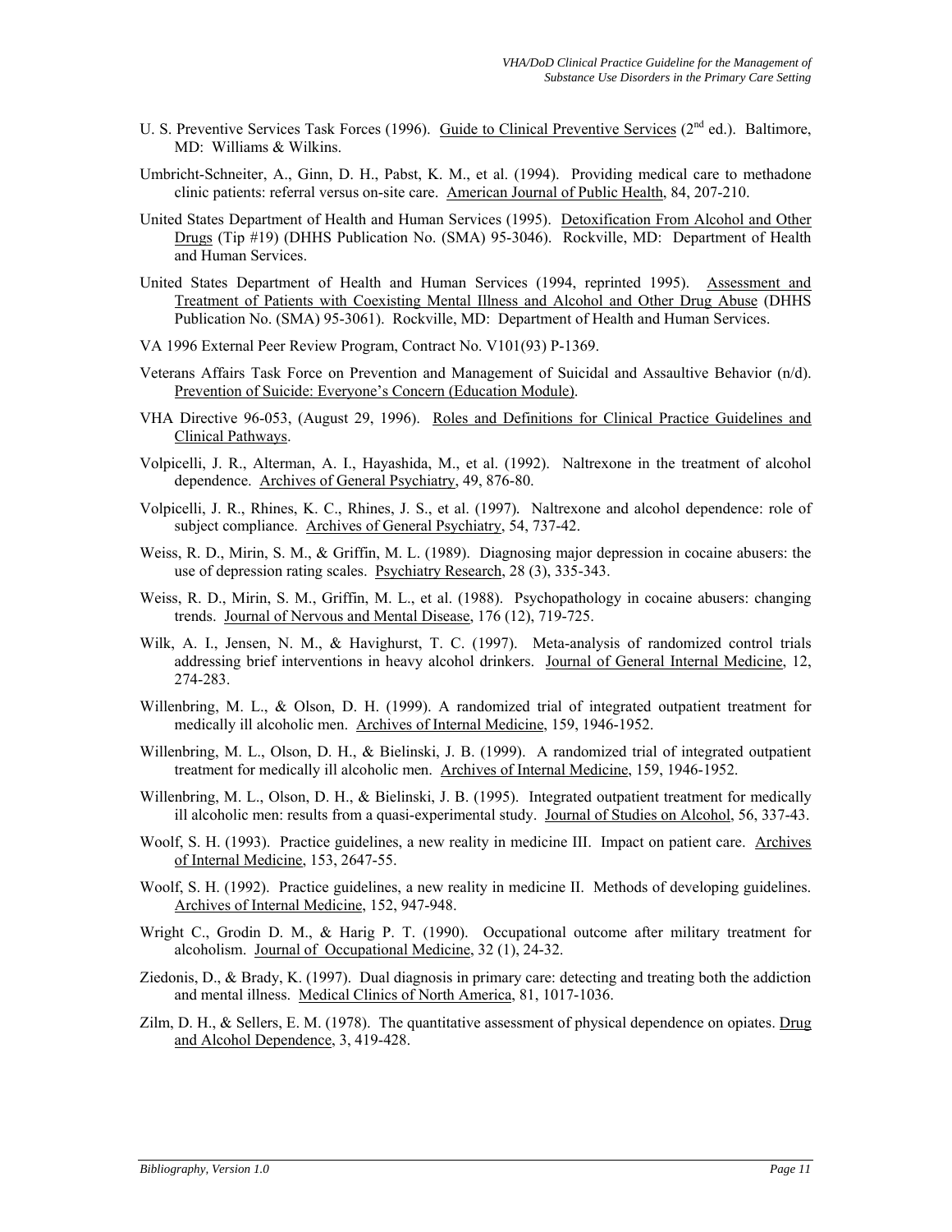U. S. Preventive Services Task Forces (1996). Guide to Clinical Preventive Services (2nd ed.). Baltimore, MD: Williams & Wilkins.

Umbricht-Schneiter, A., Ginn, D. H., Pabst, K. M., et al. (1994). Providing medical care to methadone clinic patients: referral versus on-site care. American Journal of Public Health, 84, 207-210.

United States Department of Health and Human Services (1995). Detoxification From Alcohol and Other Drugs (Tip #19) (DHHS Publication No. (SMA) 95-3046). Rockville, MD: Department of Health and Human Services.

United States Department of Health and Human Services (1994, reprinted 1995). Assessment and Treatment of Patients with Coexisting Mental Illness and Alcohol and Other Drug Abuse (DHHS Publication No. (SMA) 95-3061). Rockville, MD: Department of Health and Human Services.

VA 1996 External Peer Review Program, Contract No. V101(93) P-1369.

Veterans Affairs Task Force on Prevention and Management of Suicidal and Assaultive Behavior (n/d). Prevention of Suicide: Everyone's Concern (Education Module).

VHA Directive 96-053, (August 29, 1996). Roles and Definitions for Clinical Practice Guidelines and Clinical Pathways.

Volpicelli, J. R., Alterman, A. I., Hayashida, M., et al. (1992). Naltrexone in the treatment of alcohol dependence. Archives of General Psychiatry, 49, 876-80.

Volpicelli, J. R., Rhines, K. C., Rhines, J. S., et al. (1997). Naltrexone and alcohol dependence: role of subject compliance. Archives of General Psychiatry, 54, 737-42.

Weiss, R. D., Mirin, S. M., & Griffin, M. L. (1989). Diagnosing major depression in cocaine abusers: the use of depression rating scales. Psychiatry Research, 28 (3), 335-343.

Weiss, R. D., Mirin, S. M., Griffin, M. L., et al. (1988). Psychopathology in cocaine abusers: changing trends. Journal of Nervous and Mental Disease, 176 (12), 719-725.

Wilk, A. I., Jensen, N. M., & Havighurst, T. C. (1997). Meta-analysis of randomized control trials addressing brief interventions in heavy alcohol drinkers. Journal of General Internal Medicine, 12, 274-283.

Willenbring, M. L., & Olson, D. H. (1999). A randomized trial of integrated outpatient treatment for medically ill alcoholic men. Archives of Internal Medicine, 159, 1946-1952.

Willenbring, M. L., Olson, D. H., & Bielinski, J. B. (1999). A randomized trial of integrated outpatient treatment for medically ill alcoholic men. Archives of Internal Medicine, 159, 1946-1952.

Willenbring, M. L., Olson, D. H., & Bielinski, J. B. (1995). Integrated outpatient treatment for medically ill alcoholic men: results from a quasi-experimental study. Journal of Studies on Alcohol, 56, 337-43.

Woolf, S. H. (1993). Practice guidelines, a new reality in medicine III. Impact on patient care. Archives of Internal Medicine, 153, 2647-55.

Woolf, S. H. (1992). Practice guidelines, a new reality in medicine II. Methods of developing guidelines. Archives of Internal Medicine, 152, 947-948.

Wright C., Grodin D. M., & Harig P. T. (1990). Occupational outcome after military treatment for alcoholism. Journal of Occupational Medicine, 32 (1), 24-32.

Ziedonis, D., & Brady, K. (1997). Dual diagnosis in primary care: detecting and treating both the addiction and mental illness. Medical Clinics of North America, 81, 1017-1036.

Zilm, D. H., & Sellers, E. M. (1978). The quantitative assessment of physical dependence on opiates. Drug and Alcohol Dependence, 3, 419-428.